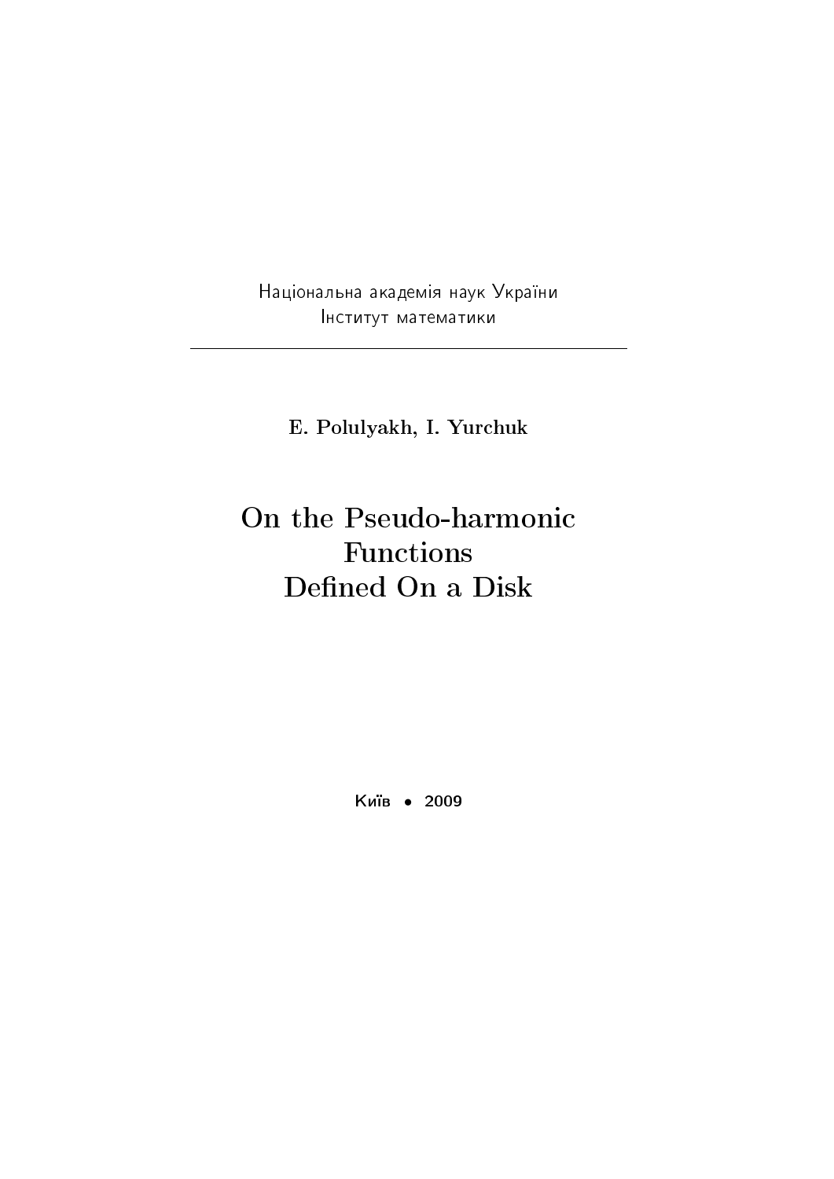Національна академія наук України
Інститут математики

---

**E. Polulyakh, I. Yurchuk**

# On the Pseudo-harmonic Functions Defined On a Disk

Київ • 2009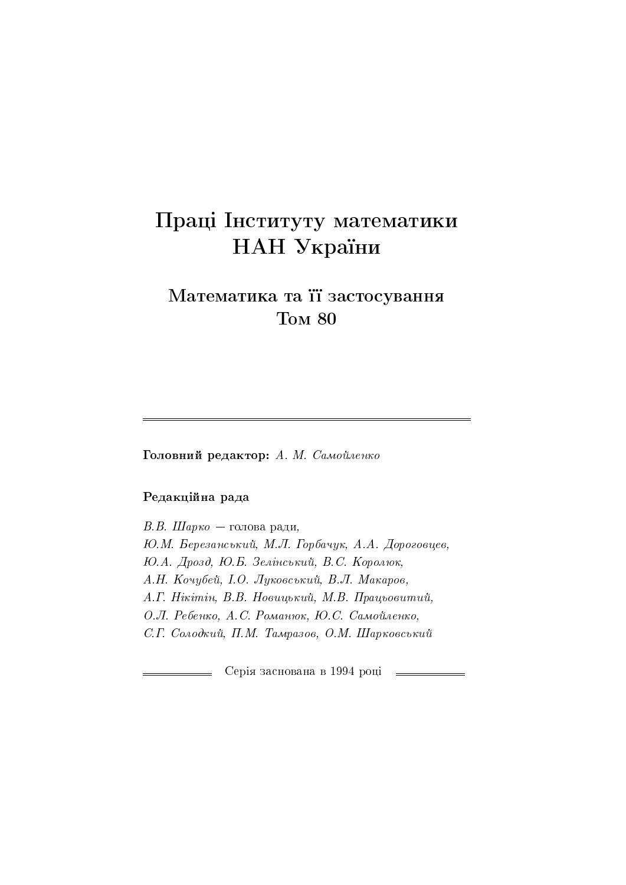# Праці Інституту математики НАН України

## Математика та її застосування
## Том 80

---

**Головний редактор:** *А. М. Самойленко*

**Редакційна рада**

*В.В. Шарко* — голова ради,
*Ю.М. Березанський, М.Л. Горбачук, А.А. Дороговцев,*
*Ю.А. Дрозд, Ю.Б. Зелінський, В.С. Королюк,*
*А.Н. Кочубей, І.О. Луковський, В.Л. Макаров,*
*А.Г. Нікітін, В.В. Новицький, М.В. Працьовитий,*
*О.Л. Ребенко, А.С. Романюк, Ю.С. Самойленко,*
*С.Г. Солодкий, П.М. Тамразов, О.М. Шарковський*

Серія заснована в 1994 році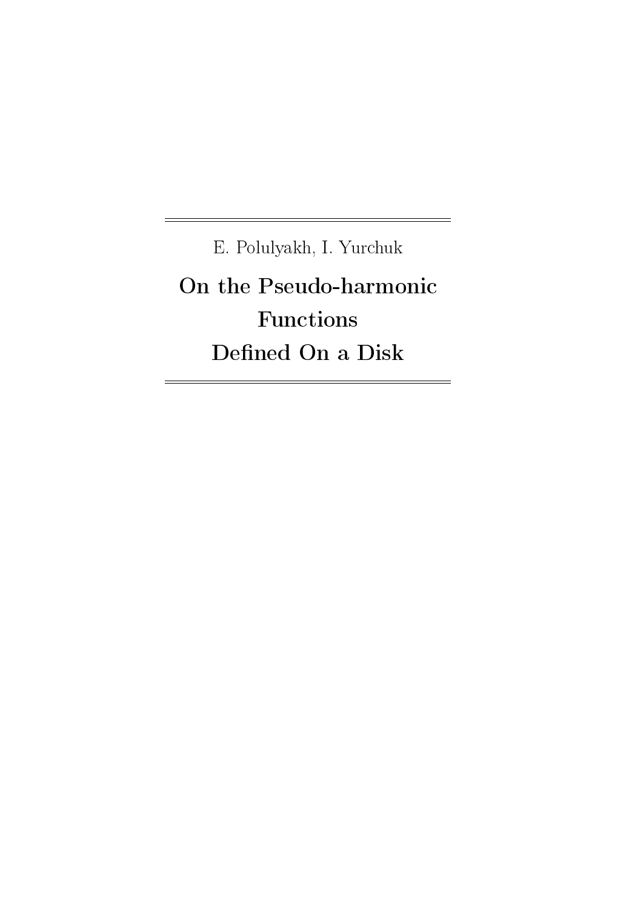E. Polulyakh, I. Yurchuk

# On the Pseudo-harmonic Functions Defined On a Disk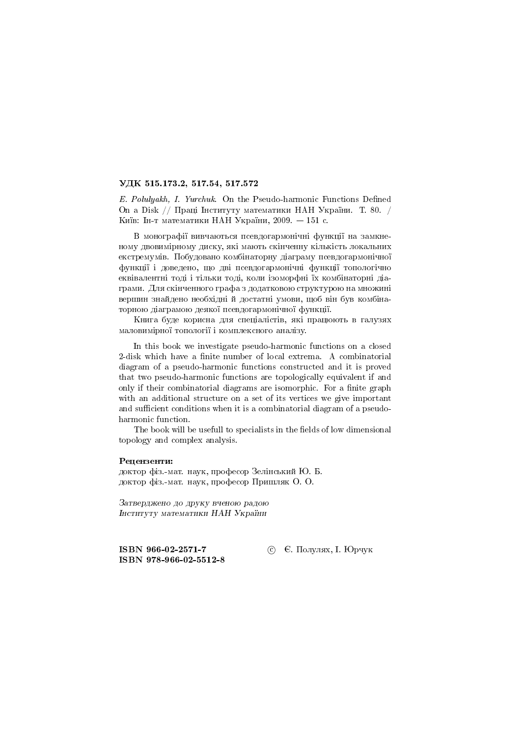**УДК 515.173.2, 517.54, 517.572**

*E. Polulyakh, I. Yurchuk*. On the Pseudo-harmonic Functions Defined On a Disk // Праці Інституту математики НАН України. Т. 80. / Київ: Ін-т математики НАН України, 2009. — 151 с.

В монографії вивчаються псевдогармонічні функції на замкненому двовимірному диску, які мають скінченну кількість локальних екстремумів. Побудовано комбінаторну діаграму псевдогармонічної функції і доведено, що дві псевдогармонічні функції топологічно еквівалентні тоді і тільки тоді, коли ізоморфні їх комбінаторні діаграми. Для скінченного графа з додатковою структурою на множині вершин знайдено необхідні й достатні умови, щоб він був комбінаторною діаграмою деякої псевдогармонічної функції.

Книга буде корисна для спеціалістів, які працюють в галузях маловимірної топології і комплексного аналізу.

In this book we investigate pseudo-harmonic functions on a closed 2-disk which have a finite number of local extrema. A combinatorial diagram of a pseudo-harmonic functions constructed and it is proved that two pseudo-harmonic functions are topologically equivalent if and only if their combinatorial diagrams are isomorphic. For a finite graph with an additional structure on a set of its vertices we give important and sufficient conditions when it is a combinatorial diagram of a pseudo-harmonic function.

The book will be usefull to specialists in the fields of low dimensional topology and complex analysis.

**Рецензенти:**
доктор фіз.-мат. наук, професор Зелінський Ю. Б.
доктор фіз.-мат. наук, професор Пришляк О. О.

*Затверджено до друку вченою радою*
*Інституту математики НАН України*

**ISBN 966-02-2571-7**
**ISBN 978-966-02-5512-8**

© Є. Полулях, І. Юрчук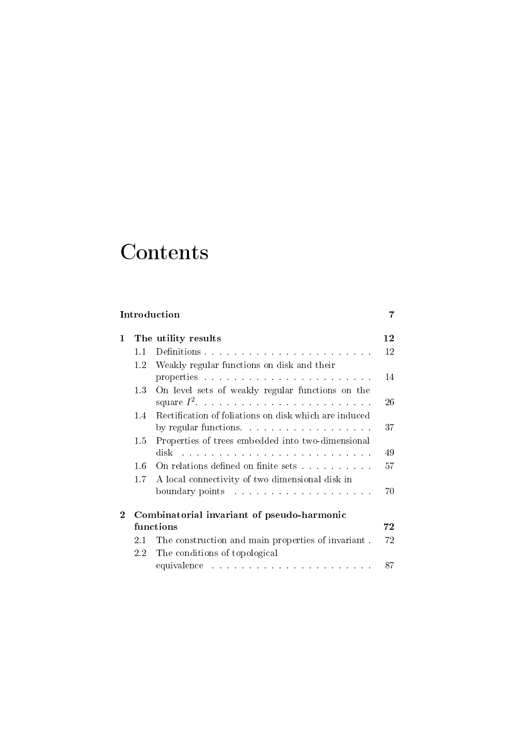# Contents

**Introduction** **7**

**1 The utility results** **12**

- 1.1 Definitions . . . . . . . . . . . . . . . . . . . . . . . 12
- 1.2 Weakly regular functions on disk and their properties . . . . . . . . . . . . . . . . . . . . . . . 14
- 1.3 On level sets of weakly regular functions on the square $I^2$. . . . . . . . . . . . . . . . . . . . . . . 26
- 1.4 Rectification of foliations on disk which are induced by regular functions. . . . . . . . . . . . . . . . . . 37
- 1.5 Properties of trees embedded into two-dimensional disk . . . . . . . . . . . . . . . . . . . . . . . . . 49
- 1.6 On relations defined on finite sets . . . . . . . . . . 57
- 1.7 A local connectivity of two dimensional disk in boundary points . . . . . . . . . . . . . . . . . . . 70

**2 Combinatorial invariant of pseudo-harmonic functions** **72**

- 2.1 The construction and main properties of invariant . 72
- 2.2 The conditions of topological equivalence . . . . . . . . . . . . . . . . . . . . . . 87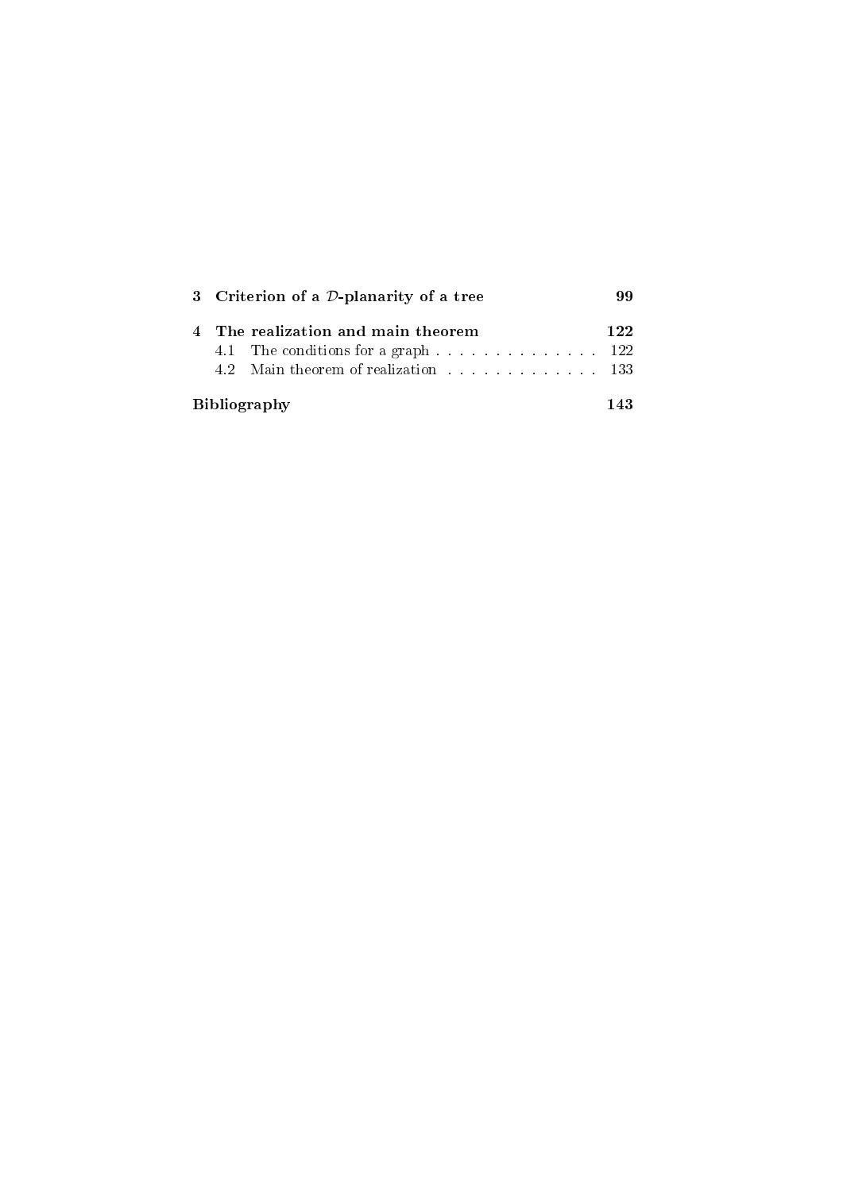**3 Criterion of a $\mathcal{D}$-planarity of a tree** 99

**4 The realization and main theorem** 122

4.1 The conditions for a graph . . . . . . . . . . . . . . 122

4.2 Main theorem of realization . . . . . . . . . . . . . 133

**Bibliography** 143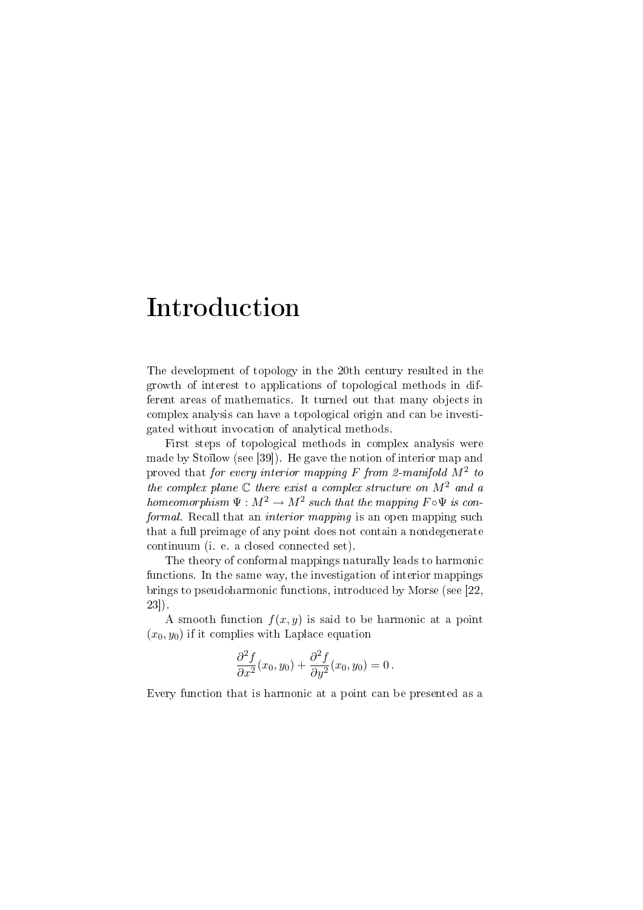# Introduction

The development of topology in the 20th century resulted in the growth of interest to applications of topological methods in different areas of mathematics. It turned out that many objects in complex analysis can have a topological origin and can be investigated without invocation of analytical methods.

First steps of topological methods in complex analysis were made by Stoïlow (see [39]). He gave the notion of interior map and proved that *for every interior mapping $F$ from 2-manifold $M^2$ to the complex plane $\mathbb{C}$ there exist a complex structure on $M^2$ and a homeomorphism $\Psi : M^2 \to M^2$ such that the mapping $F \circ \Psi$ is conformal.* Recall that an *interior mapping* is an open mapping such that a full preimage of any point does not contain a nondegenerate continuum (i. e. a closed connected set).

The theory of conformal mappings naturally leads to harmonic functions. In the same way, the investigation of interior mappings brings to pseudoharmonic functions, introduced by Morse (see [22, 23]).

A smooth function $f(x, y)$ is said to be harmonic at a point $(x_0, y_0)$ if it complies with Laplace equation

$$\frac{\partial^2 f}{\partial x^2}(x_0, y_0) + \frac{\partial^2 f}{\partial y^2}(x_0, y_0) = 0 \,.$$

Every function that is harmonic at a point can be presented as a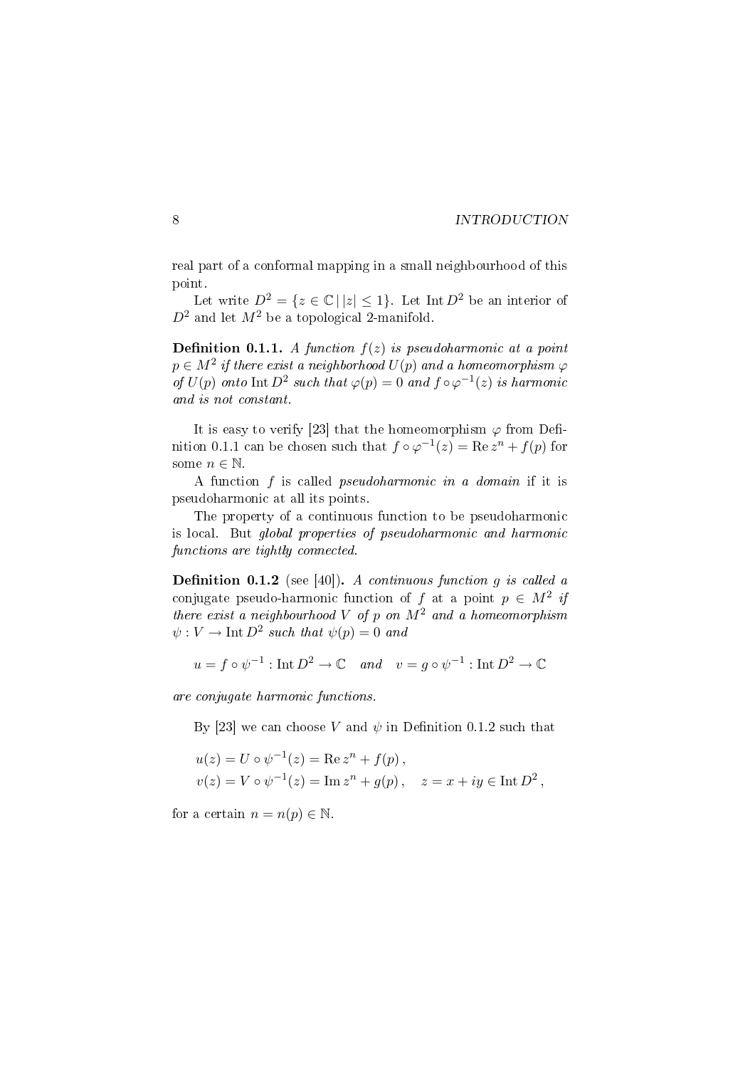real part of a conformal mapping in a small neighbourhood of this point.

Let write $D^2 = \{z \in \mathbb{C} \,|\, |z| \leq 1\}$. Let $\operatorname{Int} D^2$ be an interior of $D^2$ and let $M^2$ be a topological 2-manifold.

**Definition 0.1.1.** *A function $f(z)$ is pseudoharmonic at a point $p \in M^2$ if there exist a neighborhood $U(p)$ and a homeomorphism $\varphi$ of $U(p)$ onto $\operatorname{Int} D^2$ such that $\varphi(p) = 0$ and $f \circ \varphi^{-1}(z)$ is harmonic and is not constant.*

It is easy to verify [23] that the homeomorphism $\varphi$ from Definition 0.1.1 can be chosen such that $f \circ \varphi^{-1}(z) = \operatorname{Re} z^n + f(p)$ for some $n \in \mathbb{N}$.

A function $f$ is called *pseudoharmonic in a domain* if it is pseudoharmonic at all its points.

The property of a continuous function to be pseudoharmonic is local. But *global properties of pseudoharmonic and harmonic functions are tightly connected.*

**Definition 0.1.2** (see [40])**.** *A continuous function $g$ is called a* conjugate pseudo-harmonic function of $f$ at a point $p \in M^2$ *if there exist a neighbourhood $V$ of $p$ on $M^2$ and a homeomorphism $\psi : V \to \operatorname{Int} D^2$ such that $\psi(p) = 0$ and*

$$u = f \circ \psi^{-1} : \operatorname{Int} D^2 \to \mathbb{C} \quad \textit{and} \quad v = g \circ \psi^{-1} : \operatorname{Int} D^2 \to \mathbb{C}$$

*are conjugate harmonic functions.*

By [23] we can choose $V$ and $\psi$ in Definition 0.1.2 such that

$$u(z) = U \circ \psi^{-1}(z) = \operatorname{Re} z^n + f(p)\,,$$
$$v(z) = V \circ \psi^{-1}(z) = \operatorname{Im} z^n + g(p)\,, \quad z = x + iy \in \operatorname{Int} D^2\,,$$

for a certain $n = n(p) \in \mathbb{N}$.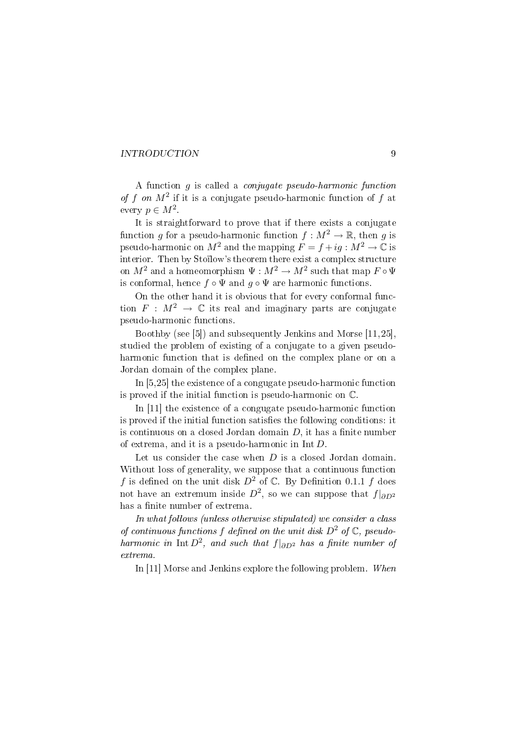A function $g$ is called a *conjugate pseudo-harmonic function of $f$ on $M^2$* if it is a conjugate pseudo-harmonic function of $f$ at every $p \in M^2$.

It is straightforward to prove that if there exists a conjugate function $g$ for a pseudo-harmonic function $f : M^2 \to \mathbb{R}$, then $g$ is pseudo-harmonic on $M^2$ and the mapping $F = f + ig : M^2 \to \mathbb{C}$ is interior. Then by Stoïlow's theorem there exist a complex structure on $M^2$ and a homeomorphism $\Psi : M^2 \to M^2$ such that map $F \circ \Psi$ is conformal, hence $f \circ \Psi$ and $g \circ \Psi$ are harmonic functions.

On the other hand it is obvious that for every conformal function $F : M^2 \to \mathbb{C}$ its real and imaginary parts are conjugate pseudo-harmonic functions.

Boothby (see [5]) and subsequently Jenkins and Morse [11,25], studied the problem of existing of a conjugate to a given pseudo-harmonic function that is defined on the complex plane or on a Jordan domain of the complex plane.

In [5,25] the existence of a congugate pseudo-harmonic function is proved if the initial function is pseudo-harmonic on $\mathbb{C}$.

In [11] the existence of a congugate pseudo-harmonic function is proved if the initial function satisfies the following conditions: it is continuous on a closed Jordan domain $D$, it has a finite number of extrema, and it is a pseudo-harmonic in $\operatorname{Int} D$.

Let us consider the case when $D$ is a closed Jordan domain. Without loss of generality, we suppose that a continuous function $f$ is defined on the unit disk $D^2$ of $\mathbb{C}$. By Definition 0.1.1 $f$ does not have an extremum inside $D^2$, so we can suppose that $f|_{\partial D^2}$ has a finite number of extrema.

*In what follows (unless otherwise stipulated) we consider a class of continuous functions $f$ defined on the unit disk $D^2$ of $\mathbb{C}$, pseudo-harmonic in $\operatorname{Int} D^2$, and such that $f|_{\partial D^2}$ has a finite number of extrema.*

In [11] Morse and Jenkins explore the following problem. *When*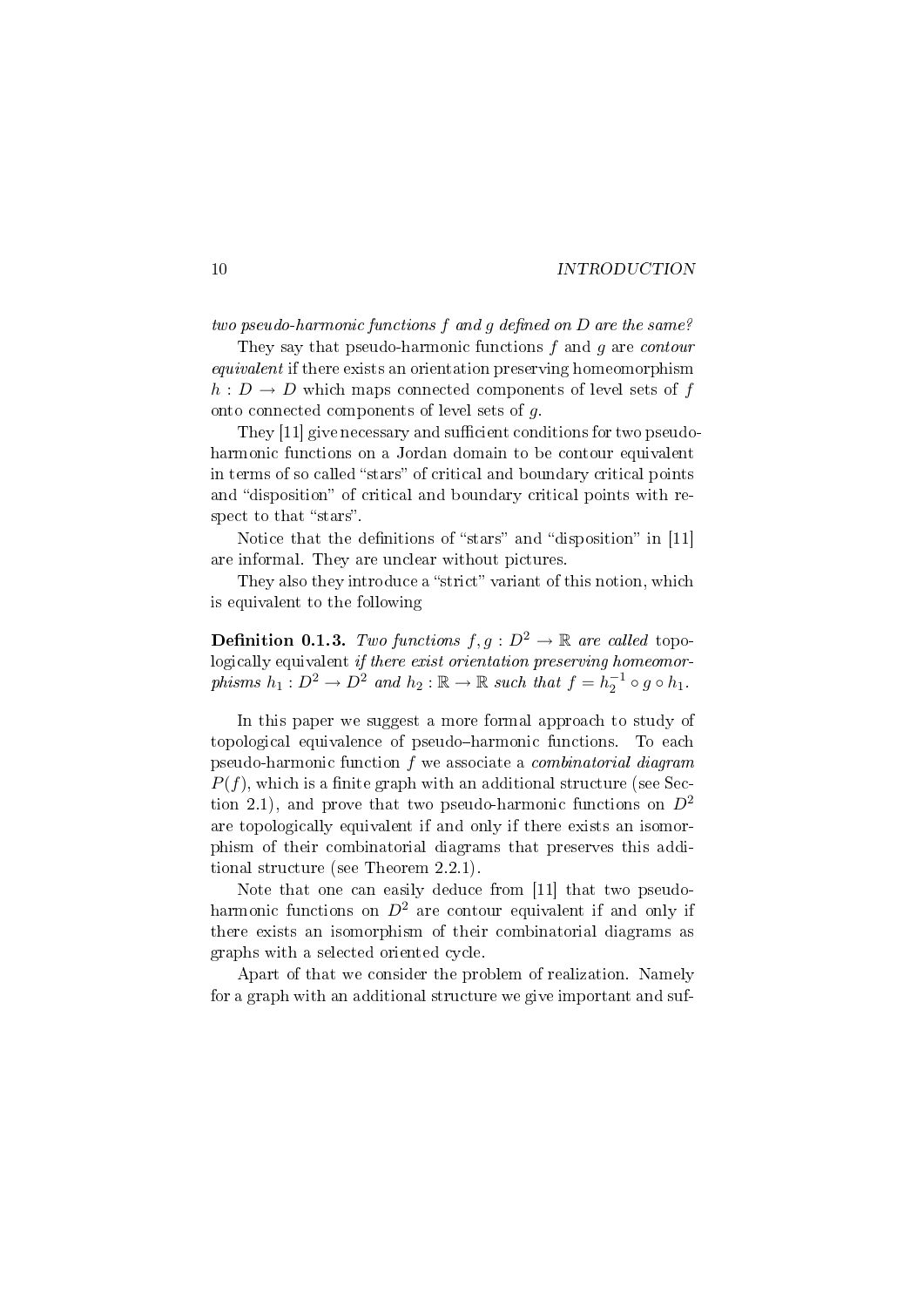*two pseudo-harmonic functions $f$ and $g$ defined on $D$ are the same?*

They say that pseudo-harmonic functions $f$ and $g$ are *contour equivalent* if there exists an orientation preserving homeomorphism $h : D \to D$ which maps connected components of level sets of $f$ onto connected components of level sets of $g$.

They [11] give necessary and sufficient conditions for two pseudo-harmonic functions on a Jordan domain to be contour equivalent in terms of so called "stars" of critical and boundary critical points and "disposition" of critical and boundary critical points with respect to that "stars".

Notice that the definitions of "stars" and "disposition" in [11] are informal. They are unclear without pictures.

They also they introduce a "strict" variant of this notion, which is equivalent to the following

**Definition 0.1.3.** *Two functions $f, g : D^2 \to \mathbb{R}$ are called* topologically equivalent *if there exist orientation preserving homeomorphisms $h_1 : D^2 \to D^2$ and $h_2 : \mathbb{R} \to \mathbb{R}$ such that $f = h_2^{-1} \circ g \circ h_1$.*

In this paper we suggest a more formal approach to study of topological equivalence of pseudo–harmonic functions. To each pseudo-harmonic function $f$ we associate a *combinatorial diagram* $P(f)$, which is a finite graph with an additional structure (see Section 2.1), and prove that two pseudo-harmonic functions on $D^2$ are topologically equivalent if and only if there exists an isomorphism of their combinatorial diagrams that preserves this additional structure (see Theorem 2.2.1).

Note that one can easily deduce from [11] that two pseudo-harmonic functions on $D^2$ are contour equivalent if and only if there exists an isomorphism of their combinatorial diagrams as graphs with a selected oriented cycle.

Apart of that we consider the problem of realization. Namely for a graph with an additional structure we give important and suf-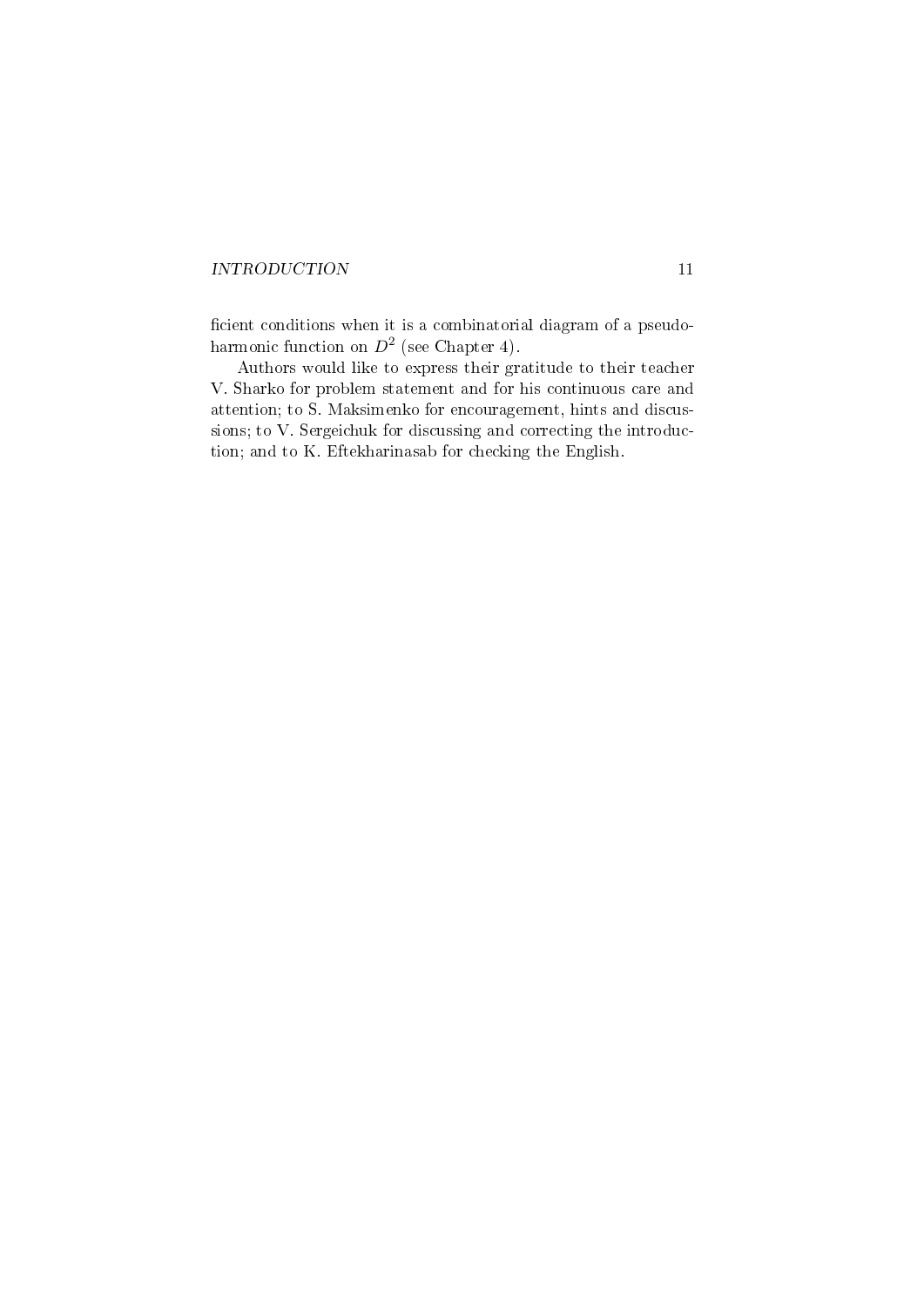ficient conditions when it is a combinatorial diagram of a pseudo-harmonic function on $D^2$ (see Chapter 4).

Authors would like to express their gratitude to their teacher V. Sharko for problem statement and for his continuous care and attention; to S. Maksimenko for encouragement, hints and discussions; to V. Sergeichuk for discussing and correcting the introduction; and to K. Eftekharinasab for checking the English.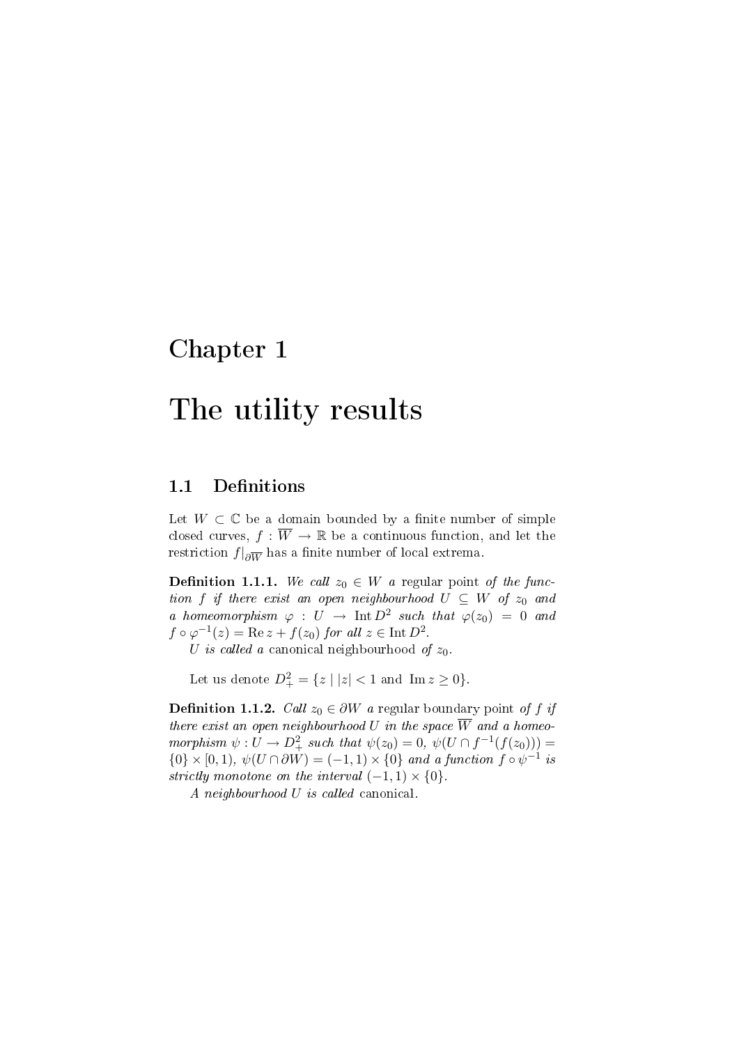# Chapter 1

# The utility results

## 1.1 Definitions

Let $W \subset \mathbb{C}$ be a domain bounded by a finite number of simple closed curves, $f : \overline{W} \to \mathbb{R}$ be a continuous function, and let the restriction $f|_{\partial \overline{W}}$ has a finite number of local extrema.

**Definition 1.1.1.** *We call $z_0 \in W$ a* regular point *of the function $f$ if there exist an open neighbourhood $U \subseteq W$ of $z_0$ and a homeomorphism $\varphi : U \to \operatorname{Int} D^2$ such that $\varphi(z_0) = 0$ and $f \circ \varphi^{-1}(z) = \operatorname{Re} z + f(z_0)$ for all $z \in \operatorname{Int} D^2$.*

*$U$ is called a* canonical neighbourhood *of $z_0$.*

Let us denote $D^2_+ = \{z \mid |z| < 1 \text{ and } \operatorname{Im} z \geq 0\}$.

**Definition 1.1.2.** *Call $z_0 \in \partial W$ a* regular boundary point *of $f$ if there exist an open neighbourhood $U$ in the space $\overline{W}$ and a homeomorphism $\psi : U \to D^2_+$ such that $\psi(z_0) = 0$, $\psi(U \cap f^{-1}(f(z_0))) = \{0\} \times [0, 1)$, $\psi(U \cap \partial W) = (-1, 1) \times \{0\}$ and a function $f \circ \psi^{-1}$ is strictly monotone on the interval $(-1, 1) \times \{0\}$.*

*A neighbourhood $U$ is called* canonical.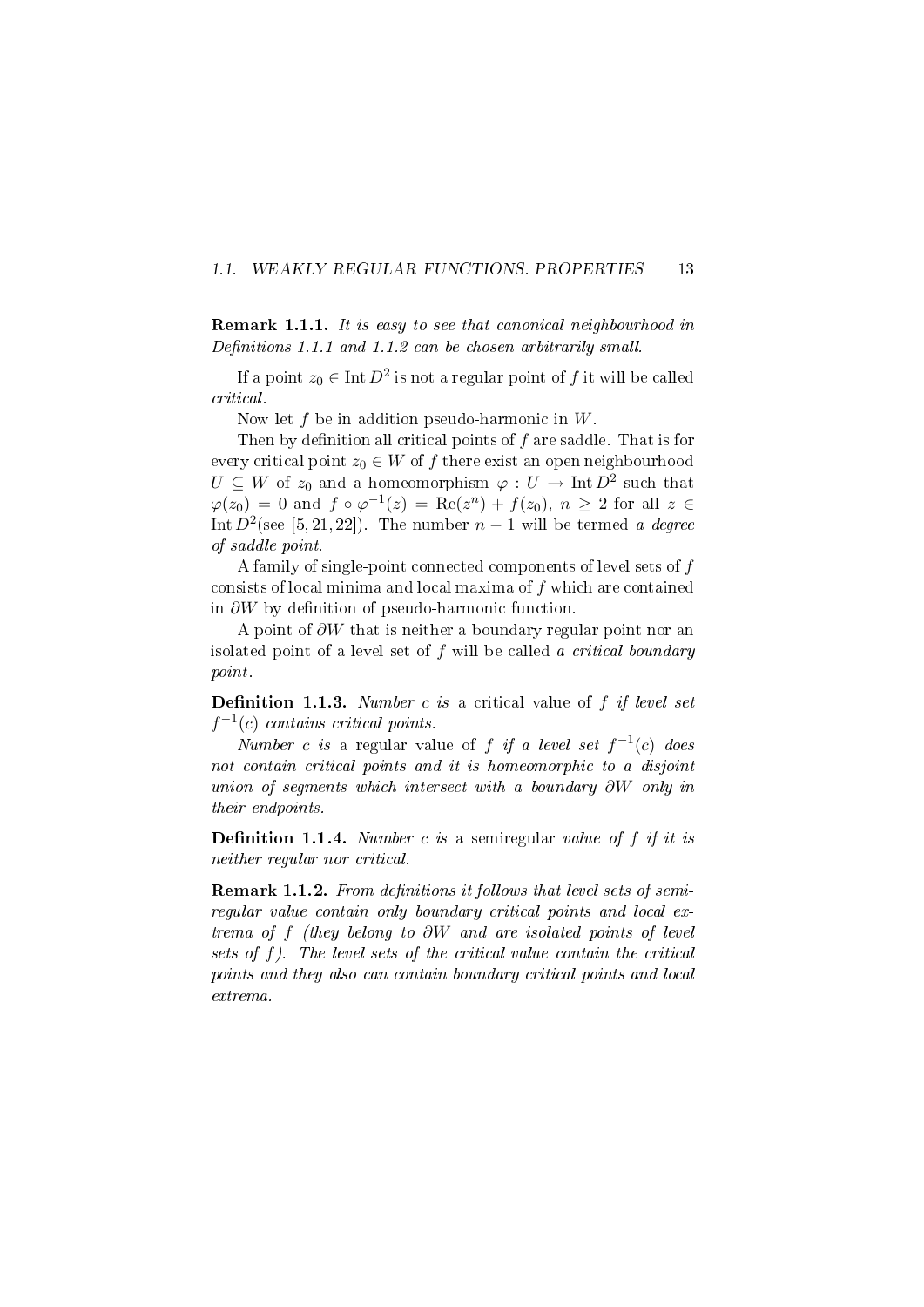**Remark 1.1.1.** *It is easy to see that canonical neighbourhood in Definitions 1.1.1 and 1.1.2 can be chosen arbitrarily small.*

If a point $z_0 \in \operatorname{Int} D^2$ is not a regular point of $f$ it will be called *critical*.

Now let $f$ be in addition pseudo-harmonic in $W$.

Then by definition all critical points of $f$ are saddle. That is for every critical point $z_0 \in W$ of $f$ there exist an open neighbourhood $U \subseteq W$ of $z_0$ and a homeomorphism $\varphi : U \to \operatorname{Int} D^2$ such that $\varphi(z_0) = 0$ and $f \circ \varphi^{-1}(z) = \operatorname{Re}(z^n) + f(z_0)$, $n \geq 2$ for all $z \in \operatorname{Int} D^2$(see [5, 21, 22]). The number $n-1$ will be termed *a degree of saddle point*.

A family of single-point connected components of level sets of $f$ consists of local minima and local maxima of $f$ which are contained in $\partial W$ by definition of pseudo-harmonic function.

A point of $\partial W$ that is neither a boundary regular point nor an isolated point of a level set of $f$ will be called *a critical boundary point*.

**Definition 1.1.3.** *Number $c$ is* a critical value of $f$ *if level set $f^{-1}(c)$ contains critical points.*

*Number $c$ is* a regular value of $f$ *if a level set $f^{-1}(c)$ does not contain critical points and it is homeomorphic to a disjoint union of segments which intersect with a boundary $\partial W$ only in their endpoints.*

**Definition 1.1.4.** *Number $c$ is* a semiregular *value of $f$ if it is neither regular nor critical.*

**Remark 1.1.2.** *From definitions it follows that level sets of semiregular value contain only boundary critical points and local extrema of $f$ (they belong to $\partial W$ and are isolated points of level sets of $f$). The level sets of the critical value contain the critical points and they also can contain boundary critical points and local extrema.*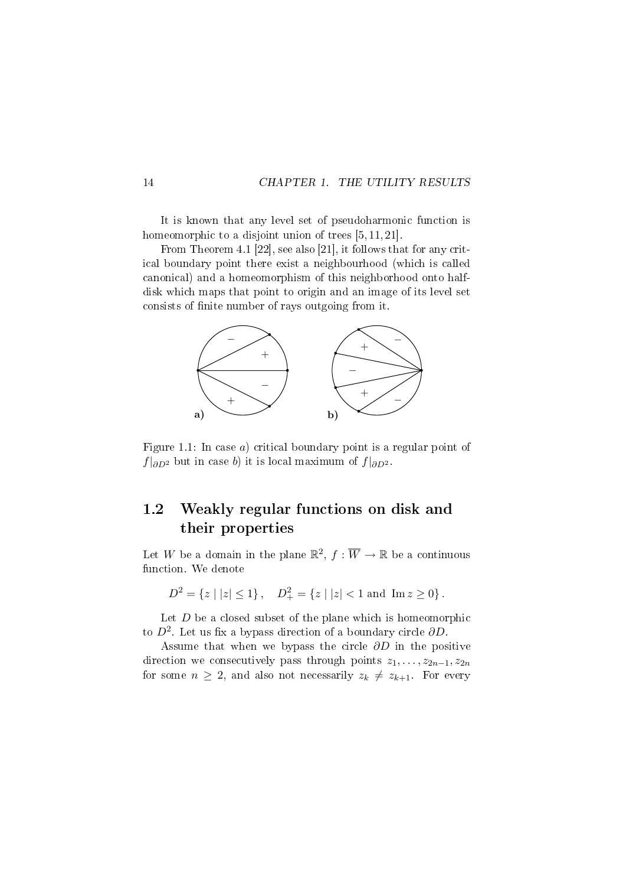It is known that any level set of pseudoharmonic function is homeomorphic to a disjoint union of trees [5, 11, 21].

From Theorem 4.1 [22], see also [21], it follows that for any critical boundary point there exist a neighbourhood (which is called canonical) and a homeomorphism of this neighborhood onto half-disk which maps that point to origin and an image of its level set consists of finite number of rays outgoing from it.

Figure 1.1: In case *a*) critical boundary point is a regular point of $f|_{\partial D^2}$ but in case *b*) it is local maximum of $f|_{\partial D^2}$.

## 1.2 Weakly regular functions on disk and their properties

Let $W$ be a domain in the plane $\mathbb{R}^2$, $f : \overline{W} \to \mathbb{R}$ be a continuous function. We denote

$$D^2 = \{z \mid |z| \leq 1\}, \quad D^2_+ = \{z \mid |z| < 1 \text{ and } \operatorname{Im} z \geq 0\}.$$

Let $D$ be a closed subset of the plane which is homeomorphic to $D^2$. Let us fix a bypass direction of a boundary circle $\partial D$.

Assume that when we bypass the circle $\partial D$ in the positive direction we consecutively pass through points $z_1, \ldots, z_{2n-1}, z_{2n}$ for some $n \geq 2$, and also not necessarily $z_k \neq z_{k+1}$. For every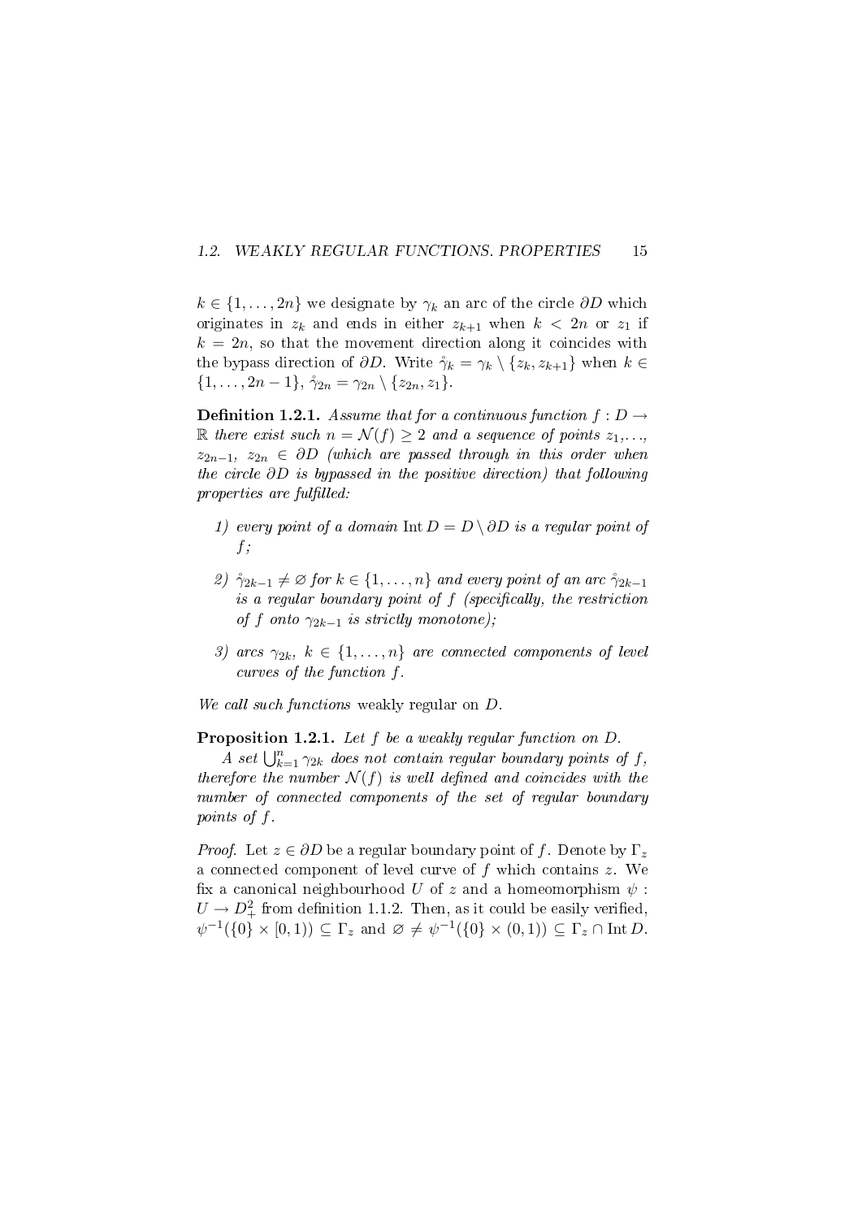$k \in \{1, \ldots, 2n\}$ we designate by $\gamma_k$ an arc of the circle $\partial D$ which originates in $z_k$ and ends in either $z_{k+1}$ when $k < 2n$ or $z_1$ if $k = 2n$, so that the movement direction along it coincides with the bypass direction of $\partial D$. Write $\mathring{\gamma}_k = \gamma_k \setminus \{z_k, z_{k+1}\}$ when $k \in \{1, \ldots, 2n-1\}$, $\mathring{\gamma}_{2n} = \gamma_{2n} \setminus \{z_{2n}, z_1\}$.

**Definition 1.2.1.** *Assume that for a continuous function $f : D \to \mathbb{R}$ there exist such $n = \mathcal{N}(f) \geq 2$ and a sequence of points $z_1, \ldots$, $z_{2n-1}$, $z_{2n} \in \partial D$ (which are passed through in this order when the circle $\partial D$ is bypassed in the positive direction) that following properties are fulfilled:*

1) *every point of a domain $\operatorname{Int} D = D \setminus \partial D$ is a regular point of $f$;*

2) *$\mathring{\gamma}_{2k-1} \neq \varnothing$ for $k \in \{1, \ldots, n\}$ and every point of an arc $\mathring{\gamma}_{2k-1}$ is a regular boundary point of $f$ (specifically, the restriction of $f$ onto $\gamma_{2k-1}$ is strictly monotone);*

3) *arcs $\gamma_{2k}$, $k \in \{1, \ldots, n\}$ are connected components of level curves of the function $f$.*

*We call such functions* weakly regular *on $D$.*

**Proposition 1.2.1.** *Let $f$ be a weakly regular function on $D$.*

*A set $\bigcup_{k=1}^{n} \gamma_{2k}$ does not contain regular boundary points of $f$, therefore the number $\mathcal{N}(f)$ is well defined and coincides with the number of connected components of the set of regular boundary points of $f$.*

*Proof.* Let $z \in \partial D$ be a regular boundary point of $f$. Denote by $\Gamma_z$ a connected component of level curve of $f$ which contains $z$. We fix a canonical neighbourhood $U$ of $z$ and a homeomorphism $\psi : U \to D^2_+$ from definition 1.1.2. Then, as it could be easily verified, $\psi^{-1}(\{0\} \times [0, 1)) \subseteq \Gamma_z$ and $\varnothing \neq \psi^{-1}(\{0\} \times (0, 1)) \subseteq \Gamma_z \cap \operatorname{Int} D$.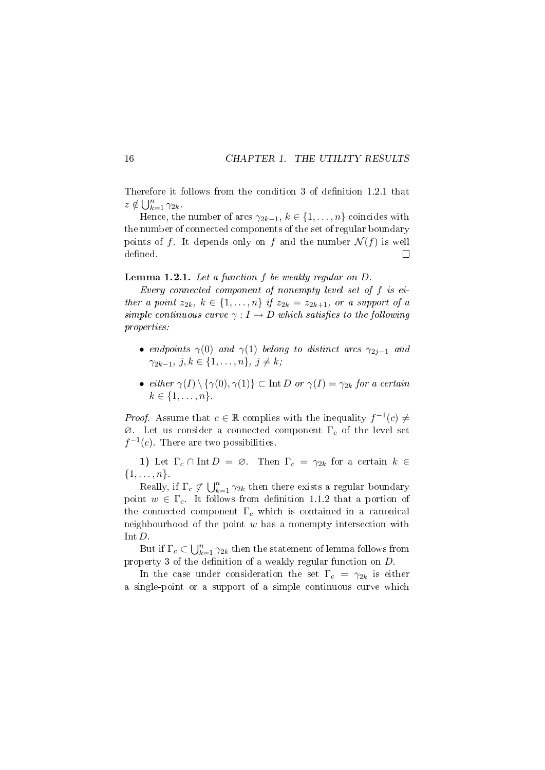Therefore it follows from the condition 3 of definition 1.2.1 that $z \notin \bigcup_{k=1}^{n} \gamma_{2k}$.

Hence, the number of arcs $\gamma_{2k-1}$, $k \in \{1, \ldots, n\}$ coincides with the number of connected components of the set of regular boundary points of $f$. It depends only on $f$ and the number $\mathcal{N}(f)$ is well defined. $\square$

**Lemma 1.2.1.** *Let a function $f$ be weakly regular on $D$.*

*Every connected component of nonempty level set of $f$ is either a point $z_{2k}$, $k \in \{1, \ldots, n\}$ if $z_{2k} = z_{2k+1}$, or a support of a simple continuous curve $\gamma : I \to D$ which satisfies to the following properties:*

- *endpoints $\gamma(0)$ and $\gamma(1)$ belong to distinct arcs $\gamma_{2j-1}$ and $\gamma_{2k-1}$, $j, k \in \{1, \ldots, n\}$, $j \neq k$;*
- *either $\gamma(I) \setminus \{\gamma(0), \gamma(1)\} \subset \operatorname{Int} D$ or $\gamma(I) = \gamma_{2k}$ for a certain $k \in \{1, \ldots, n\}$.*

*Proof.* Assume that $c \in \mathbb{R}$ complies with the inequality $f^{-1}(c) \neq \varnothing$. Let us consider a connected component $\Gamma_c$ of the level set $f^{-1}(c)$. There are two possibilities.

**1)** Let $\Gamma_c \cap \operatorname{Int} D = \varnothing$. Then $\Gamma_c = \gamma_{2k}$ for a certain $k \in \{1, \ldots, n\}$.

Really, if $\Gamma_c \not\subset \bigcup_{k=1}^{n} \gamma_{2k}$ then there exists a regular boundary point $w \in \Gamma_c$. It follows from definition 1.1.2 that a portion of the connected component $\Gamma_c$ which is contained in a canonical neighbourhood of the point $w$ has a nonempty intersection with $\operatorname{Int} D$.

But if $\Gamma_c \subset \bigcup_{k=1}^{n} \gamma_{2k}$ then the statement of lemma follows from property 3 of the definition of a weakly regular function on $D$.

In the case under consideration the set $\Gamma_c = \gamma_{2k}$ is either a single-point or a support of a simple continuous curve which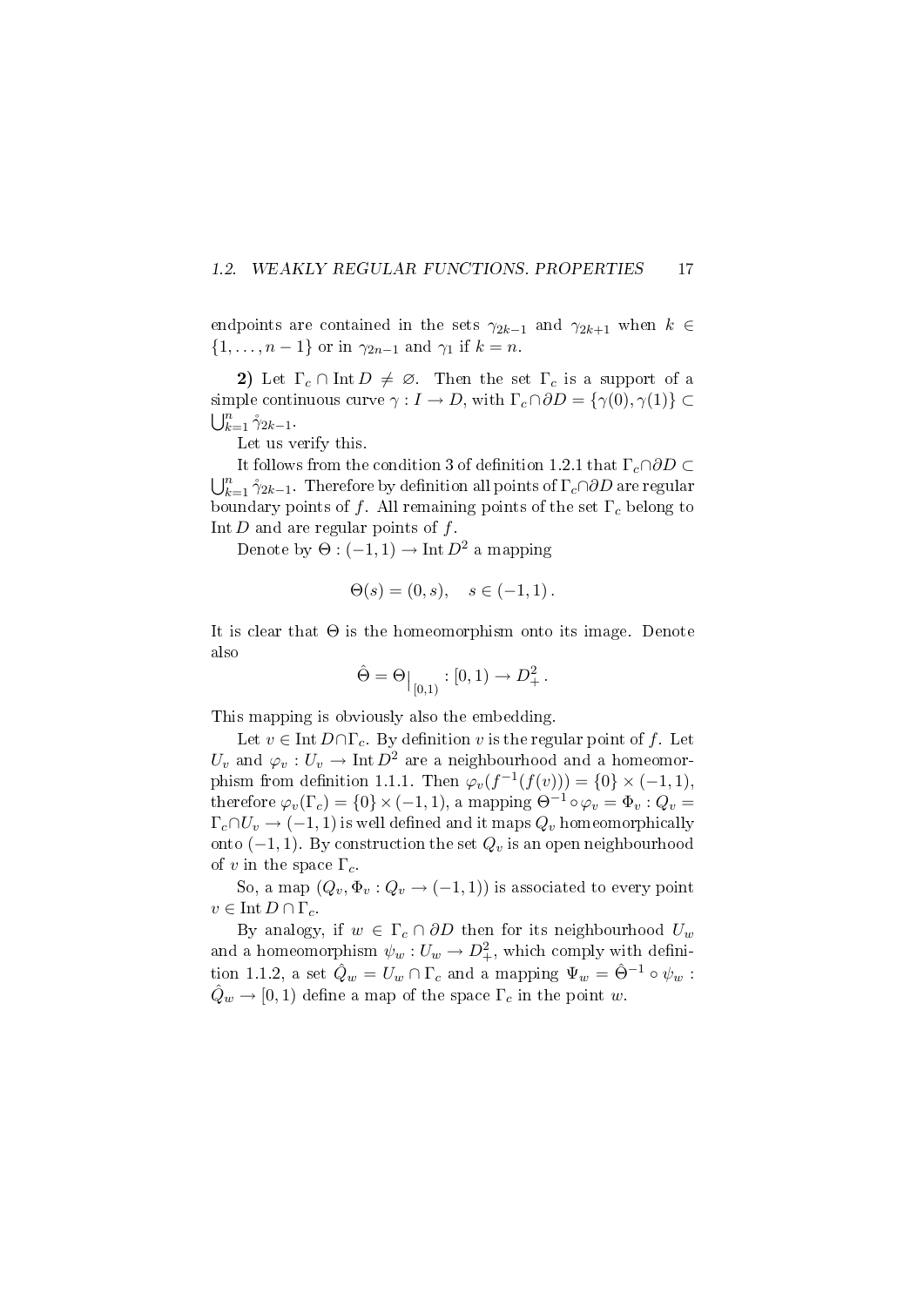endpoints are contained in the sets $\gamma_{2k-1}$ and $\gamma_{2k+1}$ when $k \in \{1, \ldots, n-1\}$ or in $\gamma_{2n-1}$ and $\gamma_1$ if $k = n$.

**2)** Let $\Gamma_c \cap \operatorname{Int} D \neq \varnothing$. Then the set $\Gamma_c$ is a support of a simple continuous curve $\gamma : I \to D$, with $\Gamma_c \cap \partial D = \{\gamma(0), \gamma(1)\} \subset \bigcup_{k=1}^{n} \mathring{\gamma}_{2k-1}$.

Let us verify this.

It follows from the condition 3 of definition 1.2.1 that $\Gamma_c \cap \partial D \subset \bigcup_{k=1}^{n} \mathring{\gamma}_{2k-1}$. Therefore by definition all points of $\Gamma_c \cap \partial D$ are regular boundary points of $f$. All remaining points of the set $\Gamma_c$ belong to $\operatorname{Int} D$ and are regular points of $f$.

Denote by $\Theta : (-1, 1) \to \operatorname{Int} D^2$ a mapping

$$\Theta(s) = (0, s), \quad s \in (-1, 1)\,.$$

It is clear that $\Theta$ is the homeomorphism onto its image. Denote also

$$\hat{\Theta} = \Theta\big|_{[0,1)} : [0, 1) \to D^2_+\,.$$

This mapping is obviously also the embedding.

Let $v \in \operatorname{Int} D \cap \Gamma_c$. By definition $v$ is the regular point of $f$. Let $U_v$ and $\varphi_v : U_v \to \operatorname{Int} D^2$ are a neighbourhood and a homeomorphism from definition 1.1.1. Then $\varphi_v(f^{-1}(f(v))) = \{0\} \times (-1, 1)$, therefore $\varphi_v(\Gamma_c) = \{0\} \times (-1, 1)$, a mapping $\Theta^{-1} \circ \varphi_v = \Phi_v : Q_v = \Gamma_c \cap U_v \to (-1, 1)$ is well defined and it maps $Q_v$ homeomorphically onto $(-1, 1)$. By construction the set $Q_v$ is an open neighbourhood of $v$ in the space $\Gamma_c$.

So, a map $(Q_v, \Phi_v : Q_v \to (-1, 1))$ is associated to every point $v \in \operatorname{Int} D \cap \Gamma_c$.

By analogy, if $w \in \Gamma_c \cap \partial D$ then for its neighbourhood $U_w$ and a homeomorphism $\psi_w : U_w \to D^2_+$, which comply with definition 1.1.2, a set $\hat{Q}_w = U_w \cap \Gamma_c$ and a mapping $\Psi_w = \hat{\Theta}^{-1} \circ \psi_w : \hat{Q}_w \to [0, 1)$ define a map of the space $\Gamma_c$ in the point $w$.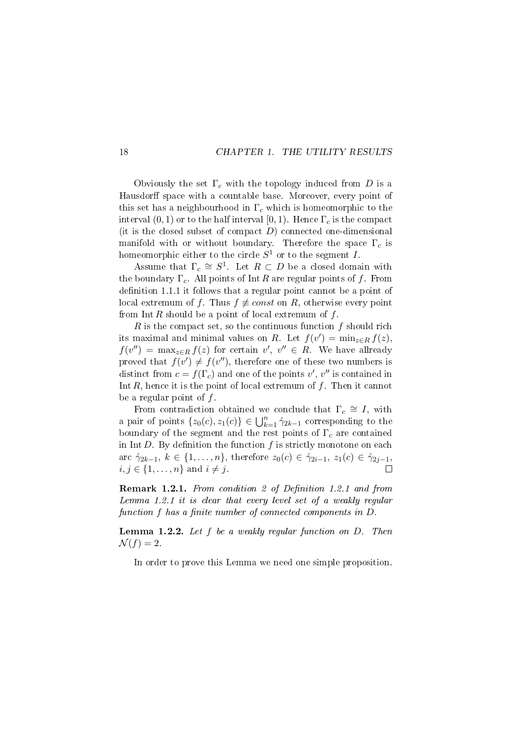Obviously the set $\Gamma_c$ with the topology induced from $D$ is a Hausdorff space with a countable base. Moreover, every point of this set has a neighbourhood in $\Gamma_c$ which is homeomorphic to the interval $(0, 1)$ or to the half interval $[0, 1)$. Hence $\Gamma_c$ is the compact (it is the closed subset of compact $D$) connected one-dimensional manifold with or without boundary. Therefore the space $\Gamma_c$ is homeomorphic either to the circle $S^1$ or to the segment $I$.

Assume that $\Gamma_c \cong S^1$. Let $R \subset D$ be a closed domain with the boundary $\Gamma_c$. All points of $\operatorname{Int} R$ are regular points of $f$. From definition 1.1.1 it follows that a regular point cannot be a point of local extremum of $f$. Thus $f \not\equiv const$ on $R$, otherwise every point from $\operatorname{Int} R$ should be a point of local extremum of $f$.

$R$ is the compact set, so the continuous function $f$ should rich its maximal and minimal values on $R$. Let $f(v') = \min_{z \in R} f(z)$, $f(v'') = \max_{z \in R} f(z)$ for certain $v'$, $v'' \in R$. We have allready proved that $f(v') \neq f(v'')$, therefore one of these two numbers is distinct from $c = f(\Gamma_c)$ and one of the points $v'$, $v''$ is contained in $\operatorname{Int} R$, hence it is the point of local extremum of $f$. Then it cannot be a regular point of $f$.

From contradiction obtained we conclude that $\Gamma_c \cong I$, with a pair of points $\{z_0(c), z_1(c)\} \in \bigcup_{k=1}^{n} \mathring{\gamma}_{2k-1}$ corresponding to the boundary of the segment and the rest points of $\Gamma_c$ are contained in $\operatorname{Int} D$. By definition the function $f$ is strictly monotone on each arc $\mathring{\gamma}_{2k-1}$, $k \in \{1, \ldots, n\}$, therefore $z_0(c) \in \mathring{\gamma}_{2i-1}$, $z_1(c) \in \mathring{\gamma}_{2j-1}$, $i, j \in \{1, \ldots, n\}$ and $i \neq j$. $\square$

**Remark 1.2.1.** *From condition 2 of Definition 1.2.1 and from Lemma 1.2.1 it is clear that every level set of a weakly regular function $f$ has a finite number of connected components in $D$.*

**Lemma 1.2.2.** *Let $f$ be a weakly regular function on $D$. Then $\mathcal{N}(f) = 2$.*

In order to prove this Lemma we need one simple proposition.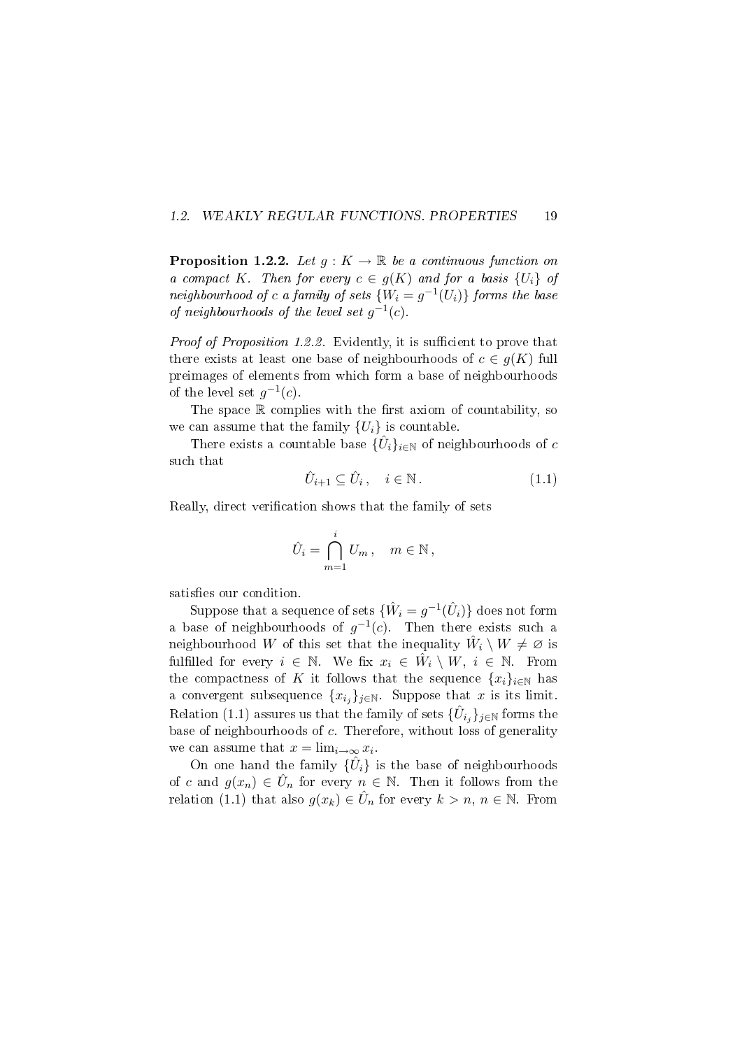**Proposition 1.2.2.** *Let $g : K \to \mathbb{R}$ be a continuous function on a compact $K$. Then for every $c \in g(K)$ and for a basis $\{U_i\}$ of neighbourhood of $c$ a family of sets $\{W_i = g^{-1}(U_i)\}$ forms the base of neighbourhoods of the level set $g^{-1}(c)$.*

*Proof of Proposition 1.2.2.* Evidently, it is sufficient to prove that there exists at least one base of neighbourhoods of $c \in g(K)$ full preimages of elements from which form a base of neighbourhoods of the level set $g^{-1}(c)$.

The space $\mathbb{R}$ complies with the first axiom of countability, so we can assume that the family $\{U_i\}$ is countable.

There exists a countable base $\{\hat{U}_i\}_{i\in\mathbb{N}}$ of neighbourhoods of $c$ such that

$$\hat{U}_{i+1} \subseteq \hat{U}_i\,, \quad i \in \mathbb{N}\,. \tag{1.1}$$

Really, direct verification shows that the family of sets

$$\hat{U}_i = \bigcap_{m=1}^{i} U_m\,, \quad m \in \mathbb{N}\,,$$

satisfies our condition.

Suppose that a sequence of sets $\{\hat{W}_i = g^{-1}(\hat{U}_i)\}$ does not form a base of neighbourhoods of $g^{-1}(c)$. Then there exists such a neighbourhood $W$ of this set that the inequality $\hat{W}_i \setminus W \neq \varnothing$ is fulfilled for every $i \in \mathbb{N}$. We fix $x_i \in \hat{W}_i \setminus W$, $i \in \mathbb{N}$. From the compactness of $K$ it follows that the sequence $\{x_i\}_{i\in\mathbb{N}}$ has a convergent subsequence $\{x_{i_j}\}_{j\in\mathbb{N}}$. Suppose that $x$ is its limit. Relation (1.1) assures us that the family of sets $\{\hat{U}_{i_j}\}_{j\in\mathbb{N}}$ forms the base of neighbourhoods of $c$. Therefore, without loss of generality we can assume that $x = \lim_{i\to\infty} x_i$.

On one hand the family $\{\hat{U}_i\}$ is the base of neighbourhoods of $c$ and $g(x_n) \in \hat{U}_n$ for every $n \in \mathbb{N}$. Then it follows from the relation (1.1) that also $g(x_k) \in \hat{U}_n$ for every $k > n$, $n \in \mathbb{N}$. From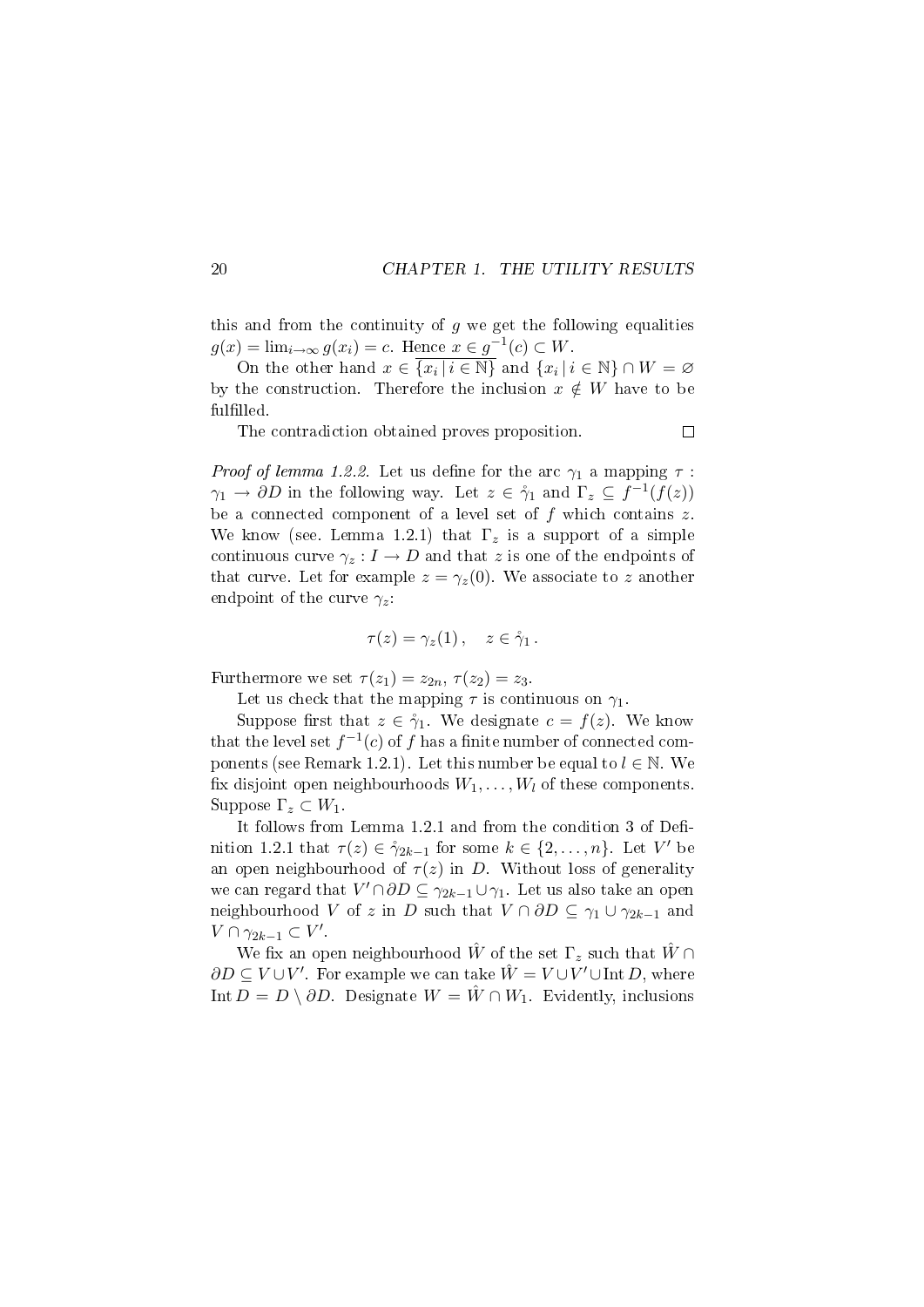this and from the continuity of $g$ we get the following equalities $g(x) = \lim_{i\to\infty} g(x_i) = c$. Hence $x \in g^{-1}(c) \subset W$.

On the other hand $x \in \overline{\{x_i \,|\, i \in \mathbb{N}\}}$ and $\{x_i \,|\, i \in \mathbb{N}\} \cap W = \varnothing$ by the construction. Therefore the inclusion $x \notin W$ have to be fulfilled.

The contradiction obtained proves proposition. $\square$

*Proof of lemma 1.2.2.* Let us define for the arc $\gamma_1$ a mapping $\tau : \gamma_1 \to \partial D$ in the following way. Let $z \in \mathring{\gamma}_1$ and $\Gamma_z \subseteq f^{-1}(f(z))$ be a connected component of a level set of $f$ which contains $z$. We know (see. Lemma 1.2.1) that $\Gamma_z$ is a support of a simple continuous curve $\gamma_z : I \to D$ and that $z$ is one of the endpoints of that curve. Let for example $z = \gamma_z(0)$. We associate to $z$ another endpoint of the curve $\gamma_z$:

$$\tau(z) = \gamma_z(1)\,, \quad z \in \mathring{\gamma}_1\,.$$

Furthermore we set $\tau(z_1) = z_{2n}$, $\tau(z_2) = z_3$.

Let us check that the mapping $\tau$ is continuous on $\gamma_1$.

Suppose first that $z \in \mathring{\gamma}_1$. We designate $c = f(z)$. We know that the level set $f^{-1}(c)$ of $f$ has a finite number of connected components (see Remark 1.2.1). Let this number be equal to $l \in \mathbb{N}$. We fix disjoint open neighbourhoods $W_1, \ldots, W_l$ of these components. Suppose $\Gamma_z \subset W_1$.

It follows from Lemma 1.2.1 and from the condition 3 of Definition 1.2.1 that $\tau(z) \in \mathring{\gamma}_{2k-1}$ for some $k \in \{2, \ldots, n\}$. Let $V'$ be an open neighbourhood of $\tau(z)$ in $D$. Without loss of generality we can regard that $V' \cap \partial D \subseteq \gamma_{2k-1} \cup \gamma_1$. Let us also take an open neighbourhood $V$ of $z$ in $D$ such that $V \cap \partial D \subseteq \gamma_1 \cup \gamma_{2k-1}$ and $V \cap \gamma_{2k-1} \subset V'$.

We fix an open neighbourhood $\hat{W}$ of the set $\Gamma_z$ such that $\hat{W} \cap \partial D \subseteq V \cup V'$. For example we can take $\hat{W} = V \cup V' \cup \operatorname{Int} D$, where $\operatorname{Int} D = D \setminus \partial D$. Designate $W = \hat{W} \cap W_1$. Evidently, inclusions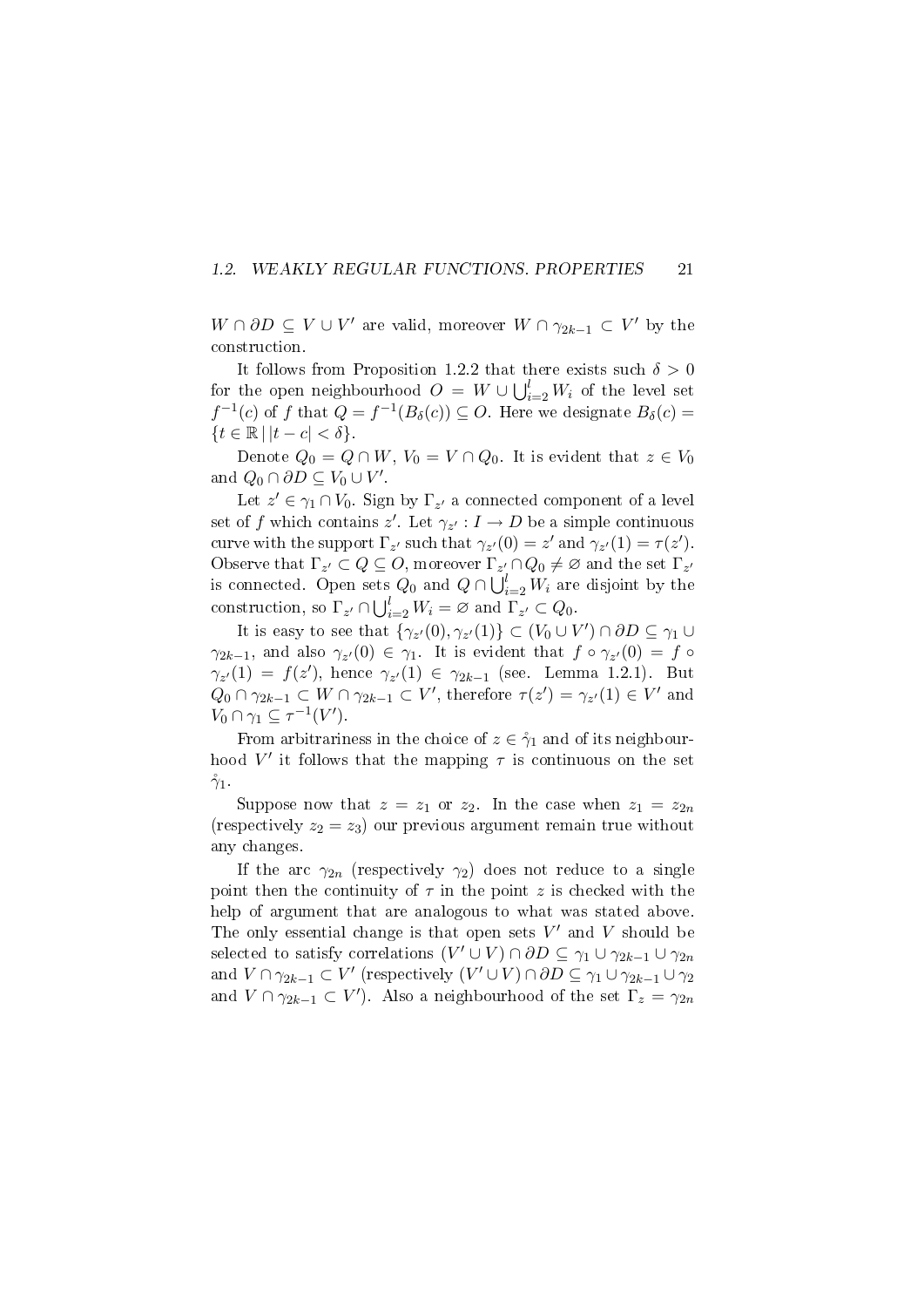$W \cap \partial D \subseteq V \cup V'$ are valid, moreover $W \cap \gamma_{2k-1} \subset V'$ by the construction.

It follows from Proposition 1.2.2 that there exists such $\delta > 0$ for the open neighbourhood $O = W \cup \bigcup_{i=2}^{l} W_i$ of the level set $f^{-1}(c)$ of $f$ that $Q = f^{-1}(B_\delta(c)) \subseteq O$. Here we designate $B_\delta(c) = \{t \in \mathbb{R} \,|\, |t - c| < \delta\}$.

Denote $Q_0 = Q \cap W$, $V_0 = V \cap Q_0$. It is evident that $z \in V_0$ and $Q_0 \cap \partial D \subseteq V_0 \cup V'$.

Let $z' \in \gamma_1 \cap V_0$. Sign by $\Gamma_{z'}$ a connected component of a level set of $f$ which contains $z'$. Let $\gamma_{z'} : I \to D$ be a simple continuous curve with the support $\Gamma_{z'}$ such that $\gamma_{z'}(0) = z'$ and $\gamma_{z'}(1) = \tau(z')$. Observe that $\Gamma_{z'} \subset Q \subseteq O$, moreover $\Gamma_{z'} \cap Q_0 \neq \varnothing$ and the set $\Gamma_{z'}$ is connected. Open sets $Q_0$ and $Q \cap \bigcup_{i=2}^{l} W_i$ are disjoint by the construction, so $\Gamma_{z'} \cap \bigcup_{i=2}^{l} W_i = \varnothing$ and $\Gamma_{z'} \subset Q_0$.

It is easy to see that $\{\gamma_{z'}(0), \gamma_{z'}(1)\} \subset (V_0 \cup V') \cap \partial D \subseteq \gamma_1 \cup \gamma_{2k-1}$, and also $\gamma_{z'}(0) \in \gamma_1$. It is evident that $f \circ \gamma_{z'}(0) = f \circ \gamma_{z'}(1) = f(z')$, hence $\gamma_{z'}(1) \in \gamma_{2k-1}$ (see. Lemma 1.2.1). But $Q_0 \cap \gamma_{2k-1} \subset W \cap \gamma_{2k-1} \subset V'$, therefore $\tau(z') = \gamma_{z'}(1) \in V'$ and $V_0 \cap \gamma_1 \subseteq \tau^{-1}(V')$.

From arbitrariness in the choice of $z \in \mathring{\gamma}_1$ and of its neighbourhood $V'$ it follows that the mapping $\tau$ is continuous on the set $\mathring{\gamma}_1$.

Suppose now that $z = z_1$ or $z_2$. In the case when $z_1 = z_{2n}$ (respectively $z_2 = z_3$) our previous argument remain true without any changes.

If the arc $\gamma_{2n}$ (respectively $\gamma_2$) does not reduce to a single point then the continuity of $\tau$ in the point $z$ is checked with the help of argument that are analogous to what was stated above. The only essential change is that open sets $V'$ and $V$ should be selected to satisfy correlations $(V' \cup V) \cap \partial D \subseteq \gamma_1 \cup \gamma_{2k-1} \cup \gamma_{2n}$ and $V \cap \gamma_{2k-1} \subset V'$ (respectively $(V' \cup V) \cap \partial D \subseteq \gamma_1 \cup \gamma_{2k-1} \cup \gamma_2$ and $V \cap \gamma_{2k-1} \subset V'$). Also a neighbourhood of the set $\Gamma_z = \gamma_{2n}$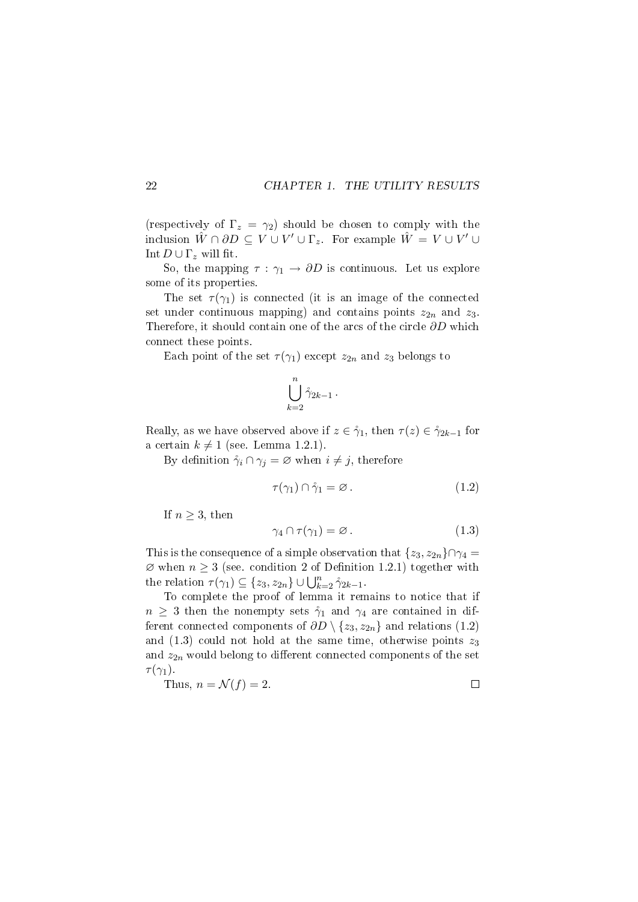(respectively of $\Gamma_z = \gamma_2$) should be chosen to comply with the inclusion $\hat{W} \cap \partial D \subseteq V \cup V' \cup \Gamma_z$. For example $\hat{W} = V \cup V' \cup \operatorname{Int} D \cup \Gamma_z$ will fit.

So, the mapping $\tau : \gamma_1 \to \partial D$ is continuous. Let us explore some of its properties.

The set $\tau(\gamma_1)$ is connected (it is an image of the connected set under continuous mapping) and contains points $z_{2n}$ and $z_3$. Therefore, it should contain one of the arcs of the circle $\partial D$ which connect these points.

Each point of the set $\tau(\gamma_1)$ except $z_{2n}$ and $z_3$ belongs to

$$\bigcup_{k=2}^{n} \mathring{\gamma}_{2k-1}\,.$$

Really, as we have observed above if $z \in \mathring{\gamma}_1$, then $\tau(z) \in \mathring{\gamma}_{2k-1}$ for a certain $k \neq 1$ (see. Lemma 1.2.1).

By definition $\mathring{\gamma}_i \cap \gamma_j = \varnothing$ when $i \neq j$, therefore

$$\tau(\gamma_1) \cap \mathring{\gamma}_1 = \varnothing\,. \tag{1.2}$$

If $n \geq 3$, then

$$\gamma_4 \cap \tau(\gamma_1) = \varnothing\,. \tag{1.3}$$

This is the consequence of a simple observation that $\{z_3, z_{2n}\} \cap \gamma_4 = \varnothing$ when $n \geq 3$ (see. condition 2 of Definition 1.2.1) together with the relation $\tau(\gamma_1) \subseteq \{z_3, z_{2n}\} \cup \bigcup_{k=2}^{n} \mathring{\gamma}_{2k-1}$.

To complete the proof of lemma it remains to notice that if $n \geq 3$ then the nonempty sets $\mathring{\gamma}_1$ and $\gamma_4$ are contained in different connected components of $\partial D \setminus \{z_3, z_{2n}\}$ and relations (1.2) and (1.3) could not hold at the same time, otherwise points $z_3$ and $z_{2n}$ would belong to different connected components of the set $\tau(\gamma_1)$.

Thus, $n = \mathcal{N}(f) = 2$. $\square$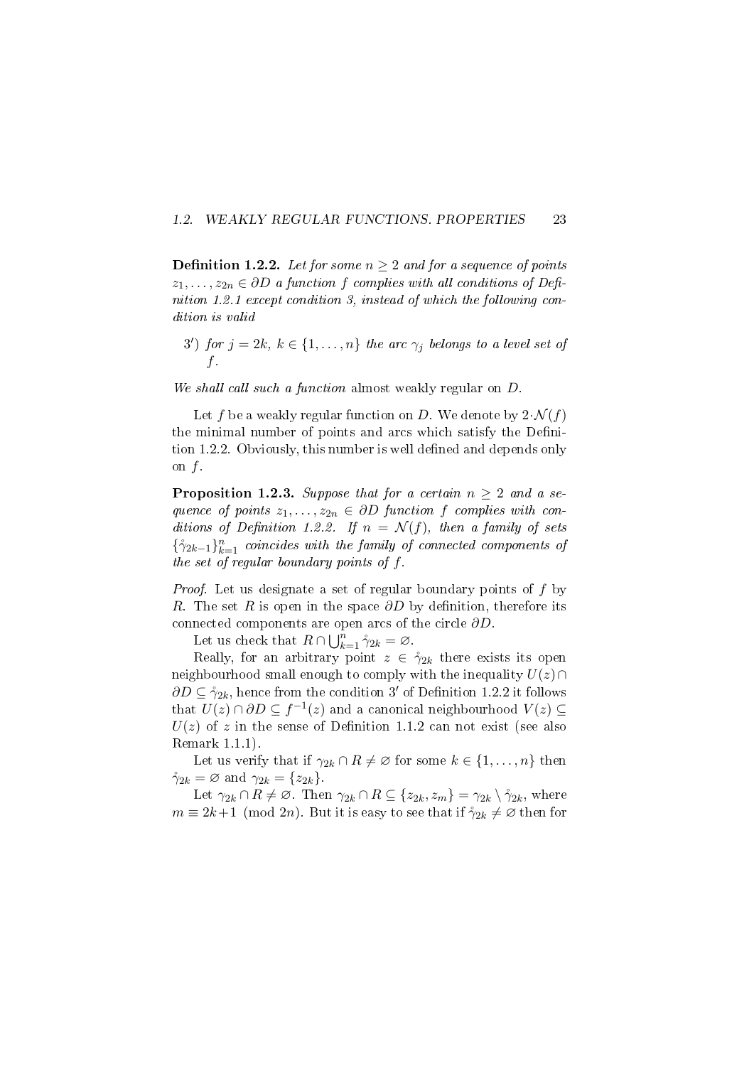**Definition 1.2.2.** *Let for some $n \geq 2$ and for a sequence of points $z_1, \ldots, z_{2n} \in \partial D$ a function $f$ complies with all conditions of Definition 1.2.1 except condition 3, instead of which the following condition is valid*

3′) *for $j = 2k$, $k \in \{1, \ldots, n\}$ the arc $\gamma_j$ belongs to a level set of $f$.*

*We shall call such a function* almost weakly regular *on $D$.*

Let $f$ be a weakly regular function on $D$. We denote by $2 \cdot \mathcal{N}(f)$ the minimal number of points and arcs which satisfy the Definition 1.2.2. Obviously, this number is well defined and depends only on $f$.

**Proposition 1.2.3.** *Suppose that for a certain $n \geq 2$ and a sequence of points $z_1, \ldots, z_{2n} \in \partial D$ function $f$ complies with conditions of Definition 1.2.2. If $n = \mathcal{N}(f)$, then a family of sets $\{\mathring{\gamma}_{2k-1}\}_{k=1}^{n}$ coincides with the family of connected components of the set of regular boundary points of $f$.*

*Proof.* Let us designate a set of regular boundary points of $f$ by $R$. The set $R$ is open in the space $\partial D$ by definition, therefore its connected components are open arcs of the circle $\partial D$.

Let us check that $R \cap \bigcup_{k=1}^{n} \mathring{\gamma}_{2k} = \varnothing$.

Really, for an arbitrary point $z \in \mathring{\gamma}_{2k}$ there exists its open neighbourhood small enough to comply with the inequality $U(z) \cap \partial D \subseteq \mathring{\gamma}_{2k}$, hence from the condition 3′ of Definition 1.2.2 it follows that $U(z) \cap \partial D \subseteq f^{-1}(z)$ and a canonical neighbourhood $V(z) \subseteq U(z)$ of $z$ in the sense of Definition 1.1.2 can not exist (see also Remark 1.1.1).

Let us verify that if $\gamma_{2k} \cap R \neq \varnothing$ for some $k \in \{1, \ldots, n\}$ then $\mathring{\gamma}_{2k} = \varnothing$ and $\gamma_{2k} = \{z_{2k}\}$.

Let $\gamma_{2k} \cap R \neq \varnothing$. Then $\gamma_{2k} \cap R \subseteq \{z_{2k}, z_m\} = \gamma_{2k} \setminus \mathring{\gamma}_{2k}$, where $m \equiv 2k+1 \pmod{2n}$. But it is easy to see that if $\mathring{\gamma}_{2k} \neq \varnothing$ then for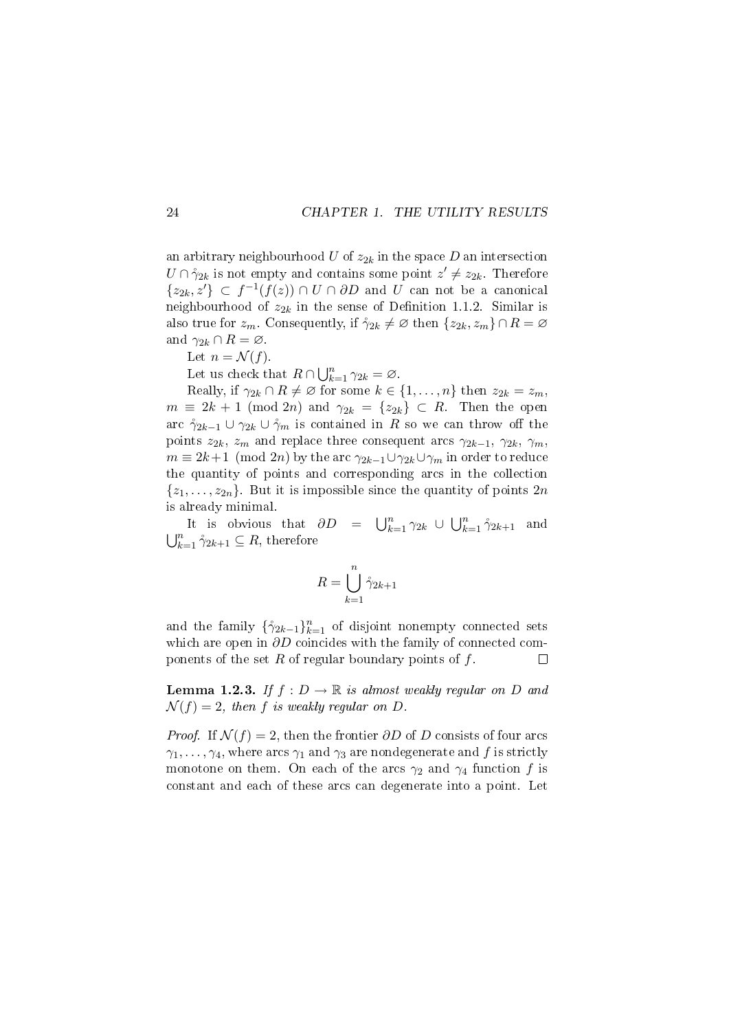an arbitrary neighbourhood $U$ of $z_{2k}$ in the space $D$ an intersection $U \cap \mathring{\gamma}_{2k}$ is not empty and contains some point $z' \neq z_{2k}$. Therefore $\{z_{2k}, z'\} \subset f^{-1}(f(z)) \cap U \cap \partial D$ and $U$ can not be a canonical neighbourhood of $z_{2k}$ in the sense of Definition 1.1.2. Similar is also true for $z_m$. Consequently, if $\mathring{\gamma}_{2k} \neq \varnothing$ then $\{z_{2k}, z_m\} \cap R = \varnothing$ and $\gamma_{2k} \cap R = \varnothing$.

Let $n = \mathcal{N}(f)$.

Let us check that $R \cap \bigcup_{k=1}^{n} \gamma_{2k} = \varnothing$.

Really, if $\gamma_{2k} \cap R \neq \varnothing$ for some $k \in \{1, \ldots, n\}$ then $z_{2k} = z_m$, $m \equiv 2k+1 \pmod{2n}$ and $\gamma_{2k} = \{z_{2k}\} \subset R$. Then the open arc $\mathring{\gamma}_{2k-1} \cup \gamma_{2k} \cup \mathring{\gamma}_m$ is contained in $R$ so we can throw off the points $z_{2k}$, $z_m$ and replace three consequent arcs $\gamma_{2k-1}$, $\gamma_{2k}$, $\gamma_m$, $m \equiv 2k+1 \pmod{2n}$ by the arc $\gamma_{2k-1} \cup \gamma_{2k} \cup \gamma_m$ in order to reduce the quantity of points and corresponding arcs in the collection $\{z_1, \ldots, z_{2n}\}$. But it is impossible since the quantity of points $2n$ is already minimal.

It is obvious that $\partial D = \bigcup_{k=1}^{n} \gamma_{2k} \cup \bigcup_{k=1}^{n} \mathring{\gamma}_{2k+1}$ and $\bigcup_{k=1}^{n} \mathring{\gamma}_{2k+1} \subseteq R$, therefore

$$R = \bigcup_{k=1}^{n} \mathring{\gamma}_{2k+1}$$

and the family $\{\mathring{\gamma}_{2k-1}\}_{k=1}^{n}$ of disjoint nonempty connected sets which are open in $\partial D$ coincides with the family of connected components of the set $R$ of regular boundary points of $f$. $\square$

**Lemma 1.2.3.** *If $f : D \to \mathbb{R}$ is almost weakly regular on $D$ and $\mathcal{N}(f) = 2$, then $f$ is weakly regular on $D$.*

*Proof.* If $\mathcal{N}(f) = 2$, then the frontier $\partial D$ of $D$ consists of four arcs $\gamma_1, \ldots, \gamma_4$, where arcs $\gamma_1$ and $\gamma_3$ are nondegenerate and $f$ is strictly monotone on them. On each of the arcs $\gamma_2$ and $\gamma_4$ function $f$ is constant and each of these arcs can degenerate into a point. Let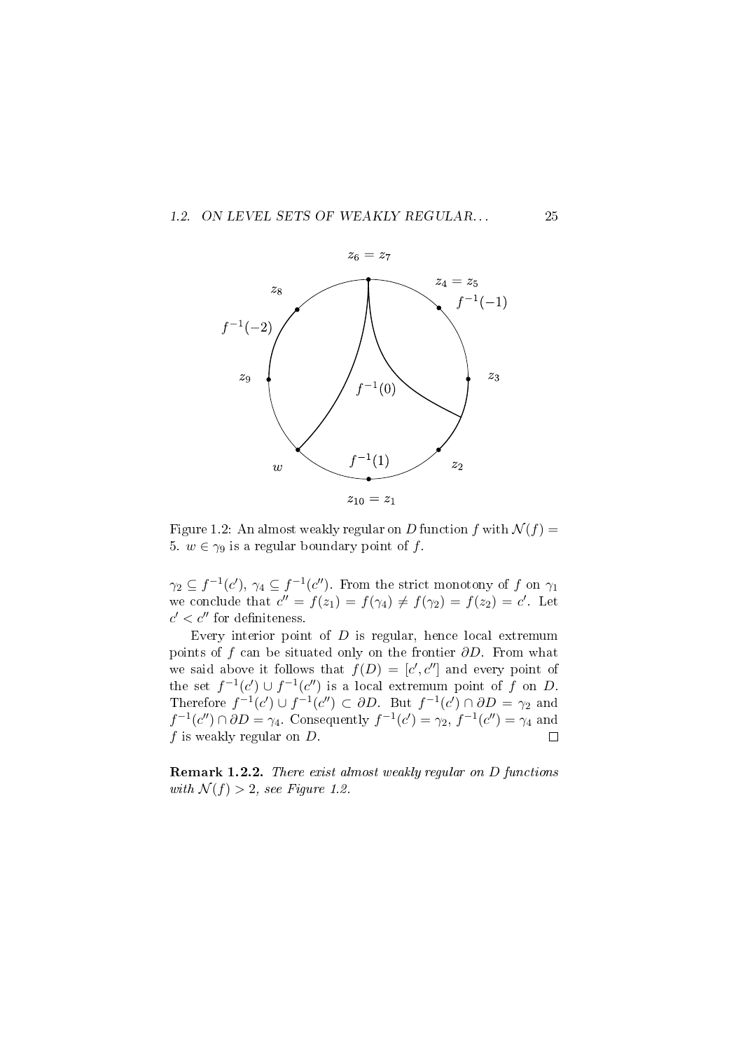Figure 1.2: An almost weakly regular on $D$ function $f$ with $\mathcal{N}(f) = 5$. $w \in \gamma_9$ is a regular boundary point of $f$.

$\gamma_2 \subseteq f^{-1}(c')$, $\gamma_4 \subseteq f^{-1}(c'')$. From the strict monotony of $f$ on $\gamma_1$ we conclude that $c'' = f(z_1) = f(\gamma_4) \neq f(\gamma_2) = f(z_2) = c'$. Let $c' < c''$ for definiteness.

Every interior point of $D$ is regular, hence local extremum points of $f$ can be situated only on the frontier $\partial D$. From what we said above it follows that $f(D) = [c', c'']$ and every point of the set $f^{-1}(c') \cup f^{-1}(c'')$ is a local extremum point of $f$ on $D$. Therefore $f^{-1}(c') \cup f^{-1}(c'') \subset \partial D$. But $f^{-1}(c') \cap \partial D = \gamma_2$ and $f^{-1}(c'') \cap \partial D = \gamma_4$. Consequently $f^{-1}(c') = \gamma_2$, $f^{-1}(c'') = \gamma_4$ and $f$ is weakly regular on $D$. $\square$

**Remark 1.2.2.** *There exist almost weakly regular on $D$ functions with $\mathcal{N}(f) > 2$, see Figure 1.2.*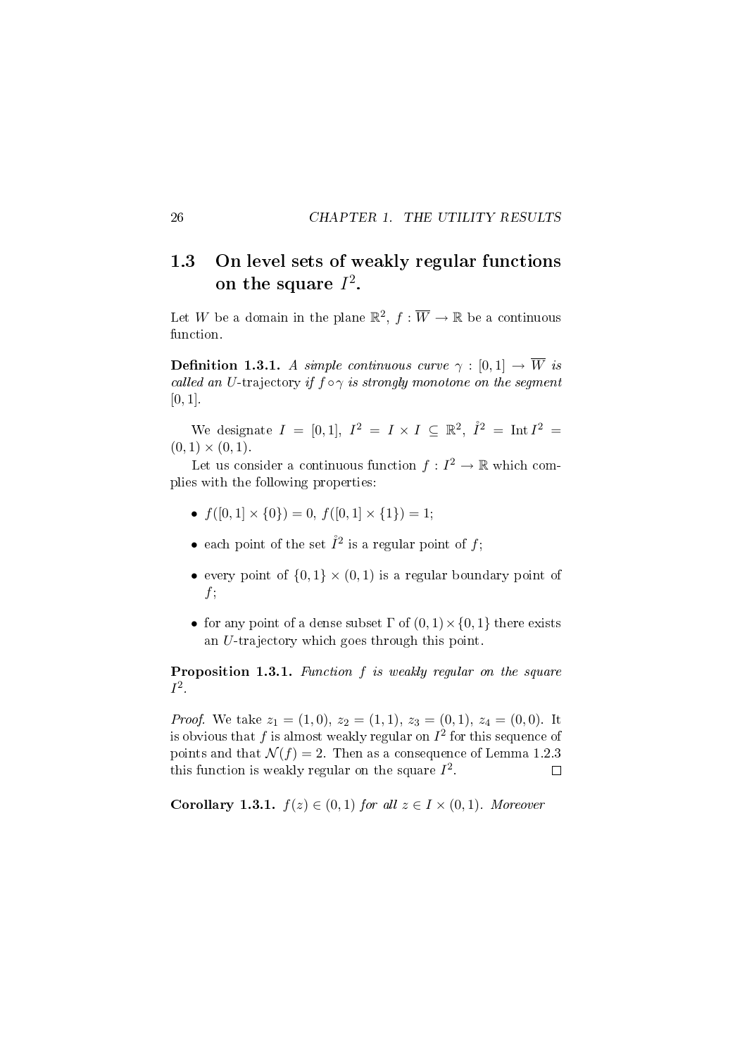## 1.3 On level sets of weakly regular functions on the square $I^2$.

Let $W$ be a domain in the plane $\mathbb{R}^2$, $f : \overline{W} \to \mathbb{R}$ be a continuous function.

**Definition 1.3.1.** *A simple continuous curve $\gamma : [0,1] \to \overline{W}$ is called an $U$-*trajectory *if $f \circ \gamma$ is strongly monotone on the segment $[0,1]$.*

We designate $I = [0,1]$, $I^2 = I \times I \subseteq \mathbb{R}^2$, $\mathring{I}^2 = \operatorname{Int} I^2 = (0,1) \times (0,1)$.

Let us consider a continuous function $f : I^2 \to \mathbb{R}$ which complies with the following properties:

- $f([0,1] \times \{0\}) = 0$, $f([0,1] \times \{1\}) = 1$;
- each point of the set $\mathring{I}^2$ is a regular point of $f$;
- every point of $\{0,1\} \times (0,1)$ is a regular boundary point of $f$;
- for any point of a dense subset $\Gamma$ of $(0,1) \times \{0,1\}$ there exists an $U$-trajectory which goes through this point.

**Proposition 1.3.1.** *Function $f$ is weakly regular on the square $I^2$.*

*Proof.* We take $z_1 = (1,0)$, $z_2 = (1,1)$, $z_3 = (0,1)$, $z_4 = (0,0)$. It is obvious that $f$ is almost weakly regular on $I^2$ for this sequence of points and that $\mathcal{N}(f) = 2$. Then as a consequence of Lemma 1.2.3 this function is weakly regular on the square $I^2$. $\square$

**Corollary 1.3.1.** *$f(z) \in (0,1)$ for all $z \in I \times (0,1)$. Moreover*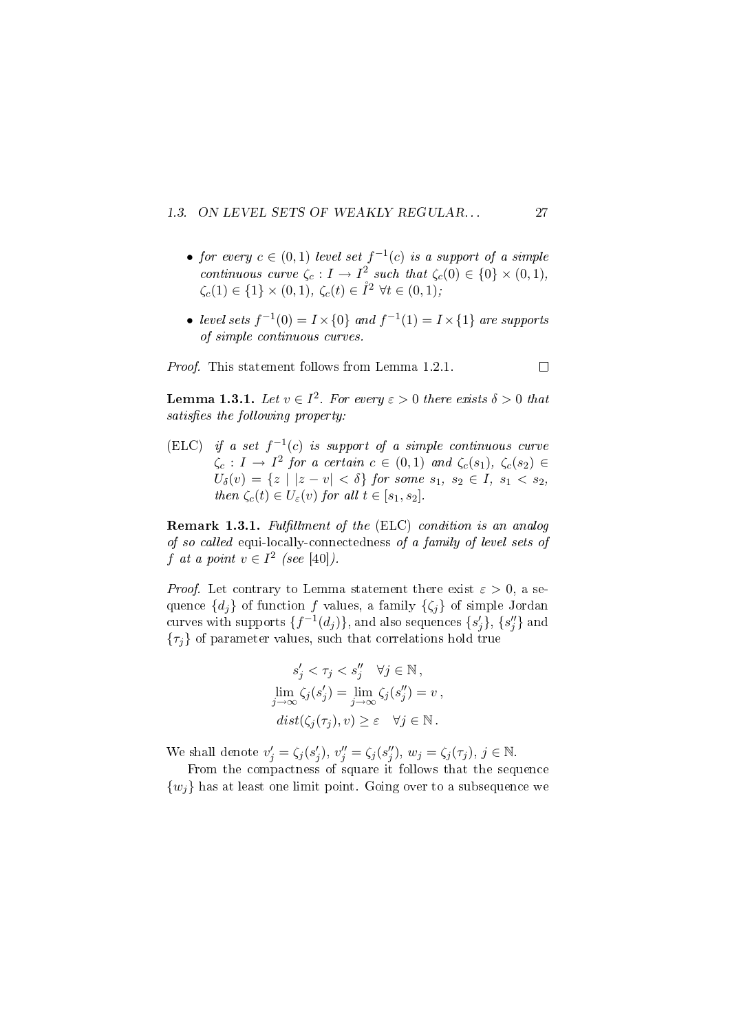- *for every $c \in (0,1)$ level set $f^{-1}(c)$ is a support of a simple continuous curve $\zeta_c : I \to I^2$ such that $\zeta_c(0) \in \{0\} \times (0,1)$, $\zeta_c(1) \in \{1\} \times (0,1)$, $\zeta_c(t) \in \mathring{I}^2$ $\forall t \in (0,1)$;*
- *level sets $f^{-1}(0) = I \times \{0\}$ and $f^{-1}(1) = I \times \{1\}$ are supports of simple continuous curves.*

*Proof.* This statement follows from Lemma 1.2.1. □

**Lemma 1.3.1.** *Let $v \in I^2$. For every $\varepsilon > 0$ there exists $\delta > 0$ that satisfies the following property:*

(ELC) *if a set $f^{-1}(c)$ is support of a simple continuous curve $\zeta_c : I \to I^2$ for a certain $c \in (0,1)$ and $\zeta_c(s_1)$, $\zeta_c(s_2) \in U_\delta(v) = \{z \mid |z - v| < \delta\}$ for some $s_1, s_2 \in I$, $s_1 < s_2$, then $\zeta_c(t) \in U_\varepsilon(v)$ for all $t \in [s_1, s_2]$.*

**Remark 1.3.1.** *Fulfillment of the* (ELC) *condition is an analog of so called* equi-locally-connectedness *of a family of level sets of $f$ at a point $v \in I^2$ (see [40]).*

*Proof.* Let contrary to Lemma statement there exist $\varepsilon > 0$, a sequence $\{d_j\}$ of function $f$ values, a family $\{\zeta_j\}$ of simple Jordan curves with supports $\{f^{-1}(d_j)\}$, and also sequences $\{s'_j\}$, $\{s''_j\}$ and $\{\tau_j\}$ of parameter values, such that correlations hold true

$$s'_j < \tau_j < s''_j \quad \forall j \in \mathbb{N},$$
$$\lim_{j\to\infty} \zeta_j(s'_j) = \lim_{j\to\infty} \zeta_j(s''_j) = v,$$
$$dist(\zeta_j(\tau_j), v) \geq \varepsilon \quad \forall j \in \mathbb{N}.$$

We shall denote $v'_j = \zeta_j(s'_j)$, $v''_j = \zeta_j(s''_j)$, $w_j = \zeta_j(\tau_j)$, $j \in \mathbb{N}$.

From the compactness of square it follows that the sequence $\{w_j\}$ has at least one limit point. Going over to a subsequence we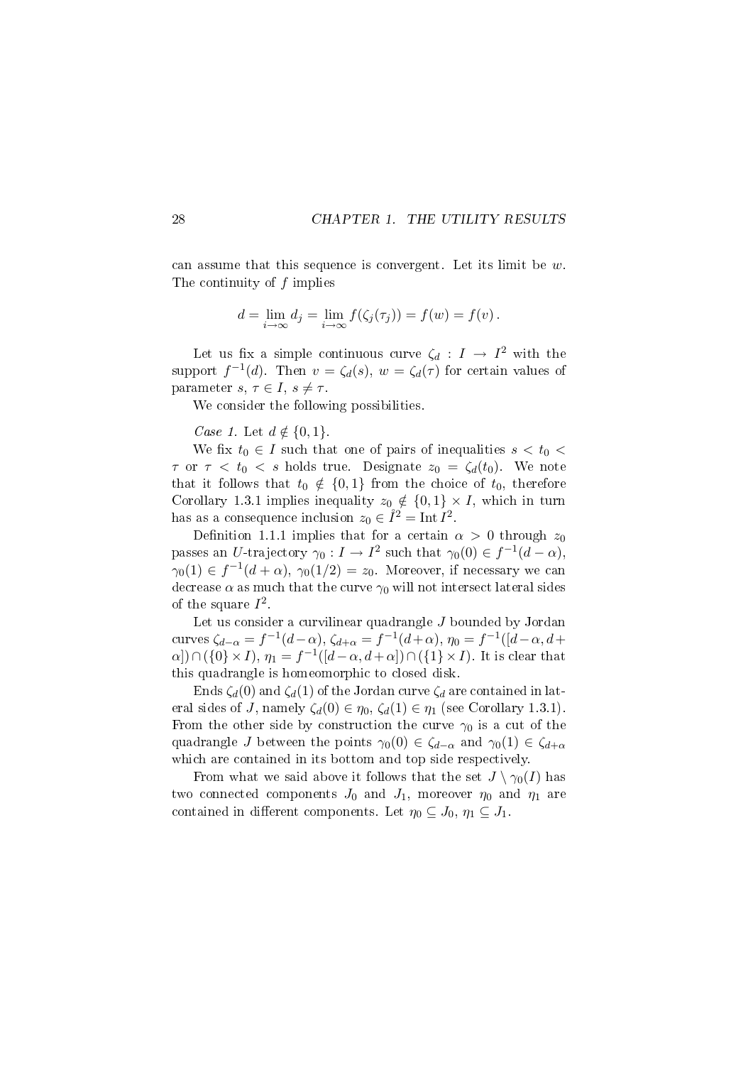can assume that this sequence is convergent. Let its limit be $w$. The continuity of $f$ implies

$$d = \lim_{i\to\infty} d_j = \lim_{i\to\infty} f(\zeta_j(\tau_j)) = f(w) = f(v)\,.$$

Let us fix a simple continuous curve $\zeta_d : I \to I^2$ with the support $f^{-1}(d)$. Then $v = \zeta_d(s)$, $w = \zeta_d(\tau)$ for certain values of parameter $s$, $\tau \in I$, $s \neq \tau$.

We consider the following possibilities.

*Case 1.* Let $d \notin \{0, 1\}$.

We fix $t_0 \in I$ such that one of pairs of inequalities $s < t_0 < \tau$ or $\tau < t_0 < s$ holds true. Designate $z_0 = \zeta_d(t_0)$. We note that it follows that $t_0 \notin \{0, 1\}$ from the choice of $t_0$, therefore Corollary 1.3.1 implies inequality $z_0 \notin \{0, 1\} \times I$, which in turn has as a consequence inclusion $z_0 \in \mathring{I}^2 = \operatorname{Int} I^2$.

Definition 1.1.1 implies that for a certain $\alpha > 0$ through $z_0$ passes an $U$-trajectory $\gamma_0 : I \to I^2$ such that $\gamma_0(0) \in f^{-1}(d - \alpha)$, $\gamma_0(1) \in f^{-1}(d + \alpha)$, $\gamma_0(1/2) = z_0$. Moreover, if necessary we can decrease $\alpha$ as much that the curve $\gamma_0$ will not intersect lateral sides of the square $I^2$.

Let us consider a curvilinear quadrangle $J$ bounded by Jordan curves $\zeta_{d-\alpha} = f^{-1}(d-\alpha)$, $\zeta_{d+\alpha} = f^{-1}(d+\alpha)$, $\eta_0 = f^{-1}([d-\alpha, d+\alpha]) \cap (\{0\} \times I)$, $\eta_1 = f^{-1}([d-\alpha, d+\alpha]) \cap (\{1\} \times I)$. It is clear that this quadrangle is homeomorphic to closed disk.

Ends $\zeta_d(0)$ and $\zeta_d(1)$ of the Jordan curve $\zeta_d$ are contained in lateral sides of $J$, namely $\zeta_d(0) \in \eta_0$, $\zeta_d(1) \in \eta_1$ (see Corollary 1.3.1). From the other side by construction the curve $\gamma_0$ is a cut of the quadrangle $J$ between the points $\gamma_0(0) \in \zeta_{d-\alpha}$ and $\gamma_0(1) \in \zeta_{d+\alpha}$ which are contained in its bottom and top side respectively.

From what we said above it follows that the set $J \setminus \gamma_0(I)$ has two connected components $J_0$ and $J_1$, moreover $\eta_0$ and $\eta_1$ are contained in different components. Let $\eta_0 \subseteq J_0$, $\eta_1 \subseteq J_1$.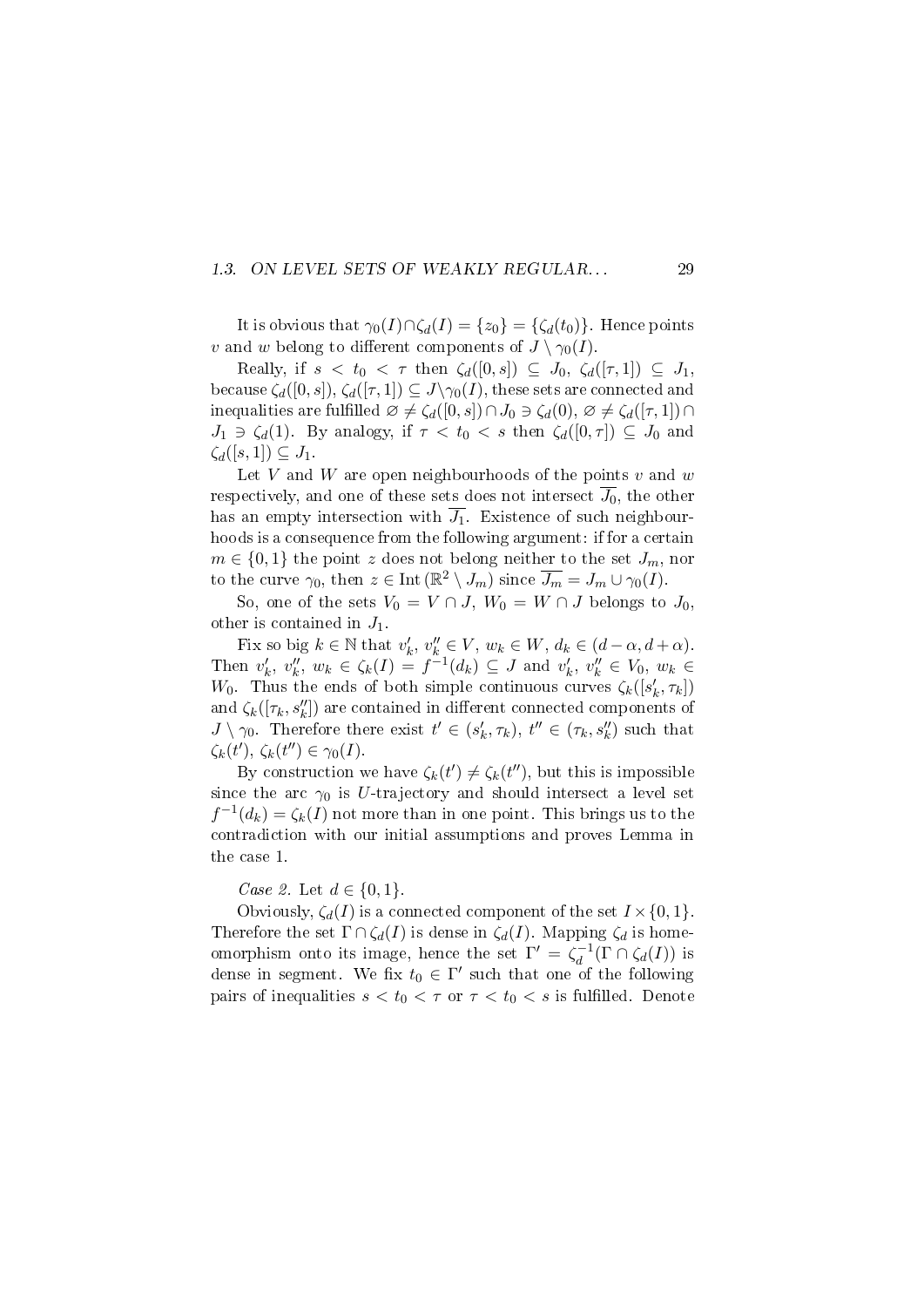It is obvious that $\gamma_0(I) \cap \zeta_d(I) = \{z_0\} = \{\zeta_d(t_0)\}$. Hence points $v$ and $w$ belong to different components of $J \setminus \gamma_0(I)$.

Really, if $s < t_0 < \tau$ then $\zeta_d([0, s]) \subseteq J_0$, $\zeta_d([\tau, 1]) \subseteq J_1$, because $\zeta_d([0, s])$, $\zeta_d([\tau, 1]) \subseteq J \setminus \gamma_0(I)$, these sets are connected and inequalities are fulfilled $\varnothing \neq \zeta_d([0, s]) \cap J_0 \ni \zeta_d(0)$, $\varnothing \neq \zeta_d([\tau, 1]) \cap J_1 \ni \zeta_d(1)$. By analogy, if $\tau < t_0 < s$ then $\zeta_d([0, \tau]) \subseteq J_0$ and $\zeta_d([s, 1]) \subseteq J_1$.

Let $V$ and $W$ are open neighbourhoods of the points $v$ and $w$ respectively, and one of these sets does not intersect $\overline{J_0}$, the other has an empty intersection with $\overline{J_1}$. Existence of such neighbourhoods is a consequence from the following argument: if for a certain $m \in \{0, 1\}$ the point $z$ does not belong neither to the set $J_m$, nor to the curve $\gamma_0$, then $z \in \operatorname{Int}(\mathbb{R}^2 \setminus J_m)$ since $\overline{J_m} = J_m \cup \gamma_0(I)$.

So, one of the sets $V_0 = V \cap J$, $W_0 = W \cap J$ belongs to $J_0$, other is contained in $J_1$.

Fix so big $k \in \mathbb{N}$ that $v_k'$, $v_k'' \in V$, $w_k \in W$, $d_k \in (d - \alpha, d + \alpha)$. Then $v_k'$, $v_k''$, $w_k \in \zeta_k(I) = f^{-1}(d_k) \subseteq J$ and $v_k'$, $v_k'' \in V_0$, $w_k \in W_0$. Thus the ends of both simple continuous curves $\zeta_k([s_k', \tau_k])$ and $\zeta_k([\tau_k, s_k''])$ are contained in different connected components of $J \setminus \gamma_0$. Therefore there exist $t' \in (s_k', \tau_k)$, $t'' \in (\tau_k, s_k'')$ such that $\zeta_k(t')$, $\zeta_k(t'') \in \gamma_0(I)$.

By construction we have $\zeta_k(t') \neq \zeta_k(t'')$, but this is impossible since the arc $\gamma_0$ is $U$-trajectory and should intersect a level set $f^{-1}(d_k) = \zeta_k(I)$ not more than in one point. This brings us to the contradiction with our initial assumptions and proves Lemma in the case 1.

*Case 2.* Let $d \in \{0, 1\}$.

Obviously, $\zeta_d(I)$ is a connected component of the set $I \times \{0, 1\}$. Therefore the set $\Gamma \cap \zeta_d(I)$ is dense in $\zeta_d(I)$. Mapping $\zeta_d$ is homeomorphism onto its image, hence the set $\Gamma' = \zeta_d^{-1}(\Gamma \cap \zeta_d(I))$ is dense in segment. We fix $t_0 \in \Gamma'$ such that one of the following pairs of inequalities $s < t_0 < \tau$ or $\tau < t_0 < s$ is fulfilled. Denote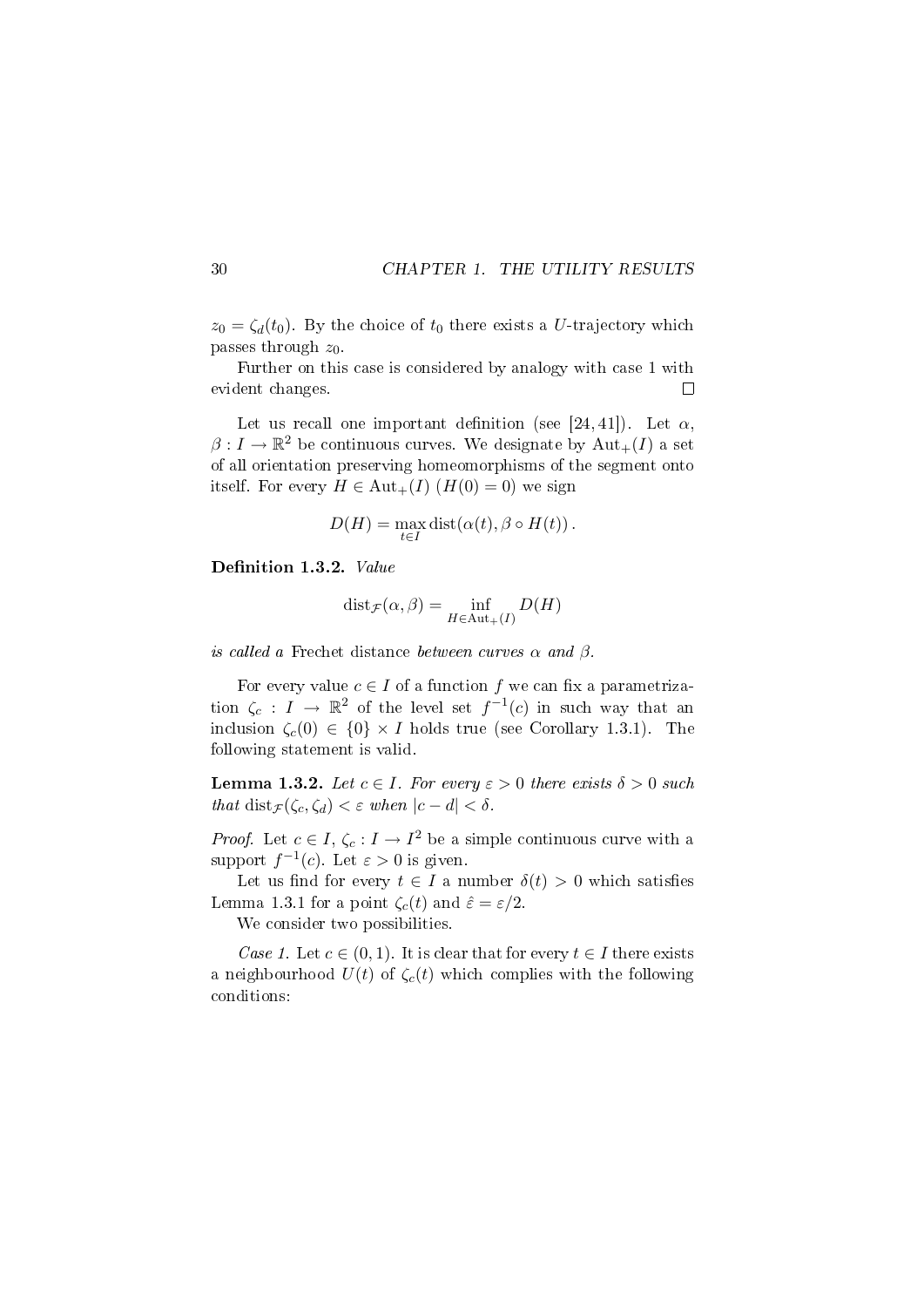$z_0 = \zeta_d(t_0)$. By the choice of $t_0$ there exists a $U$-trajectory which passes through $z_0$.

Further on this case is considered by analogy with case 1 with evident changes. $\square$

Let us recall one important definition (see [24, 41]). Let $\alpha$, $\beta : I \to \mathbb{R}^2$ be continuous curves. We designate by $\mathrm{Aut}_+(I)$ a set of all orientation preserving homeomorphisms of the segment onto itself. For every $H \in \mathrm{Aut}_+(I)$ $(H(0) = 0)$ we sign

$$D(H) = \max_{t \in I} \mathrm{dist}(\alpha(t), \beta \circ H(t)) .$$

**Definition 1.3.2.** *Value*

$$\mathrm{dist}_{\mathcal{F}}(\alpha, \beta) = \inf_{H \in \mathrm{Aut}_+(I)} D(H)$$

*is called a* Frechet distance *between curves $\alpha$ and $\beta$.*

For every value $c \in I$ of a function $f$ we can fix a parametrization $\zeta_c : I \to \mathbb{R}^2$ of the level set $f^{-1}(c)$ in such way that an inclusion $\zeta_c(0) \in \{0\} \times I$ holds true (see Corollary 1.3.1). The following statement is valid.

**Lemma 1.3.2.** *Let $c \in I$. For every $\varepsilon > 0$ there exists $\delta > 0$ such that $\mathrm{dist}_{\mathcal{F}}(\zeta_c, \zeta_d) < \varepsilon$ when $|c - d| < \delta$.*

*Proof.* Let $c \in I$, $\zeta_c : I \to I^2$ be a simple continuous curve with a support $f^{-1}(c)$. Let $\varepsilon > 0$ is given.

Let us find for every $t \in I$ a number $\delta(t) > 0$ which satisfies Lemma 1.3.1 for a point $\zeta_c(t)$ and $\hat{\varepsilon} = \varepsilon/2$.

We consider two possibilities.

*Case 1.* Let $c \in (0, 1)$. It is clear that for every $t \in I$ there exists a neighbourhood $U(t)$ of $\zeta_c(t)$ which complies with the following conditions: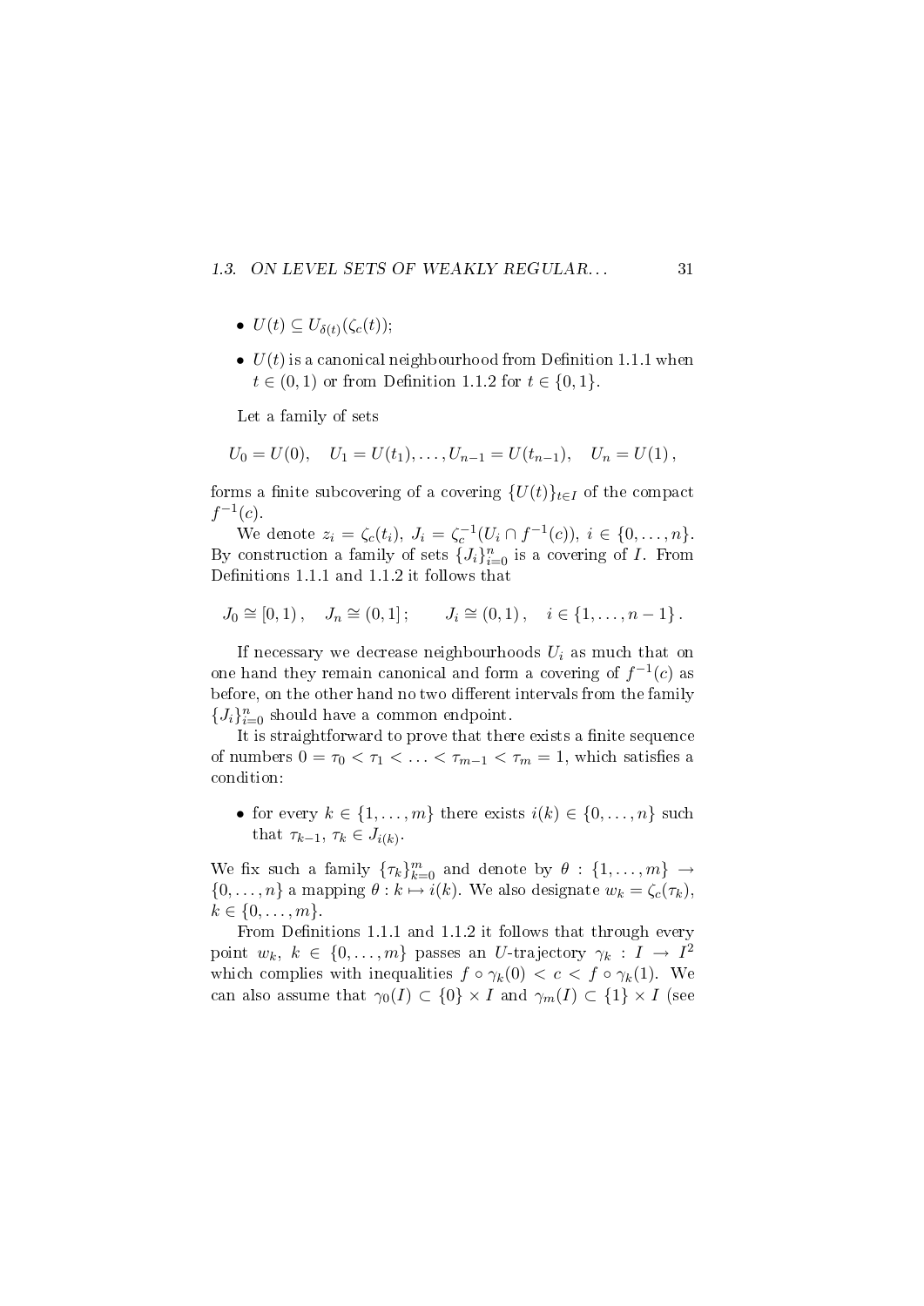- $U(t) \subseteq U_{\delta(t)}(\zeta_c(t))$;
- $U(t)$ is a canonical neighbourhood from Definition 1.1.1 when $t \in (0, 1)$ or from Definition 1.1.2 for $t \in \{0, 1\}$.

Let a family of sets

$$U_0 = U(0), \quad U_1 = U(t_1), \ldots, U_{n-1} = U(t_{n-1}), \quad U_n = U(1)\,,$$

forms a finite subcovering of a covering $\{U(t)\}_{t \in I}$ of the compact $f^{-1}(c)$.

We denote $z_i = \zeta_c(t_i)$, $J_i = \zeta_c^{-1}(U_i \cap f^{-1}(c))$, $i \in \{0, \ldots, n\}$. By construction a family of sets $\{J_i\}_{i=0}^n$ is a covering of $I$. From Definitions 1.1.1 and 1.1.2 it follows that

$$J_0 \cong [0, 1)\,, \quad J_n \cong (0, 1]\,; \qquad J_i \cong (0, 1)\,, \quad i \in \{1, \ldots, n-1\}\,.$$

If necessary we decrease neighbourhoods $U_i$ as much that on one hand they remain canonical and form a covering of $f^{-1}(c)$ as before, on the other hand no two different intervals from the family $\{J_i\}_{i=0}^n$ should have a common endpoint.

It is straightforward to prove that there exists a finite sequence of numbers $0 = \tau_0 < \tau_1 < \ldots < \tau_{m-1} < \tau_m = 1$, which satisfies a condition:

- for every $k \in \{1, \ldots, m\}$ there exists $i(k) \in \{0, \ldots, n\}$ such that $\tau_{k-1}, \tau_k \in J_{i(k)}$.

We fix such a family $\{\tau_k\}_{k=0}^m$ and denote by $\theta : \{1, \ldots, m\} \to \{0, \ldots, n\}$ a mapping $\theta : k \mapsto i(k)$. We also designate $w_k = \zeta_c(\tau_k)$, $k \in \{0, \ldots, m\}$.

From Definitions 1.1.1 and 1.1.2 it follows that through every point $w_k$, $k \in \{0, \ldots, m\}$ passes an $U$-trajectory $\gamma_k : I \to I^2$ which complies with inequalities $f \circ \gamma_k(0) < c < f \circ \gamma_k(1)$. We can also assume that $\gamma_0(I) \subset \{0\} \times I$ and $\gamma_m(I) \subset \{1\} \times I$ (see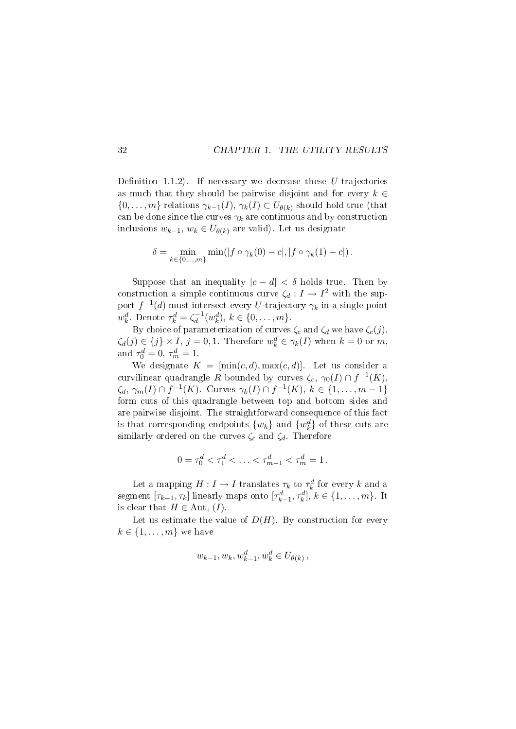Definition 1.1.2). If necessary we decrease these $U$-trajectories as much that they should be pairwise disjoint and for every $k \in \{0, \ldots, m\}$ relations $\gamma_{k-1}(I)$, $\gamma_k(I) \subset U_{\theta(k)}$ should hold true (that can be done since the curves $\gamma_k$ are continuous and by construction inclusions $w_{k-1}$, $w_k \in U_{\theta(k)}$ are valid). Let us designate

$$\delta = \min_{k \in \{0,\ldots,m\}} \min(|f \circ \gamma_k(0) - c|, |f \circ \gamma_k(1) - c|) .$$

Suppose that an inequality $|c - d| < \delta$ holds true. Then by construction a simple continuous curve $\zeta_d : I \to I^2$ with the support $f^{-1}(d)$ must intersect every $U$-trajectory $\gamma_k$ in a single point $w_k^d$. Denote $\tau_k^d = \zeta_d^{-1}(w_k^d)$, $k \in \{0, \ldots, m\}$.

By choice of parameterization of curves $\zeta_c$ and $\zeta_d$ we have $\zeta_c(j)$, $\zeta_d(j) \in \{j\} \times I$, $j = 0, 1$. Therefore $w_k^d \in \gamma_k(I)$ when $k = 0$ or $m$, and $\tau_0^d = 0$, $\tau_m^d = 1$.

We designate $K = [\min(c, d), \max(c, d)]$. Let us consider a curvilinear quadrangle $R$ bounded by curves $\zeta_c$, $\gamma_0(I) \cap f^{-1}(K)$, $\zeta_d$, $\gamma_m(I) \cap f^{-1}(K)$. Curves $\gamma_k(I) \cap f^{-1}(K)$, $k \in \{1, \ldots, m-1\}$ form cuts of this quadrangle between top and bottom sides and are pairwise disjoint. The straightforward consequence of this fact is that corresponding endpoints $\{w_k\}$ and $\{w_k^d\}$ of these cuts are similarly ordered on the curves $\zeta_c$ and $\zeta_d$. Therefore

$$0 = \tau_0^d < \tau_1^d < \ldots < \tau_{m-1}^d < \tau_m^d = 1 .$$

Let a mapping $H : I \to I$ translates $\tau_k$ to $\tau_k^d$ for every $k$ and a segment $[\tau_{k-1}, \tau_k]$ linearly maps onto $[\tau_{k-1}^d, \tau_k^d]$, $k \in \{1, \ldots, m\}$. It is clear that $H \in \mathrm{Aut}_+(I)$.

Let us estimate the value of $D(H)$. By construction for every $k \in \{1, \ldots, m\}$ we have

$$w_{k-1}, w_k, w_{k-1}^d, w_k^d \in U_{\theta(k)} ,$$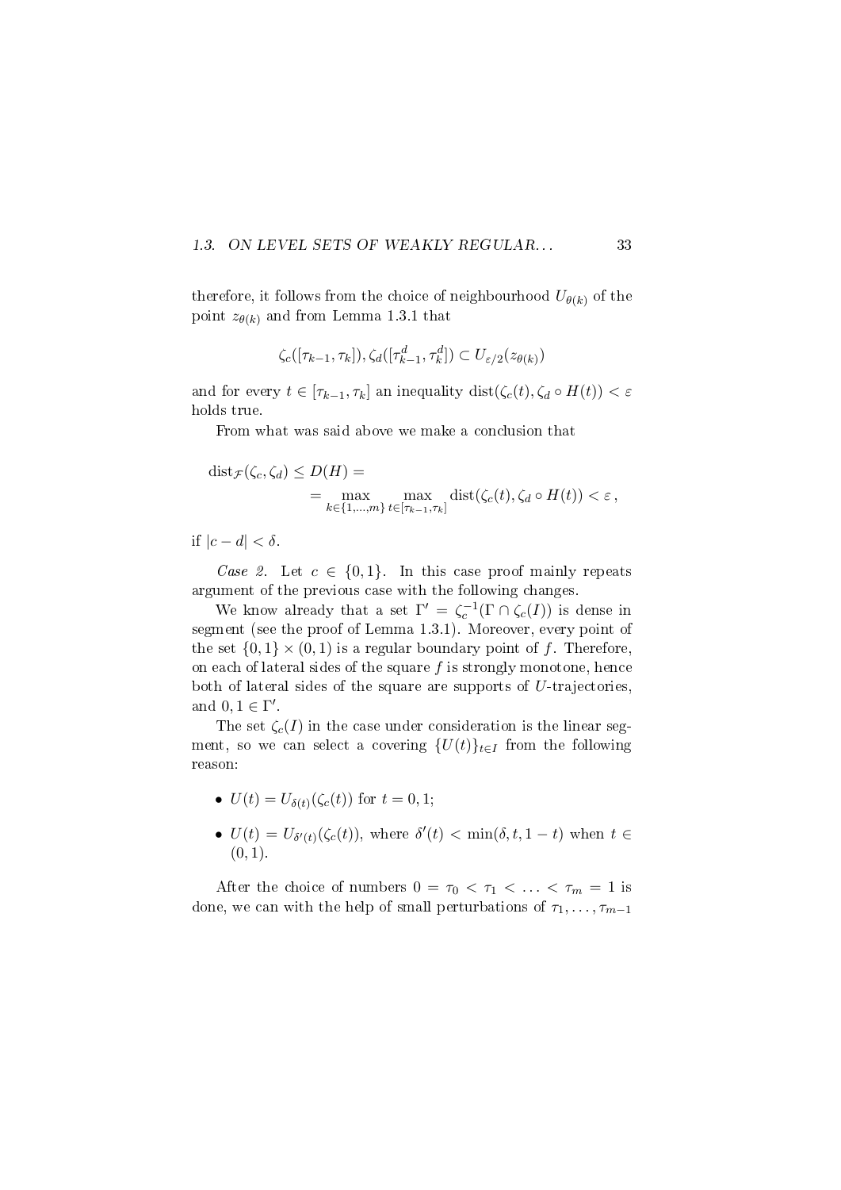therefore, it follows from the choice of neighbourhood $U_{\theta(k)}$ of the point $z_{\theta(k)}$ and from Lemma 1.3.1 that

$$\zeta_c([\tau_{k-1}, \tau_k]), \zeta_d([\tau^d_{k-1}, \tau^d_k]) \subset U_{\varepsilon/2}(z_{\theta(k)})$$

and for every $t \in [\tau_{k-1}, \tau_k]$ an inequality $\operatorname{dist}(\zeta_c(t), \zeta_d \circ H(t)) < \varepsilon$ holds true.

From what was said above we make a conclusion that

$$\operatorname{dist}_{\mathcal{F}}(\zeta_c, \zeta_d) \leq D(H) = \\ = \max_{k \in \{1,\ldots,m\}} \max_{t \in [\tau_{k-1}, \tau_k]} \operatorname{dist}(\zeta_c(t), \zeta_d \circ H(t)) < \varepsilon \,,$$

if $|c - d| < \delta$.

*Case 2.* Let $c \in \{0, 1\}$. In this case proof mainly repeats argument of the previous case with the following changes.

We know already that a set $\Gamma' = \zeta_c^{-1}(\Gamma \cap \zeta_c(I))$ is dense in segment (see the proof of Lemma 1.3.1). Moreover, every point of the set $\{0, 1\} \times (0, 1)$ is a regular boundary point of $f$. Therefore, on each of lateral sides of the square $f$ is strongly monotone, hence both of lateral sides of the square are supports of $U$-trajectories, and $0, 1 \in \Gamma'$.

The set $\zeta_c(I)$ in the case under consideration is the linear segment, so we can select a covering $\{U(t)\}_{t \in I}$ from the following reason:

- $U(t) = U_{\delta(t)}(\zeta_c(t))$ for $t = 0, 1$;
- $U(t) = U_{\delta'(t)}(\zeta_c(t))$, where $\delta'(t) < \min(\delta, t, 1 - t)$ when $t \in (0, 1)$.

After the choice of numbers $0 = \tau_0 < \tau_1 < \ldots < \tau_m = 1$ is done, we can with the help of small perturbations of $\tau_1, \ldots, \tau_{m-1}$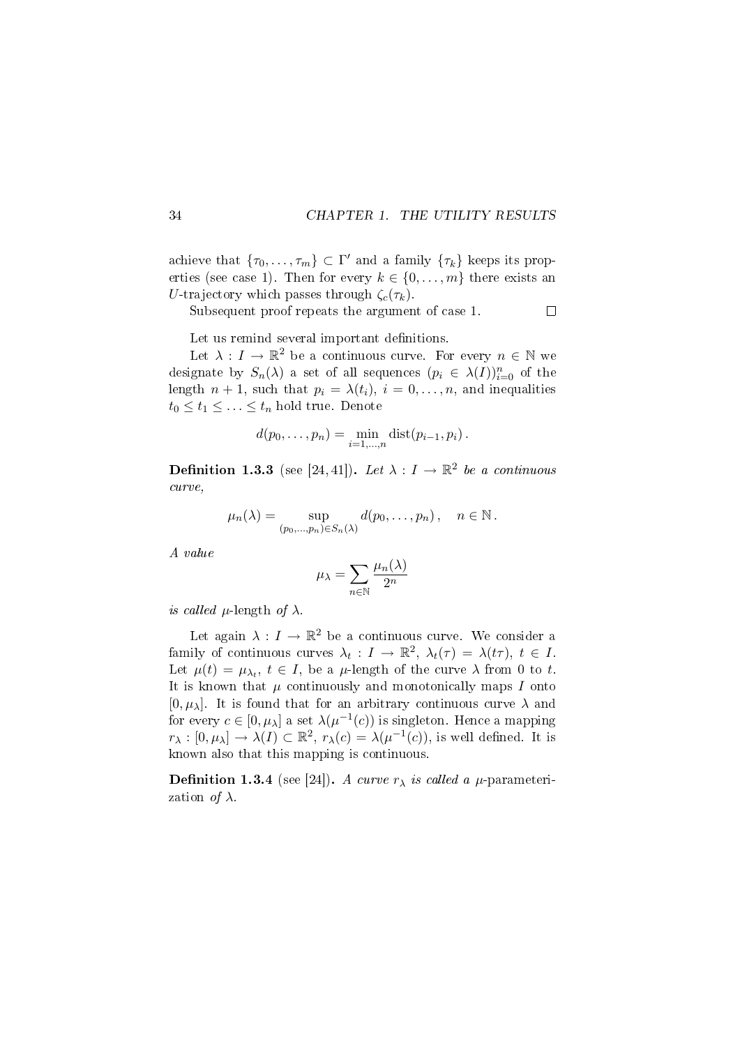achieve that $\{\tau_0, \dots, \tau_m\} \subset \Gamma'$ and a family $\{\tau_k\}$ keeps its properties (see case 1). Then for every $k \in \{0, \dots, m\}$ there exists an $U$-trajectory which passes through $\zeta_c(\tau_k)$.

Subsequent proof repeats the argument of case 1. $\square$

Let us remind several important definitions.

Let $\lambda : I \to \mathbb{R}^2$ be a continuous curve. For every $n \in \mathbb{N}$ we designate by $S_n(\lambda)$ a set of all sequences $(p_i \in \lambda(I))_{i=0}^n$ of the length $n+1$, such that $p_i = \lambda(t_i)$, $i = 0, \dots, n$, and inequalities $t_0 \le t_1 \le \dots \le t_n$ hold true. Denote

$$d(p_0, \dots, p_n) = \min_{i=1,\dots,n} \operatorname{dist}(p_{i-1}, p_i)\,.$$

**Definition 1.3.3** (see [24, 41])**.** *Let $\lambda : I \to \mathbb{R}^2$ be a continuous curve,*

$$\mu_n(\lambda) = \sup_{(p_0,\dots,p_n) \in S_n(\lambda)} d(p_0, \dots, p_n)\,, \quad n \in \mathbb{N}\,.$$

*A value*

$$\mu_\lambda = \sum_{n \in \mathbb{N}} \frac{\mu_n(\lambda)}{2^n}$$

*is called* $\mu$-length *of* $\lambda$.

Let again $\lambda : I \to \mathbb{R}^2$ be a continuous curve. We consider a family of continuous curves $\lambda_t : I \to \mathbb{R}^2$, $\lambda_t(\tau) = \lambda(t\tau)$, $t \in I$. Let $\mu(t) = \mu_{\lambda_t}$, $t \in I$, be a $\mu$-length of the curve $\lambda$ from 0 to $t$. It is known that $\mu$ continuously and monotonically maps $I$ onto $[0, \mu_\lambda]$. It is found that for an arbitrary continuous curve $\lambda$ and for every $c \in [0, \mu_\lambda]$ a set $\lambda(\mu^{-1}(c))$ is singleton. Hence a mapping $r_\lambda : [0, \mu_\lambda] \to \lambda(I) \subset \mathbb{R}^2$, $r_\lambda(c) = \lambda(\mu^{-1}(c))$, is well defined. It is known also that this mapping is continuous.

**Definition 1.3.4** (see [24])**.** *A curve $r_\lambda$ is called a* $\mu$-parameterization *of* $\lambda$.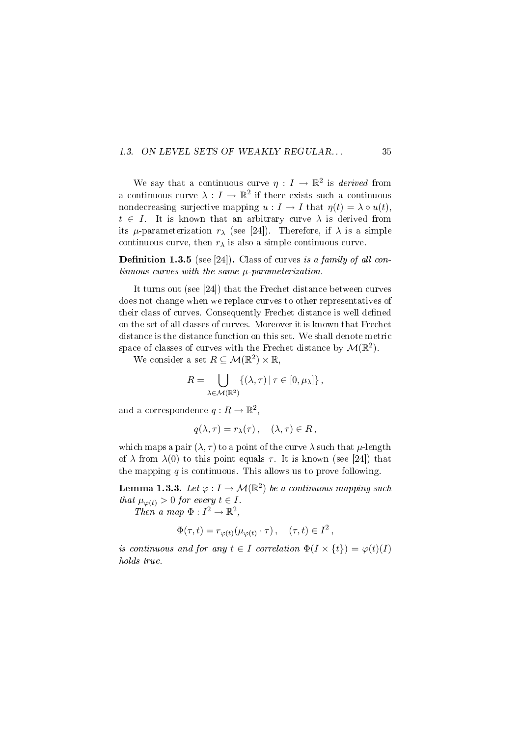We say that a continuous curve $\eta : I \to \mathbb{R}^2$ is *derived* from a continuous curve $\lambda : I \to \mathbb{R}^2$ if there exists such a continuous nondecreasing surjective mapping $u : I \to I$ that $\eta(t) = \lambda \circ u(t)$, $t \in I$. It is known that an arbitrary curve $\lambda$ is derived from its $\mu$-parameterization $r_\lambda$ (see [24]). Therefore, if $\lambda$ is a simple continuous curve, then $r_\lambda$ is also a simple continuous curve.

**Definition 1.3.5** (see [24])**.** *Class of curves is a family of all continuous curves with the same $\mu$-parameterization.*

It turns out (see [24]) that the Frechet distance between curves does not change when we replace curves to other representatives of their class of curves. Consequently Frechet distance is well defined on the set of all classes of curves. Moreover it is known that Frechet distance is the distance function on this set. We shall denote metric space of classes of curves with the Frechet distance by $\mathcal{M}(\mathbb{R}^2)$.

We consider a set $R \subseteq \mathcal{M}(\mathbb{R}^2) \times \mathbb{R}$,

$$R = \bigcup_{\lambda \in \mathcal{M}(\mathbb{R}^2)} \{(\lambda, \tau) \,|\, \tau \in [0, \mu_\lambda]\},$$

and a correspondence $q : R \to \mathbb{R}^2$,

$$q(\lambda, \tau) = r_\lambda(\tau), \quad (\lambda, \tau) \in R,$$

which maps a pair $(\lambda, \tau)$ to a point of the curve $\lambda$ such that $\mu$-length of $\lambda$ from $\lambda(0)$ to this point equals $\tau$. It is known (see [24]) that the mapping $q$ is continuous. This allows us to prove following.

**Lemma 1.3.3.** *Let $\varphi : I \to \mathcal{M}(\mathbb{R}^2)$ be a continuous mapping such that $\mu_{\varphi(t)} > 0$ for every $t \in I$.*

*Then a map $\Phi : I^2 \to \mathbb{R}^2$,*

$$\Phi(\tau, t) = r_{\varphi(t)}(\mu_{\varphi(t)} \cdot \tau), \quad (\tau, t) \in I^2,$$

*is continuous and for any $t \in I$ correlation $\Phi(I \times \{t\}) = \varphi(t)(I)$ holds true.*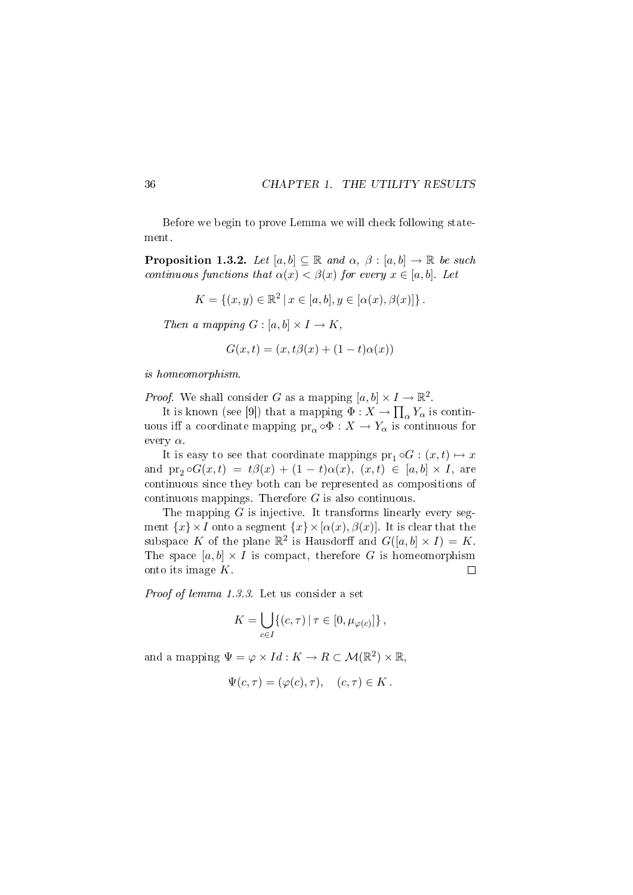Before we begin to prove Lemma we will check following statement.

**Proposition 1.3.2.** *Let $[a, b] \subseteq \mathbb{R}$ and $\alpha,\ \beta : [a, b] \to \mathbb{R}$ be such continuous functions that $\alpha(x) < \beta(x)$ for every $x \in [a, b]$. Let*

$$K = \{(x, y) \in \mathbb{R}^2 \mid x \in [a, b], y \in [\alpha(x), \beta(x)]\} .$$

*Then a mapping $G : [a, b] \times I \to K$,*

$$G(x, t) = (x, t\beta(x) + (1 - t)\alpha(x))$$

*is homeomorphism.*

*Proof.* We shall consider $G$ as a mapping $[a, b] \times I \to \mathbb{R}^2$.

It is known (see [9]) that a mapping $\Phi : X \to \prod_\alpha Y_\alpha$ is continuous iff a coordinate mapping $\mathrm{pr}_\alpha \circ\Phi : X \to Y_\alpha$ is continuous for every $\alpha$.

It is easy to see that coordinate mappings $\mathrm{pr}_1 \circ G : (x, t) \mapsto x$ and $\mathrm{pr}_2 \circ G(x, t) = t\beta(x) + (1 - t)\alpha(x)$, $(x, t) \in [a, b] \times I$, are continuous since they both can be represented as compositions of continuous mappings. Therefore $G$ is also continuous.

The mapping $G$ is injective. It transforms linearly every segment $\{x\} \times I$ onto a segment $\{x\} \times [\alpha(x), \beta(x)]$. It is clear that the subspace $K$ of the plane $\mathbb{R}^2$ is Hausdorff and $G([a, b] \times I) = K$. The space $[a, b] \times I$ is compact, therefore $G$ is homeomorphism onto its image $K$. ∎

*Proof of lemma 1.3.3.* Let us consider a set

$$K = \bigcup_{c \in I} \{(c, \tau) \mid \tau \in [0, \mu_{\varphi(c)}]\} ,$$

and a mapping $\Psi = \varphi \times Id : K \to R \subset \mathcal{M}(\mathbb{R}^2) \times \mathbb{R}$,

$$\Psi(c, \tau) = (\varphi(c), \tau), \quad (c, \tau) \in K .$$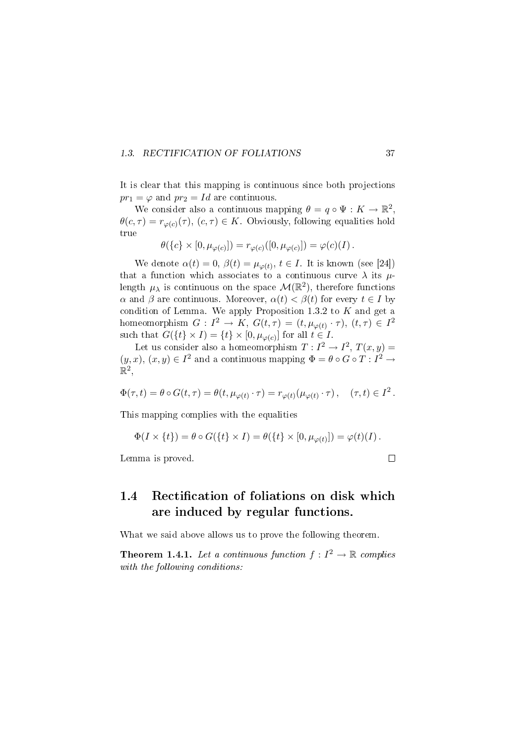It is clear that this mapping is continuous since both projections $pr_1 = \varphi$ and $pr_2 = Id$ are continuous.

We consider also a continuous mapping $\theta = q \circ \Psi : K \to \mathbb{R}^2$, $\theta(c, \tau) = r_{\varphi(c)}(\tau)$, $(c, \tau) \in K$. Obviously, following equalities hold true

$$\theta(\{c\} \times [0, \mu_{\varphi(c)}]) = r_{\varphi(c)}([0, \mu_{\varphi(c)}]) = \varphi(c)(I)\,.$$

We denote $\alpha(t) = 0$, $\beta(t) = \mu_{\varphi(t)}$, $t \in I$. It is known (see [24]) that a function which associates to a continuous curve $\lambda$ its $\mu$-length $\mu_\lambda$ is continuous on the space $\mathcal{M}(\mathbb{R}^2)$, therefore functions $\alpha$ and $\beta$ are continuous. Moreover, $\alpha(t) < \beta(t)$ for every $t \in I$ by condition of Lemma. We apply Proposition 1.3.2 to $K$ and get a homeomorphism $G : I^2 \to K$, $G(t, \tau) = (t, \mu_{\varphi(t)} \cdot \tau)$, $(t, \tau) \in I^2$ such that $G(\{t\} \times I) = \{t\} \times [0, \mu_{\varphi(c)}]$ for all $t \in I$.

Let us consider also a homeomorphism $T : I^2 \to I^2$, $T(x, y) = (y, x)$, $(x, y) \in I^2$ and a continuous mapping $\Phi = \theta \circ G \circ T : I^2 \to \mathbb{R}^2$,

$$\Phi(\tau, t) = \theta \circ G(t, \tau) = \theta(t, \mu_{\varphi(t)} \cdot \tau) = r_{\varphi(t)}(\mu_{\varphi(t)} \cdot \tau)\,, \quad (\tau, t) \in I^2\,.$$

This mapping complies with the equalities

$$\Phi(I \times \{t\}) = \theta \circ G(\{t\} \times I) = \theta(\{t\} \times [0, \mu_{\varphi(t)}]) = \varphi(t)(I)\,.$$

Lemma is proved. □

## 1.4 Rectification of foliations on disk which are induced by regular functions.

What we said above allows us to prove the following theorem.

**Theorem 1.4.1.** *Let a continuous function $f : I^2 \to \mathbb{R}$ complies with the following conditions:*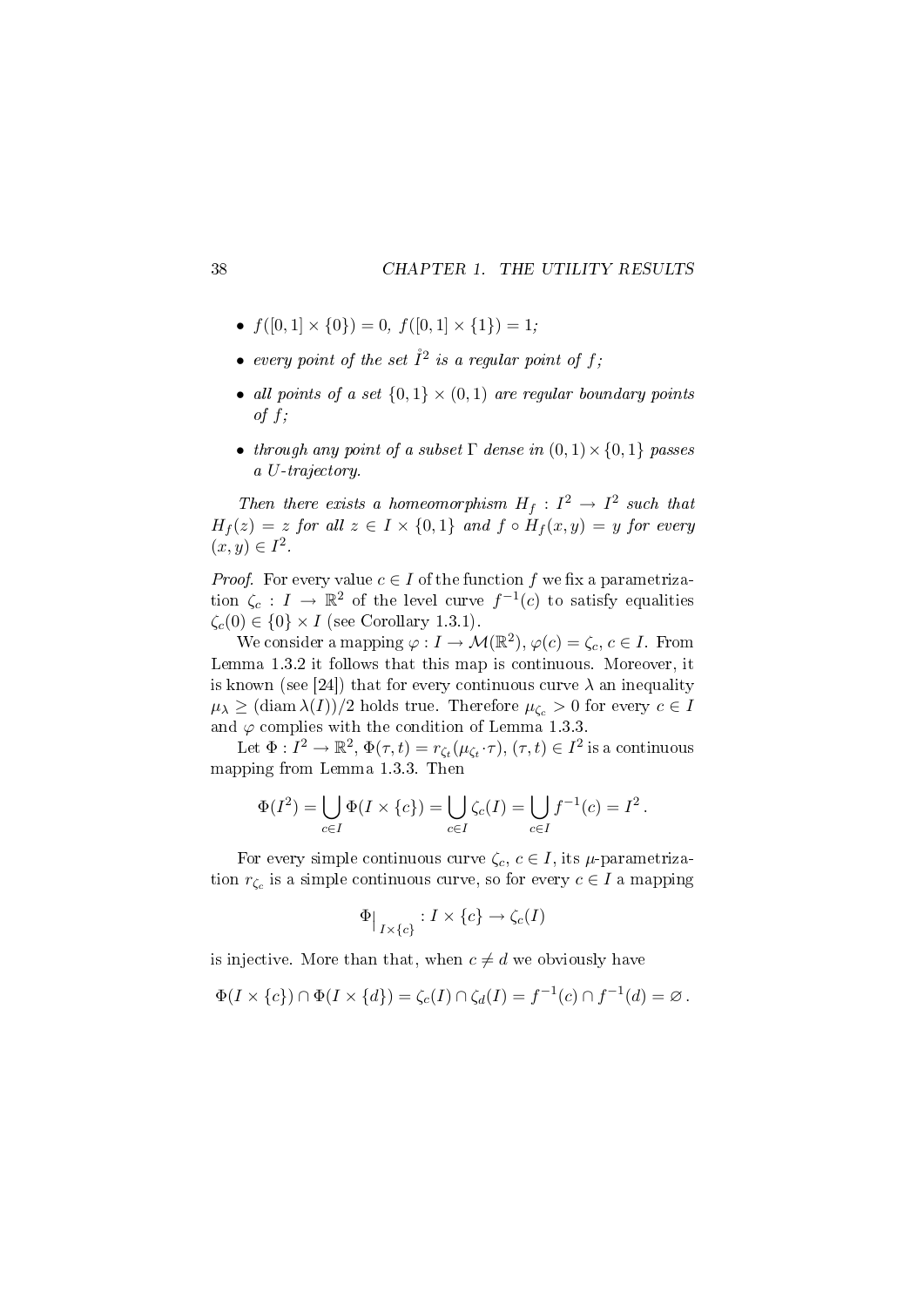- *$f([0,1] \times \{0\}) = 0$, $f([0,1] \times \{1\}) = 1$;*
- *every point of the set $\mathring{I}^2$ is a regular point of $f$;*
- *all points of a set $\{0,1\} \times (0,1)$ are regular boundary points of $f$;*
- *through any point of a subset $\Gamma$ dense in $(0,1) \times \{0,1\}$ passes a U-trajectory.*

*Then there exists a homeomorphism $H_f : I^2 \to I^2$ such that $H_f(z) = z$ for all $z \in I \times \{0,1\}$ and $f \circ H_f(x,y) = y$ for every $(x,y) \in I^2$.*

*Proof.* For every value $c \in I$ of the function $f$ we fix a parametrization $\zeta_c : I \to \mathbb{R}^2$ of the level curve $f^{-1}(c)$ to satisfy equalities $\zeta_c(0) \in \{0\} \times I$ (see Corollary 1.3.1).

We consider a mapping $\varphi : I \to \mathcal{M}(\mathbb{R}^2)$, $\varphi(c) = \zeta_c$, $c \in I$. From Lemma 1.3.2 it follows that this map is continuous. Moreover, it is known (see [24]) that for every continuous curve $\lambda$ an inequality $\mu_\lambda \geq (\operatorname{diam} \lambda(I))/2$ holds true. Therefore $\mu_{\zeta_c} > 0$ for every $c \in I$ and $\varphi$ complies with the condition of Lemma 1.3.3.

Let $\Phi : I^2 \to \mathbb{R}^2$, $\Phi(\tau, t) = r_{\zeta_t}(\mu_{\zeta_t} \cdot \tau)$, $(\tau, t) \in I^2$ is a continuous mapping from Lemma 1.3.3. Then

$$\Phi(I^2) = \bigcup_{c \in I} \Phi(I \times \{c\}) = \bigcup_{c \in I} \zeta_c(I) = \bigcup_{c \in I} f^{-1}(c) = I^2 .$$

For every simple continuous curve $\zeta_c$, $c \in I$, its $\mu$-parametrization $r_{\zeta_c}$ is a simple continuous curve, so for every $c \in I$ a mapping

$$\Phi\big|_{I \times \{c\}} : I \times \{c\} \to \zeta_c(I)$$

is injective. More than that, when $c \neq d$ we obviously have

$$\Phi(I \times \{c\}) \cap \Phi(I \times \{d\}) = \zeta_c(I) \cap \zeta_d(I) = f^{-1}(c) \cap f^{-1}(d) = \varnothing .$$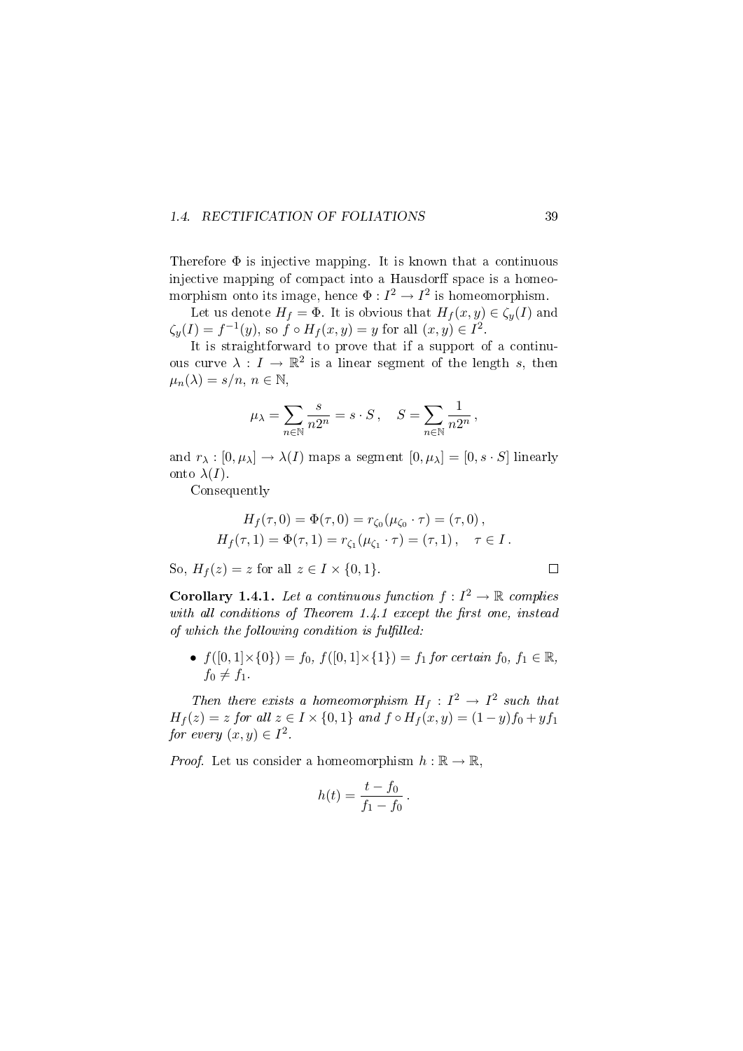Therefore $\Phi$ is injective mapping. It is known that a continuous injective mapping of compact into a Hausdorff space is a homeomorphism onto its image, hence $\Phi : I^2 \to I^2$ is homeomorphism.

Let us denote $H_f = \Phi$. It is obvious that $H_f(x, y) \in \zeta_y(I)$ and $\zeta_y(I) = f^{-1}(y)$, so $f \circ H_f(x, y) = y$ for all $(x, y) \in I^2$.

It is straightforward to prove that if a support of a continuous curve $\lambda : I \to \mathbb{R}^2$ is a linear segment of the length $s$, then $\mu_n(\lambda) = s/n$, $n \in \mathbb{N}$,

$$\mu_\lambda = \sum_{n \in \mathbb{N}} \frac{s}{n 2^n} = s \cdot S \,, \quad S = \sum_{n \in \mathbb{N}} \frac{1}{n 2^n} \,,$$

and $r_\lambda : [0, \mu_\lambda] \to \lambda(I)$ maps a segment $[0, \mu_\lambda] = [0, s \cdot S]$ linearly onto $\lambda(I)$.

Consequently

$$H_f(\tau, 0) = \Phi(\tau, 0) = r_{\zeta_0}(\mu_{\zeta_0} \cdot \tau) = (\tau, 0) \,,$$
$$H_f(\tau, 1) = \Phi(\tau, 1) = r_{\zeta_1}(\mu_{\zeta_1} \cdot \tau) = (\tau, 1) \,, \quad \tau \in I \,.$$

So, $H_f(z) = z$ for all $z \in I \times \{0, 1\}$. □

**Corollary 1.4.1.** *Let a continuous function $f : I^2 \to \mathbb{R}$ complies with all conditions of Theorem 1.4.1 except the first one, instead of which the following condition is fulfilled:*

- $f([0,1] \times \{0\}) = f_0$, $f([0,1] \times \{1\}) = f_1$ *for certain* $f_0$, $f_1 \in \mathbb{R}$, $f_0 \neq f_1$.

*Then there exists a homeomorphism $H_f : I^2 \to I^2$ such that $H_f(z) = z$ for all $z \in I \times \{0, 1\}$ and $f \circ H_f(x, y) = (1 - y) f_0 + y f_1$ for every $(x, y) \in I^2$.*

*Proof.* Let us consider a homeomorphism $h : \mathbb{R} \to \mathbb{R}$,

$$h(t) = \frac{t - f_0}{f_1 - f_0} \,.$$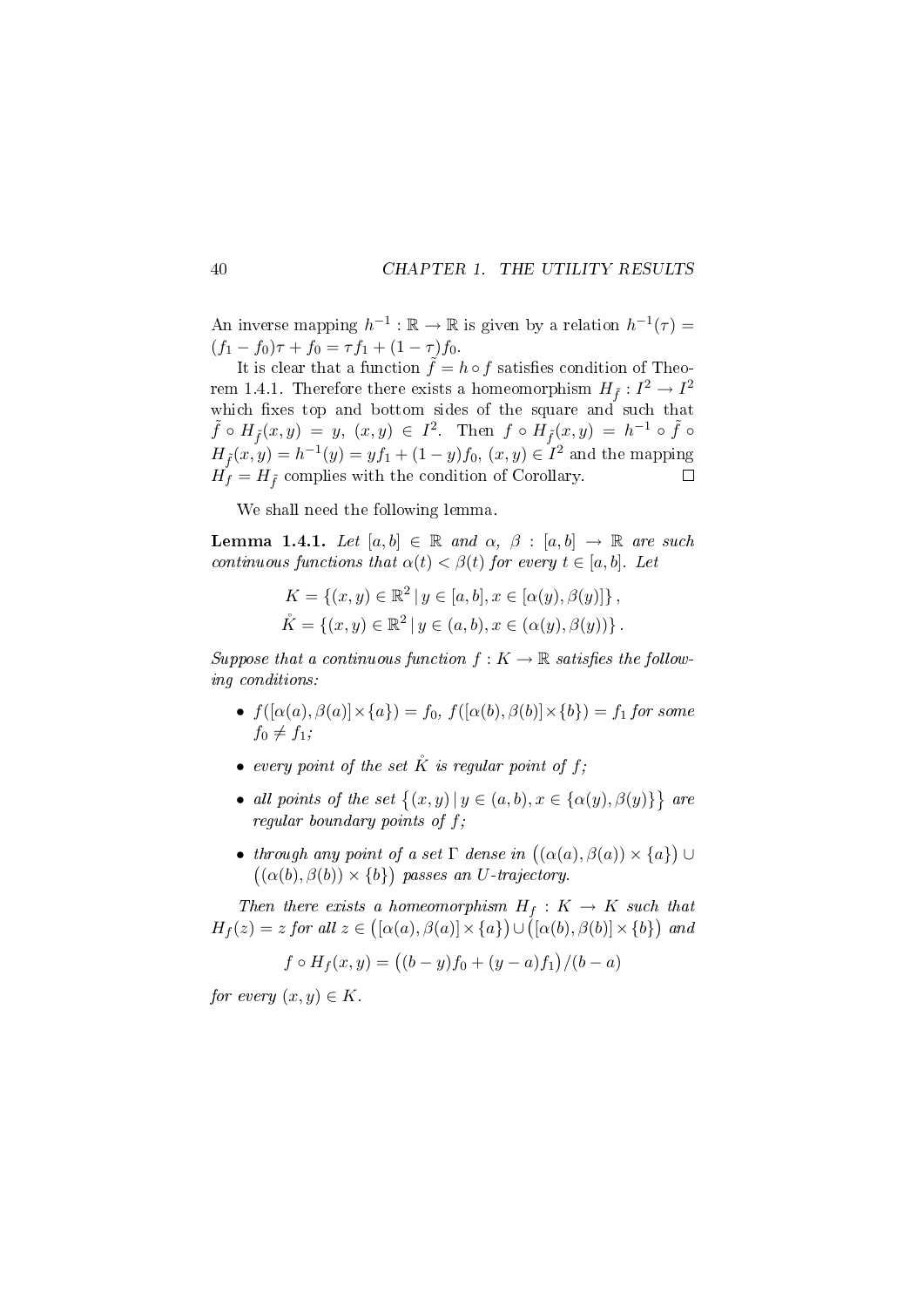An inverse mapping $h^{-1} : \mathbb{R} \to \mathbb{R}$ is given by a relation $h^{-1}(\tau) = (f_1 - f_0)\tau + f_0 = \tau f_1 + (1-\tau) f_0$.

It is clear that a function $\tilde{f} = h \circ f$ satisfies condition of Theorem 1.4.1. Therefore there exists a homeomorphism $H_{\tilde{f}} : I^2 \to I^2$ which fixes top and bottom sides of the square and such that $\tilde{f} \circ H_{\tilde{f}}(x, y) = y$, $(x, y) \in I^2$. Then $f \circ H_{\tilde{f}}(x, y) = h^{-1} \circ \tilde{f} \circ H_{\tilde{f}}(x, y) = h^{-1}(y) = y f_1 + (1 - y) f_0$, $(x, y) \in I^2$ and the mapping $H_f = H_{\tilde{f}}$ complies with the condition of Corollary. □

We shall need the following lemma.

**Lemma 1.4.1.** *Let $[a, b] \in \mathbb{R}$ and $\alpha,\ \beta : [a, b] \to \mathbb{R}$ are such continuous functions that $\alpha(t) < \beta(t)$ for every $t \in [a, b]$. Let*

$$
\begin{aligned}
K &= \{(x, y) \in \mathbb{R}^2 \mid y \in [a, b], x \in [\alpha(y), \beta(y)]\}, \\
\mathring{K} &= \{(x, y) \in \mathbb{R}^2 \mid y \in (a, b), x \in (\alpha(y), \beta(y))\}.
\end{aligned}
$$

*Suppose that a continuous function $f : K \to \mathbb{R}$ satisfies the following conditions:*

- *$f([\alpha(a), \beta(a)] \times \{a\}) = f_0$, $f([\alpha(b), \beta(b)] \times \{b\}) = f_1$ for some $f_0 \neq f_1$;*
- *every point of the set $\mathring{K}$ is regular point of $f$;*
- *all points of the set $\big\{(x, y) \mid y \in (a, b), x \in \{\alpha(y), \beta(y)\}\big\}$ are regular boundary points of $f$;*
- *through any point of a set $\Gamma$ dense in $\big((\alpha(a), \beta(a)) \times \{a\}\big) \cup \big((\alpha(b), \beta(b)) \times \{b\}\big)$ passes an $U$-trajectory.*

*Then there exists a homeomorphism $H_f : K \to K$ such that $H_f(z) = z$ for all $z \in \big([\alpha(a), \beta(a)] \times \{a\}\big) \cup \big([\alpha(b), \beta(b)] \times \{b\}\big)$ and*

$$
f \circ H_f(x, y) = \big((b - y) f_0 + (y - a) f_1\big)/(b - a)
$$

*for every $(x, y) \in K$.*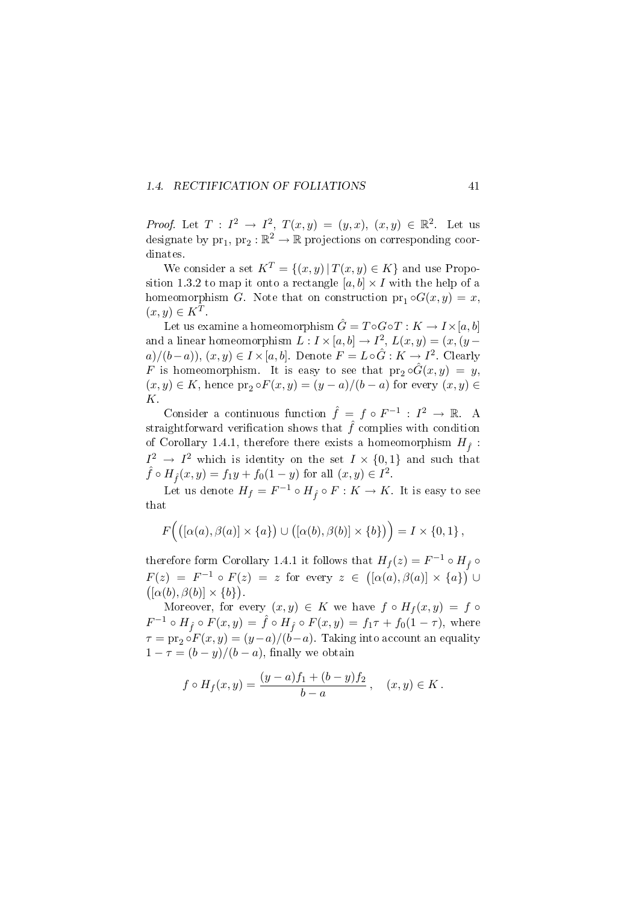*Proof.* Let $T : I^2 \to I^2$, $T(x,y) = (y,x)$, $(x,y) \in \mathbb{R}^2$. Let us designate by $\mathrm{pr}_1, \mathrm{pr}_2 : \mathbb{R}^2 \to \mathbb{R}$ projections on corresponding coordinates.

We consider a set $K^T = \{(x,y) \,|\, T(x,y) \in K\}$ and use Proposition 1.3.2 to map it onto a rectangle $[a,b] \times I$ with the help of a homeomorphism $G$. Note that on construction $\mathrm{pr}_1 \circ G(x,y) = x$, $(x,y) \in K^T$.

Let us examine a homeomorphism $\hat{G} = T \circ G \circ T : K \to I \times [a,b]$ and a linear homeomorphism $L : I \times [a,b] \to I^2$, $L(x,y) = (x, (y-a)/(b-a))$, $(x,y) \in I \times [a,b]$. Denote $F = L \circ \hat{G} : K \to I^2$. Clearly $F$ is homeomorphism. It is easy to see that $\mathrm{pr}_2 \circ \hat{G}(x,y) = y$, $(x,y) \in K$, hence $\mathrm{pr}_2 \circ F(x,y) = (y-a)/(b-a)$ for every $(x,y) \in K$.

Consider a continuous function $\hat{f} = f \circ F^{-1} : I^2 \to \mathbb{R}$. A straightforward verification shows that $\hat{f}$ complies with condition of Corollary 1.4.1, therefore there exists a homeomorphism $H_{\hat{f}} : I^2 \to I^2$ which is identity on the set $I \times \{0,1\}$ and such that $\hat{f} \circ H_{\hat{f}}(x,y) = f_1 y + f_0(1-y)$ for all $(x,y) \in I^2$.

Let us denote $H_f = F^{-1} \circ H_{\hat{f}} \circ F : K \to K$. It is easy to see that

$$F\Big(\big([\alpha(a), \beta(a)] \times \{a\}\big) \cup \big([\alpha(b), \beta(b)] \times \{b\}\big)\Big) = I \times \{0,1\}\,,$$

therefore form Corollary 1.4.1 it follows that $H_f(z) = F^{-1} \circ H_{\hat{f}} \circ F(z) = F^{-1} \circ F(z) = z$ for every $z \in \big([\alpha(a), \beta(a)] \times \{a\}\big) \cup \big([\alpha(b), \beta(b)] \times \{b\}\big)$.

Moreover, for every $(x,y) \in K$ we have $f \circ H_f(x,y) = f \circ F^{-1} \circ H_{\hat{f}} \circ F(x,y) = \hat{f} \circ H_{\hat{f}} \circ F(x,y) = f_1\tau + f_0(1-\tau)$, where $\tau = \mathrm{pr}_2 \circ F(x,y) = (y-a)/(b-a)$. Taking into account an equality $1 - \tau = (b-y)/(b-a)$, finally we obtain

$$f \circ H_f(x,y) = \frac{(y-a)f_1 + (b-y)f_2}{b-a}\,, \quad (x,y) \in K\,.$$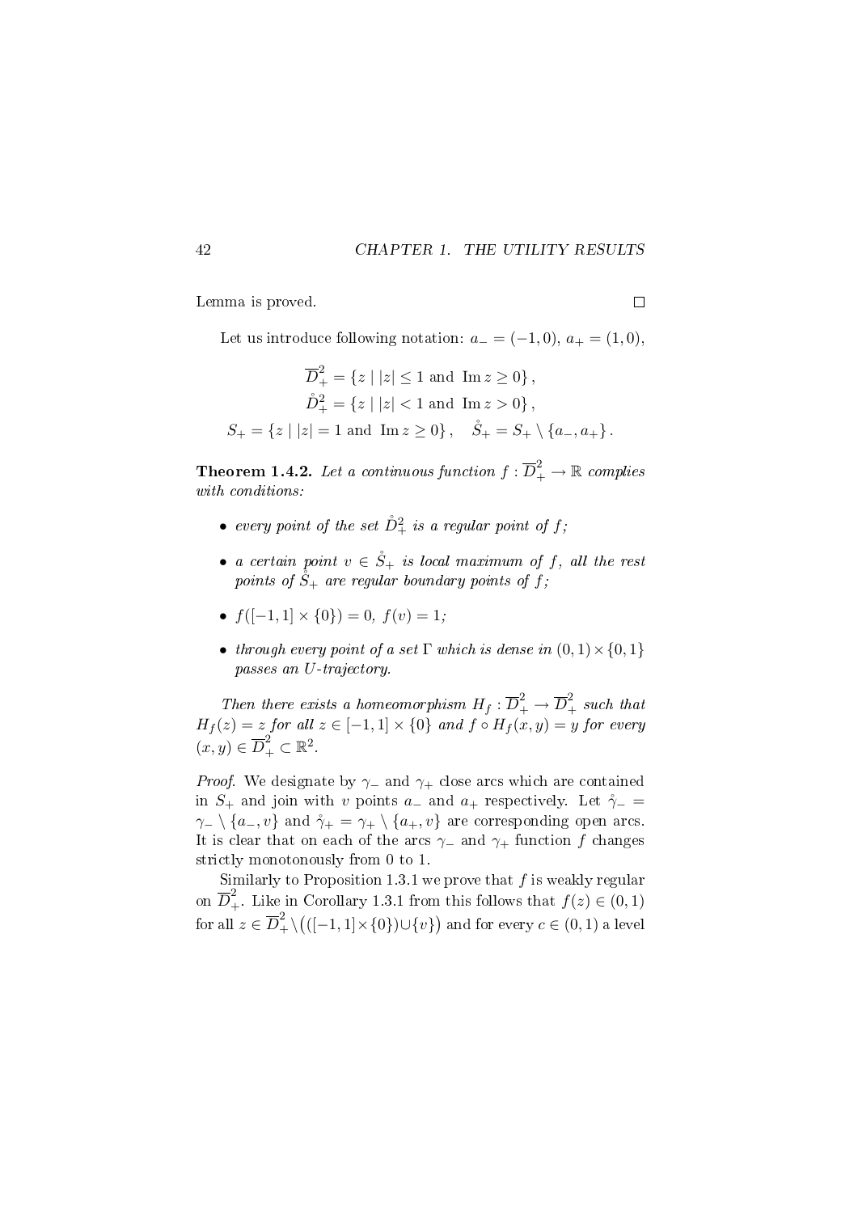Lemma is proved. $\square$

Let us introduce following notation: $a_- = (-1, 0)$, $a_+ = (1, 0)$,

$$\overline{D}^2_+ = \{z \mid |z| \le 1 \text{ and } \operatorname{Im} z \ge 0\},$$
$$\mathring{D}^2_+ = \{z \mid |z| < 1 \text{ and } \operatorname{Im} z > 0\},$$
$$S_+ = \{z \mid |z| = 1 \text{ and } \operatorname{Im} z \ge 0\}, \quad \mathring{S}_+ = S_+ \setminus \{a_-, a_+\}.$$

**Theorem 1.4.2.** *Let a continuous function $f : \overline{D}^2_+ \to \mathbb{R}$ complies with conditions:*

- *every point of the set $\mathring{D}^2_+$ is a regular point of $f$;*
- *a certain point $v \in \mathring{S}_+$ is local maximum of $f$, all the rest points of $\mathring{S}_+$ are regular boundary points of $f$;*
- *$f([-1, 1] \times \{0\}) = 0$, $f(v) = 1$;*
- *through every point of a set $\Gamma$ which is dense in $(0, 1) \times \{0, 1\}$ passes an $U$-trajectory.*

*Then there exists a homeomorphism $H_f : \overline{D}^2_+ \to \overline{D}^2_+$ such that $H_f(z) = z$ for all $z \in [-1, 1] \times \{0\}$ and $f \circ H_f(x, y) = y$ for every $(x, y) \in \overline{D}^2_+ \subset \mathbb{R}^2$.*

*Proof.* We designate by $\gamma_-$ and $\gamma_+$ close arcs which are contained in $S_+$ and join with $v$ points $a_-$ and $a_+$ respectively. Let $\mathring{\gamma}_- = \gamma_- \setminus \{a_-, v\}$ and $\mathring{\gamma}_+ = \gamma_+ \setminus \{a_+, v\}$ are corresponding open arcs. It is clear that on each of the arcs $\gamma_-$ and $\gamma_+$ function $f$ changes strictly monotonously from 0 to 1.

Similarly to Proposition 1.3.1 we prove that $f$ is weakly regular on $\overline{D}^2_+$. Like in Corollary 1.3.1 from this follows that $f(z) \in (0, 1)$ for all $z \in \overline{D}^2_+ \setminus \big(([-1, 1] \times \{0\}) \cup \{v\}\big)$ and for every $c \in (0, 1)$ a level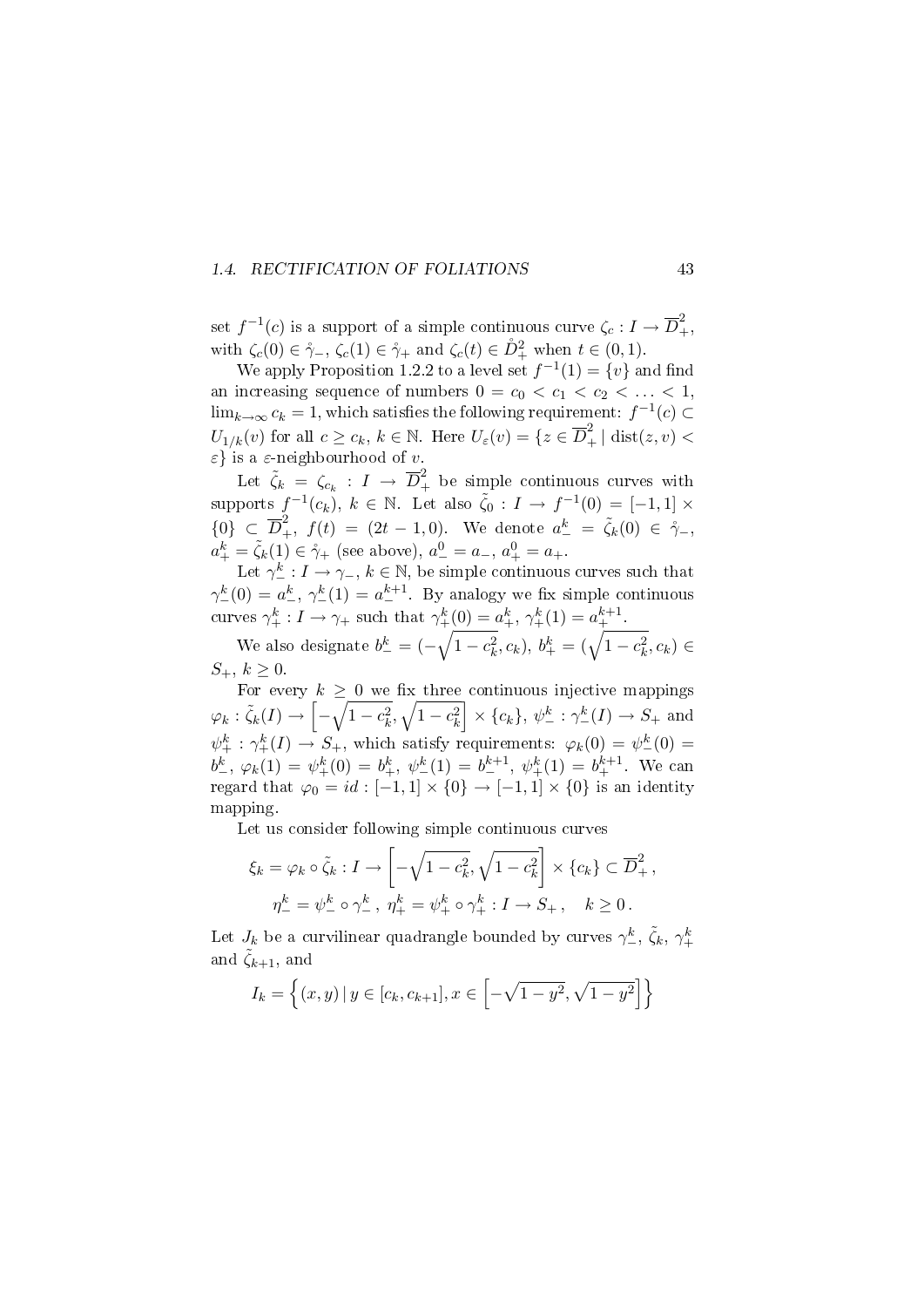set $f^{-1}(c)$ is a support of a simple continuous curve $\zeta_c : I \to \overline{D}^2_+$, with $\zeta_c(0) \in \mathring{\gamma}_-$, $\zeta_c(1) \in \mathring{\gamma}_+$ and $\zeta_c(t) \in \mathring{D}^2_+$ when $t \in (0,1)$.

We apply Proposition 1.2.2 to a level set $f^{-1}(1) = \{v\}$ and find an increasing sequence of numbers $0 = c_0 < c_1 < c_2 < \ldots < 1$, $\lim_{k\to\infty} c_k = 1$, which satisfies the following requirement: $f^{-1}(c) \subset U_{1/k}(v)$ for all $c \geq c_k$, $k \in \mathbb{N}$. Here $U_\varepsilon(v) = \{z \in \overline{D}^2_+ \mid \operatorname{dist}(z,v) < \varepsilon\}$ is a $\varepsilon$-neighbourhood of $v$.

Let $\tilde{\zeta}_k = \zeta_{c_k} : I \to \overline{D}^2_+$ be simple continuous curves with supports $f^{-1}(c_k)$, $k \in \mathbb{N}$. Let also $\tilde{\zeta}_0 : I \to f^{-1}(0) = [-1,1] \times \{0\} \subset \overline{D}^2_+$, $f(t) = (2t-1, 0)$. We denote $a^k_- = \tilde{\zeta}_k(0) \in \mathring{\gamma}_-$, $a^k_+ = \tilde{\zeta}_k(1) \in \mathring{\gamma}_+$ (see above), $a^0_- = a_-$, $a^0_+ = a_+$.

Let $\gamma^k_- : I \to \gamma_-$, $k \in \mathbb{N}$, be simple continuous curves such that $\gamma^k_-(0) = a^k_-$, $\gamma^k_-(1) = a^{k+1}_-$. By analogy we fix simple continuous curves $\gamma^k_+ : I \to \gamma_+$ such that $\gamma^k_+(0) = a^k_+$, $\gamma^k_+(1) = a^{k+1}_+$.

We also designate $b^k_- = (-\sqrt{1-c_k^2}, c_k)$, $b^k_+ = (\sqrt{1-c_k^2}, c_k) \in S_+$, $k \geq 0$.

For every $k \geq 0$ we fix three continuous injective mappings $\varphi_k : \tilde{\zeta}_k(I) \to \left[-\sqrt{1-c_k^2}, \sqrt{1-c_k^2}\right] \times \{c_k\}$, $\psi^k_- : \gamma^k_-(I) \to S_+$ and $\psi^k_+ : \gamma^k_+(I) \to S_+$, which satisfy requirements: $\varphi_k(0) = \psi^k_-(0) = b^k_-$, $\varphi_k(1) = \psi^k_+(0) = b^k_+$, $\psi^k_-(1) = b^{k+1}_-$, $\psi^k_+(1) = b^{k+1}_+$. We can regard that $\varphi_0 = id : [-1,1] \times \{0\} \to [-1,1] \times \{0\}$ is an identity mapping.

Let us consider following simple continuous curves

$$\xi_k = \varphi_k \circ \tilde{\zeta}_k : I \to \left[-\sqrt{1-c_k^2}, \sqrt{1-c_k^2}\right] \times \{c_k\} \subset \overline{D}^2_+\,,$$

$$\eta^k_- = \psi^k_- \circ \gamma^k_-\,,\ \eta^k_+ = \psi^k_+ \circ \gamma^k_+ : I \to S_+\,, \quad k \geq 0\,.$$

Let $J_k$ be a curvilinear quadrangle bounded by curves $\gamma^k_-$, $\tilde{\zeta}_k$, $\gamma^k_+$ and $\tilde{\zeta}_{k+1}$, and

$$I_k = \left\{(x,y) \,|\, y \in [c_k, c_{k+1}], x \in \left[-\sqrt{1-y^2}, \sqrt{1-y^2}\right]\right\}$$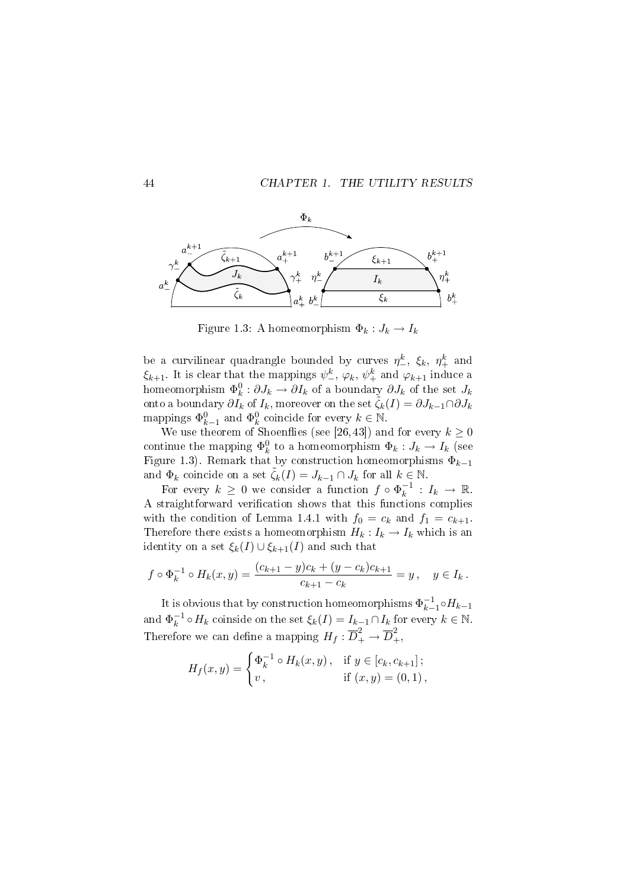Figure 1.3: A homeomorphism $\Phi_k : J_k \to I_k$

be a curvilinear quadrangle bounded by curves $\eta^k_-$, $\xi_k$, $\eta^k_+$ and $\xi_{k+1}$. It is clear that the mappings $\psi^k_-$, $\varphi_k$, $\psi^k_+$ and $\varphi_{k+1}$ induce a homeomorphism $\Phi^0_k : \partial J_k \to \partial I_k$ of a boundary $\partial J_k$ of the set $J_k$ onto a boundary $\partial I_k$ of $I_k$, moreover on the set $\tilde{\zeta}_k(I) = \partial J_{k-1} \cap \partial J_k$ mappings $\Phi^0_{k-1}$ and $\Phi^0_k$ coincide for every $k \in \mathbb{N}$.

We use theorem of Shoenflies (see [26,43]) and for every $k \geq 0$ continue the mapping $\Phi^0_k$ to a homeomorphism $\Phi_k : J_k \to I_k$ (see Figure 1.3). Remark that by construction homeomorphisms $\Phi_{k-1}$ and $\Phi_k$ coincide on a set $\tilde{\zeta}_k(I) = J_{k-1} \cap J_k$ for all $k \in \mathbb{N}$.

For every $k \geq 0$ we consider a function $f \circ \Phi_k^{-1} : I_k \to \mathbb{R}$. A straightforward verification shows that this functions complies with the condition of Lemma 1.4.1 with $f_0 = c_k$ and $f_1 = c_{k+1}$. Therefore there exists a homeomorphism $H_k : I_k \to I_k$ which is an identity on a set $\xi_k(I) \cup \xi_{k+1}(I)$ and such that

$$f \circ \Phi_k^{-1} \circ H_k(x, y) = \frac{(c_{k+1} - y)c_k + (y - c_k)c_{k+1}}{c_{k+1} - c_k} = y\,, \quad y \in I_k\,.$$

It is obvious that by construction homeomorphisms $\Phi_{k-1}^{-1} \circ H_{k-1}$ and $\Phi_k^{-1} \circ H_k$ coinside on the set $\xi_k(I) = I_{k-1} \cap I_k$ for every $k \in \mathbb{N}$. Therefore we can define a mapping $H_f : \overline{D}^2_+ \to \overline{D}^2_+$,

$$H_f(x, y) = \begin{cases} \Phi_k^{-1} \circ H_k(x, y)\,, & \text{if } y \in [c_k, c_{k+1}]\,; \\ v\,, & \text{if } (x, y) = (0, 1)\,, \end{cases}$$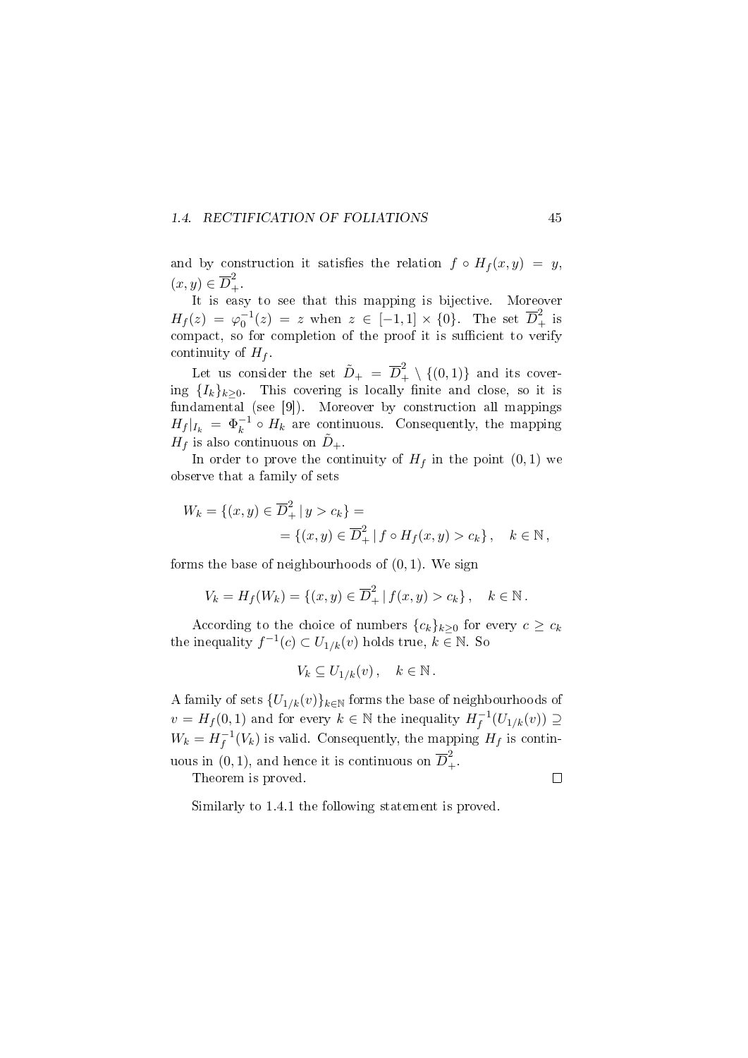and by construction it satisfies the relation $f \circ H_f(x,y) = y$, $(x,y) \in \overline{D}^2_+$.

It is easy to see that this mapping is bijective. Moreover $H_f(z) = \varphi_0^{-1}(z) = z$ when $z \in [-1,1] \times \{0\}$. The set $\overline{D}^2_+$ is compact, so for completion of the proof it is sufficient to verify continuity of $H_f$.

Let us consider the set $\tilde{D}_+ = \overline{D}^2_+ \setminus \{(0,1)\}$ and its covering $\{I_k\}_{k\geq 0}$. This covering is locally finite and close, so it is fundamental (see [9]). Moreover by construction all mappings $H_f|_{I_k} = \Phi_k^{-1} \circ H_k$ are continuous. Consequently, the mapping $H_f$ is also continuous on $\tilde{D}_+$.

In order to prove the continuity of $H_f$ in the point $(0,1)$ we observe that a family of sets

$$
\begin{aligned}
W_k = \{(x,y) \in \overline{D}^2_+ \mid y > c_k\} = \\
= \{(x,y) \in \overline{D}^2_+ \mid f \circ H_f(x,y) > c_k\}, \quad k \in \mathbb{N},
\end{aligned}
$$

forms the base of neighbourhoods of $(0,1)$. We sign

$$
V_k = H_f(W_k) = \{(x,y) \in \overline{D}^2_+ \mid f(x,y) > c_k\}, \quad k \in \mathbb{N}.
$$

According to the choice of numbers $\{c_k\}_{k\geq 0}$ for every $c \geq c_k$ the inequality $f^{-1}(c) \subset U_{1/k}(v)$ holds true, $k \in \mathbb{N}$. So

$$
V_k \subseteq U_{1/k}(v), \quad k \in \mathbb{N}.
$$

A family of sets $\{U_{1/k}(v)\}_{k\in\mathbb{N}}$ forms the base of neighbourhoods of $v = H_f(0,1)$ and for every $k \in \mathbb{N}$ the inequality $H_f^{-1}(U_{1/k}(v)) \supseteq W_k = H_f^{-1}(V_k)$ is valid. Consequently, the mapping $H_f$ is continuous in $(0,1)$, and hence it is continuous on $\overline{D}^2_+$.

Theorem is proved. $\square$

Similarly to 1.4.1 the following statement is proved.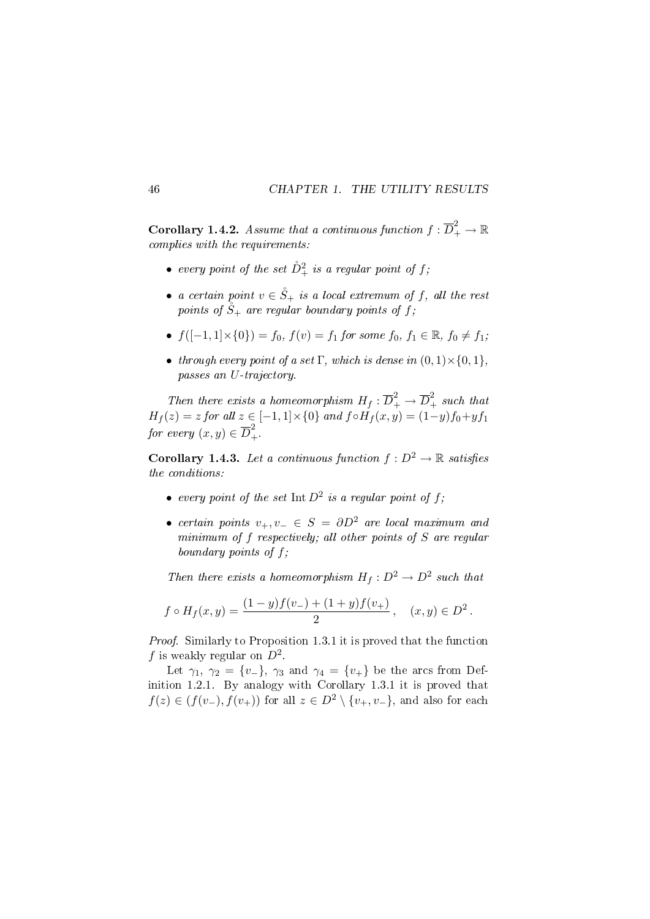**Corollary 1.4.2.** *Assume that a continuous function $f : \overline{D}^2_+ \to \mathbb{R}$ complies with the requirements:*

- *every point of the set $\mathring{D}^2_+$ is a regular point of $f$;*
- *a certain point $v \in \mathring{S}_+$ is a local extremum of $f$, all the rest points of $\mathring{S}_+$ are regular boundary points of $f$;*
- *$f([-1,1]\times\{0\}) = f_0$, $f(v) = f_1$ for some $f_0$, $f_1 \in \mathbb{R}$, $f_0 \neq f_1$;*
- *through every point of a set $\Gamma$, which is dense in $(0,1)\times\{0,1\}$, passes an $U$-trajectory.*

*Then there exists a homeomorphism $H_f : \overline{D}^2_+ \to \overline{D}^2_+$ such that $H_f(z) = z$ for all $z \in [-1,1]\times\{0\}$ and $f \circ H_f(x,y) = (1-y)f_0 + yf_1$ for every $(x,y) \in \overline{D}^2_+$.*

**Corollary 1.4.3.** *Let a continuous function $f : D^2 \to \mathbb{R}$ satisfies the conditions:*

- *every point of the set $\operatorname{Int} D^2$ is a regular point of $f$;*
- *certain points $v_+, v_- \in S = \partial D^2$ are local maximum and minimum of $f$ respectively; all other points of $S$ are regular boundary points of $f$;*

*Then there exists a homeomorphism $H_f : D^2 \to D^2$ such that*

$$f \circ H_f(x,y) = \frac{(1-y)f(v_-) + (1+y)f(v_+)}{2}, \quad (x,y) \in D^2 .$$

*Proof.* Similarly to Proposition 1.3.1 it is proved that the function $f$ is weakly regular on $D^2$.

Let $\gamma_1$, $\gamma_2 = \{v_-\}$, $\gamma_3$ and $\gamma_4 = \{v_+\}$ be the arcs from Definition 1.2.1. By analogy with Corollary 1.3.1 it is proved that $f(z) \in (f(v_-), f(v_+))$ for all $z \in D^2 \setminus \{v_+, v_-\}$, and also for each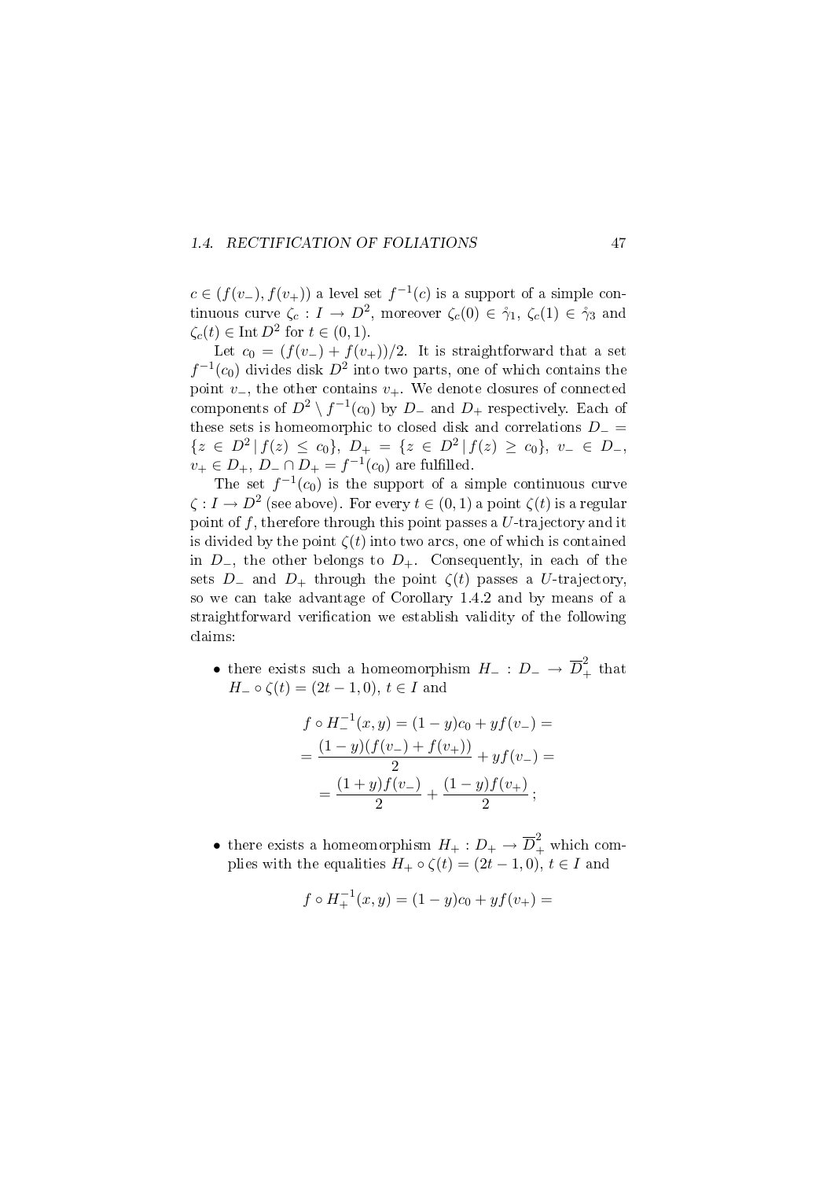$c \in (f(v_-), f(v_+))$ a level set $f^{-1}(c)$ is a support of a simple continuous curve $\zeta_c : I \to D^2$, moreover $\zeta_c(0) \in \mathring{\gamma}_1$, $\zeta_c(1) \in \mathring{\gamma}_3$ and $\zeta_c(t) \in \operatorname{Int} D^2$ for $t \in (0,1)$.

Let $c_0 = (f(v_-) + f(v_+))/2$. It is straightforward that a set $f^{-1}(c_0)$ divides disk $D^2$ into two parts, one of which contains the point $v_-$, the other contains $v_+$. We denote closures of connected components of $D^2 \setminus f^{-1}(c_0)$ by $D_-$ and $D_+$ respectively. Each of these sets is homeomorphic to closed disk and correlations $D_- = \{z \in D^2 \,|\, f(z) \le c_0\}$, $D_+ = \{z \in D^2 \,|\, f(z) \ge c_0\}$, $v_- \in D_-$, $v_+ \in D_+$, $D_- \cap D_+ = f^{-1}(c_0)$ are fulfilled.

The set $f^{-1}(c_0)$ is the support of a simple continuous curve $\zeta : I \to D^2$ (see above). For every $t \in (0,1)$ a point $\zeta(t)$ is a regular point of $f$, therefore through this point passes a $U$-trajectory and it is divided by the point $\zeta(t)$ into two arcs, one of which is contained in $D_-$, the other belongs to $D_+$. Consequently, in each of the sets $D_-$ and $D_+$ through the point $\zeta(t)$ passes a $U$-trajectory, so we can take advantage of Corollary 1.4.2 and by means of a straightforward verification we establish validity of the following claims:

- there exists such a homeomorphism $H_- : D_- \to \overline{D}^2_+$ that $H_- \circ \zeta(t) = (2t-1, 0)$, $t \in I$ and

$$
\begin{gathered}
f \circ H_-^{-1}(x,y) = (1-y)c_0 + y f(v_-) = \\
= \frac{(1-y)(f(v_-) + f(v_+))}{2} + y f(v_-) = \\
= \frac{(1+y) f(v_-)}{2} + \frac{(1-y) f(v_+)}{2};
\end{gathered}
$$

- there exists a homeomorphism $H_+ : D_+ \to \overline{D}^2_+$ which complies with the equalities $H_+ \circ \zeta(t) = (2t-1, 0)$, $t \in I$ and

$$
f \circ H_+^{-1}(x,y) = (1-y)c_0 + y f(v_+) =
$$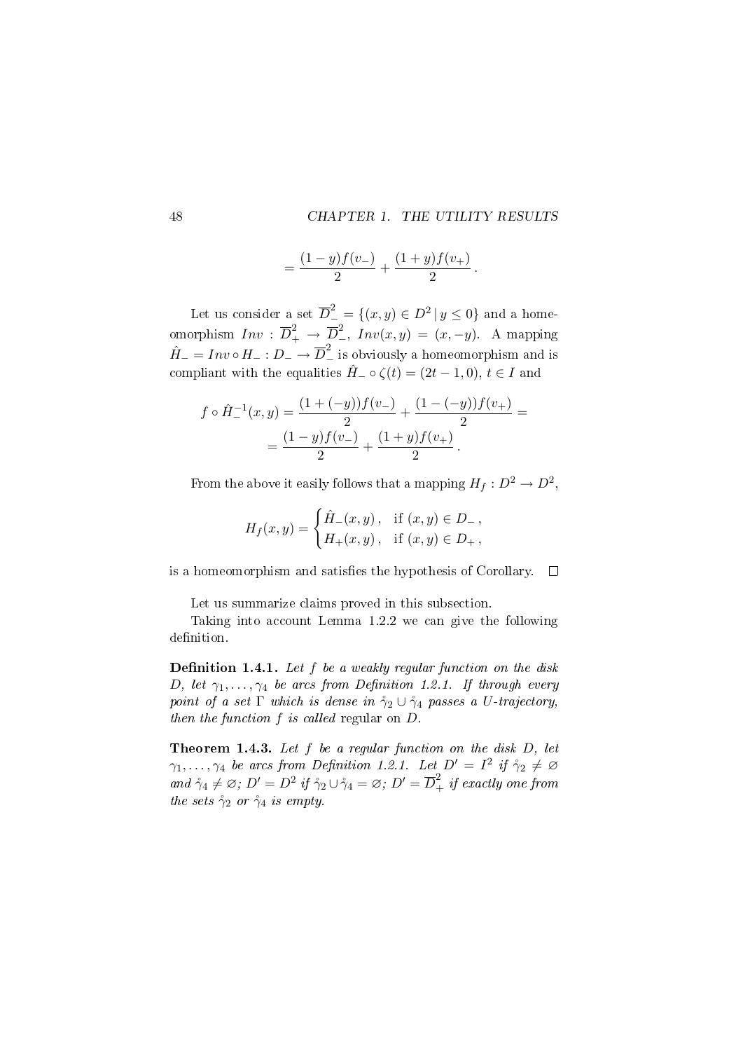$$= \frac{(1-y)f(v_-)}{2} + \frac{(1+y)f(v_+)}{2}.$$

Let us consider a set $\overline{D}^2_- = \{(x,y) \in D^2 \,|\, y \leq 0\}$ and a homeomorphism $Inv : \overline{D}^2_+ \to \overline{D}^2_-$, $Inv(x,y) = (x,-y)$. A mapping $\hat{H}_- = Inv \circ H_- : D_- \to \overline{D}^2_-$ is obviously a homeomorphism and is compliant with the equalities $\hat{H}_- \circ \zeta(t) = (2t-1, 0)$, $t \in I$ and

$$f \circ \hat{H}_-^{-1}(x,y) = \frac{(1+(-y))f(v_-)}{2} + \frac{(1-(-y))f(v_+)}{2} =$$
$$= \frac{(1-y)f(v_-)}{2} + \frac{(1+y)f(v_+)}{2}.$$

From the above it easily follows that a mapping $H_f : D^2 \to D^2$,

$$H_f(x,y) = \begin{cases} \hat{H}_-(x,y), & \text{if } (x,y) \in D_-, \\ H_+(x,y), & \text{if } (x,y) \in D_+, \end{cases}$$

is a homeomorphism and satisfies the hypothesis of Corollary. $\square$

Let us summarize claims proved in this subsection.

Taking into account Lemma 1.2.2 we can give the following definition.

**Definition 1.4.1.** *Let $f$ be a weakly regular function on the disk $D$, let $\gamma_1, \ldots, \gamma_4$ be arcs from Definition 1.2.1. If through every point of a set $\Gamma$ which is dense in $\mathring{\gamma}_2 \cup \mathring{\gamma}_4$ passes a $U$-trajectory, then the function $f$ is called* regular *on $D$.*

**Theorem 1.4.3.** *Let $f$ be a regular function on the disk $D$, let $\gamma_1, \ldots, \gamma_4$ be arcs from Definition 1.2.1. Let $D' = I^2$ if $\mathring{\gamma}_2 \neq \varnothing$ and $\mathring{\gamma}_4 \neq \varnothing$; $D' = D^2$ if $\mathring{\gamma}_2 \cup \mathring{\gamma}_4 = \varnothing$; $D' = \overline{D}^2_+$ if exactly one from the sets $\mathring{\gamma}_2$ or $\mathring{\gamma}_4$ is empty.*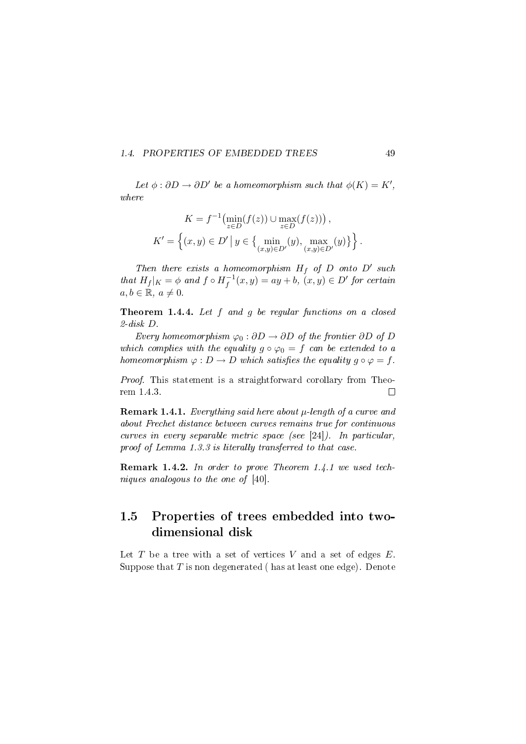*Let $\phi : \partial D \to \partial D'$ be a homeomorphism such that $\phi(K) = K'$, where*

$$K = f^{-1}\big(\min_{z\in D}(f(z)) \cup \max_{z\in D}(f(z))\big)\,,$$
$$K' = \Big\{(x,y) \in D' \,\big|\, y \in \big\{\min_{(x,y)\in D'}(y),\, \max_{(x,y)\in D'}(y)\big\}\Big\}\,.$$

*Then there exists a homeomorphism $H_f$ of $D$ onto $D'$ such that $H_f|_K = \phi$ and $f \circ H_f^{-1}(x,y) = ay + b$, $(x,y) \in D'$ for certain $a, b \in \mathbb{R}$, $a \neq 0$.*

**Theorem 1.4.4.** *Let $f$ and $g$ be regular functions on a closed 2-disk $D$.*

*Every homeomorphism $\varphi_0 : \partial D \to \partial D$ of the frontier $\partial D$ of $D$ which complies with the equality $g \circ \varphi_0 = f$ can be extended to a homeomorphism $\varphi : D \to D$ which satisfies the equality $g \circ \varphi = f$.*

*Proof.* This statement is a straightforward corollary from Theorem 1.4.3. □

**Remark 1.4.1.** *Everything said here about $\mu$-length of a curve and about Frechet distance between curves remains true for continuous curves in every separable metric space (see* [24]*). In particular, proof of Lemma 1.3.3 is literally transferred to that case.*

**Remark 1.4.2.** *In order to prove Theorem 1.4.1 we used techniques analogous to the one of* [40].

## 1.5 Properties of trees embedded into two-dimensional disk

Let $T$ be a tree with a set of vertices $V$ and a set of edges $E$. Suppose that $T$ is non degenerated ( has at least one edge). Denote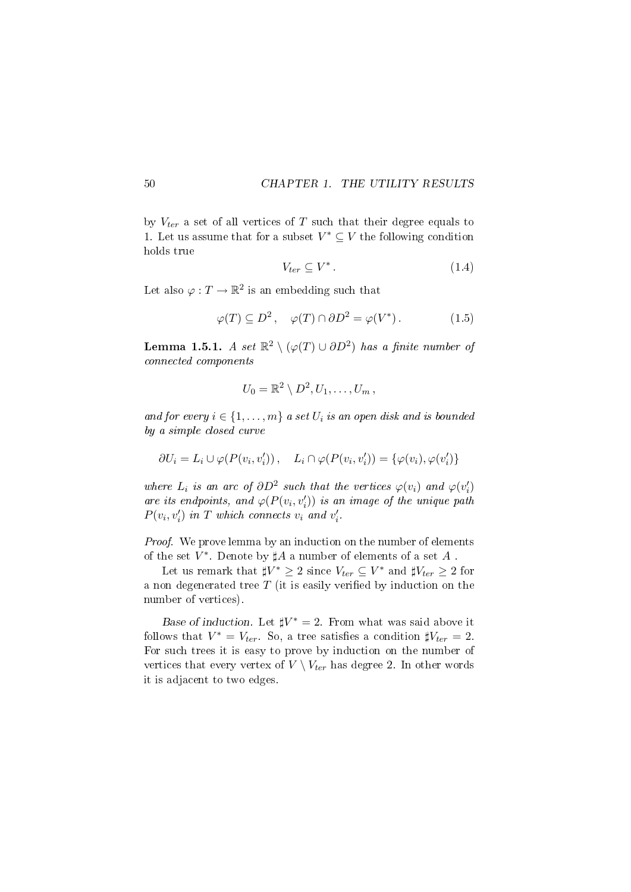by $V_{ter}$ a set of all vertices of $T$ such that their degree equals to 1. Let us assume that for a subset $V^* \subseteq V$ the following condition holds true

$$V_{ter} \subseteq V^* . \tag{1.4}$$

Let also $\varphi : T \to \mathbb{R}^2$ is an embedding such that

$$\varphi(T) \subseteq D^2 , \quad \varphi(T) \cap \partial D^2 = \varphi(V^*) . \tag{1.5}$$

**Lemma 1.5.1.** *A set $\mathbb{R}^2 \setminus (\varphi(T) \cup \partial D^2)$ has a finite number of connected components*

$$U_0 = \mathbb{R}^2 \setminus D^2, U_1, \ldots, U_m ,$$

*and for every $i \in \{1, \ldots, m\}$ a set $U_i$ is an open disk and is bounded by a simple closed curve*

$$\partial U_i = L_i \cup \varphi(P(v_i, v_i')) , \quad L_i \cap \varphi(P(v_i, v_i')) = \{\varphi(v_i), \varphi(v_i')\}$$

*where $L_i$ is an arc of $\partial D^2$ such that the vertices $\varphi(v_i)$ and $\varphi(v_i')$ are its endpoints, and $\varphi(P(v_i, v_i'))$ is an image of the unique path $P(v_i, v_i')$ in $T$ which connects $v_i$ and $v_i'$.*

*Proof.* We prove lemma by an induction on the number of elements of the set $V^*$. Denote by $\sharp A$ a number of elements of a set $A$ .

Let us remark that $\sharp V^* \geq 2$ since $V_{ter} \subseteq V^*$ and $\sharp V_{ter} \geq 2$ for a non degenerated tree $T$ (it is easily verified by induction on the number of vertices).

*Base of induction.* Let $\sharp V^* = 2$. From what was said above it follows that $V^* = V_{ter}$. So, a tree satisfies a condition $\sharp V_{ter} = 2$. For such trees it is easy to prove by induction on the number of vertices that every vertex of $V \setminus V_{ter}$ has degree 2. In other words it is adjacent to two edges.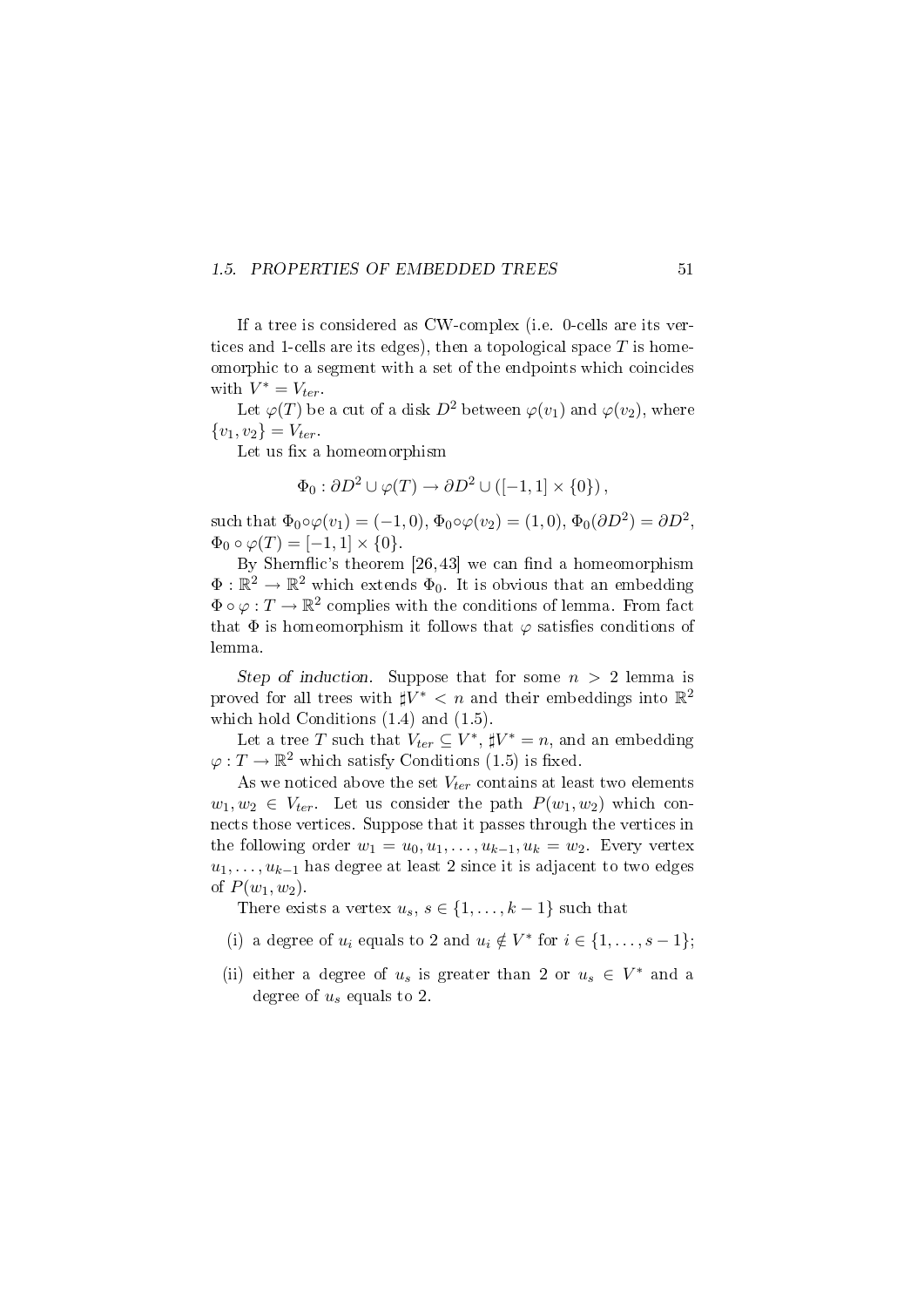If a tree is considered as CW-complex (i.e. 0-cells are its vertices and 1-cells are its edges), then a topological space $T$ is homeomorphic to a segment with a set of the endpoints which coincides with $V^* = V_{ter}$.

Let $\varphi(T)$ be a cut of a disk $D^2$ between $\varphi(v_1)$ and $\varphi(v_2)$, where $\{v_1, v_2\} = V_{ter}$.

Let us fix a homeomorphism

$$\Phi_0 : \partial D^2 \cup \varphi(T) \to \partial D^2 \cup ([-1, 1] \times \{0\}),$$

such that $\Phi_0 \circ \varphi(v_1) = (-1, 0)$, $\Phi_0 \circ \varphi(v_2) = (1, 0)$, $\Phi_0(\partial D^2) = \partial D^2$, $\Phi_0 \circ \varphi(T) = [-1, 1] \times \{0\}$.

By Shernflic's theorem [26,43] we can find a homeomorphism $\Phi : \mathbb{R}^2 \to \mathbb{R}^2$ which extends $\Phi_0$. It is obvious that an embedding $\Phi \circ \varphi : T \to \mathbb{R}^2$ complies with the conditions of lemma. From fact that $\Phi$ is homeomorphism it follows that $\varphi$ satisfies conditions of lemma.

*Step of induction.* Suppose that for some $n > 2$ lemma is proved for all trees with $\sharp V^* < n$ and their embeddings into $\mathbb{R}^2$ which hold Conditions (1.4) and (1.5).

Let a tree $T$ such that $V_{ter} \subseteq V^*$, $\sharp V^* = n$, and an embedding $\varphi : T \to \mathbb{R}^2$ which satisfy Conditions (1.5) is fixed.

As we noticed above the set $V_{ter}$ contains at least two elements $w_1, w_2 \in V_{ter}$. Let us consider the path $P(w_1, w_2)$ which connects those vertices. Suppose that it passes through the vertices in the following order $w_1 = u_0, u_1, \ldots, u_{k-1}, u_k = w_2$. Every vertex $u_1, \ldots, u_{k-1}$ has degree at least 2 since it is adjacent to two edges of $P(w_1, w_2)$.

There exists a vertex $u_s$, $s \in \{1, \ldots, k-1\}$ such that

(i) a degree of $u_i$ equals to 2 and $u_i \notin V^*$ for $i \in \{1, \ldots, s-1\}$;

(ii) either a degree of $u_s$ is greater than 2 or $u_s \in V^*$ and a degree of $u_s$ equals to 2.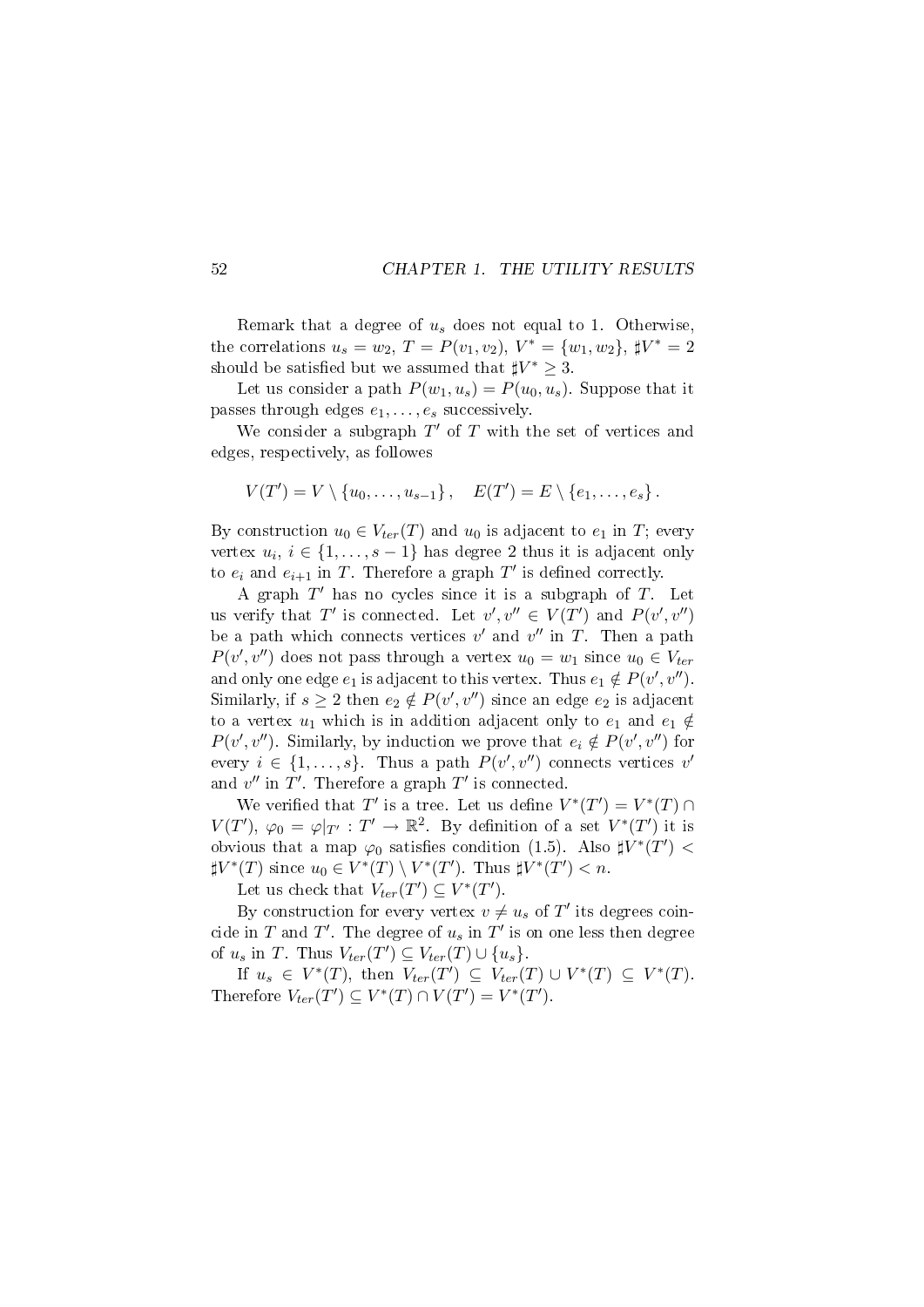Remark that a degree of $u_s$ does not equal to 1. Otherwise, the correlations $u_s = w_2$, $T = P(v_1, v_2)$, $V^* = \{w_1, w_2\}$, $\sharp V^* = 2$ should be satisfied but we assumed that $\sharp V^* \geq 3$.

Let us consider a path $P(w_1, u_s) = P(u_0, u_s)$. Suppose that it passes through edges $e_1, \ldots, e_s$ successively.

We consider a subgraph $T'$ of $T$ with the set of vertices and edges, respectively, as followes

$$V(T') = V \setminus \{u_0, \ldots, u_{s-1}\}, \quad E(T') = E \setminus \{e_1, \ldots, e_s\}.$$

By construction $u_0 \in V_{ter}(T)$ and $u_0$ is adjacent to $e_1$ in $T$; every vertex $u_i$, $i \in \{1, \ldots, s-1\}$ has degree 2 thus it is adjacent only to $e_i$ and $e_{i+1}$ in $T$. Therefore a graph $T'$ is defined correctly.

A graph $T'$ has no cycles since it is a subgraph of $T$. Let us verify that $T'$ is connected. Let $v', v'' \in V(T')$ and $P(v', v'')$ be a path which connects vertices $v'$ and $v''$ in $T$. Then a path $P(v', v'')$ does not pass through a vertex $u_0 = w_1$ since $u_0 \in V_{ter}$ and only one edge $e_1$ is adjacent to this vertex. Thus $e_1 \notin P(v', v'')$. Similarly, if $s \geq 2$ then $e_2 \notin P(v', v'')$ since an edge $e_2$ is adjacent to a vertex $u_1$ which is in addition adjacent only to $e_1$ and $e_1 \notin P(v', v'')$. Similarly, by induction we prove that $e_i \notin P(v', v'')$ for every $i \in \{1, \ldots, s\}$. Thus a path $P(v', v'')$ connects vertices $v'$ and $v''$ in $T'$. Therefore a graph $T'$ is connected.

We verified that $T'$ is a tree. Let us define $V^*(T') = V^*(T) \cap V(T')$, $\varphi_0 = \varphi|_{T'} : T' \to \mathbb{R}^2$. By definition of a set $V^*(T')$ it is obvious that a map $\varphi_0$ satisfies condition (1.5). Also $\sharp V^*(T') < \sharp V^*(T)$ since $u_0 \in V^*(T) \setminus V^*(T')$. Thus $\sharp V^*(T') < n$.

Let us check that $V_{ter}(T') \subseteq V^*(T')$.

By construction for every vertex $v \neq u_s$ of $T'$ its degrees coincide in $T$ and $T'$. The degree of $u_s$ in $T'$ is on one less then degree of $u_s$ in $T$. Thus $V_{ter}(T') \subseteq V_{ter}(T) \cup \{u_s\}$.

If $u_s \in V^*(T)$, then $V_{ter}(T') \subseteq V_{ter}(T) \cup V^*(T) \subseteq V^*(T)$. Therefore $V_{ter}(T') \subseteq V^*(T) \cap V(T') = V^*(T')$.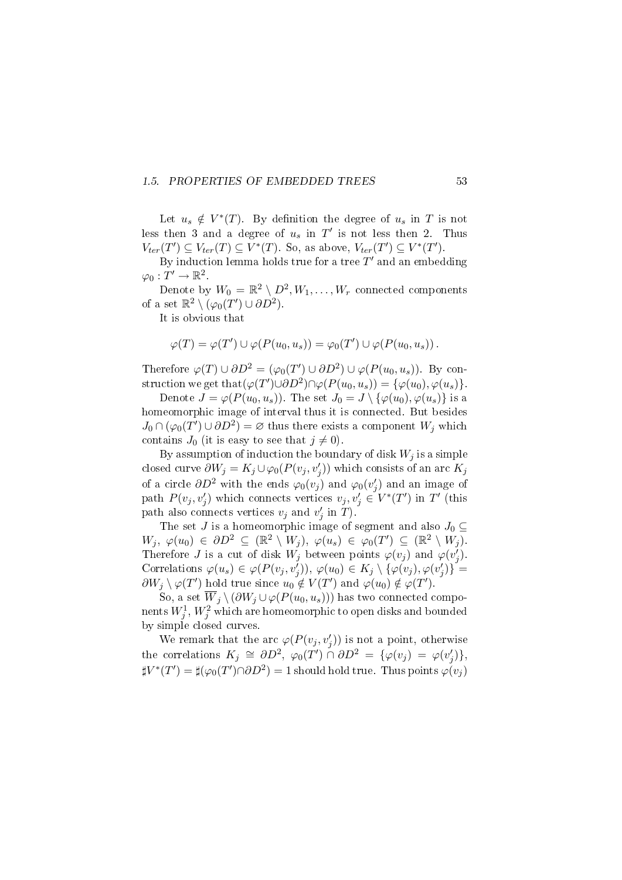Let $u_s \notin V^*(T)$. By definition the degree of $u_s$ in $T$ is not less then 3 and a degree of $u_s$ in $T'$ is not less then 2. Thus $V_{ter}(T') \subseteq V_{ter}(T) \subseteq V^*(T)$. So, as above, $V_{ter}(T') \subseteq V^*(T')$.

By induction lemma holds true for a tree $T'$ and an embedding $\varphi_0 : T' \to \mathbb{R}^2$.

Denote by $W_0 = \mathbb{R}^2 \setminus D^2, W_1, \ldots, W_r$ connected components of a set $\mathbb{R}^2 \setminus (\varphi_0(T') \cup \partial D^2)$.

It is obvious that

$$\varphi(T) = \varphi(T') \cup \varphi(P(u_0, u_s)) = \varphi_0(T') \cup \varphi(P(u_0, u_s)).$$

Therefore $\varphi(T) \cup \partial D^2 = (\varphi_0(T') \cup \partial D^2) \cup \varphi(P(u_0, u_s))$. By construction we get that $(\varphi(T') \cup \partial D^2) \cap \varphi(P(u_0, u_s)) = \{\varphi(u_0), \varphi(u_s)\}$.

Denote $J = \varphi(P(u_0, u_s))$. The set $J_0 = J \setminus \{\varphi(u_0), \varphi(u_s)\}$ is a homeomorphic image of interval thus it is connected. But besides $J_0 \cap (\varphi_0(T') \cup \partial D^2) = \varnothing$ thus there exists a component $W_j$ which contains $J_0$ (it is easy to see that $j \neq 0$).

By assumption of induction the boundary of disk $W_j$ is a simple closed curve $\partial W_j = K_j \cup \varphi_0(P(v_j, v_j'))$ which consists of an arc $K_j$ of a circle $\partial D^2$ with the ends $\varphi_0(v_j)$ and $\varphi_0(v_j')$ and an image of path $P(v_j, v_j')$ which connects vertices $v_j, v_j' \in V^*(T')$ in $T'$ (this path also connects vertices $v_j$ and $v_j'$ in $T$).

The set $J$ is a homeomorphic image of segment and also $J_0 \subseteq W_j$, $\varphi(u_0) \in \partial D^2 \subseteq (\mathbb{R}^2 \setminus W_j)$, $\varphi(u_s) \in \varphi_0(T') \subseteq (\mathbb{R}^2 \setminus W_j)$. Therefore $J$ is a cut of disk $W_j$ between points $\varphi(v_j)$ and $\varphi(v_j')$. Correlations $\varphi(u_s) \in \varphi(P(v_j, v_j'))$, $\varphi(u_0) \in K_j \setminus \{\varphi(v_j), \varphi(v_j')\} = \partial W_j \setminus \varphi(T')$ hold true since $u_0 \notin V(T')$ and $\varphi(u_0) \notin \varphi(T')$.

So, a set $\overline{W}_j \setminus (\partial W_j \cup \varphi(P(u_0, u_s)))$ has two connected components $W_j^1$, $W_j^2$ which are homeomorphic to open disks and bounded by simple closed curves.

We remark that the arc $\varphi(P(v_j, v_j'))$ is not a point, otherwise the correlations $K_j \cong \partial D^2$, $\varphi_0(T') \cap \partial D^2 = \{\varphi(v_j) = \varphi(v_j')\}$, $\sharp V^*(T') = \sharp(\varphi_0(T') \cap \partial D^2) = 1$ should hold true. Thus points $\varphi(v_j)$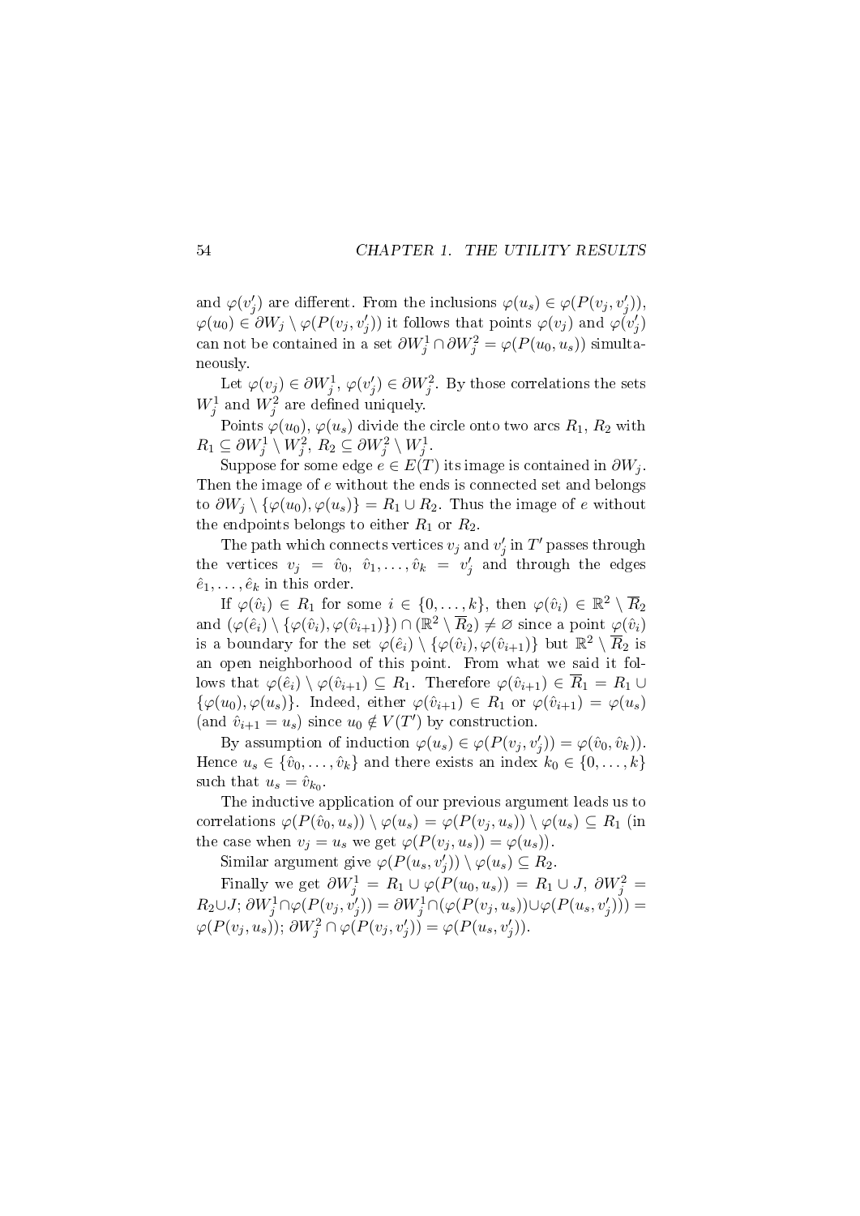and $\varphi(v_j')$ are different. From the inclusions $\varphi(u_s) \in \varphi(P(v_j, v_j'))$, $\varphi(u_0) \in \partial W_j \setminus \varphi(P(v_j, v_j'))$ it follows that points $\varphi(v_j)$ and $\varphi(v_j')$ can not be contained in a set $\partial W_j^1 \cap \partial W_j^2 = \varphi(P(u_0, u_s))$ simultaneously.

Let $\varphi(v_j) \in \partial W_j^1$, $\varphi(v_j') \in \partial W_j^2$. By those correlations the sets $W_j^1$ and $W_j^2$ are defined uniquely.

Points $\varphi(u_0)$, $\varphi(u_s)$ divide the circle onto two arcs $R_1$, $R_2$ with $R_1 \subseteq \partial W_j^1 \setminus W_j^2$, $R_2 \subseteq \partial W_j^2 \setminus W_j^1$.

Suppose for some edge $e \in E(T)$ its image is contained in $\partial W_j$. Then the image of $e$ without the ends is connected set and belongs to $\partial W_j \setminus \{\varphi(u_0), \varphi(u_s)\} = R_1 \cup R_2$. Thus the image of $e$ without the endpoints belongs to either $R_1$ or $R_2$.

The path which connects vertices $v_j$ and $v_j'$ in $T'$ passes through the vertices $v_j = \hat{v}_0, \hat{v}_1, \ldots, \hat{v}_k = v_j'$ and through the edges $\hat{e}_1, \ldots, \hat{e}_k$ in this order.

If $\varphi(\hat{v}_i) \in R_1$ for some $i \in \{0, \ldots, k\}$, then $\varphi(\hat{v}_i) \in \mathbb{R}^2 \setminus \overline{R}_2$ and $(\varphi(\hat{e}_i) \setminus \{\varphi(\hat{v}_i), \varphi(\hat{v}_{i+1})\}) \cap (\mathbb{R}^2 \setminus \overline{R}_2) \neq \varnothing$ since a point $\varphi(\hat{v}_i)$ is a boundary for the set $\varphi(\hat{e}_i) \setminus \{\varphi(\hat{v}_i), \varphi(\hat{v}_{i+1})\}$ but $\mathbb{R}^2 \setminus \overline{R}_2$ is an open neighborhood of this point. From what we said it follows that $\varphi(\hat{e}_i) \setminus \varphi(\hat{v}_{i+1}) \subseteq R_1$. Therefore $\varphi(\hat{v}_{i+1}) \in \overline{R}_1 = R_1 \cup \{\varphi(u_0), \varphi(u_s)\}$. Indeed, either $\varphi(\hat{v}_{i+1}) \in R_1$ or $\varphi(\hat{v}_{i+1}) = \varphi(u_s)$ (and $\hat{v}_{i+1} = u_s$) since $u_0 \notin V(T')$ by construction.

By assumption of induction $\varphi(u_s) \in \varphi(P(v_j, v_j')) = \varphi(\hat{v}_0, \hat{v}_k))$. Hence $u_s \in \{\hat{v}_0, \ldots, \hat{v}_k\}$ and there exists an index $k_0 \in \{0, \ldots, k\}$ such that $u_s = \hat{v}_{k_0}$.

The inductive application of our previous argument leads us to correlations $\varphi(P(\hat{v}_0, u_s)) \setminus \varphi(u_s) = \varphi(P(v_j, u_s)) \setminus \varphi(u_s) \subseteq R_1$ (in the case when $v_j = u_s$ we get $\varphi(P(v_j, u_s)) = \varphi(u_s)$).

Similar argument give $\varphi(P(u_s, v_j')) \setminus \varphi(u_s) \subseteq R_2$.

Finally we get $\partial W_j^1 = R_1 \cup \varphi(P(u_0, u_s)) = R_1 \cup J$, $\partial W_j^2 = R_2 \cup J$; $\partial W_j^1 \cap \varphi(P(v_j, v_j')) = \partial W_j^1 \cap (\varphi(P(v_j, u_s)) \cup \varphi(P(u_s, v_j'))) = \varphi(P(v_j, u_s))$; $\partial W_j^2 \cap \varphi(P(v_j, v_j')) = \varphi(P(u_s, v_j'))$.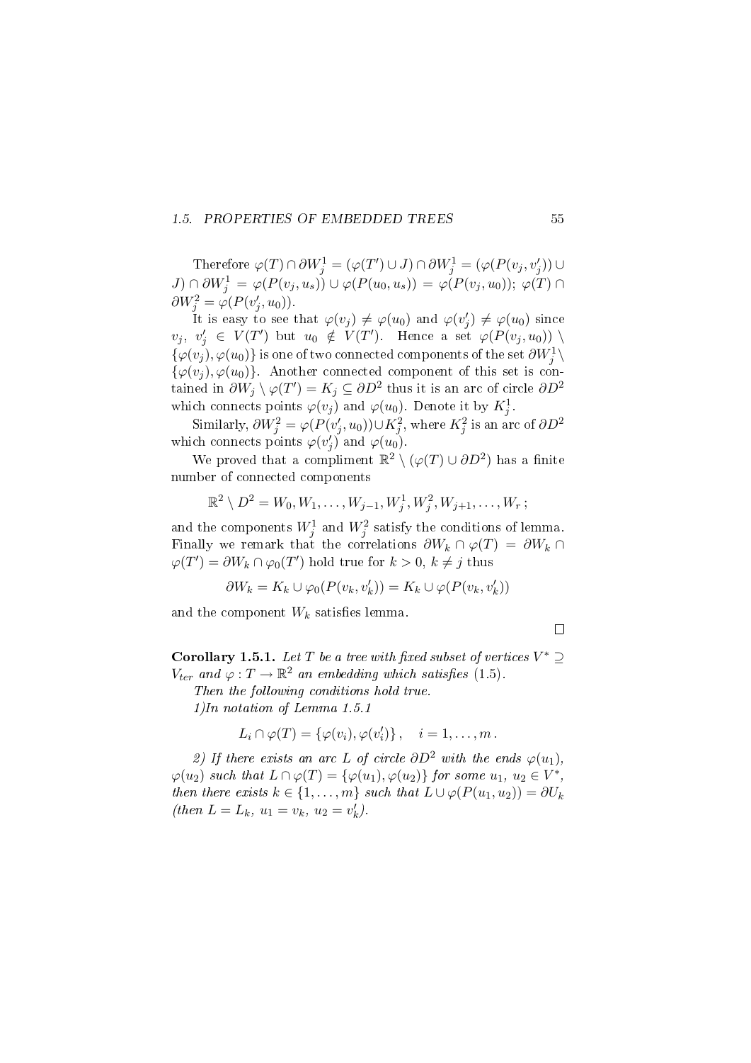Therefore $\varphi(T) \cap \partial W_j^1 = (\varphi(T') \cup J) \cap \partial W_j^1 = (\varphi(P(v_j, v_j')) \cup J) \cap \partial W_j^1 = \varphi(P(v_j, u_s)) \cup \varphi(P(u_0, u_s)) = \varphi(P(v_j, u_0))$; $\varphi(T) \cap \partial W_j^2 = \varphi(P(v_j', u_0))$.

It is easy to see that $\varphi(v_j) \neq \varphi(u_0)$ and $\varphi(v_j') \neq \varphi(u_0)$ since $v_j,\ v_j' \in V(T')$ but $u_0 \notin V(T')$. Hence a set $\varphi(P(v_j, u_0)) \setminus \{\varphi(v_j), \varphi(u_0)\}$ is one of two connected components of the set $\partial W_j^1 \setminus \{\varphi(v_j), \varphi(u_0)\}$. Another connected component of this set is contained in $\partial W_j \setminus \varphi(T') = K_j \subseteq \partial D^2$ thus it is an arc of circle $\partial D^2$ which connects points $\varphi(v_j)$ and $\varphi(u_0)$. Denote it by $K_j^1$.

Similarly, $\partial W_j^2 = \varphi(P(v_j', u_0)) \cup K_j^2$, where $K_j^2$ is an arc of $\partial D^2$ which connects points $\varphi(v_j')$ and $\varphi(u_0)$.

We proved that a compliment $\mathbb{R}^2 \setminus (\varphi(T) \cup \partial D^2)$ has a finite number of connected components

$$\mathbb{R}^2 \setminus D^2 = W_0, W_1, \ldots, W_{j-1}, W_j^1, W_j^2, W_{j+1}, \ldots, W_r\,;$$

and the components $W_j^1$ and $W_j^2$ satisfy the conditions of lemma. Finally we remark that the correlations $\partial W_k \cap \varphi(T) = \partial W_k \cap \varphi(T') = \partial W_k \cap \varphi_0(T')$ hold true for $k > 0,\ k \neq j$ thus

$$\partial W_k = K_k \cup \varphi_0(P(v_k, v_k')) = K_k \cup \varphi(P(v_k, v_k'))$$

and the component $W_k$ satisfies lemma.

$\square$

**Corollary 1.5.1.** *Let $T$ be a tree with fixed subset of vertices $V^* \supseteq V_{ter}$ and $\varphi : T \to \mathbb{R}^2$ an embedding which satisfies (1.5).*

*Then the following conditions hold true.*

*1)In notation of Lemma 1.5.1*

$$L_i \cap \varphi(T) = \{\varphi(v_i), \varphi(v_i')\}\,, \quad i = 1, \ldots, m\,.$$

*2) If there exists an arc $L$ of circle $\partial D^2$ with the ends $\varphi(u_1)$, $\varphi(u_2)$ such that $L \cap \varphi(T) = \{\varphi(u_1), \varphi(u_2)\}$ for some $u_1,\ u_2 \in V^*$, then there exists $k \in \{1, \ldots, m\}$ such that $L \cup \varphi(P(u_1, u_2)) = \partial U_k$ (then $L = L_k,\ u_1 = v_k,\ u_2 = v_k'$).*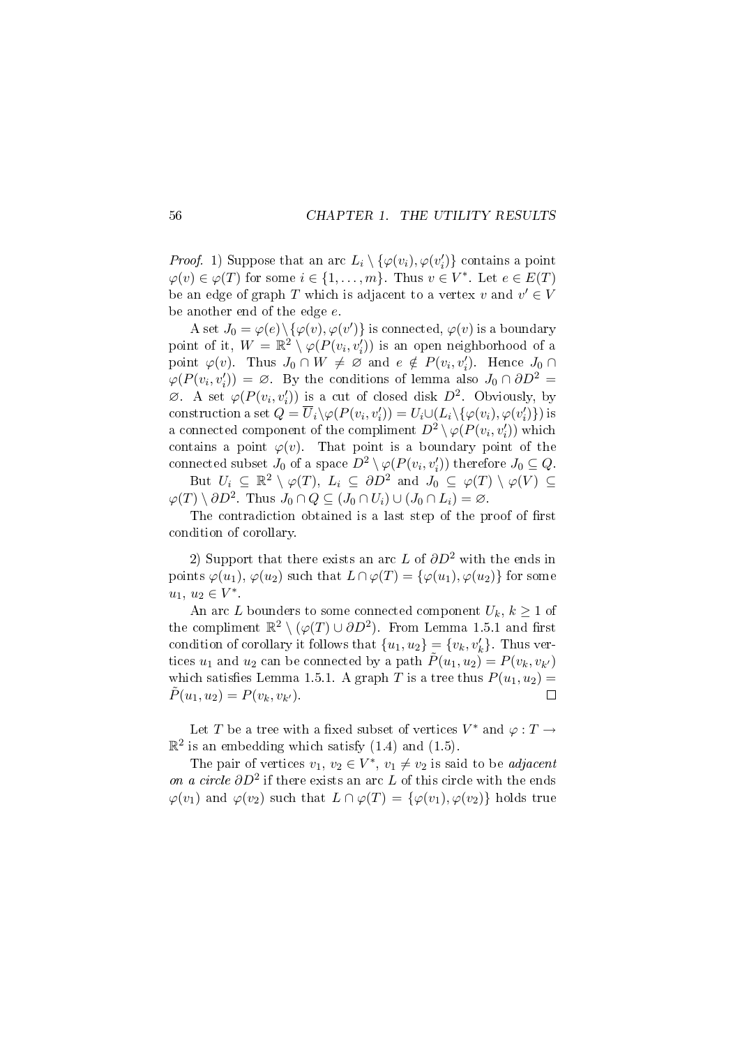*Proof.* 1) Suppose that an arc $L_i \setminus \{\varphi(v_i), \varphi(v_i')\}$ contains a point $\varphi(v) \in \varphi(T)$ for some $i \in \{1, \ldots, m\}$. Thus $v \in V^*$. Let $e \in E(T)$ be an edge of graph $T$ which is adjacent to a vertex $v$ and $v' \in V$ be another end of the edge $e$.

A set $J_0 = \varphi(e) \setminus \{\varphi(v), \varphi(v')\}$ is connected, $\varphi(v)$ is a boundary point of it, $W = \mathbb{R}^2 \setminus \varphi(P(v_i, v_i'))$ is an open neighborhood of a point $\varphi(v)$. Thus $J_0 \cap W \neq \varnothing$ and $e \notin P(v_i, v_i')$. Hence $J_0 \cap \varphi(P(v_i, v_i')) = \varnothing$. By the conditions of lemma also $J_0 \cap \partial D^2 = \varnothing$. A set $\varphi(P(v_i, v_i'))$ is a cut of closed disk $D^2$. Obviously, by construction a set $Q = \overline{U}_i \setminus \varphi(P(v_i, v_i')) = U_i \cup (L_i \setminus \{\varphi(v_i), \varphi(v_i')\})$ is a connected component of the compliment $D^2 \setminus \varphi(P(v_i, v_i'))$ which contains a point $\varphi(v)$. That point is a boundary point of the connected subset $J_0$ of a space $D^2 \setminus \varphi(P(v_i, v_i'))$ therefore $J_0 \subseteq Q$.

But $U_i \subseteq \mathbb{R}^2 \setminus \varphi(T)$, $L_i \subseteq \partial D^2$ and $J_0 \subseteq \varphi(T) \setminus \varphi(V) \subseteq \varphi(T) \setminus \partial D^2$. Thus $J_0 \cap Q \subseteq (J_0 \cap U_i) \cup (J_0 \cap L_i) = \varnothing$.

The contradiction obtained is a last step of the proof of first condition of corollary.

2) Support that there exists an arc $L$ of $\partial D^2$ with the ends in points $\varphi(u_1)$, $\varphi(u_2)$ such that $L \cap \varphi(T) = \{\varphi(u_1), \varphi(u_2)\}$ for some $u_1,\, u_2 \in V^*$.

An arc $L$ bounders to some connected component $U_k$, $k \geq 1$ of the compliment $\mathbb{R}^2 \setminus (\varphi(T) \cup \partial D^2)$. From Lemma 1.5.1 and first condition of corollary it follows that $\{u_1, u_2\} = \{v_k, v_k'\}$. Thus vertices $u_1$ and $u_2$ can be connected by a path $\tilde{P}(u_1, u_2) = P(v_k, v_{k'})$ which satisfies Lemma 1.5.1. A graph $T$ is a tree thus $P(u_1, u_2) = \tilde{P}(u_1, u_2) = P(v_k, v_{k'})$. $\square$

Let $T$ be a tree with a fixed subset of vertices $V^*$ and $\varphi : T \to \mathbb{R}^2$ is an embedding which satisfy (1.4) and (1.5).

The pair of vertices $v_1,\, v_2 \in V^*$, $v_1 \neq v_2$ is said to be *adjacent on a circle* $\partial D^2$ if there exists an arc $L$ of this circle with the ends $\varphi(v_1)$ and $\varphi(v_2)$ such that $L \cap \varphi(T) = \{\varphi(v_1), \varphi(v_2)\}$ holds true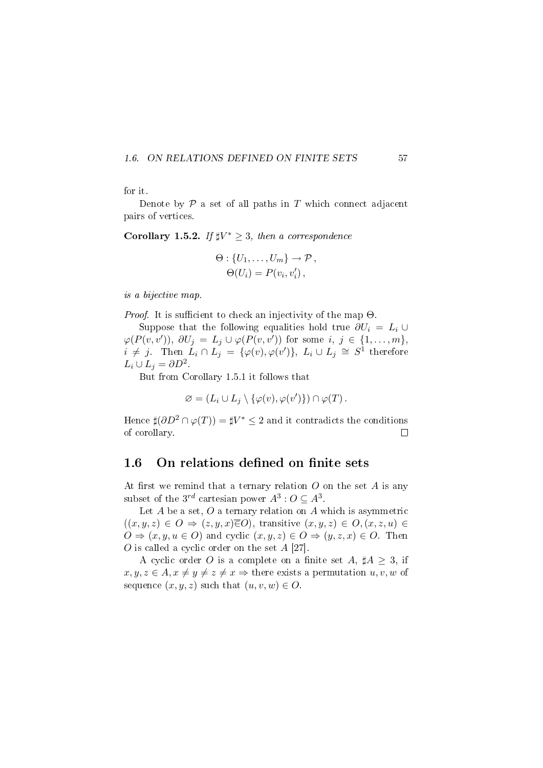for it.

Denote by $\mathcal{P}$ a set of all paths in $T$ which connect adjacent pairs of vertices.

**Corollary 1.5.2.** *If $\sharp V^* \geq 3$, then a correspondence*

$$\Theta : \{U_1, \ldots, U_m\} \to \mathcal{P}\,,$$
$$\Theta(U_i) = P(v_i, v_i')\,,$$

*is a bijective map.*

*Proof.* It is sufficient to check an injectivity of the map $\Theta$.

Suppose that the following equalities hold true $\partial U_i = L_i \cup \varphi(P(v, v'))$, $\partial U_j = L_j \cup \varphi(P(v, v'))$ for some $i, j \in \{1, \ldots, m\}$, $i \neq j$. Then $L_i \cap L_j = \{\varphi(v), \varphi(v')\}$, $L_i \cup L_j \cong S^1$ therefore $L_i \cup L_j = \partial D^2$.

But from Corollary 1.5.1 it follows that

$$\varnothing = (L_i \cup L_j \setminus \{\varphi(v), \varphi(v')\}) \cap \varphi(T)\,.$$

Hence $\sharp(\partial D^2 \cap \varphi(T)) = \sharp V^* \leq 2$ and it contradicts the conditions of corollary. $\square$

## 1.6 On relations defined on finite sets

At first we remind that a ternary relation $O$ on the set $A$ is any subset of the $3^{rd}$ cartesian power $A^3 : O \subseteq A^3$.

Let $A$ be a set, $O$ a ternary relation on $A$ which is asymmetric $((x, y, z) \in O \Rightarrow (z, y, x) \overline{\in} O)$, transitive $(x, y, z) \in O, (x, z, u) \in O \Rightarrow (x, y, u \in O)$ and cyclic $(x, y, z) \in O \Rightarrow (y, z, x) \in O$. Then $O$ is called a cyclic order on the set $A$ [27].

A cyclic order $O$ is a complete on a finite set $A$, $\sharp A \geq 3$, if $x, y, z \in A, x \neq y \neq z \neq x \Rightarrow$ there exists a permutation $u, v, w$ of sequence $(x, y, z)$ such that $(u, v, w) \in O$.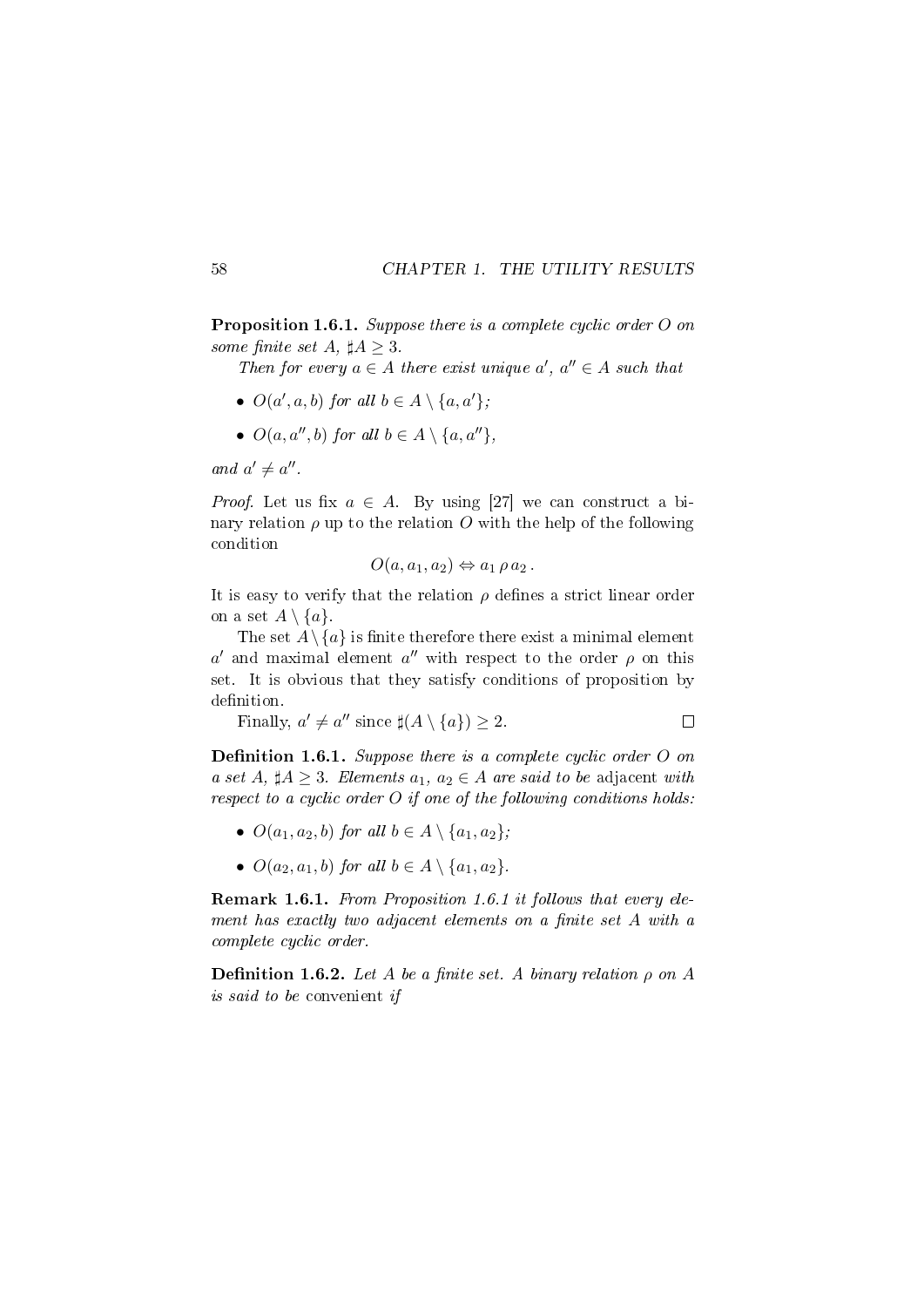**Proposition 1.6.1.** *Suppose there is a complete cyclic order $O$ on some finite set $A$, $\sharp A \geq 3$.*

*Then for every $a \in A$ there exist unique $a'$, $a'' \in A$ such that*

- *$O(a', a, b)$ for all $b \in A \setminus \{a, a'\}$;*
- *$O(a, a'', b)$ for all $b \in A \setminus \{a, a''\}$,*

*and $a' \neq a''$.*

*Proof.* Let us fix $a \in A$. By using [27] we can construct a binary relation $\rho$ up to the relation $O$ with the help of the following condition

$$O(a, a_1, a_2) \Leftrightarrow a_1 \, \rho \, a_2 \, .$$

It is easy to verify that the relation $\rho$ defines a strict linear order on a set $A \setminus \{a\}$.

The set $A \setminus \{a\}$ is finite therefore there exist a minimal element $a'$ and maximal element $a''$ with respect to the order $\rho$ on this set. It is obvious that they satisfy conditions of proposition by definition.

Finally, $a' \neq a''$ since $\sharp(A \setminus \{a\}) \geq 2$. □

**Definition 1.6.1.** *Suppose there is a complete cyclic order $O$ on a set $A$, $\sharp A \geq 3$. Elements $a_1$, $a_2 \in A$ are said to be* adjacent *with respect to a cyclic order $O$ if one of the following conditions holds:*

- *$O(a_1, a_2, b)$ for all $b \in A \setminus \{a_1, a_2\}$;*
- *$O(a_2, a_1, b)$ for all $b \in A \setminus \{a_1, a_2\}$.*

**Remark 1.6.1.** *From Proposition 1.6.1 it follows that every element has exactly two adjacent elements on a finite set $A$ with a complete cyclic order.*

**Definition 1.6.2.** *Let $A$ be a finite set. A binary relation $\rho$ on $A$ is said to be* convenient *if*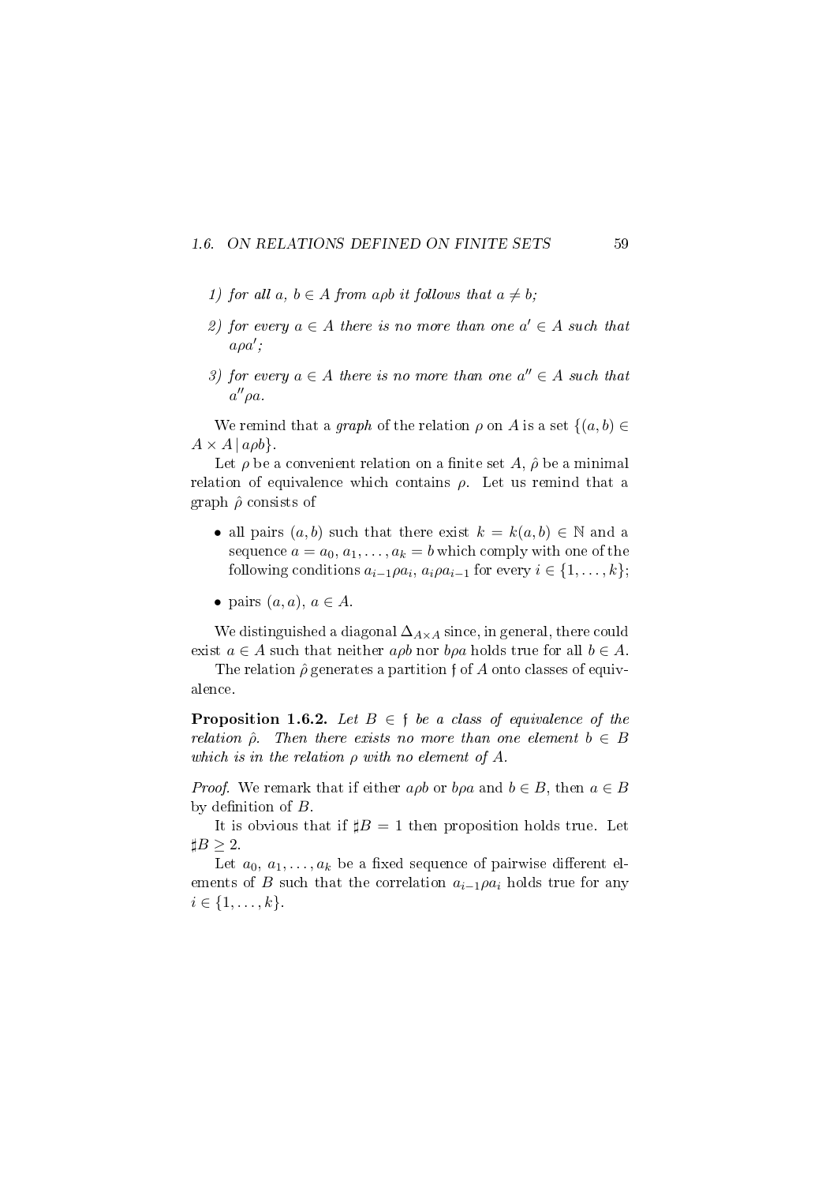1) *for all $a$, $b \in A$ from $a\rho b$ it follows that $a \neq b$;*

2) *for every $a \in A$ there is no more than one $a' \in A$ such that $a\rho a'$;*

3) *for every $a \in A$ there is no more than one $a'' \in A$ such that $a''\rho a$.*

We remind that a *graph* of the relation $\rho$ on $A$ is a set $\{(a, b) \in A \times A \,|\, a\rho b\}$.

Let $\rho$ be a convenient relation on a finite set $A$, $\hat{\rho}$ be a minimal relation of equivalence which contains $\rho$. Let us remind that a graph $\hat{\rho}$ consists of

- all pairs $(a, b)$ such that there exist $k = k(a, b) \in \mathbb{N}$ and a sequence $a = a_0, a_1, \ldots, a_k = b$ which comply with one of the following conditions $a_{i-1}\rho a_i$, $a_i \rho a_{i-1}$ for every $i \in \{1, \ldots, k\}$;
- pairs $(a, a)$, $a \in A$.

We distinguished a diagonal $\Delta_{A\times A}$ since, in general, there could exist $a \in A$ such that neither $a\rho b$ nor $b\rho a$ holds true for all $b \in A$.

The relation $\hat{\rho}$ generates a partition $\mathfrak{f}$ of $A$ onto classes of equivalence.

**Proposition 1.6.2.** *Let $B \in \mathfrak{f}$ be a class of equivalence of the relation $\hat{\rho}$. Then there exists no more than one element $b \in B$ which is in the relation $\rho$ with no element of $A$.*

*Proof.* We remark that if either $a\rho b$ or $b\rho a$ and $b \in B$, then $a \in B$ by definition of $B$.

It is obvious that if $\sharp B = 1$ then proposition holds true. Let $\sharp B \geq 2$.

Let $a_0, a_1, \ldots, a_k$ be a fixed sequence of pairwise different elements of $B$ such that the correlation $a_{i-1}\rho a_i$ holds true for any $i \in \{1, \ldots, k\}$.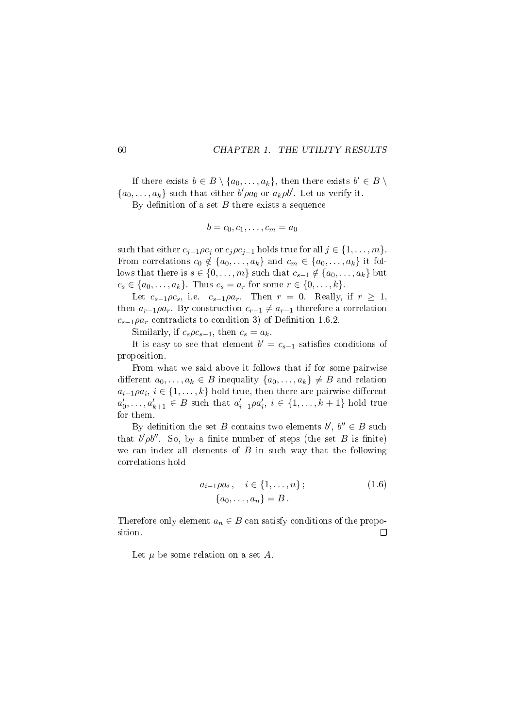If there exists $b \in B \setminus \{a_0, \ldots, a_k\}$, then there exists $b' \in B \setminus \{a_0, \ldots, a_k\}$ such that either $b' \rho a_0$ or $a_k \rho b'$. Let us verify it.

By definition of a set $B$ there exists a sequence

$$b = c_0, c_1, \ldots, c_m = a_0$$

such that either $c_{j-1} \rho c_j$ or $c_j \rho c_{j-1}$ holds true for all $j \in \{1, \ldots, m\}$. From correlations $c_0 \notin \{a_0, \ldots, a_k\}$ and $c_m \in \{a_0, \ldots, a_k\}$ it follows that there is $s \in \{0, \ldots, m\}$ such that $c_{s-1} \notin \{a_0, \ldots, a_k\}$ but $c_s \in \{a_0, \ldots, a_k\}$. Thus $c_s = a_r$ for some $r \in \{0, \ldots, k\}$.

Let $c_{s-1} \rho c_s$, i.e. $c_{s-1} \rho a_r$. Then $r = 0$. Really, if $r \geq 1$, then $a_{r-1} \rho a_r$. By construction $c_{r-1} \neq a_{r-1}$ therefore a correlation $c_{s-1} \rho a_r$ contradicts to condition 3) of Definition 1.6.2.

Similarly, if $c_s \rho c_{s-1}$, then $c_s = a_k$.

It is easy to see that element $b' = c_{s-1}$ satisfies conditions of proposition.

From what we said above it follows that if for some pairwise different $a_0, \ldots, a_k \in B$ inequality $\{a_0, \ldots, a_k\} \neq B$ and relation $a_{i-1} \rho a_i$, $i \in \{1, \ldots, k\}$ hold true, then there are pairwise different $a'_0, \ldots, a'_{k+1} \in B$ such that $a'_{i-1} \rho a'_i$, $i \in \{1, \ldots, k+1\}$ hold true for them.

By definition the set $B$ contains two elements $b'$, $b'' \in B$ such that $b' \rho b''$. So, by a finite number of steps (the set $B$ is finite) we can index all elements of $B$ in such way that the following correlations hold

$$\begin{gathered} a_{i-1} \rho a_i \,, \quad i \in \{1, \ldots, n\} \,; \\ \{a_0, \ldots, a_n\} = B \,. \end{gathered} \tag{1.6}$$

Therefore only element $a_n \in B$ can satisfy conditions of the proposition. □

Let $\mu$ be some relation on a set $A$.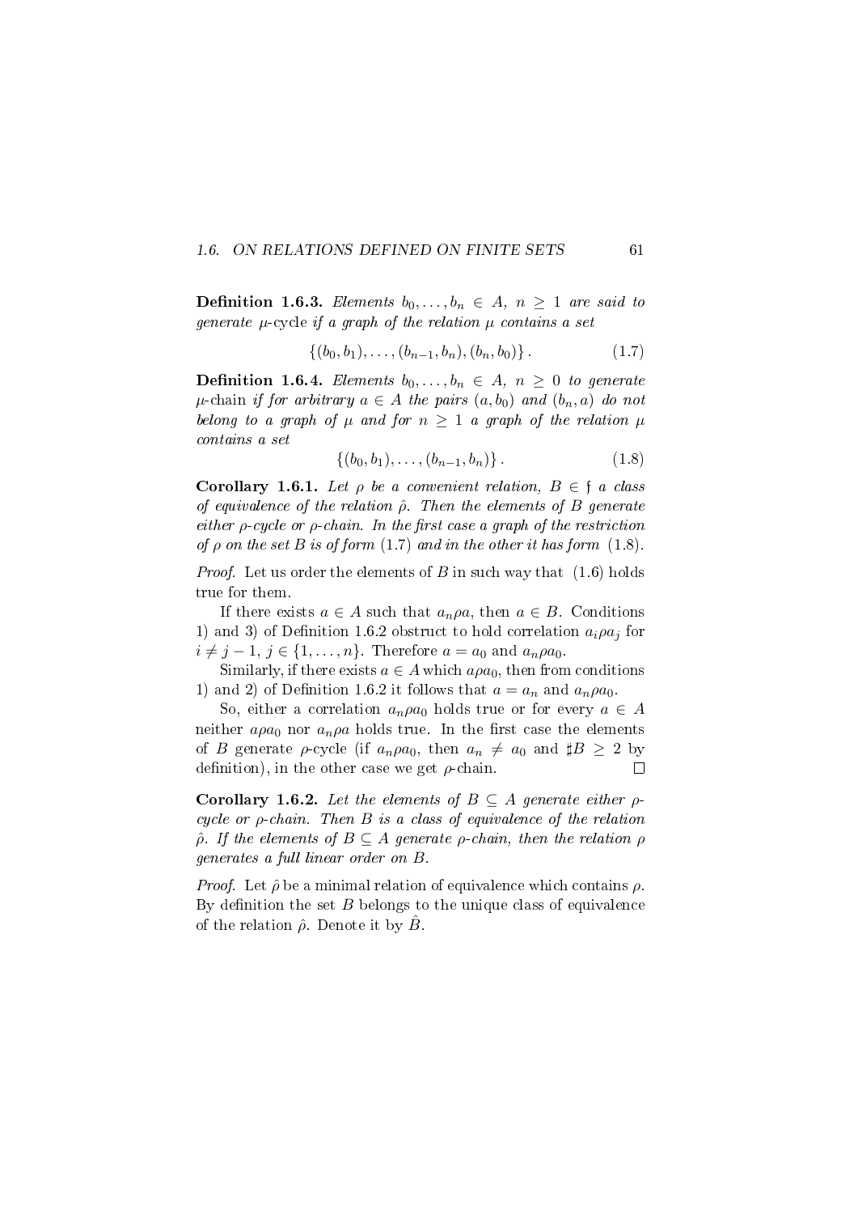**Definition 1.6.3.** *Elements $b_0, \ldots, b_n \in A$, $n \geq 1$ are said to generate* $\mu$-cycle *if a graph of the relation $\mu$ contains a set*

$$\{(b_0, b_1), \ldots, (b_{n-1}, b_n), (b_n, b_0)\}. \tag{1.7}$$

**Definition 1.6.4.** *Elements $b_0, \ldots, b_n \in A$, $n \geq 0$ to generate* $\mu$-chain *if for arbitrary $a \in A$ the pairs $(a, b_0)$ and $(b_n, a)$ do not belong to a graph of $\mu$ and for $n \geq 1$ a graph of the relation $\mu$ contains a set*

$$\{(b_0, b_1), \ldots, (b_{n-1}, b_n)\}. \tag{1.8}$$

**Corollary 1.6.1.** *Let $\rho$ be a convenient relation, $B \in \mathfrak{f}$ a class of equivalence of the relation $\hat{\rho}$. Then the elements of $B$ generate either $\rho$-cycle or $\rho$-chain. In the first case a graph of the restriction of $\rho$ on the set $B$ is of form (1.7) and in the other it has form (1.8).*

*Proof.* Let us order the elements of $B$ in such way that (1.6) holds true for them.

If there exists $a \in A$ such that $a_n \rho a$, then $a \in B$. Conditions 1) and 3) of Definition 1.6.2 obstruct to hold correlation $a_i \rho a_j$ for $i \neq j-1$, $j \in \{1, \ldots, n\}$. Therefore $a = a_0$ and $a_n \rho a_0$.

Similarly, if there exists $a \in A$ which $a \rho a_0$, then from conditions 1) and 2) of Definition 1.6.2 it follows that $a = a_n$ and $a_n \rho a_0$.

So, either a correlation $a_n \rho a_0$ holds true or for every $a \in A$ neither $a \rho a_0$ nor $a_n \rho a$ holds true. In the first case the elements of $B$ generate $\rho$-cycle (if $a_n \rho a_0$, then $a_n \neq a_0$ and $\sharp B \geq 2$ by definition), in the other case we get $\rho$-chain. $\square$

**Corollary 1.6.2.** *Let the elements of $B \subseteq A$ generate either $\rho$-cycle or $\rho$-chain. Then $B$ is a class of equivalence of the relation $\hat{\rho}$. If the elements of $B \subseteq A$ generate $\rho$-chain, then the relation $\rho$ generates a full linear order on $B$.*

*Proof.* Let $\hat{\rho}$ be a minimal relation of equivalence which contains $\rho$. By definition the set $B$ belongs to the unique class of equivalence of the relation $\hat{\rho}$. Denote it by $\hat{B}$.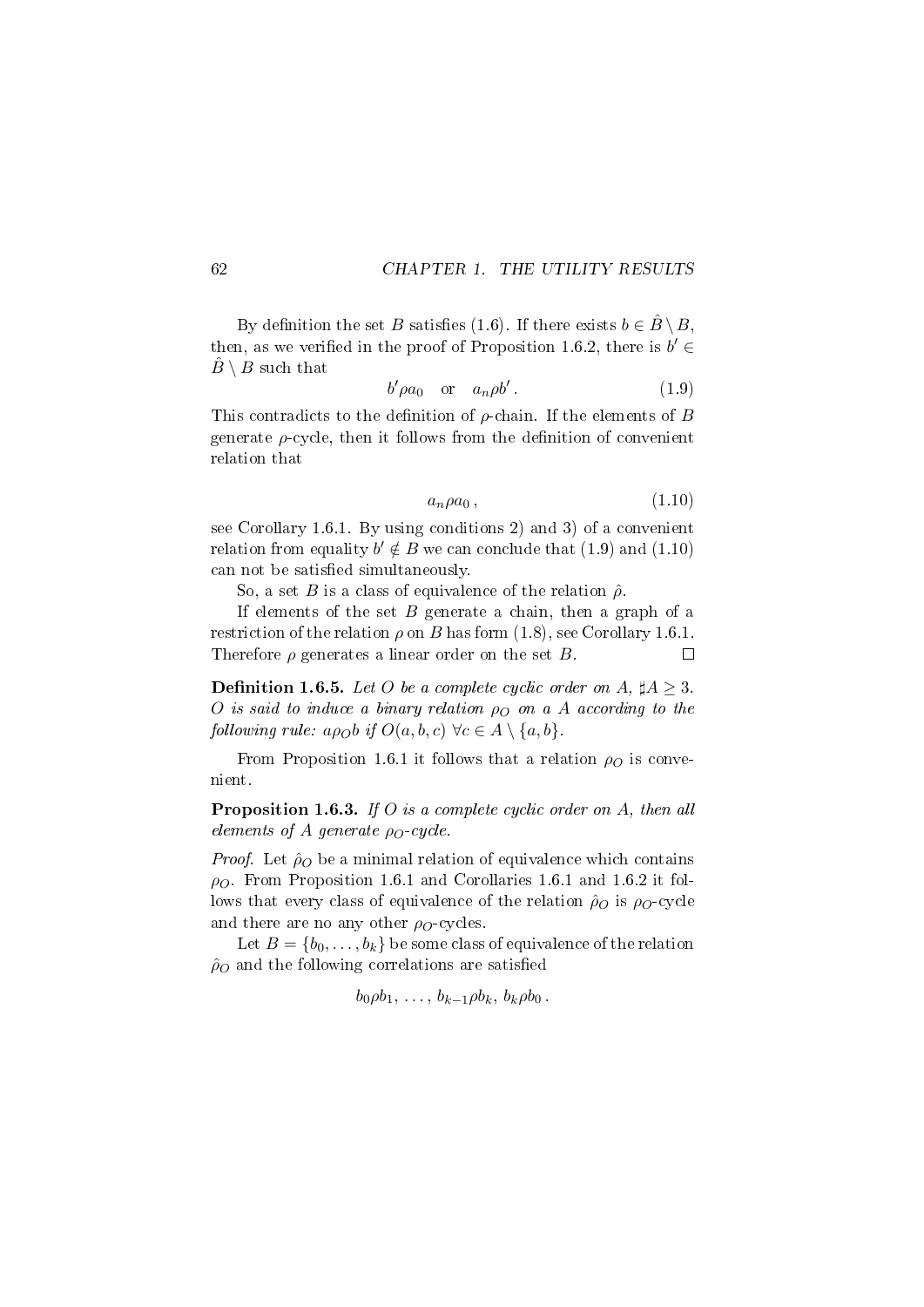By definition the set $B$ satisfies (1.6). If there exists $b \in \hat{B} \setminus B$, then, as we verified in the proof of Proposition 1.6.2, there is $b' \in \hat{B} \setminus B$ such that

$$b' \rho a_0 \quad \text{or} \quad a_n \rho b' . \tag{1.9}$$

This contradicts to the definition of $\rho$-chain. If the elements of $B$ generate $\rho$-cycle, then it follows from the definition of convenient relation that

$$a_n \rho a_0 , \tag{1.10}$$

see Corollary 1.6.1. By using conditions 2) and 3) of a convenient relation from equality $b' \notin B$ we can conclude that (1.9) and (1.10) can not be satisfied simultaneously.

So, a set $B$ is a class of equivalence of the relation $\hat{\rho}$.

If elements of the set $B$ generate a chain, then a graph of a restriction of the relation $\rho$ on $B$ has form (1.8), see Corollary 1.6.1. Therefore $\rho$ generates a linear order on the set $B$. $\square$

**Definition 1.6.5.** *Let $O$ be a complete cyclic order on $A$, $\sharp A \geq 3$. $O$ is said to induce a binary relation $\rho_O$ on a $A$ according to the following rule: $a \rho_O b$ if $O(a, b, c)$ $\forall c \in A \setminus \{a, b\}$.*

From Proposition 1.6.1 it follows that a relation $\rho_O$ is convenient.

**Proposition 1.6.3.** *If $O$ is a complete cyclic order on $A$, then all elements of $A$ generate $\rho_O$-cycle.*

*Proof.* Let $\hat{\rho}_O$ be a minimal relation of equivalence which contains $\rho_O$. From Proposition 1.6.1 and Corollaries 1.6.1 and 1.6.2 it follows that every class of equivalence of the relation $\hat{\rho}_O$ is $\rho_O$-cycle and there are no any other $\rho_O$-cycles.

Let $B = \{b_0, \ldots, b_k\}$ be some class of equivalence of the relation $\hat{\rho}_O$ and the following correlations are satisfied

$$b_0 \rho b_1, \ \ldots, \ b_{k-1} \rho b_k, \ b_k \rho b_0 .$$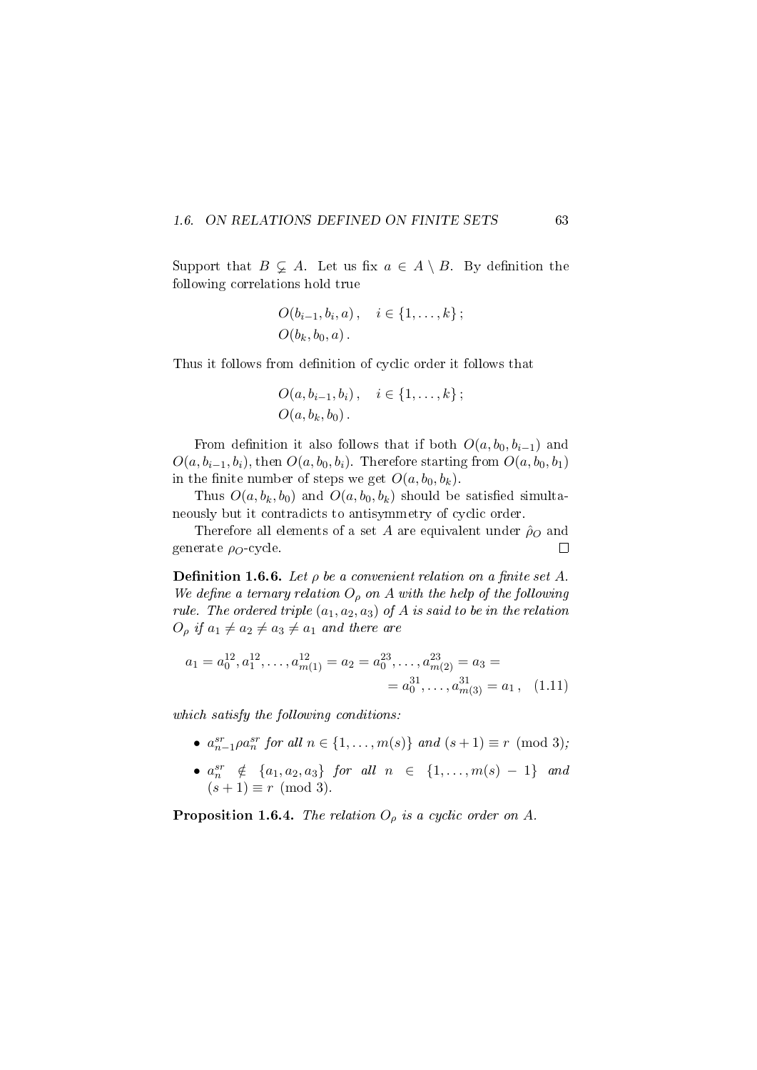Support that $B \subsetneq A$. Let us fix $a \in A \setminus B$. By definition the following correlations hold true

$$O(b_{i-1}, b_i, a)\,, \quad i \in \{1, \ldots, k\}\,;$$
$$O(b_k, b_0, a)\,.$$

Thus it follows from definition of cyclic order it follows that

$$O(a, b_{i-1}, b_i)\,, \quad i \in \{1, \ldots, k\}\,;$$
$$O(a, b_k, b_0)\,.$$

From definition it also follows that if both $O(a, b_0, b_{i-1})$ and $O(a, b_{i-1}, b_i)$, then $O(a, b_0, b_i)$. Therefore starting from $O(a, b_0, b_1)$ in the finite number of steps we get $O(a, b_0, b_k)$.

Thus $O(a, b_k, b_0)$ and $O(a, b_0, b_k)$ should be satisfied simultaneously but it contradicts to antisymmetry of cyclic order.

Therefore all elements of a set $A$ are equivalent under $\hat{\rho}_O$ and generate $\rho_O$-cycle. $\square$

**Definition 1.6.6.** *Let $\rho$ be a convenient relation on a finite set $A$. We define a ternary relation $O_\rho$ on $A$ with the help of the following rule. The ordered triple $(a_1, a_2, a_3)$ of $A$ is said to be in the relation $O_\rho$ if $a_1 \neq a_2 \neq a_3 \neq a_1$ and there are*

$$a_1 = a_0^{12}, a_1^{12}, \ldots, a_{m(1)}^{12} = a_2 = a_0^{23}, \ldots, a_{m(2)}^{23} = a_3 = \\ = a_0^{31}, \ldots, a_{m(3)}^{31} = a_1\,, \quad (1.11)$$

*which satisfy the following conditions:*

- $a_{n-1}^{sr} \rho a_n^{sr}$ *for all* $n \in \{1, \ldots, m(s)\}$ *and* $(s+1) \equiv r \pmod 3$*;*
- $a_n^{sr} \notin \{a_1, a_2, a_3\}$ *for all* $n \in \{1, \ldots, m(s)-1\}$ *and* $(s+1) \equiv r \pmod 3$*.*

**Proposition 1.6.4.** *The relation $O_\rho$ is a cyclic order on $A$.*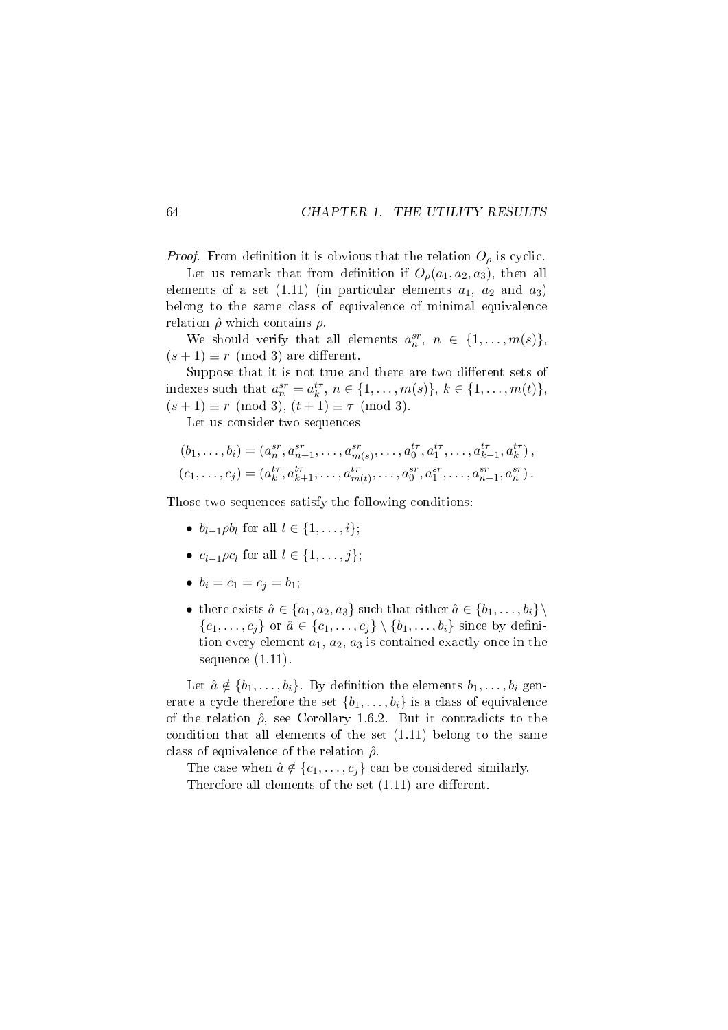*Proof.* From definition it is obvious that the relation $O_\rho$ is cyclic.

Let us remark that from definition if $O_\rho(a_1, a_2, a_3)$, then all elements of a set (1.11) (in particular elements $a_1$, $a_2$ and $a_3$) belong to the same class of equivalence of minimal equivalence relation $\hat{\rho}$ which contains $\rho$.

We should verify that all elements $a_n^{sr}$, $n \in \{1, \ldots, m(s)\}$, $(s+1) \equiv r \pmod 3$ are different.

Suppose that it is not true and there are two different sets of indexes such that $a_n^{sr} = a_k^{t\tau}$, $n \in \{1, \ldots, m(s)\}$, $k \in \{1, \ldots, m(t)\}$, $(s+1) \equiv r \pmod 3$, $(t+1) \equiv \tau \pmod 3$.

Let us consider two sequences

$$(b_1, \ldots, b_i) = (a_n^{sr}, a_{n+1}^{sr}, \ldots, a_{m(s)}^{sr}, \ldots, a_0^{t\tau}, a_1^{t\tau}, \ldots, a_{k-1}^{t\tau}, a_k^{t\tau}),$$
$$(c_1, \ldots, c_j) = (a_k^{t\tau}, a_{k+1}^{t\tau}, \ldots, a_{m(t)}^{t\tau}, \ldots, a_0^{sr}, a_1^{sr}, \ldots, a_{n-1}^{sr}, a_n^{sr}).$$

Those two sequences satisfy the following conditions:

- $b_{l-1} \rho b_l$ for all $l \in \{1, \ldots, i\}$;
- $c_{l-1} \rho c_l$ for all $l \in \{1, \ldots, j\}$;
- $b_i = c_1 = c_j = b_1$;
- there exists $\hat{a} \in \{a_1, a_2, a_3\}$ such that either $\hat{a} \in \{b_1, \ldots, b_i\} \setminus \{c_1, \ldots, c_j\}$ or $\hat{a} \in \{c_1, \ldots, c_j\} \setminus \{b_1, \ldots, b_i\}$ since by definition every element $a_1$, $a_2$, $a_3$ is contained exactly once in the sequence (1.11).

Let $\hat{a} \notin \{b_1, \ldots, b_i\}$. By definition the elements $b_1, \ldots, b_i$ generate a cycle therefore the set $\{b_1, \ldots, b_i\}$ is a class of equivalence of the relation $\hat{\rho}$, see Corollary 1.6.2. But it contradicts to the condition that all elements of the set (1.11) belong to the same class of equivalence of the relation $\hat{\rho}$.

The case when $\hat{a} \notin \{c_1, \ldots, c_j\}$ can be considered similarly.

Therefore all elements of the set (1.11) are different.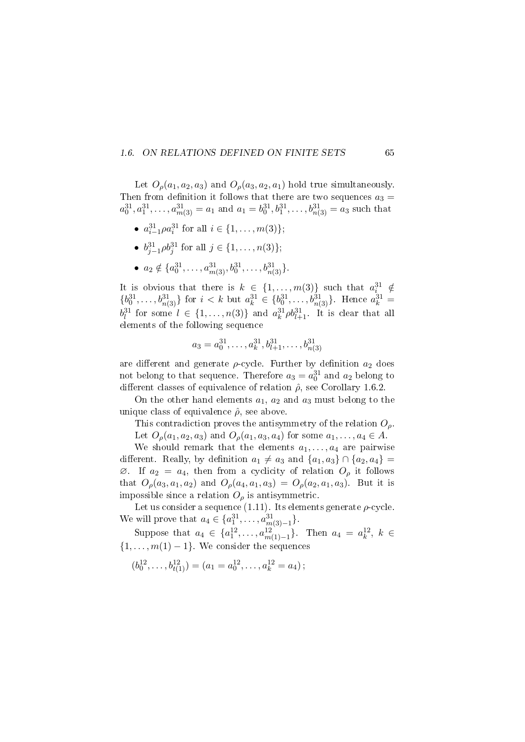Let $O_\rho(a_1, a_2, a_3)$ and $O_\rho(a_3, a_2, a_1)$ hold true simultaneously. Then from definition it follows that there are two sequences $a_3 = a_0^{31}, a_1^{31}, \ldots, a_{m(3)}^{31} = a_1$ and $a_1 = b_0^{31}, b_1^{31}, \ldots, b_{n(3)}^{31} = a_3$ such that

- $a_{i-1}^{31} \rho a_i^{31}$ for all $i \in \{1, \ldots, m(3)\}$;
- $b_{j-1}^{31} \rho b_j^{31}$ for all $j \in \{1, \ldots, n(3)\}$;
- $a_2 \notin \{a_0^{31}, \ldots, a_{m(3)}^{31}, b_0^{31}, \ldots, b_{n(3)}^{31}\}$.

It is obvious that there is $k \in \{1, \ldots, m(3)\}$ such that $a_i^{31} \notin \{b_0^{31}, \ldots, b_{n(3)}^{31}\}$ for $i < k$ but $a_k^{31} \in \{b_0^{31}, \ldots, b_{n(3)}^{31}\}$. Hence $a_k^{31} = b_l^{31}$ for some $l \in \{1, \ldots, n(3)\}$ and $a_k^{31} \rho b_{l+1}^{31}$. It is clear that all elements of the following sequence

$$a_3 = a_0^{31}, \ldots, a_k^{31}, b_{l+1}^{31}, \ldots, b_{n(3)}^{31}$$

are different and generate $\rho$-cycle. Further by definition $a_2$ does not belong to that sequence. Therefore $a_3 = a_0^{31}$ and $a_2$ belong to different classes of equivalence of relation $\hat{\rho}$, see Corollary 1.6.2.

On the other hand elements $a_1$, $a_2$ and $a_3$ must belong to the unique class of equivalence $\hat{\rho}$, see above.

This contradiction proves the antisymmetry of the relation $O_\rho$.

Let $O_\rho(a_1, a_2, a_3)$ and $O_\rho(a_1, a_3, a_4)$ for some $a_1, \ldots, a_4 \in A$.

We should remark that the elements $a_1, \ldots, a_4$ are pairwise different. Really, by definition $a_1 \neq a_3$ and $\{a_1, a_3\} \cap \{a_2, a_4\} = \varnothing$. If $a_2 = a_4$, then from a cyclicity of relation $O_\rho$ it follows that $O_\rho(a_3, a_1, a_2)$ and $O_\rho(a_4, a_1, a_3) = O_\rho(a_2, a_1, a_3)$. But it is impossible since a relation $O_\rho$ is antisymmetric.

Let us consider a sequence (1.11). Its elements generate $\rho$-cycle. We will prove that $a_4 \in \{a_1^{31}, \ldots, a_{m(3)-1}^{31}\}$.

Suppose that $a_4 \in \{a_1^{12}, \ldots, a_{m(1)-1}^{12}\}$. Then $a_4 = a_k^{12}$, $k \in \{1, \ldots, m(1) - 1\}$. We consider the sequences

$$(b_0^{12}, \ldots, b_{t(1)}^{12}) = (a_1 = a_0^{12}, \ldots, a_k^{12} = a_4);$$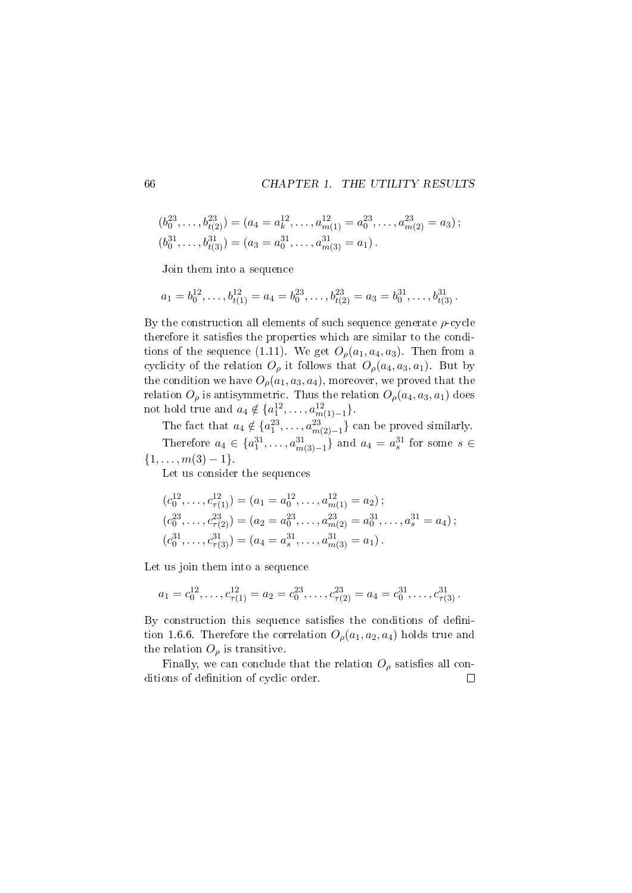$$(b_0^{23}, \ldots, b_{t(2)}^{23}) = (a_4 = a_k^{12}, \ldots, a_{m(1)}^{12} = a_0^{23}, \ldots, a_{m(2)}^{23} = a_3)\,;$$
$$(b_0^{31}, \ldots, b_{t(3)}^{31}) = (a_3 = a_0^{31}, \ldots, a_{m(3)}^{31} = a_1)\,.$$

Join them into a sequence

$$a_1 = b_0^{12}, \ldots, b_{t(1)}^{12} = a_4 = b_0^{23}, \ldots, b_{t(2)}^{23} = a_3 = b_0^{31}, \ldots, b_{t(3)}^{31}\,.$$

By the construction all elements of such sequence generate $\rho$-cycle therefore it satisfies the properties which are similar to the conditions of the sequence (1.11). We get $O_\rho(a_1, a_4, a_3)$. Then from a cyclicity of the relation $O_\rho$ it follows that $O_\rho(a_4, a_3, a_1)$. But by the condition we have $O_\rho(a_1, a_3, a_4)$, moreover, we proved that the relation $O_\rho$ is antisymmetric. Thus the relation $O_\rho(a_4, a_3, a_1)$ does not hold true and $a_4 \notin \{a_1^{12}, \ldots, a_{m(1)-1}^{12}\}$.

The fact that $a_4 \notin \{a_1^{23}, \ldots, a_{m(2)-1}^{23}\}$ can be proved similarly.

Therefore $a_4 \in \{a_1^{31}, \ldots, a_{m(3)-1}^{31}\}$ and $a_4 = a_s^{31}$ for some $s \in \{1, \ldots, m(3) - 1\}$.

Let us consider the sequences

$$(c_0^{12}, \ldots, c_{\tau(1)}^{12}) = (a_1 = a_0^{12}, \ldots, a_{m(1)}^{12} = a_2)\,;$$
$$(c_0^{23}, \ldots, c_{\tau(2)}^{23}) = (a_2 = a_0^{23}, \ldots, a_{m(2)}^{23} = a_0^{31}, \ldots, a_s^{31} = a_4)\,;$$
$$(c_0^{31}, \ldots, c_{\tau(3)}^{31}) = (a_4 = a_s^{31}, \ldots, a_{m(3)}^{31} = a_1)\,.$$

Let us join them into a sequence

$$a_1 = c_0^{12}, \ldots, c_{\tau(1)}^{12} = a_2 = c_0^{23}, \ldots, c_{\tau(2)}^{23} = a_4 = c_0^{31}, \ldots, c_{\tau(3)}^{31}\,.$$

By construction this sequence satisfies the conditions of definition 1.6.6. Therefore the correlation $O_\rho(a_1, a_2, a_4)$ holds true and the relation $O_\rho$ is transitive.

Finally, we can conclude that the relation $O_\rho$ satisfies all conditions of definition of cyclic order. $\square$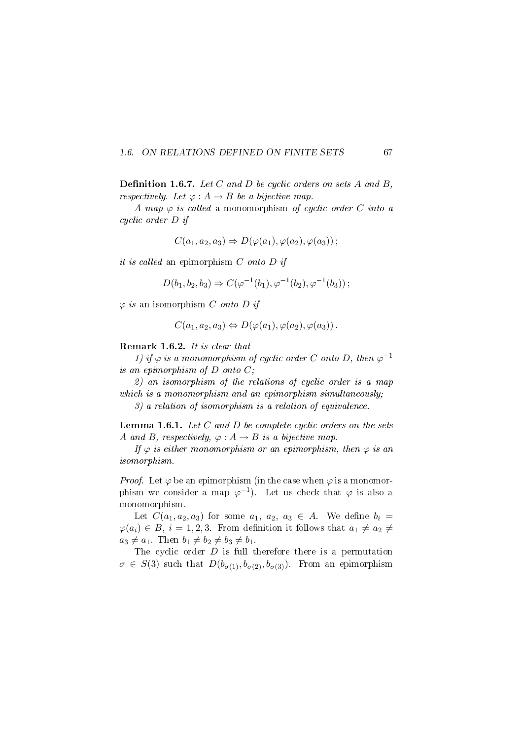**Definition 1.6.7.** *Let $C$ and $D$ be cyclic orders on sets $A$ and $B$, respectively. Let $\varphi : A \to B$ be a bijective map.*

*A map $\varphi$ is called* a monomorphism *of cyclic order $C$ into a cyclic order $D$ if*

$$C(a_1, a_2, a_3) \Rightarrow D(\varphi(a_1), \varphi(a_2), \varphi(a_3))\,;$$

*it is called* an epimorphism *$C$ onto $D$ if*

$$D(b_1, b_2, b_3) \Rightarrow C(\varphi^{-1}(b_1), \varphi^{-1}(b_2), \varphi^{-1}(b_3))\,;$$

*$\varphi$ is* an isomorphism *$C$ onto $D$ if*

$$C(a_1, a_2, a_3) \Leftrightarrow D(\varphi(a_1), \varphi(a_2), \varphi(a_3))\,.$$

**Remark 1.6.2.** *It is clear that*

*1) if $\varphi$ is a monomorphism of cyclic order $C$ onto $D$, then $\varphi^{-1}$ is an epimorphism of $D$ onto $C$;*

*2) an isomorphism of the relations of cyclic order is a map which is a monomorphism and an epimorphism simultaneously;*

*3) a relation of isomorphism is a relation of equivalence.*

**Lemma 1.6.1.** *Let $C$ and $D$ be complete cyclic orders on the sets $A$ and $B$, respectively, $\varphi : A \to B$ is a bijective map.*

*If $\varphi$ is either monomorphism or an epimorphism, then $\varphi$ is an isomorphism.*

*Proof.* Let $\varphi$ be an epimorphism (in the case when $\varphi$ is a monomorphism we consider a map $\varphi^{-1}$). Let us check that $\varphi$ is also a monomorphism.

Let $C(a_1, a_2, a_3)$ for some $a_1,\ a_2,\ a_3 \in A$. We define $b_i = \varphi(a_i) \in B$, $i = 1, 2, 3$. From definition it follows that $a_1 \neq a_2 \neq a_3 \neq a_1$. Then $b_1 \neq b_2 \neq b_3 \neq b_1$.

The cyclic order $D$ is full therefore there is a permutation $\sigma \in S(3)$ such that $D(b_{\sigma(1)}, b_{\sigma(2)}, b_{\sigma(3)})$. From an epimorphism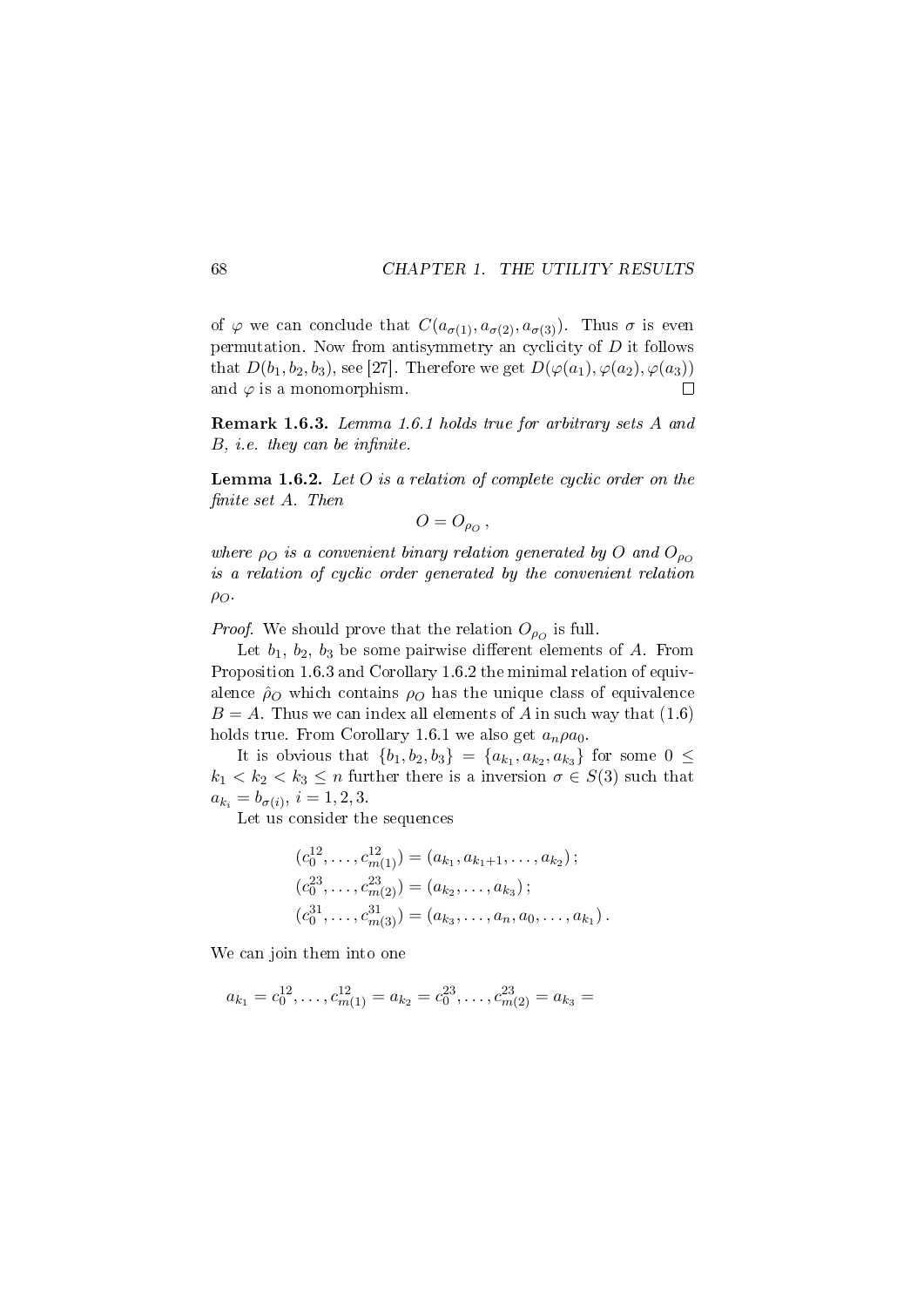of $\varphi$ we can conclude that $C(a_{\sigma(1)}, a_{\sigma(2)}, a_{\sigma(3)})$. Thus $\sigma$ is even permutation. Now from antisymmetry an cyclicity of $D$ it follows that $D(b_1, b_2, b_3)$, see [27]. Therefore we get $D(\varphi(a_1), \varphi(a_2), \varphi(a_3))$ and $\varphi$ is a monomorphism. $\square$

**Remark 1.6.3.** *Lemma 1.6.1 holds true for arbitrary sets $A$ and $B$, i.e. they can be infinite.*

**Lemma 1.6.2.** *Let $O$ is a relation of complete cyclic order on the finite set $A$. Then*

$$O = O_{\rho_O},$$

*where $\rho_O$ is a convenient binary relation generated by $O$ and $O_{\rho_O}$ is a relation of cyclic order generated by the convenient relation $\rho_O$.*

*Proof.* We should prove that the relation $O_{\rho_O}$ is full.

Let $b_1$, $b_2$, $b_3$ be some pairwise different elements of $A$. From Proposition 1.6.3 and Corollary 1.6.2 the minimal relation of equivalence $\hat{\rho}_O$ which contains $\rho_O$ has the unique class of equivalence $B = A$. Thus we can index all elements of $A$ in such way that (1.6) holds true. From Corollary 1.6.1 we also get $a_n \rho a_0$.

It is obvious that $\{b_1, b_2, b_3\} = \{a_{k_1}, a_{k_2}, a_{k_3}\}$ for some $0 \leq k_1 < k_2 < k_3 \leq n$ further there is a inversion $\sigma \in S(3)$ such that $a_{k_i} = b_{\sigma(i)}$, $i = 1, 2, 3$.

Let us consider the sequences

$$(c_0^{12}, \ldots, c_{m(1)}^{12}) = (a_{k_1}, a_{k_1+1}, \ldots, a_{k_2});$$
$$(c_0^{23}, \ldots, c_{m(2)}^{23}) = (a_{k_2}, \ldots, a_{k_3});$$
$$(c_0^{31}, \ldots, c_{m(3)}^{31}) = (a_{k_3}, \ldots, a_n, a_0, \ldots, a_{k_1}).$$

We can join them into one

$$a_{k_1} = c_0^{12}, \ldots, c_{m(1)}^{12} = a_{k_2} = c_0^{23}, \ldots, c_{m(2)}^{23} = a_{k_3} =$$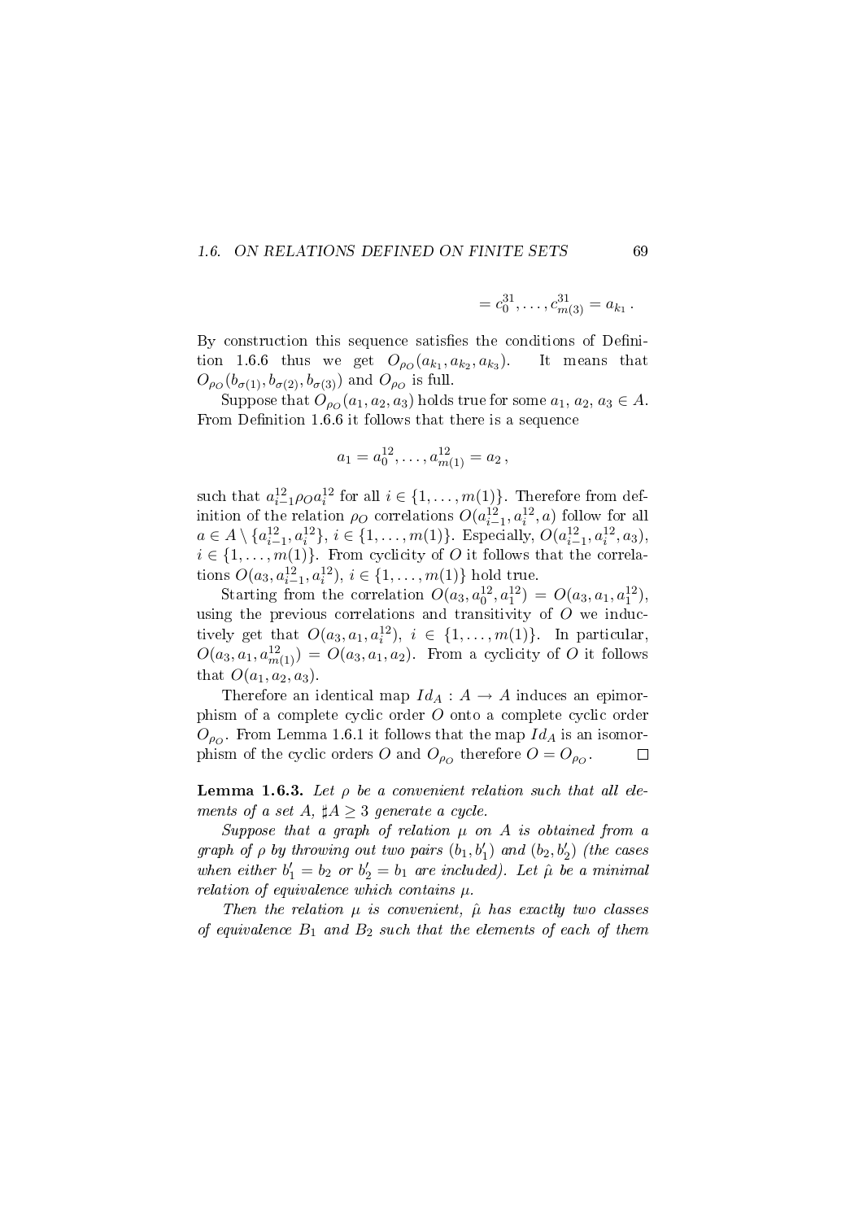$$= c_0^{31}, \ldots, c_{m(3)}^{31} = a_{k_1} .$$

By construction this sequence satisfies the conditions of Definition 1.6.6 thus we get $O_{\rho_O}(a_{k_1}, a_{k_2}, a_{k_3})$. It means that $O_{\rho_O}(b_{\sigma(1)}, b_{\sigma(2)}, b_{\sigma(3)})$ and $O_{\rho_O}$ is full.

Suppose that $O_{\rho_O}(a_1, a_2, a_3)$ holds true for some $a_1$, $a_2$, $a_3 \in A$. From Definition 1.6.6 it follows that there is a sequence

$$a_1 = a_0^{12}, \ldots, a_{m(1)}^{12} = a_2 ,$$

such that $a_{i-1}^{12} \rho_O a_i^{12}$ for all $i \in \{1, \ldots, m(1)\}$. Therefore from definition of the relation $\rho_O$ correlations $O(a_{i-1}^{12}, a_i^{12}, a)$ follow for all $a \in A \setminus \{a_{i-1}^{12}, a_i^{12}\}$, $i \in \{1, \ldots, m(1)\}$. Especially, $O(a_{i-1}^{12}, a_i^{12}, a_3)$, $i \in \{1, \ldots, m(1)\}$. From cyclicity of $O$ it follows that the correlations $O(a_3, a_{i-1}^{12}, a_i^{12})$, $i \in \{1, \ldots, m(1)\}$ hold true.

Starting from the correlation $O(a_3, a_0^{12}, a_1^{12}) = O(a_3, a_1, a_1^{12})$, using the previous correlations and transitivity of $O$ we inductively get that $O(a_3, a_1, a_i^{12})$, $i \in \{1, \ldots, m(1)\}$. In particular, $O(a_3, a_1, a_{m(1)}^{12}) = O(a_3, a_1, a_2)$. From a cyclicity of $O$ it follows that $O(a_1, a_2, a_3)$.

Therefore an identical map $Id_A : A \to A$ induces an epimorphism of a complete cyclic order $O$ onto a complete cyclic order $O_{\rho_O}$. From Lemma 1.6.1 it follows that the map $Id_A$ is an isomorphism of the cyclic orders $O$ and $O_{\rho_O}$ therefore $O = O_{\rho_O}$. $\square$

**Lemma 1.6.3.** *Let $\rho$ be a convenient relation such that all elements of a set $A$, $\sharp A \geq 3$ generate a cycle.*

*Suppose that a graph of relation $\mu$ on $A$ is obtained from a graph of $\rho$ by throwing out two pairs $(b_1, b_1')$ and $(b_2, b_2')$ (the cases when either $b_1' = b_2$ or $b_2' = b_1$ are included). Let $\hat{\mu}$ be a minimal relation of equivalence which contains $\mu$.*

*Then the relation $\mu$ is convenient, $\hat{\mu}$ has exactly two classes of equivalence $B_1$ and $B_2$ such that the elements of each of them*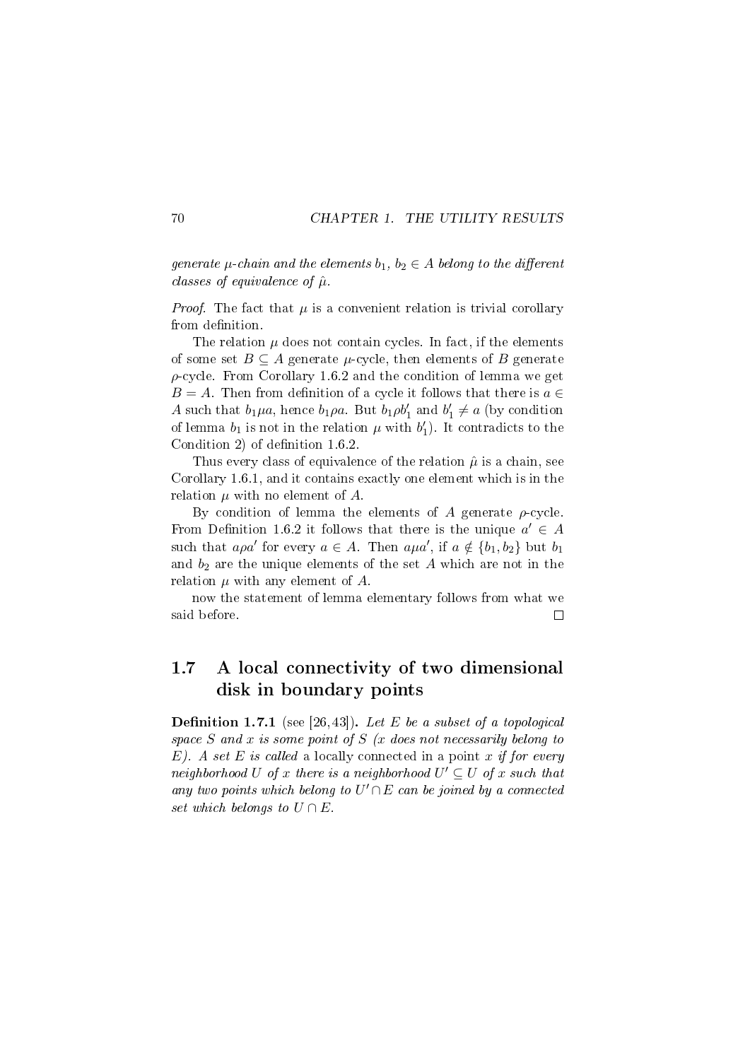*generate $\mu$-chain and the elements $b_1$, $b_2 \in A$ belong to the different classes of equivalence of $\hat{\mu}$.*

*Proof.* The fact that $\mu$ is a convenient relation is trivial corollary from definition.

The relation $\mu$ does not contain cycles. In fact, if the elements of some set $B \subseteq A$ generate $\mu$-cycle, then elements of $B$ generate $\rho$-cycle. From Corollary 1.6.2 and the condition of lemma we get $B = A$. Then from definition of a cycle it follows that there is $a \in A$ such that $b_1 \mu a$, hence $b_1 \rho a$. But $b_1 \rho b_1'$ and $b_1' \neq a$ (by condition of lemma $b_1$ is not in the relation $\mu$ with $b_1'$). It contradicts to the Condition 2) of definition 1.6.2.

Thus every class of equivalence of the relation $\hat{\mu}$ is a chain, see Corollary 1.6.1, and it contains exactly one element which is in the relation $\mu$ with no element of $A$.

By condition of lemma the elements of $A$ generate $\rho$-cycle. From Definition 1.6.2 it follows that there is the unique $a' \in A$ such that $a \rho a'$ for every $a \in A$. Then $a \mu a'$, if $a \notin \{b_1, b_2\}$ but $b_1$ and $b_2$ are the unique elements of the set $A$ which are not in the relation $\mu$ with any element of $A$.

now the statement of lemma elementary follows from what we said before. □

## 1.7 A local connectivity of two dimensional disk in boundary points

**Definition 1.7.1** (see [26,43]). *Let $E$ be a subset of a topological space $S$ and $x$ is some point of $S$ ($x$ does not necessarily belong to $E$). A set $E$ is called* a locally connected in a point $x$ *if for every neighborhood $U$ of $x$ there is a neighborhood $U' \subseteq U$ of $x$ such that any two points which belong to $U' \cap E$ can be joined by a connected set which belongs to $U \cap E$.*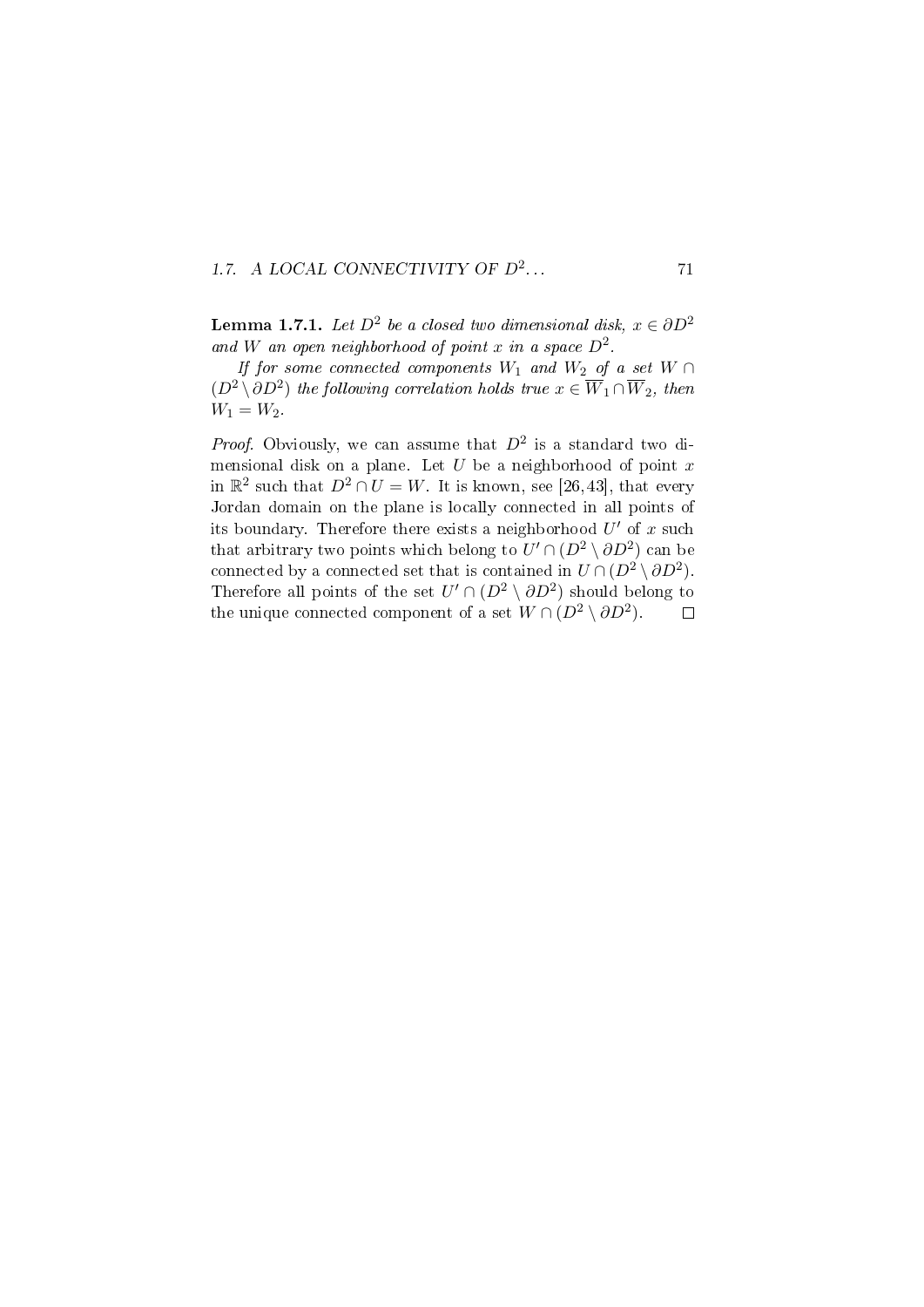**Lemma 1.7.1.** *Let $D^2$ be a closed two dimensional disk, $x \in \partial D^2$ and $W$ an open neighborhood of point $x$ in a space $D^2$.*

*If for some connected components $W_1$ and $W_2$ of a set $W \cap (D^2 \setminus \partial D^2)$ the following correlation holds true $x \in \overline{W}_1 \cap \overline{W}_2$, then $W_1 = W_2$.*

*Proof.* Obviously, we can assume that $D^2$ is a standard two dimensional disk on a plane. Let $U$ be a neighborhood of point $x$ in $\mathbb{R}^2$ such that $D^2 \cap U = W$. It is known, see [26, 43], that every Jordan domain on the plane is locally connected in all points of its boundary. Therefore there exists a neighborhood $U'$ of $x$ such that arbitrary two points which belong to $U' \cap (D^2 \setminus \partial D^2)$ can be connected by a connected set that is contained in $U \cap (D^2 \setminus \partial D^2)$. Therefore all points of the set $U' \cap (D^2 \setminus \partial D^2)$ should belong to the unique connected component of a set $W \cap (D^2 \setminus \partial D^2)$. $\square$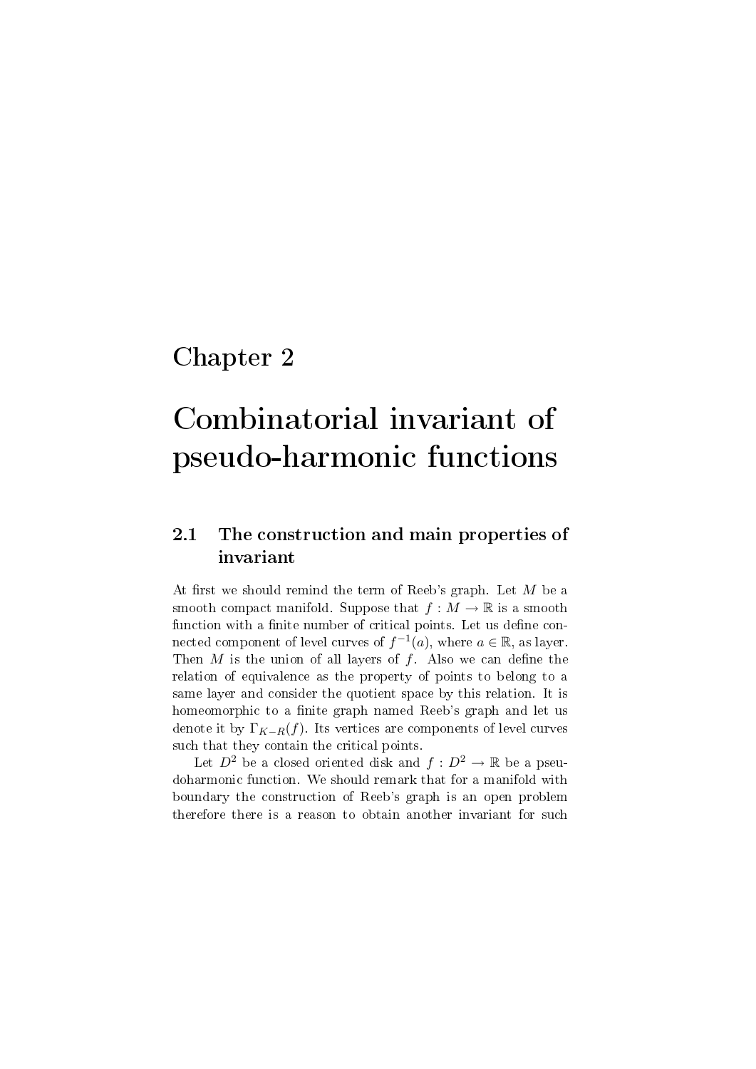# Chapter 2

# Combinatorial invariant of pseudo-harmonic functions

## 2.1 The construction and main properties of invariant

At first we should remind the term of Reeb's graph. Let $M$ be a smooth compact manifold. Suppose that $f : M \to \mathbb{R}$ is a smooth function with a finite number of critical points. Let us define connected component of level curves of $f^{-1}(a)$, where $a \in \mathbb{R}$, as layer. Then $M$ is the union of all layers of $f$. Also we can define the relation of equivalence as the property of points to belong to a same layer and consider the quotient space by this relation. It is homeomorphic to a finite graph named Reeb's graph and let us denote it by $\Gamma_{K-R}(f)$. Its vertices are components of level curves such that they contain the critical points.

Let $D^2$ be a closed oriented disk and $f : D^2 \to \mathbb{R}$ be a pseudoharmonic function. We should remark that for a manifold with boundary the construction of Reeb's graph is an open problem therefore there is a reason to obtain another invariant for such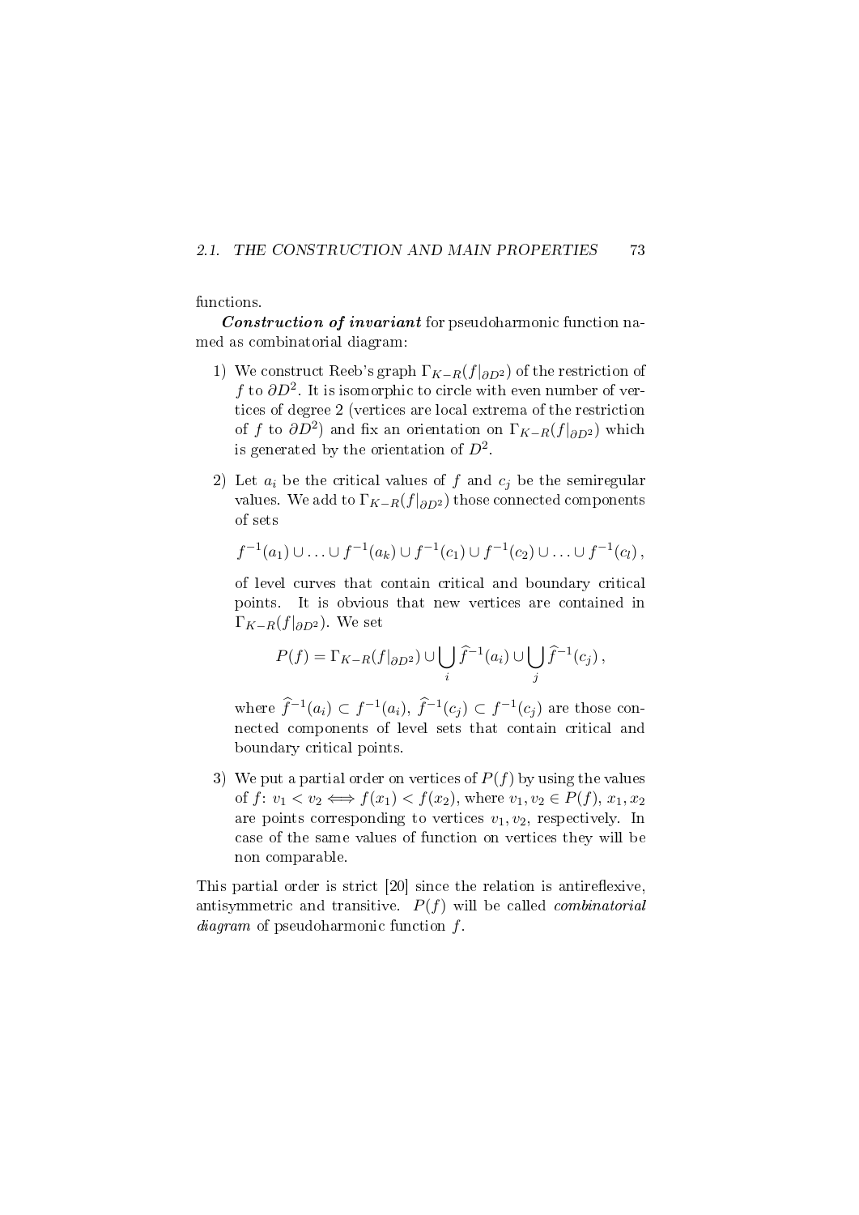functions.

***Construction of invariant*** for pseudoharmonic function named as combinatorial diagram:

1) We construct Reeb's graph $\Gamma_{K-R}(f|_{\partial D^2})$ of the restriction of $f$ to $\partial D^2$. It is isomorphic to circle with even number of vertices of degree 2 (vertices are local extrema of the restriction of $f$ to $\partial D^2$) and fix an orientation on $\Gamma_{K-R}(f|_{\partial D^2})$ which is generated by the orientation of $D^2$.

2) Let $a_i$ be the critical values of $f$ and $c_j$ be the semiregular values. We add to $\Gamma_{K-R}(f|_{\partial D^2})$ those connected components of sets

   $$f^{-1}(a_1) \cup \ldots \cup f^{-1}(a_k) \cup f^{-1}(c_1) \cup f^{-1}(c_2) \cup \ldots \cup f^{-1}(c_l)\,,$$

   of level curves that contain critical and boundary critical points. It is obvious that new vertices are contained in $\Gamma_{K-R}(f|_{\partial D^2})$. We set

   $$P(f) = \Gamma_{K-R}(f|_{\partial D^2}) \cup \bigcup_i \widehat{f}^{-1}(a_i) \cup \bigcup_j \widehat{f}^{-1}(c_j)\,,$$

   where $\widehat{f}^{-1}(a_i) \subset f^{-1}(a_i)$, $\widehat{f}^{-1}(c_j) \subset f^{-1}(c_j)$ are those connected components of level sets that contain critical and boundary critical points.

3) We put a partial order on vertices of $P(f)$ by using the values of $f$: $v_1 < v_2 \Longleftrightarrow f(x_1) < f(x_2)$, where $v_1, v_2 \in P(f)$, $x_1, x_2$ are points corresponding to vertices $v_1, v_2$, respectively. In case of the same values of function on vertices they will be non comparable.

This partial order is strict [20] since the relation is antireflexive, antisymmetric and transitive. $P(f)$ will be called *combinatorial diagram* of pseudoharmonic function $f$.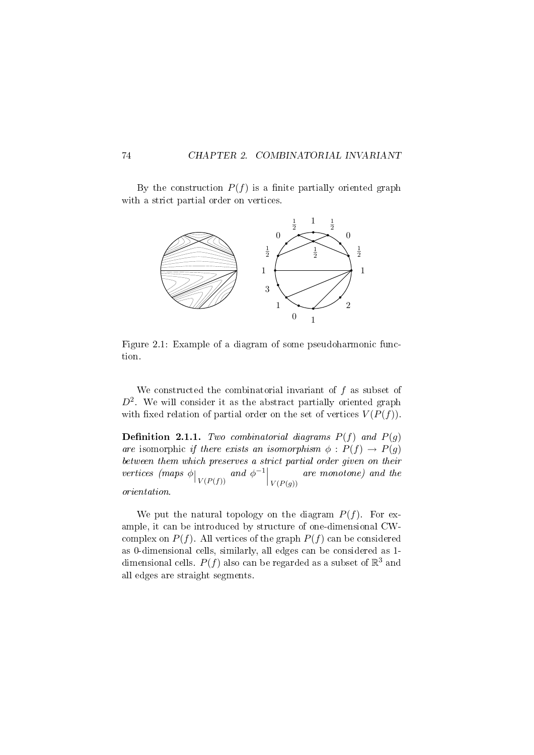By the construction $P(f)$ is a finite partially oriented graph with a strict partial order on vertices.

Figure 2.1: Example of a diagram of some pseudoharmonic function.

We constructed the combinatorial invariant of $f$ as subset of $D^2$. We will consider it as the abstract partially oriented graph with fixed relation of partial order on the set of vertices $V(P(f))$.

**Definition 2.1.1.** *Two combinatorial diagrams $P(f)$ and $P(g)$ are* isomorphic *if there exists an isomorphism $\phi : P(f) \to P(g)$ between them which preserves a strict partial order given on their vertices (maps $\phi\big|_{V(P(f))}$ and $\phi^{-1}\big|_{V(P(g))}$ are monotone) and the orientation.*

We put the natural topology on the diagram $P(f)$. For example, it can be introduced by structure of one-dimensional CW-complex on $P(f)$. All vertices of the graph $P(f)$ can be considered as 0-dimensional cells, similarly, all edges can be considered as 1-dimensional cells. $P(f)$ also can be regarded as a subset of $\mathbb{R}^3$ and all edges are straight segments.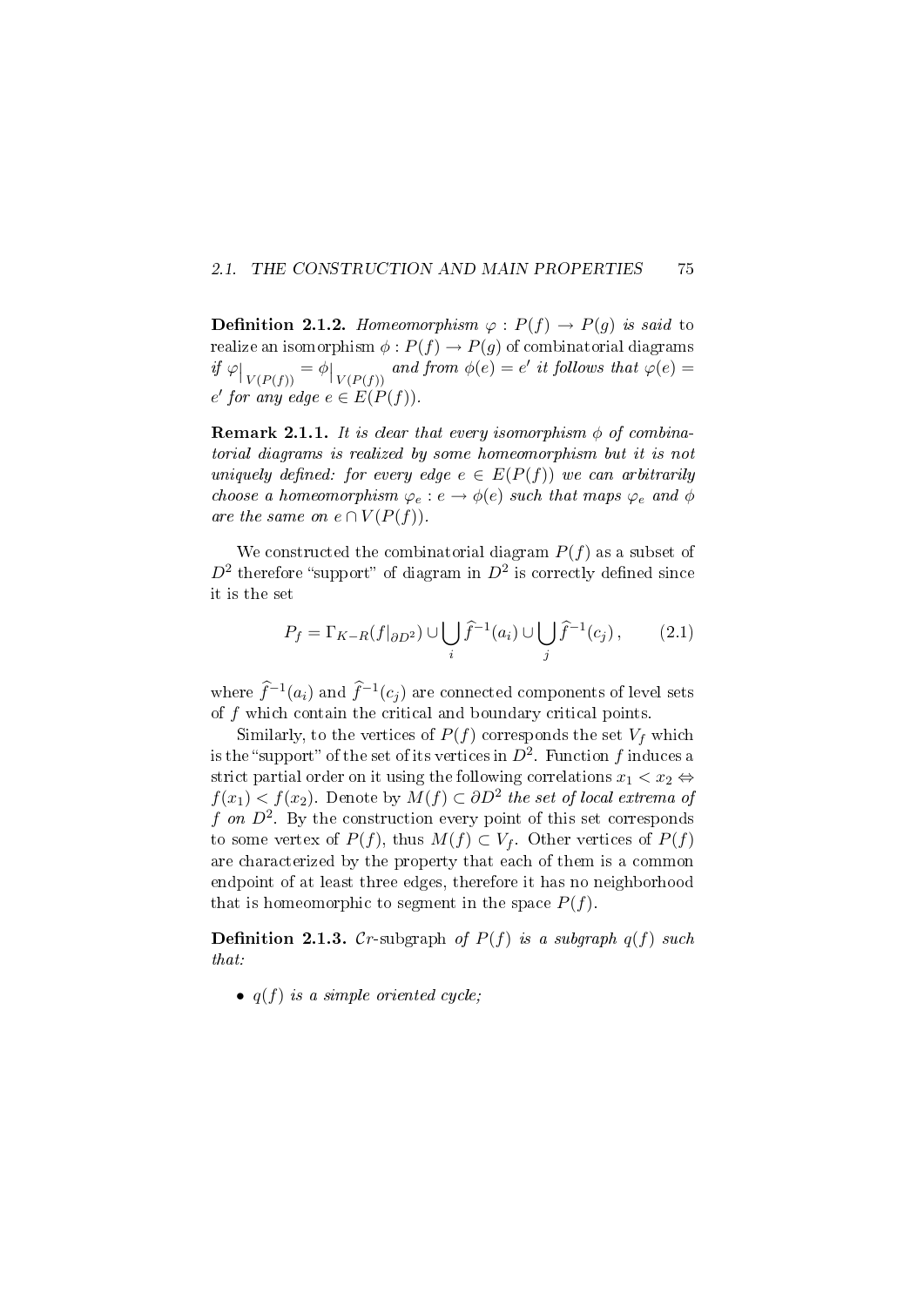**Definition 2.1.2.** *Homeomorphism $\varphi : P(f) \to P(g)$ is said* to realize an isomorphism $\phi : P(f) \to P(g)$ of combinatorial diagrams *if $\varphi\big|_{V(P(f))} = \phi\big|_{V(P(f))}$ and from $\phi(e) = e'$ it follows that $\varphi(e) = e'$ for any edge $e \in E(P(f))$.*

**Remark 2.1.1.** *It is clear that every isomorphism $\phi$ of combinatorial diagrams is realized by some homeomorphism but it is not uniquely defined: for every edge $e \in E(P(f))$ we can arbitrarily choose a homeomorphism $\varphi_e : e \to \phi(e)$ such that maps $\varphi_e$ and $\phi$ are the same on $e \cap V(P(f))$.*

We constructed the combinatorial diagram $P(f)$ as a subset of $D^2$ therefore "support" of diagram in $D^2$ is correctly defined since it is the set

$$P_f = \Gamma_{K-R}(f|_{\partial D^2}) \cup \bigcup_i \widehat{f}^{-1}(a_i) \cup \bigcup_j \widehat{f}^{-1}(c_j)\,, \qquad (2.1)$$

where $\widehat{f}^{-1}(a_i)$ and $\widehat{f}^{-1}(c_j)$ are connected components of level sets of $f$ which contain the critical and boundary critical points.

Similarly, to the vertices of $P(f)$ corresponds the set $V_f$ which is the "support" of the set of its vertices in $D^2$. Function $f$ induces a strict partial order on it using the following correlations $x_1 < x_2 \Leftrightarrow f(x_1) < f(x_2)$. Denote by $M(f) \subset \partial D^2$ *the set of local extrema of $f$ on $D^2$*. By the construction every point of this set corresponds to some vertex of $P(f)$, thus $M(f) \subset V_f$. Other vertices of $P(f)$ are characterized by the property that each of them is a common endpoint of at least three edges, therefore it has no neighborhood that is homeomorphic to segment in the space $P(f)$.

**Definition 2.1.3.** $\mathcal{C}r$-subgraph *of $P(f)$ is a subgraph $q(f)$ such that:*

- *$q(f)$ is a simple oriented cycle;*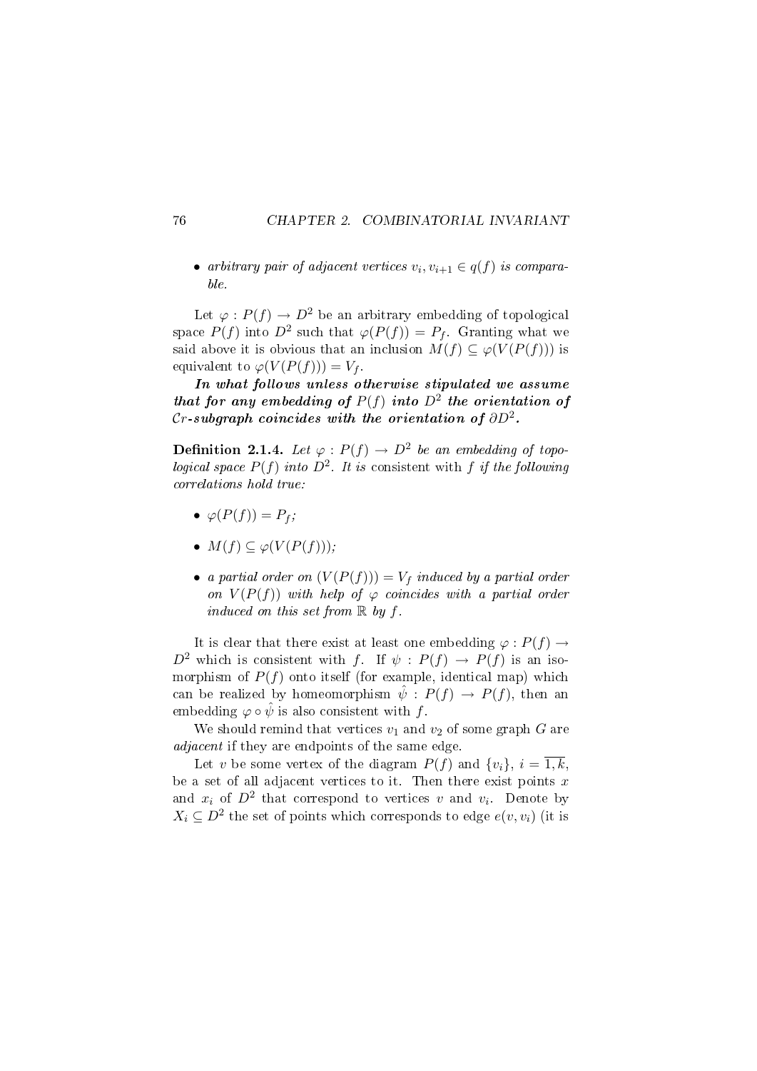- *arbitrary pair of adjacent vertices $v_i, v_{i+1} \in q(f)$ is comparable.*

Let $\varphi : P(f) \to D^2$ be an arbitrary embedding of topological space $P(f)$ into $D^2$ such that $\varphi(P(f)) = P_f$. Granting what we said above it is obvious that an inclusion $M(f) \subseteq \varphi(V(P(f)))$ is equivalent to $\varphi(V(P(f))) = V_f$.

***In what follows unless otherwise stipulated we assume that for any embedding of $P(f)$ into $D^2$ the orientation of $\mathcal{C}r$-subgraph coincides with the orientation of $\partial D^2$.***

**Definition 2.1.4.** *Let $\varphi : P(f) \to D^2$ be an embedding of topological space $P(f)$ into $D^2$. It is* consistent with $f$ *if the following correlations hold true:*

- *$\varphi(P(f)) = P_f$;*
- *$M(f) \subseteq \varphi(V(P(f)))$;*
- *a partial order on $(V(P(f))) = V_f$ induced by a partial order on $V(P(f))$ with help of $\varphi$ coincides with a partial order induced on this set from $\mathbb{R}$ by $f$.*

It is clear that there exist at least one embedding $\varphi : P(f) \to D^2$ which is consistent with $f$. If $\psi : P(f) \to P(f)$ is an isomorphism of $P(f)$ onto itself (for example, identical map) which can be realized by homeomorphism $\hat{\psi} : P(f) \to P(f)$, then an embedding $\varphi \circ \hat{\psi}$ is also consistent with $f$.

We should remind that vertices $v_1$ and $v_2$ of some graph $G$ are *adjacent* if they are endpoints of the same edge.

Let $v$ be some vertex of the diagram $P(f)$ and $\{v_i\}$, $i = \overline{1,k}$, be a set of all adjacent vertices to it. Then there exist points $x$ and $x_i$ of $D^2$ that correspond to vertices $v$ and $v_i$. Denote by $X_i \subseteq D^2$ the set of points which corresponds to edge $e(v, v_i)$ (it is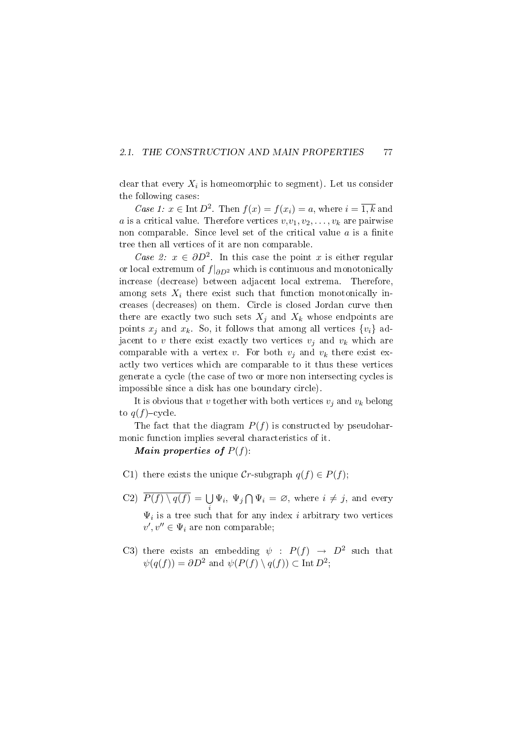clear that every $X_i$ is homeomorphic to segment). Let us consider the following cases:

*Case 1:* $x \in \operatorname{Int} D^2$. Then $f(x) = f(x_i) = a$, where $i = \overline{1,k}$ and $a$ is a critical value. Therefore vertices $v, v_1, v_2, \ldots, v_k$ are pairwise non comparable. Since level set of the critical value $a$ is a finite tree then all vertices of it are non comparable.

*Case 2:* $x \in \partial D^2$. In this case the point $x$ is either regular or local extremum of $f|_{\partial D^2}$ which is continuous and monotonically increase (decrease) between adjacent local extrema. Therefore, among sets $X_i$ there exist such that function monotonically increases (decreases) on them. Circle is closed Jordan curve then there are exactly two such sets $X_j$ and $X_k$ whose endpoints are points $x_j$ and $x_k$. So, it follows that among all vertices $\{v_i\}$ adjacent to $v$ there exist exactly two vertices $v_j$ and $v_k$ which are comparable with a vertex $v$. For both $v_j$ and $v_k$ there exist exactly two vertices which are comparable to it thus these vertices generate a cycle (the case of two or more non intersecting cycles is impossible since a disk has one boundary circle).

It is obvious that $v$ together with both vertices $v_j$ and $v_k$ belong to $q(f)$–cycle.

The fact that the diagram $P(f)$ is constructed by pseudoharmonic function implies several characteristics of it.

***Main properties of*** $P(f)$:

- C1) there exists the unique $\mathcal{C}r$-subgraph $q(f) \in P(f)$;
- C2) $\overline{P(f) \setminus q(f)} = \bigcup\limits_i \Psi_i$, $\Psi_j \bigcap \Psi_i = \varnothing$, where $i \neq j$, and every $\Psi_i$ is a tree such that for any index $i$ arbitrary two vertices $v', v'' \in \Psi_i$ are non comparable;
- C3) there exists an embedding $\psi : P(f) \to D^2$ such that $\psi(q(f)) = \partial D^2$ and $\psi(P(f) \setminus q(f)) \subset \operatorname{Int} D^2$;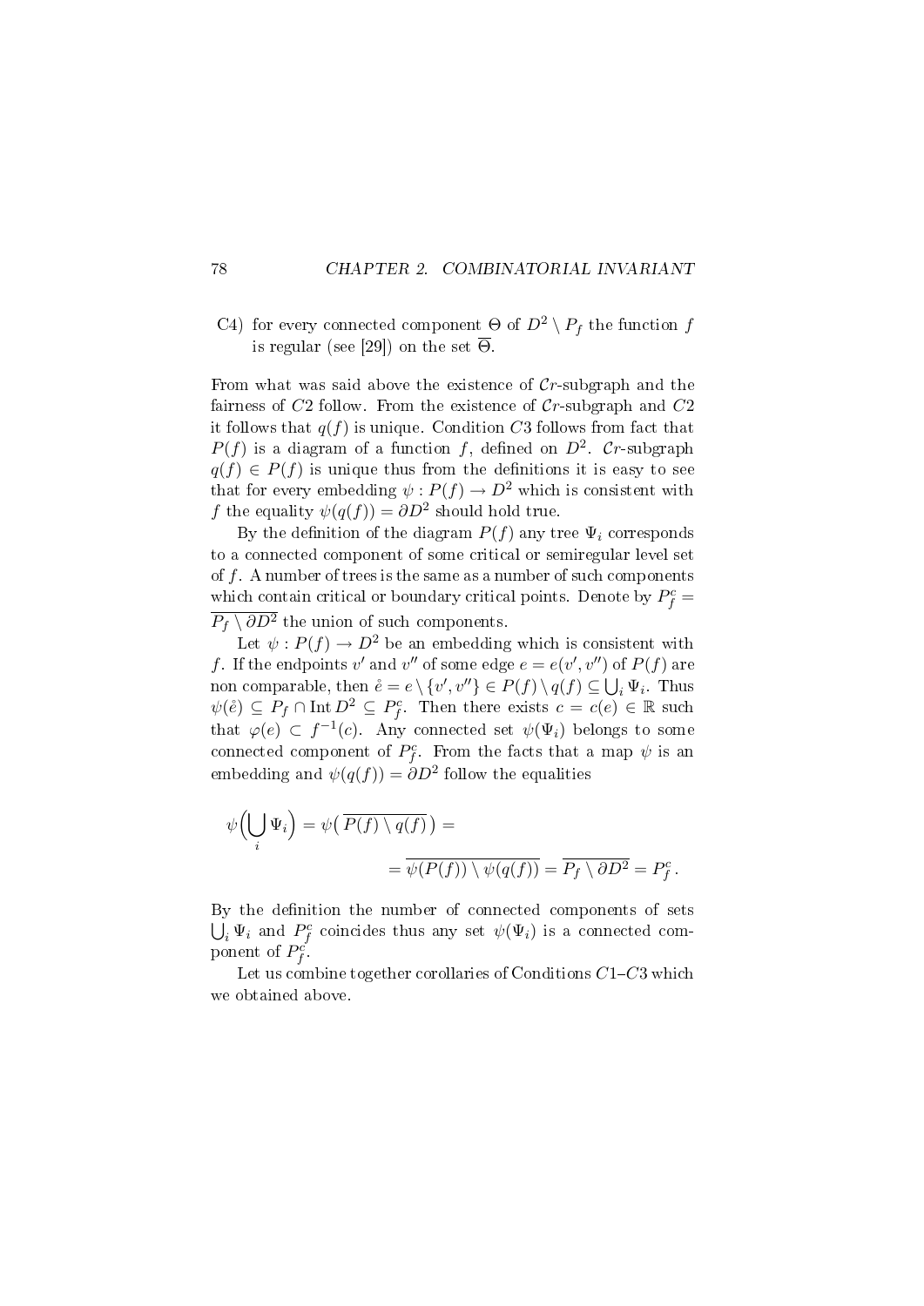C4) for every connected component $\Theta$ of $D^2 \setminus P_f$ the function $f$ is regular (see [29]) on the set $\overline{\Theta}$.

From what was said above the existence of $\mathcal{C}r$-subgraph and the fairness of $C2$ follow. From the existence of $\mathcal{C}r$-subgraph and $C2$ it follows that $q(f)$ is unique. Condition $C3$ follows from fact that $P(f)$ is a diagram of a function $f$, defined on $D^2$. $\mathcal{C}r$-subgraph $q(f) \in P(f)$ is unique thus from the definitions it is easy to see that for every embedding $\psi : P(f) \to D^2$ which is consistent with $f$ the equality $\psi(q(f)) = \partial D^2$ should hold true.

By the definition of the diagram $P(f)$ any tree $\Psi_i$ corresponds to a connected component of some critical or semiregular level set of $f$. A number of trees is the same as a number of such components which contain critical or boundary critical points. Denote by $P_f^c = \overline{P_f \setminus \partial D^2}$ the union of such components.

Let $\psi : P(f) \to D^2$ be an embedding which is consistent with $f$. If the endpoints $v'$ and $v''$ of some edge $e = e(v', v'')$ of $P(f)$ are non comparable, then $\mathring{e} = e \setminus \{v', v''\} \in P(f) \setminus q(f) \subseteq \bigcup_i \Psi_i$. Thus $\psi(\mathring{e}) \subseteq P_f \cap \operatorname{Int} D^2 \subseteq P_f^c$. Then there exists $c = c(e) \in \mathbb{R}$ such that $\varphi(e) \subset f^{-1}(c)$. Any connected set $\psi(\Psi_i)$ belongs to some connected component of $P_f^c$. From the facts that a map $\psi$ is an embedding and $\psi(q(f)) = \partial D^2$ follow the equalities

$$\psi\Big(\bigcup_i \Psi_i\Big) = \psi\big(\,\overline{P(f) \setminus q(f)}\,\big) = \\ = \overline{\psi(P(f)) \setminus \psi(q(f))} = \overline{P_f \setminus \partial D^2} = P_f^c\,.$$

By the definition the number of connected components of sets $\bigcup_i \Psi_i$ and $P_f^c$ coincides thus any set $\psi(\Psi_i)$ is a connected component of $P_f^c$.

Let us combine together corollaries of Conditions $C1$–$C3$ which we obtained above.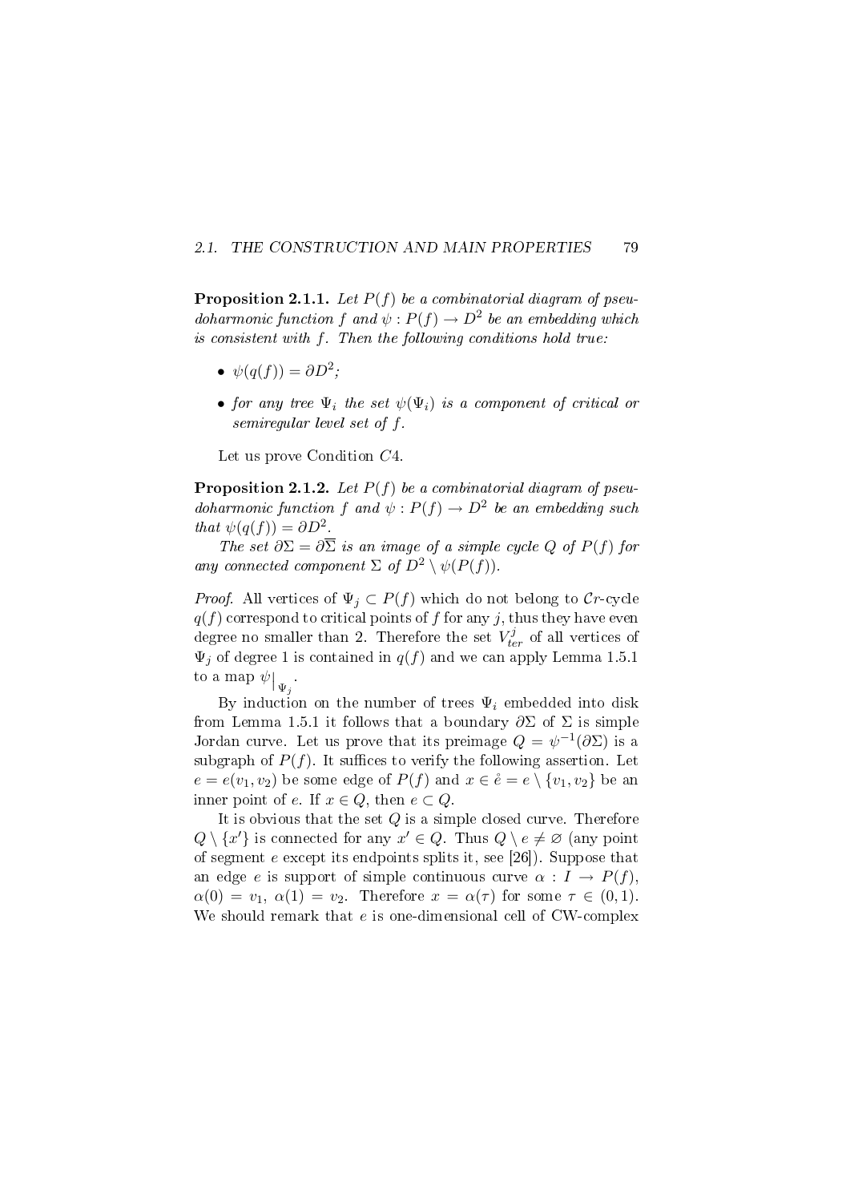**Proposition 2.1.1.** *Let $P(f)$ be a combinatorial diagram of pseudoharmonic function $f$ and $\psi : P(f) \to D^2$ be an embedding which is consistent with $f$. Then the following conditions hold true:*

- *$\psi(q(f)) = \partial D^2$;*
- *for any tree $\Psi_i$ the set $\psi(\Psi_i)$ is a component of critical or semiregular level set of $f$.*

Let us prove Condition $C4$.

**Proposition 2.1.2.** *Let $P(f)$ be a combinatorial diagram of pseudoharmonic function $f$ and $\psi : P(f) \to D^2$ be an embedding such that $\psi(q(f)) = \partial D^2$.*

*The set $\partial\Sigma = \partial\overline{\Sigma}$ is an image of a simple cycle $Q$ of $P(f)$ for any connected component $\Sigma$ of $D^2 \setminus \psi(P(f))$.*

*Proof.* All vertices of $\Psi_j \subset P(f)$ which do not belong to $\mathcal{C}r$-cycle $q(f)$ correspond to critical points of $f$ for any $j$, thus they have even degree no smaller than 2. Therefore the set $V^j_{ter}$ of all vertices of $\Psi_j$ of degree 1 is contained in $q(f)$ and we can apply Lemma 1.5.1 to a map $\psi\big|_{\Psi_j}$.

By induction on the number of trees $\Psi_i$ embedded into disk from Lemma 1.5.1 it follows that a boundary $\partial\Sigma$ of $\Sigma$ is simple Jordan curve. Let us prove that its preimage $Q = \psi^{-1}(\partial\Sigma)$ is a subgraph of $P(f)$. It suffices to verify the following assertion. Let $e = e(v_1, v_2)$ be some edge of $P(f)$ and $x \in \mathring{e} = e \setminus \{v_1, v_2\}$ be an inner point of $e$. If $x \in Q$, then $e \subset Q$.

It is obvious that the set $Q$ is a simple closed curve. Therefore $Q \setminus \{x'\}$ is connected for any $x' \in Q$. Thus $Q \setminus e \neq \varnothing$ (any point of segment $e$ except its endpoints splits it, see [26]). Suppose that an edge $e$ is support of simple continuous curve $\alpha : I \to P(f)$, $\alpha(0) = v_1$, $\alpha(1) = v_2$. Therefore $x = \alpha(\tau)$ for some $\tau \in (0, 1)$. We should remark that $e$ is one-dimensional cell of CW-complex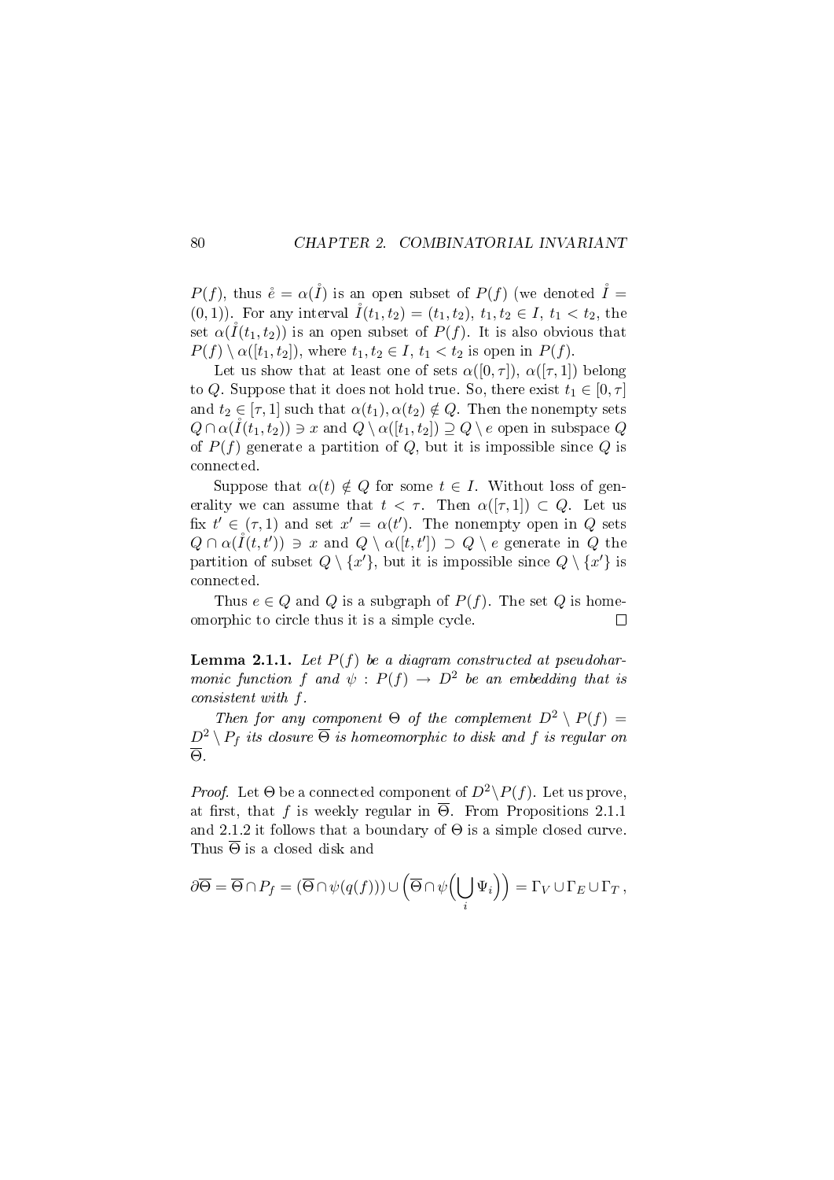$P(f)$, thus $\mathring{e} = \alpha(\mathring{I})$ is an open subset of $P(f)$ (we denoted $\mathring{I} = (0,1)$). For any interval $\mathring{I}(t_1,t_2) = (t_1,t_2)$, $t_1,t_2 \in I$, $t_1 < t_2$, the set $\alpha(\mathring{I}(t_1,t_2))$ is an open subset of $P(f)$. It is also obvious that $P(f) \setminus \alpha([t_1,t_2])$, where $t_1,t_2 \in I$, $t_1 < t_2$ is open in $P(f)$.

Let us show that at least one of sets $\alpha([0,\tau])$, $\alpha([\tau,1])$ belong to $Q$. Suppose that it does not hold true. So, there exist $t_1 \in [0,\tau]$ and $t_2 \in [\tau,1]$ such that $\alpha(t_1), \alpha(t_2) \notin Q$. Then the nonempty sets $Q \cap \alpha(\mathring{I}(t_1,t_2)) \ni x$ and $Q \setminus \alpha([t_1,t_2]) \supseteq Q \setminus e$ open in subspace $Q$ of $P(f)$ generate a partition of $Q$, but it is impossible since $Q$ is connected.

Suppose that $\alpha(t) \notin Q$ for some $t \in I$. Without loss of generality we can assume that $t < \tau$. Then $\alpha([\tau,1]) \subset Q$. Let us fix $t' \in (\tau,1)$ and set $x' = \alpha(t')$. The nonempty open in $Q$ sets $Q \cap \alpha(\mathring{I}(t,t')) \ni x$ and $Q \setminus \alpha([t,t']) \supset Q \setminus e$ generate in $Q$ the partition of subset $Q \setminus \{x'\}$, but it is impossible since $Q \setminus \{x'\}$ is connected.

Thus $e \in Q$ and $Q$ is a subgraph of $P(f)$. The set $Q$ is homeomorphic to circle thus it is a simple cycle. $\square$

**Lemma 2.1.1.** *Let $P(f)$ be a diagram constructed at pseudoharmonic function $f$ and $\psi : P(f) \to D^2$ be an embedding that is consistent with $f$.*

*Then for any component $\Theta$ of the complement $D^2 \setminus P(f) = D^2 \setminus P_f$ its closure $\overline{\Theta}$ is homeomorphic to disk and $f$ is regular on $\overline{\Theta}$.*

*Proof.* Let $\Theta$ be a connected component of $D^2 \setminus P(f)$. Let us prove, at first, that $f$ is weekly regular in $\overline{\Theta}$. From Propositions 2.1.1 and 2.1.2 it follows that a boundary of $\Theta$ is a simple closed curve. Thus $\overline{\Theta}$ is a closed disk and

$$\partial\overline{\Theta} = \overline{\Theta} \cap P_f = (\overline{\Theta} \cap \psi(q(f))) \cup \Big(\overline{\Theta} \cap \psi\Big(\bigcup_i \Psi_i\Big)\Big) = \Gamma_V \cup \Gamma_E \cup \Gamma_T\,,$$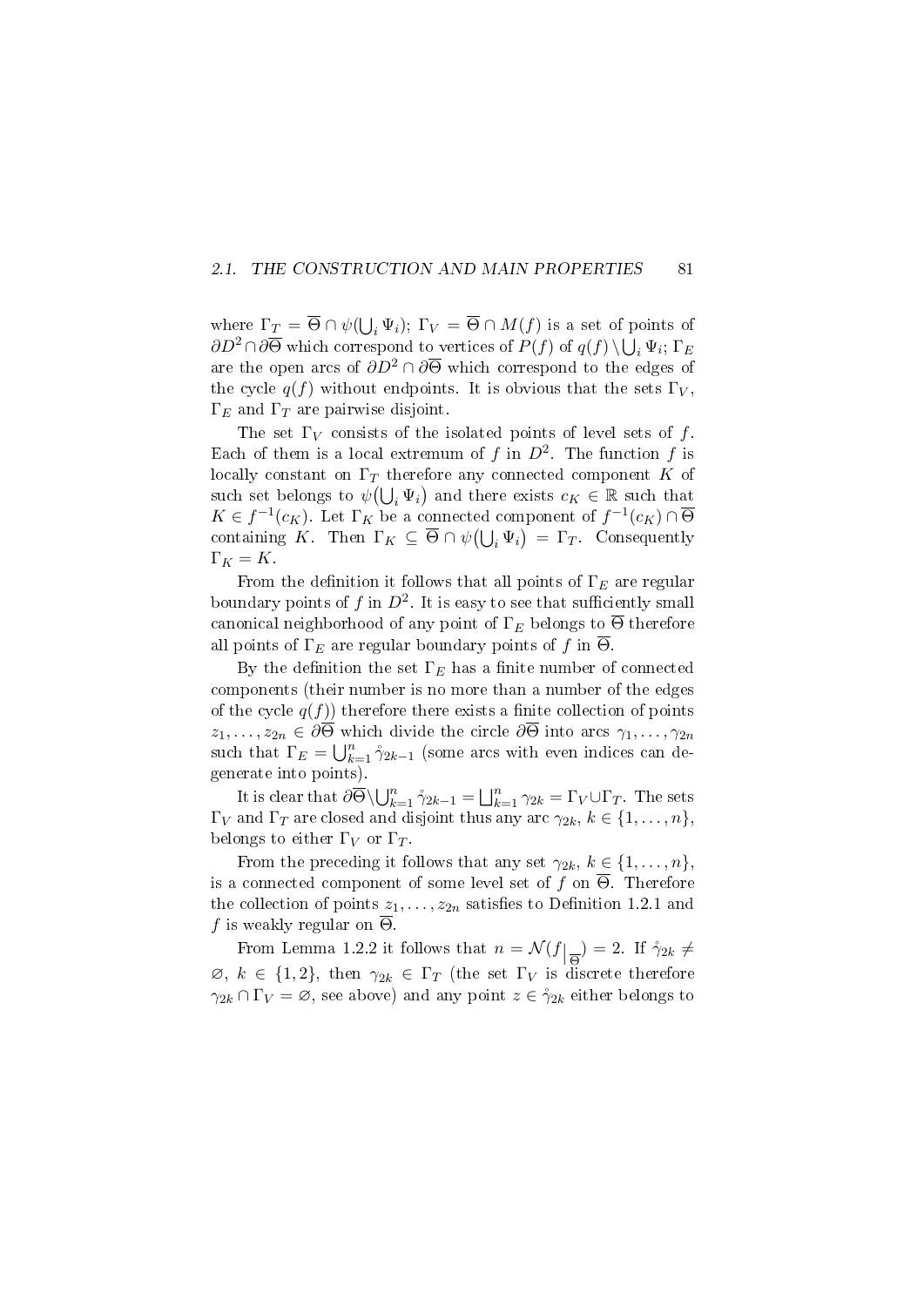where $\Gamma_T = \overline{\Theta} \cap \psi(\bigcup_i \Psi_i)$; $\Gamma_V = \overline{\Theta} \cap M(f)$ is a set of points of $\partial D^2 \cap \partial\overline{\Theta}$ which correspond to vertices of $P(f)$ of $q(f) \setminus \bigcup_i \Psi_i$; $\Gamma_E$ are the open arcs of $\partial D^2 \cap \partial\overline{\Theta}$ which correspond to the edges of the cycle $q(f)$ without endpoints. It is obvious that the sets $\Gamma_V$, $\Gamma_E$ and $\Gamma_T$ are pairwise disjoint.

The set $\Gamma_V$ consists of the isolated points of level sets of $f$. Each of them is a local extremum of $f$ in $D^2$. The function $f$ is locally constant on $\Gamma_T$ therefore any connected component $K$ of such set belongs to $\psi\big(\bigcup_i \Psi_i\big)$ and there exists $c_K \in \mathbb{R}$ such that $K \in f^{-1}(c_K)$. Let $\Gamma_K$ be a connected component of $f^{-1}(c_K) \cap \overline{\Theta}$ containing $K$. Then $\Gamma_K \subseteq \overline{\Theta} \cap \psi\big(\bigcup_i \Psi_i\big) = \Gamma_T$. Consequently $\Gamma_K = K$.

From the definition it follows that all points of $\Gamma_E$ are regular boundary points of $f$ in $D^2$. It is easy to see that sufficiently small canonical neighborhood of any point of $\Gamma_E$ belongs to $\overline{\Theta}$ therefore all points of $\Gamma_E$ are regular boundary points of $f$ in $\overline{\Theta}$.

By the definition the set $\Gamma_E$ has a finite number of connected components (their number is no more than a number of the edges of the cycle $q(f)$) therefore there exists a finite collection of points $z_1, \ldots, z_{2n} \in \partial\overline{\Theta}$ which divide the circle $\partial\overline{\Theta}$ into arcs $\gamma_1, \ldots, \gamma_{2n}$ such that $\Gamma_E = \bigcup_{k=1}^n \mathring{\gamma}_{2k-1}$ (some arcs with even indices can degenerate into points).

It is clear that $\partial\overline{\Theta} \setminus \bigcup_{k=1}^n \mathring{\gamma}_{2k-1} = \bigsqcup_{k=1}^n \gamma_{2k} = \Gamma_V \cup \Gamma_T$. The sets $\Gamma_V$ and $\Gamma_T$ are closed and disjoint thus any arc $\gamma_{2k}$, $k \in \{1, \ldots, n\}$, belongs to either $\Gamma_V$ or $\Gamma_T$.

From the preceding it follows that any set $\gamma_{2k}$, $k \in \{1, \ldots, n\}$, is a connected component of some level set of $f$ on $\overline{\Theta}$. Therefore the collection of points $z_1, \ldots, z_{2n}$ satisfies to Definition 1.2.1 and $f$ is weakly regular on $\overline{\Theta}$.

From Lemma 1.2.2 it follows that $n = \mathcal{N}(f|_{\overline{\Theta}}) = 2$. If $\mathring{\gamma}_{2k} \neq \varnothing$, $k \in \{1, 2\}$, then $\gamma_{2k} \in \Gamma_T$ (the set $\Gamma_V$ is discrete therefore $\gamma_{2k} \cap \Gamma_V = \varnothing$, see above) and any point $z \in \mathring{\gamma}_{2k}$ either belongs to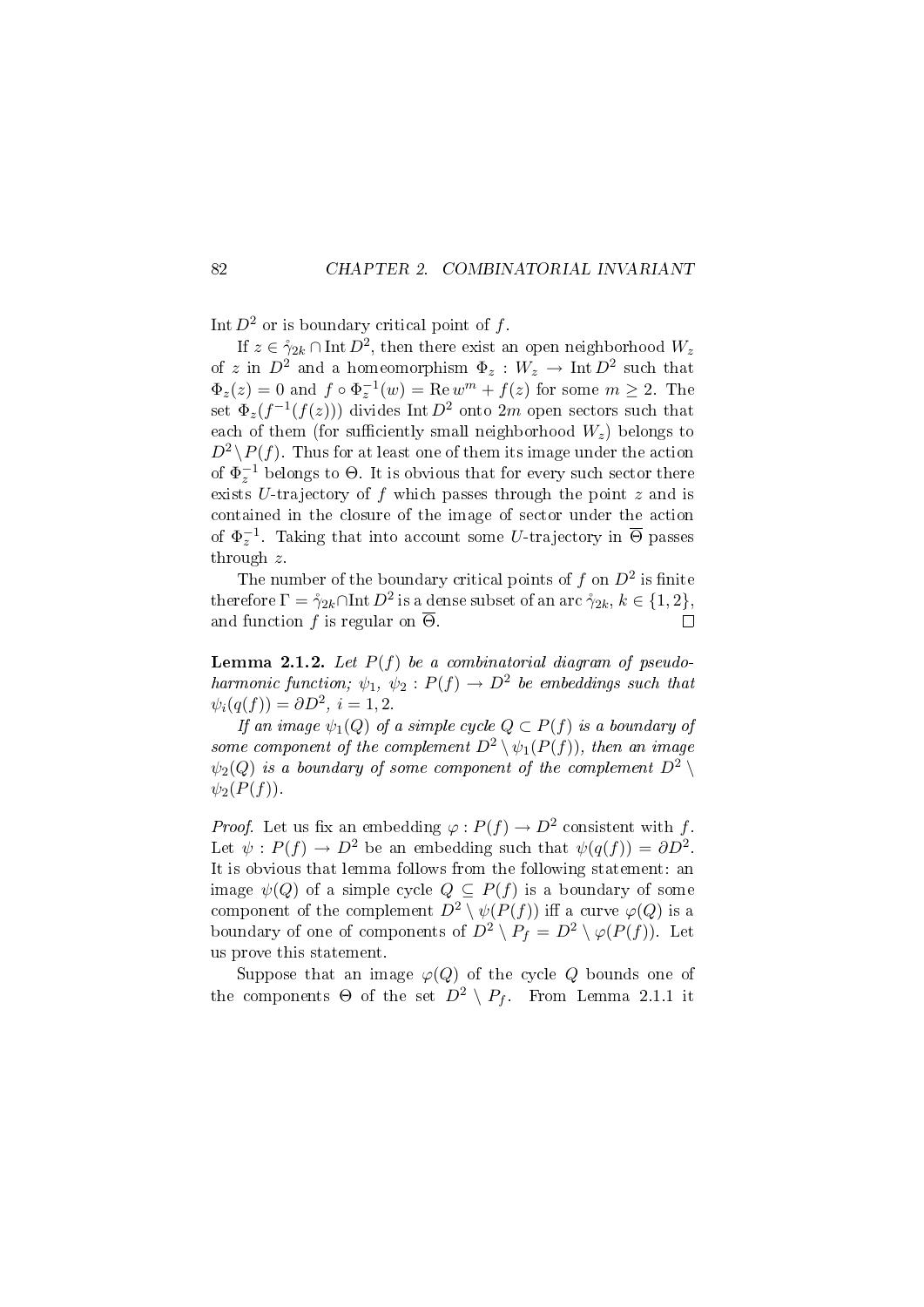$\operatorname{Int} D^2$ or is boundary critical point of $f$.

If $z \in \mathring{\gamma}_{2k} \cap \operatorname{Int} D^2$, then there exist an open neighborhood $W_z$ of $z$ in $D^2$ and a homeomorphism $\Phi_z : W_z \to \operatorname{Int} D^2$ such that $\Phi_z(z) = 0$ and $f \circ \Phi_z^{-1}(w) = \operatorname{Re} w^m + f(z)$ for some $m \geq 2$. The set $\Phi_z(f^{-1}(f(z)))$ divides $\operatorname{Int} D^2$ onto $2m$ open sectors such that each of them (for sufficiently small neighborhood $W_z$) belongs to $D^2 \setminus P(f)$. Thus for at least one of them its image under the action of $\Phi_z^{-1}$ belongs to $\Theta$. It is obvious that for every such sector there exists $U$-trajectory of $f$ which passes through the point $z$ and is contained in the closure of the image of sector under the action of $\Phi_z^{-1}$. Taking that into account some $U$-trajectory in $\overline{\Theta}$ passes through $z$.

The number of the boundary critical points of $f$ on $D^2$ is finite therefore $\Gamma = \mathring{\gamma}_{2k} \cap \operatorname{Int} D^2$ is a dense subset of an arc $\mathring{\gamma}_{2k}$, $k \in \{1, 2\}$, and function $f$ is regular on $\overline{\Theta}$. □

**Lemma 2.1.2.** *Let $P(f)$ be a combinatorial diagram of pseudo-harmonic function; $\psi_1$, $\psi_2 : P(f) \to D^2$ be embeddings such that $\psi_i(q(f)) = \partial D^2$, $i = 1, 2$.*

*If an image $\psi_1(Q)$ of a simple cycle $Q \subset P(f)$ is a boundary of some component of the complement $D^2 \setminus \psi_1(P(f))$, then an image $\psi_2(Q)$ is a boundary of some component of the complement $D^2 \setminus \psi_2(P(f))$.*

*Proof.* Let us fix an embedding $\varphi : P(f) \to D^2$ consistent with $f$. Let $\psi : P(f) \to D^2$ be an embedding such that $\psi(q(f)) = \partial D^2$. It is obvious that lemma follows from the following statement: an image $\psi(Q)$ of a simple cycle $Q \subseteq P(f)$ is a boundary of some component of the complement $D^2 \setminus \psi(P(f))$ iff a curve $\varphi(Q)$ is a boundary of one of components of $D^2 \setminus P_f = D^2 \setminus \varphi(P(f))$. Let us prove this statement.

Suppose that an image $\varphi(Q)$ of the cycle $Q$ bounds one of the components $\Theta$ of the set $D^2 \setminus P_f$. From Lemma 2.1.1 it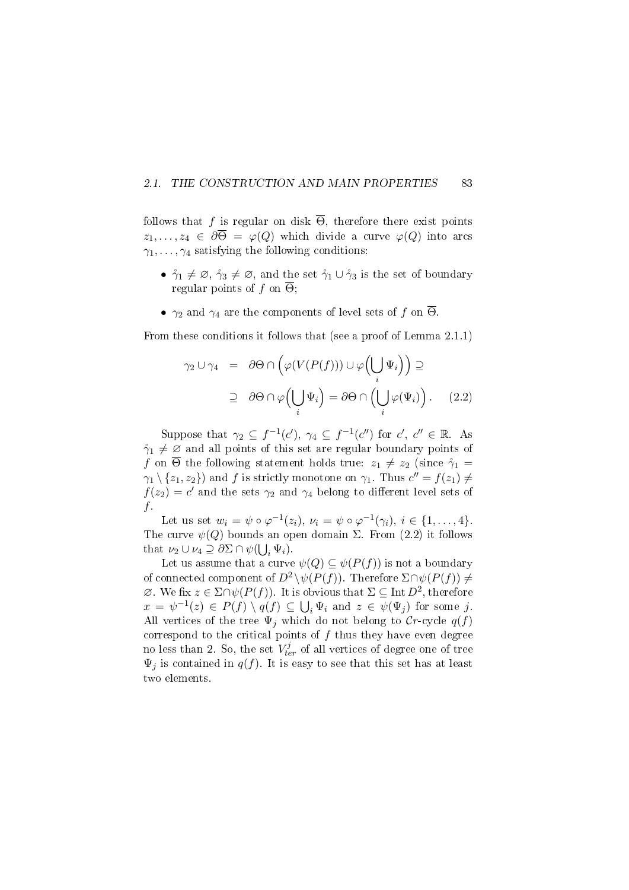follows that $f$ is regular on disk $\overline{\Theta}$, therefore there exist points $z_1, \ldots, z_4 \in \partial\overline{\Theta} = \varphi(Q)$ which divide a curve $\varphi(Q)$ into arcs $\gamma_1, \ldots, \gamma_4$ satisfying the following conditions:

- $\mathring{\gamma}_1 \neq \varnothing$, $\mathring{\gamma}_3 \neq \varnothing$, and the set $\mathring{\gamma}_1 \cup \mathring{\gamma}_3$ is the set of boundary regular points of $f$ on $\overline{\Theta}$;
- $\gamma_2$ and $\gamma_4$ are the components of level sets of $f$ on $\overline{\Theta}$.

From these conditions it follows that (see a proof of Lemma 2.1.1)

$$
\begin{aligned}
\gamma_2 \cup \gamma_4 \;&=\; \partial\Theta \cap \Big(\varphi(V(P(f))) \cup \varphi\Big(\bigcup_i \Psi_i\Big)\Big) \supseteq \\
&\supseteq\; \partial\Theta \cap \varphi\Big(\bigcup_i \Psi_i\Big) = \partial\Theta \cap \Big(\bigcup_i \varphi(\Psi_i)\Big). \qquad (2.2)
\end{aligned}
$$

Suppose that $\gamma_2 \subseteq f^{-1}(c')$, $\gamma_4 \subseteq f^{-1}(c'')$ for $c'$, $c'' \in \mathbb{R}$. As $\mathring{\gamma}_1 \neq \varnothing$ and all points of this set are regular boundary points of $f$ on $\overline{\Theta}$ the following statement holds true: $z_1 \neq z_2$ (since $\mathring{\gamma}_1 = \gamma_1 \setminus \{z_1, z_2\}$) and $f$ is strictly monotone on $\gamma_1$. Thus $c'' = f(z_1) \neq f(z_2) = c'$ and the sets $\gamma_2$ and $\gamma_4$ belong to different level sets of $f$.

Let us set $w_i = \psi \circ \varphi^{-1}(z_i)$, $\nu_i = \psi \circ \varphi^{-1}(\gamma_i)$, $i \in \{1, \ldots, 4\}$. The curve $\psi(Q)$ bounds an open domain $\Sigma$. From (2.2) it follows that $\nu_2 \cup \nu_4 \supseteq \partial\Sigma \cap \psi(\bigcup_i \Psi_i)$.

Let us assume that a curve $\psi(Q) \subseteq \psi(P(f))$ is not a boundary of connected component of $D^2 \setminus \psi(P(f))$. Therefore $\Sigma \cap \psi(P(f)) \neq \varnothing$. We fix $z \in \Sigma \cap \psi(P(f))$. It is obvious that $\Sigma \subseteq \operatorname{Int} D^2$, therefore $x = \psi^{-1}(z) \in P(f) \setminus q(f) \subseteq \bigcup_i \Psi_i$ and $z \in \psi(\Psi_j)$ for some $j$. All vertices of the tree $\Psi_j$ which do not belong to $\mathcal{C}r$-cycle $q(f)$ correspond to the critical points of $f$ thus they have even degree no less than 2. So, the set $V^j_{ter}$ of all vertices of degree one of tree $\Psi_j$ is contained in $q(f)$. It is easy to see that this set has at least two elements.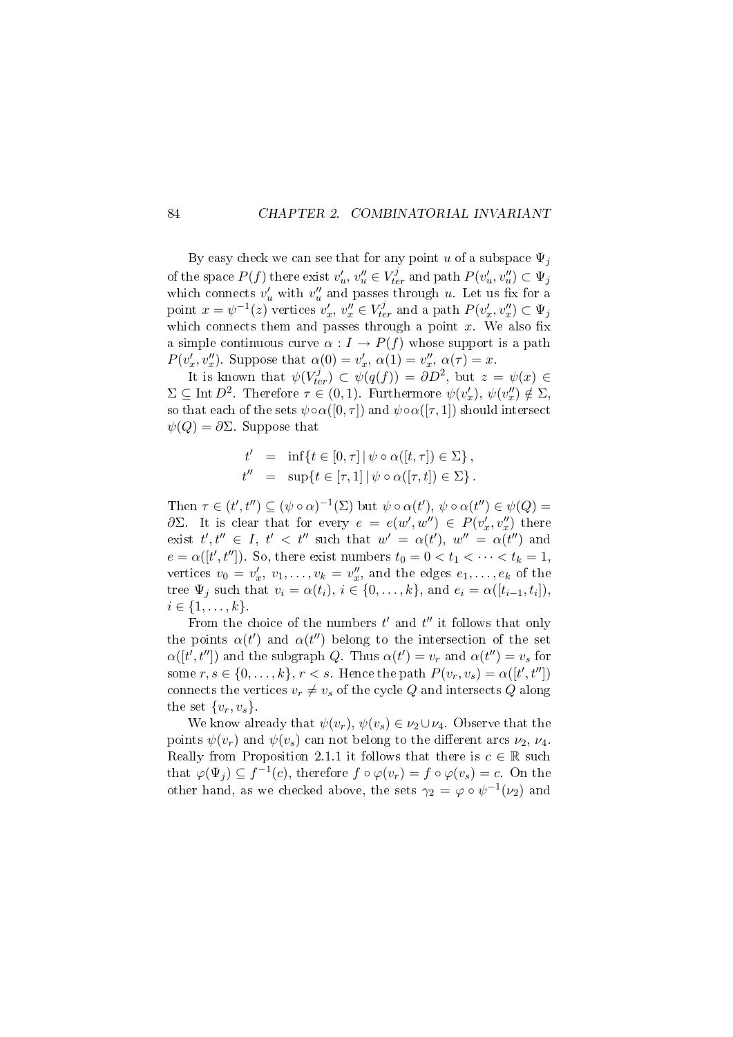By easy check we can see that for any point $u$ of a subspace $\Psi_j$ of the space $P(f)$ there exist $v'_u,\ v''_u \in V^j_{ter}$ and path $P(v'_u, v''_u) \subset \Psi_j$ which connects $v'_u$ with $v''_u$ and passes through $u$. Let us fix for a point $x = \psi^{-1}(z)$ vertices $v'_x,\ v''_x \in V^j_{ter}$ and a path $P(v'_x, v''_x) \subset \Psi_j$ which connects them and passes through a point $x$. We also fix a simple continuous curve $\alpha : I \to P(f)$ whose support is a path $P(v'_x, v''_x)$. Suppose that $\alpha(0) = v'_x$, $\alpha(1) = v''_x$, $\alpha(\tau) = x$.

It is known that $\psi(V^j_{ter}) \subset \psi(q(f)) = \partial D^2$, but $z = \psi(x) \in \Sigma \subseteq \operatorname{Int} D^2$. Therefore $\tau \in (0,1)$. Furthermore $\psi(v'_x),\ \psi(v''_x) \notin \Sigma$, so that each of the sets $\psi \circ \alpha([0,\tau])$ and $\psi \circ \alpha([\tau, 1])$ should intersect $\psi(Q) = \partial\Sigma$. Suppose that

$$
\begin{aligned}
t' &= \inf\{t \in [0,\tau] \mid \psi \circ \alpha([t,\tau]) \in \Sigma\}, \\
t'' &= \sup\{t \in [\tau,1] \mid \psi \circ \alpha([\tau,t]) \in \Sigma\}.
\end{aligned}
$$

Then $\tau \in (t', t'') \subseteq (\psi \circ \alpha)^{-1}(\Sigma)$ but $\psi \circ \alpha(t'),\ \psi \circ \alpha(t'') \in \psi(Q) = \partial\Sigma$. It is clear that for every $e = e(w', w'') \in P(v'_x, v''_x)$ there exist $t', t'' \in I$, $t' < t''$ such that $w' = \alpha(t')$, $w'' = \alpha(t'')$ and $e = \alpha([t', t''])$. So, there exist numbers $t_0 = 0 < t_1 < \cdots < t_k = 1$, vertices $v_0 = v'_x,\ v_1, \ldots, v_k = v''_x$, and the edges $e_1, \ldots, e_k$ of the tree $\Psi_j$ such that $v_i = \alpha(t_i)$, $i \in \{0, \ldots, k\}$, and $e_i = \alpha([t_{i-1}, t_i])$, $i \in \{1, \ldots, k\}$.

From the choice of the numbers $t'$ and $t''$ it follows that only the points $\alpha(t')$ and $\alpha(t'')$ belong to the intersection of the set $\alpha([t', t''])$ and the subgraph $Q$. Thus $\alpha(t') = v_r$ and $\alpha(t'') = v_s$ for some $r, s \in \{0, \ldots, k\}$, $r < s$. Hence the path $P(v_r, v_s) = \alpha([t', t''])$ connects the vertices $v_r \neq v_s$ of the cycle $Q$ and intersects $Q$ along the set $\{v_r, v_s\}$.

We know already that $\psi(v_r),\ \psi(v_s) \in \nu_2 \cup \nu_4$. Observe that the points $\psi(v_r)$ and $\psi(v_s)$ can not belong to the different arcs $\nu_2$, $\nu_4$. Really from Proposition 2.1.1 it follows that there is $c \in \mathbb{R}$ such that $\varphi(\Psi_j) \subseteq f^{-1}(c)$, therefore $f \circ \varphi(v_r) = f \circ \varphi(v_s) = c$. On the other hand, as we checked above, the sets $\gamma_2 = \varphi \circ \psi^{-1}(\nu_2)$ and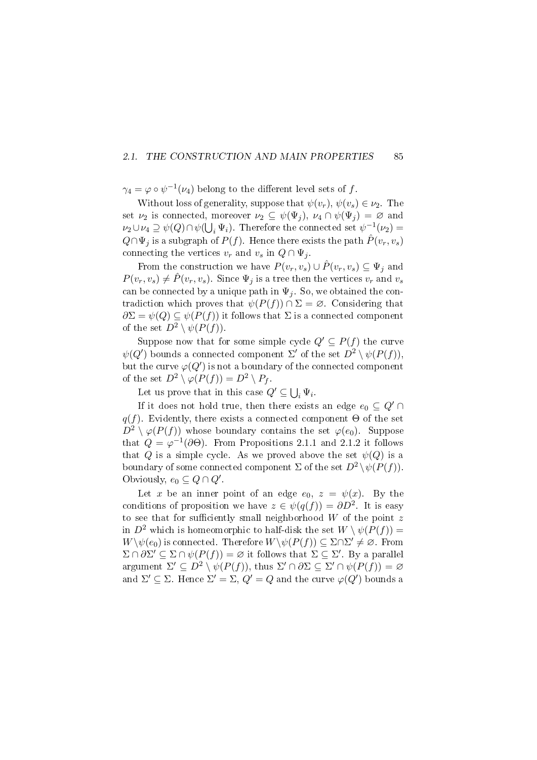$\gamma_4 = \varphi \circ \psi^{-1}(\nu_4)$ belong to the different level sets of $f$.

Without loss of generality, suppose that $\psi(v_r)$, $\psi(v_s) \in \nu_2$. The set $\nu_2$ is connected, moreover $\nu_2 \subseteq \psi(\Psi_j)$, $\nu_4 \cap \psi(\Psi_j) = \varnothing$ and $\nu_2 \cup \nu_4 \supseteq \psi(Q) \cap \psi(\bigcup_i \Psi_i)$. Therefore the connected set $\psi^{-1}(\nu_2) = Q \cap \Psi_j$ is a subgraph of $P(f)$. Hence there exists the path $\hat{P}(v_r, v_s)$ connecting the vertices $v_r$ and $v_s$ in $Q \cap \Psi_j$.

From the construction we have $P(v_r, v_s) \cup \hat{P}(v_r, v_s) \subseteq \Psi_j$ and $P(v_r, v_s) \neq \hat{P}(v_r, v_s)$. Since $\Psi_j$ is a tree then the vertices $v_r$ and $v_s$ can be connected by a unique path in $\Psi_j$. So, we obtained the contradiction which proves that $\psi(P(f)) \cap \Sigma = \varnothing$. Considering that $\partial\Sigma = \psi(Q) \subseteq \psi(P(f))$ it follows that $\Sigma$ is a connected component of the set $D^2 \setminus \psi(P(f))$.

Suppose now that for some simple cycle $Q' \subseteq P(f)$ the curve $\psi(Q')$ bounds a connected component $\Sigma'$ of the set $D^2 \setminus \psi(P(f))$, but the curve $\varphi(Q')$ is not a boundary of the connected component of the set $D^2 \setminus \varphi(P(f)) = D^2 \setminus P_f$.

Let us prove that in this case $Q' \subseteq \bigcup_i \Psi_i$.

If it does not hold true, then there exists an edge $e_0 \subseteq Q' \cap q(f)$. Evidently, there exists a connected component $\Theta$ of the set $D^2 \setminus \varphi(P(f))$ whose boundary contains the set $\varphi(e_0)$. Suppose that $Q = \varphi^{-1}(\partial\Theta)$. From Propositions 2.1.1 and 2.1.2 it follows that $Q$ is a simple cycle. As we proved above the set $\psi(Q)$ is a boundary of some connected component $\Sigma$ of the set $D^2 \setminus \psi(P(f))$. Obviously, $e_0 \subseteq Q \cap Q'$.

Let $x$ be an inner point of an edge $e_0$, $z = \psi(x)$. By the conditions of proposition we have $z \in \psi(q(f)) = \partial D^2$. It is easy to see that for sufficiently small neighborhood $W$ of the point $z$ in $D^2$ which is homeomorphic to half-disk the set $W \setminus \psi(P(f)) = W \setminus \psi(e_0)$ is connected. Therefore $W \setminus \psi(P(f)) \subseteq \Sigma \cap \Sigma' \neq \varnothing$. From $\Sigma \cap \partial\Sigma' \subseteq \Sigma \cap \psi(P(f)) = \varnothing$ it follows that $\Sigma \subseteq \Sigma'$. By a parallel argument $\Sigma' \subseteq D^2 \setminus \psi(P(f))$, thus $\Sigma' \cap \partial\Sigma \subseteq \Sigma' \cap \psi(P(f)) = \varnothing$ and $\Sigma' \subseteq \Sigma$. Hence $\Sigma' = \Sigma$, $Q' = Q$ and the curve $\varphi(Q')$ bounds a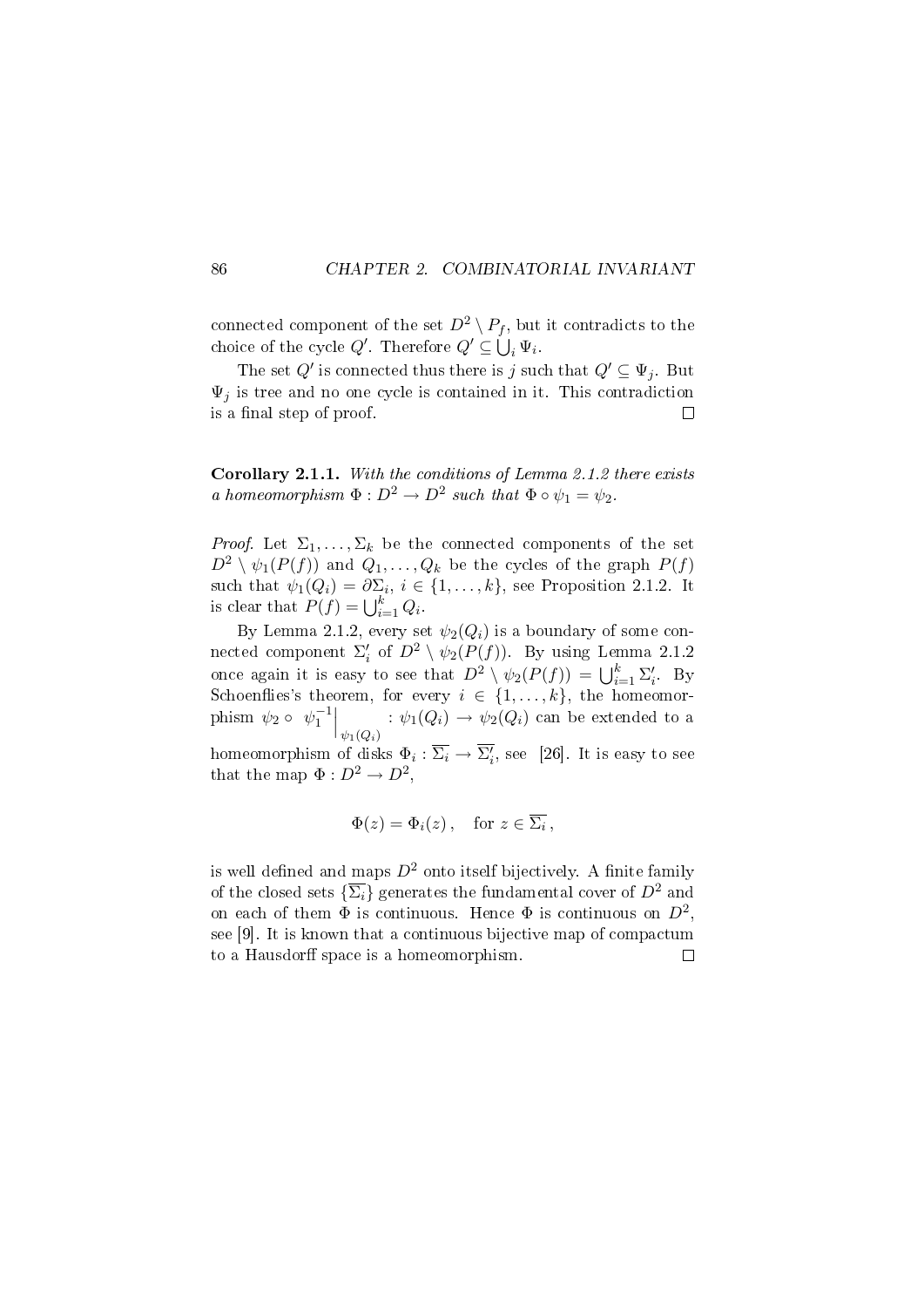connected component of the set $D^2 \setminus P_f$, but it contradicts to the choice of the cycle $Q'$. Therefore $Q' \subseteq \bigcup_i \Psi_i$.

The set $Q'$ is connected thus there is $j$ such that $Q' \subseteq \Psi_j$. But $\Psi_j$ is tree and no one cycle is contained in it. This contradiction is a final step of proof. □

**Corollary 2.1.1.** *With the conditions of Lemma 2.1.2 there exists a homeomorphism $\Phi : D^2 \to D^2$ such that $\Phi \circ \psi_1 = \psi_2$.*

*Proof.* Let $\Sigma_1, \ldots, \Sigma_k$ be the connected components of the set $D^2 \setminus \psi_1(P(f))$ and $Q_1, \ldots, Q_k$ be the cycles of the graph $P(f)$ such that $\psi_1(Q_i) = \partial \Sigma_i$, $i \in \{1, \ldots, k\}$, see Proposition 2.1.2. It is clear that $P(f) = \bigcup_{i=1}^{k} Q_i$.

By Lemma 2.1.2, every set $\psi_2(Q_i)$ is a boundary of some connected component $\Sigma_i'$ of $D^2 \setminus \psi_2(P(f))$. By using Lemma 2.1.2 once again it is easy to see that $D^2 \setminus \psi_2(P(f)) = \bigcup_{i=1}^{k} \Sigma_i'$. By Schoenflies's theorem, for every $i \in \{1, \ldots, k\}$, the homeomorphism $\psi_2 \circ \left. \psi_1^{-1} \right|_{\psi_1(Q_i)} : \psi_1(Q_i) \to \psi_2(Q_i)$ can be extended to a homeomorphism of disks $\Phi_i : \overline{\Sigma_i} \to \overline{\Sigma_i'}$, see [26]. It is easy to see that the map $\Phi : D^2 \to D^2$,

$$\Phi(z) = \Phi_i(z) , \quad \text{for } z \in \overline{\Sigma_i} ,$$

is well defined and maps $D^2$ onto itself bijectively. A finite family of the closed sets $\{\overline{\Sigma_i}\}$ generates the fundamental cover of $D^2$ and on each of them $\Phi$ is continuous. Hence $\Phi$ is continuous on $D^2$, see [9]. It is known that a continuous bijective map of compactum to a Hausdorff space is a homeomorphism. □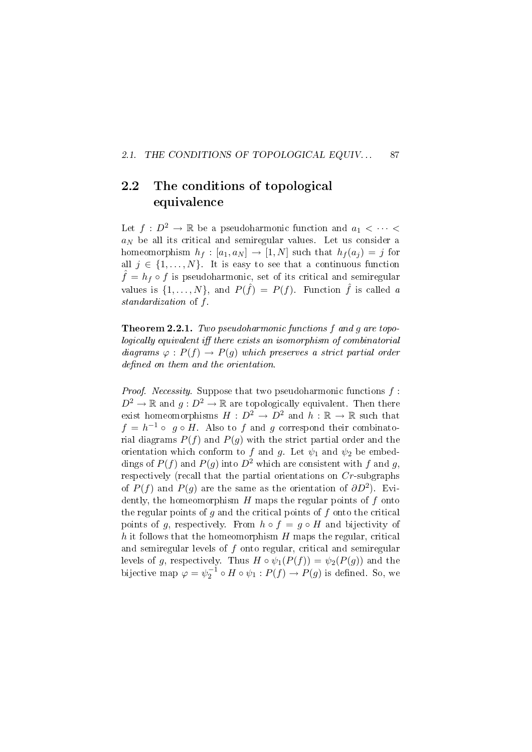## 2.2 The conditions of topological equivalence

Let $f : D^2 \to \mathbb{R}$ be a pseudoharmonic function and $a_1 < \cdots < a_N$ be all its critical and semiregular values. Let us consider a homeomorphism $h_f : [a_1, a_N] \to [1, N]$ such that $h_f(a_j) = j$ for all $j \in \{1, \ldots, N\}$. It is easy to see that a continuous function $\hat{f} = h_f \circ f$ is pseudoharmonic, set of its critical and semiregular values is $\{1, \ldots, N\}$, and $P(\hat{f}) = P(f)$. Function $\hat{f}$ is called *a standardization* of $f$.

**Theorem 2.2.1.** *Two pseudoharmonic functions $f$ and $g$ are topologically equivalent iff there exists an isomorphism of combinatorial diagrams $\varphi : P(f) \to P(g)$ which preserves a strict partial order defined on them and the orientation.*

*Proof. Necessity.* Suppose that two pseudoharmonic functions $f : D^2 \to \mathbb{R}$ and $g : D^2 \to \mathbb{R}$ are topologically equivalent. Then there exist homeomorphisms $H : D^2 \to D^2$ and $h : \mathbb{R} \to \mathbb{R}$ such that $f = h^{-1} \circ g \circ H$. Also to $f$ and $g$ correspond their combinatorial diagrams $P(f)$ and $P(g)$ with the strict partial order and the orientation which conform to $f$ and $g$. Let $\psi_1$ and $\psi_2$ be embeddings of $P(f)$ and $P(g)$ into $D^2$ which are consistent with $f$ and $g$, respectively (recall that the partial orientations on $Cr$-subgraphs of $P(f)$ and $P(g)$ are the same as the orientation of $\partial D^2$). Evidently, the homeomorphism $H$ maps the regular points of $f$ onto the regular points of $g$ and the critical points of $f$ onto the critical points of $g$, respectively. From $h \circ f = g \circ H$ and bijectivity of $h$ it follows that the homeomorphism $H$ maps the regular, critical and semiregular levels of $f$ onto regular, critical and semiregular levels of $g$, respectively. Thus $H \circ \psi_1(P(f)) = \psi_2(P(g))$ and the bijective map $\varphi = \psi_2^{-1} \circ H \circ \psi_1 : P(f) \to P(g)$ is defined. So, we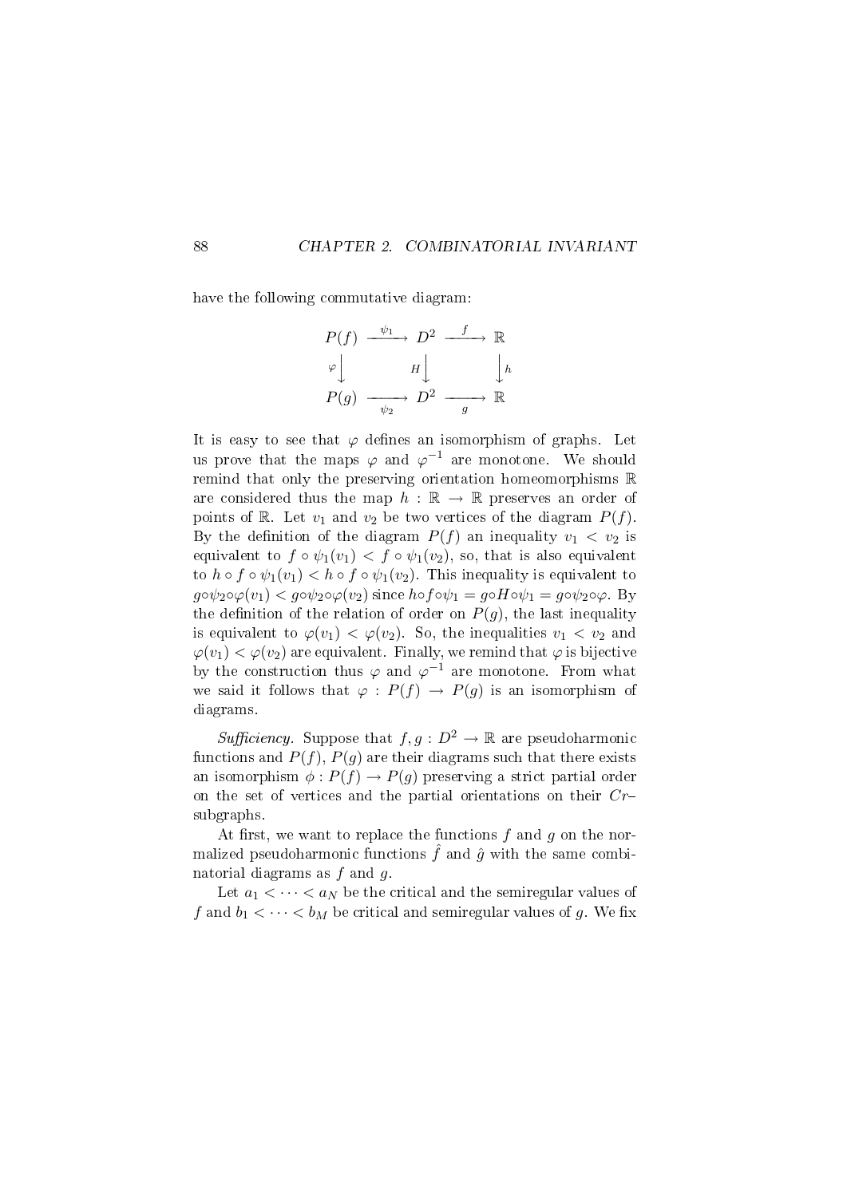have the following commutative diagram:

$$\begin{array}{ccccc}
P(f) & \xrightarrow{\psi_1} & D^2 & \xrightarrow{f} & \mathbb{R} \\
\varphi\big\downarrow & & H\big\downarrow & & \big\downarrow h \\
P(g) & \xrightarrow[\psi_2]{} & D^2 & \xrightarrow[g]{} & \mathbb{R}
\end{array}$$

It is easy to see that $\varphi$ defines an isomorphism of graphs. Let us prove that the maps $\varphi$ and $\varphi^{-1}$ are monotone. We should remind that only the preserving orientation homeomorphisms $\mathbb{R}$ are considered thus the map $h : \mathbb{R} \to \mathbb{R}$ preserves an order of points of $\mathbb{R}$. Let $v_1$ and $v_2$ be two vertices of the diagram $P(f)$. By the definition of the diagram $P(f)$ an inequality $v_1 < v_2$ is equivalent to $f \circ \psi_1(v_1) < f \circ \psi_1(v_2)$, so, that is also equivalent to $h \circ f \circ \psi_1(v_1) < h \circ f \circ \psi_1(v_2)$. This inequality is equivalent to $g \circ \psi_2 \circ \varphi(v_1) < g \circ \psi_2 \circ \varphi(v_2)$ since $h \circ f \circ \psi_1 = g \circ H \circ \psi_1 = g \circ \psi_2 \circ \varphi$. By the definition of the relation of order on $P(g)$, the last inequality is equivalent to $\varphi(v_1) < \varphi(v_2)$. So, the inequalities $v_1 < v_2$ and $\varphi(v_1) < \varphi(v_2)$ are equivalent. Finally, we remind that $\varphi$ is bijective by the construction thus $\varphi$ and $\varphi^{-1}$ are monotone. From what we said it follows that $\varphi : P(f) \to P(g)$ is an isomorphism of diagrams.

*Sufficiency.* Suppose that $f, g : D^2 \to \mathbb{R}$ are pseudoharmonic functions and $P(f)$, $P(g)$ are their diagrams such that there exists an isomorphism $\phi : P(f) \to P(g)$ preserving a strict partial order on the set of vertices and the partial orientations on their $Cr$–subgraphs.

At first, we want to replace the functions $f$ and $g$ on the normalized pseudoharmonic functions $\hat{f}$ and $\hat{g}$ with the same combinatorial diagrams as $f$ and $g$.

Let $a_1 < \cdots < a_N$ be the critical and the semiregular values of $f$ and $b_1 < \cdots < b_M$ be critical and semiregular values of $g$. We fix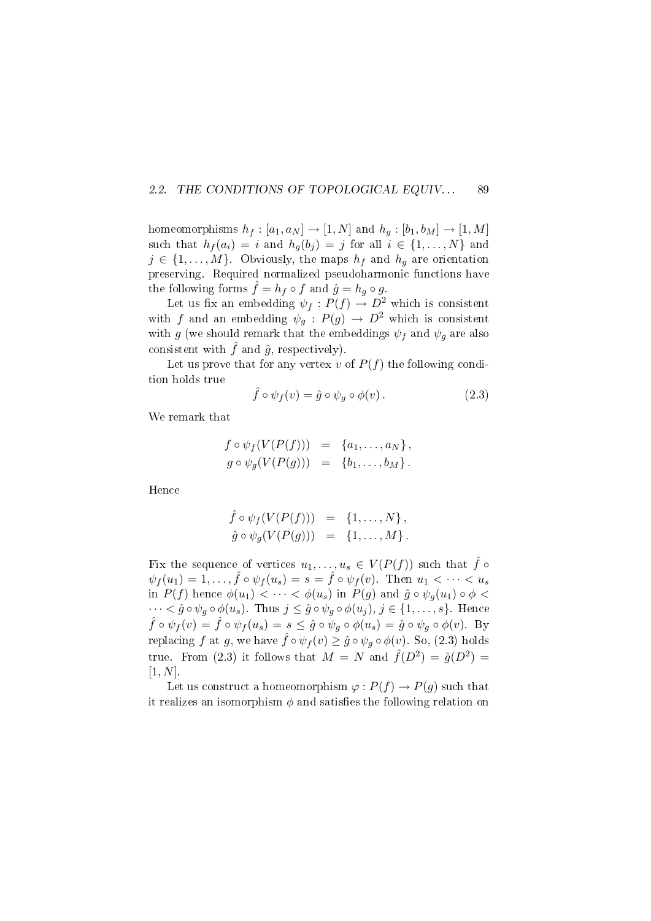homeomorphisms $h_f : [a_1, a_N] \to [1, N]$ and $h_g : [b_1, b_M] \to [1, M]$ such that $h_f(a_i) = i$ and $h_g(b_j) = j$ for all $i \in \{1, \ldots, N\}$ and $j \in \{1, \ldots, M\}$. Obviously, the maps $h_f$ and $h_g$ are orientation preserving. Required normalized pseudoharmonic functions have the following forms $\hat{f} = h_f \circ f$ and $\hat{g} = h_g \circ g$.

Let us fix an embedding $\psi_f : P(f) \to D^2$ which is consistent with $f$ and an embedding $\psi_g : P(g) \to D^2$ which is consistent with $g$ (we should remark that the embeddings $\psi_f$ and $\psi_g$ are also consistent with $\hat{f}$ and $\hat{g}$, respectively).

Let us prove that for any vertex $v$ of $P(f)$ the following condition holds true

$$\hat{f} \circ \psi_f(v) = \hat{g} \circ \psi_g \circ \phi(v) \,. \tag{2.3}$$

We remark that

$$\begin{aligned} f \circ \psi_f(V(P(f))) &= \{a_1, \ldots, a_N\} \,, \\ g \circ \psi_g(V(P(g))) &= \{b_1, \ldots, b_M\} \,. \end{aligned}$$

Hence

$$\begin{aligned} \hat{f} \circ \psi_f(V(P(f))) &= \{1, \ldots, N\} \,, \\ \hat{g} \circ \psi_g(V(P(g))) &= \{1, \ldots, M\} \,. \end{aligned}$$

Fix the sequence of vertices $u_1, \ldots, u_s \in V(P(f))$ such that $\hat{f} \circ \psi_f(u_1) = 1, \ldots, \hat{f} \circ \psi_f(u_s) = s = \hat{f} \circ \psi_f(v)$. Then $u_1 < \cdots < u_s$ in $P(f)$ hence $\phi(u_1) < \cdots < \phi(u_s)$ in $P(g)$ and $\hat{g} \circ \psi_g(u_1) \circ \phi < \cdots < \hat{g} \circ \psi_g \circ \phi(u_s)$. Thus $j \leq \hat{g} \circ \psi_g \circ \phi(u_j)$, $j \in \{1, \ldots, s\}$. Hence $\hat{f} \circ \psi_f(v) = \hat{f} \circ \psi_f(u_s) = s \leq \hat{g} \circ \psi_g \circ \phi(u_s) = \hat{g} \circ \psi_g \circ \phi(v)$. By replacing $f$ at $g$, we have $\hat{f} \circ \psi_f(v) \geq \hat{g} \circ \psi_g \circ \phi(v)$. So, (2.3) holds true. From (2.3) it follows that $M = N$ and $\hat{f}(D^2) = \hat{g}(D^2) = [1, N]$.

Let us construct a homeomorphism $\varphi : P(f) \to P(g)$ such that it realizes an isomorphism $\phi$ and satisfies the following relation on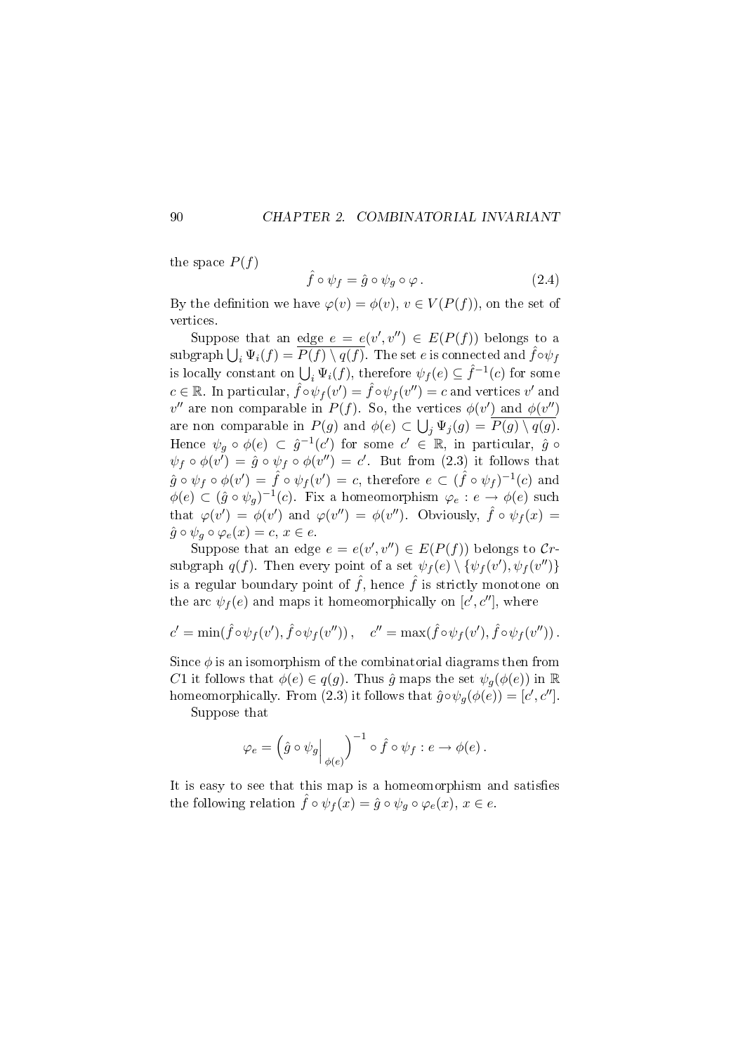the space $P(f)$

$$\hat{f} \circ \psi_f = \hat{g} \circ \psi_g \circ \varphi \,. \tag{2.4}$$

By the definition we have $\varphi(v) = \phi(v)$, $v \in V(P(f))$, on the set of vertices.

Suppose that an edge $e = e(v', v'') \in E(P(f))$ belongs to a subgraph $\bigcup_i \Psi_i(f) = \overline{P(f) \setminus q(f)}$. The set $e$ is connected and $\hat{f} \circ \psi_f$ is locally constant on $\bigcup_i \Psi_i(f)$, therefore $\psi_f(e) \subseteq \hat{f}^{-1}(c)$ for some $c \in \mathbb{R}$. In particular, $\hat{f} \circ \psi_f(v') = \hat{f} \circ \psi_f(v'') = c$ and vertices $v'$ and $v''$ are non comparable in $P(f)$. So, the vertices $\phi(v')$ and $\phi(v'')$ are non comparable in $P(g)$ and $\phi(e) \subset \bigcup_j \Psi_j(g) = \overline{P(g) \setminus q(g)}$. Hence $\psi_g \circ \phi(e) \subset \hat{g}^{-1}(c')$ for some $c' \in \mathbb{R}$, in particular, $\hat{g} \circ \psi_f \circ \phi(v') = \hat{g} \circ \psi_f \circ \phi(v'') = c'$. But from (2.3) it follows that $\hat{g} \circ \psi_f \circ \phi(v') = \hat{f} \circ \psi_f(v') = c$, therefore $e \subset (\hat{f} \circ \psi_f)^{-1}(c)$ and $\phi(e) \subset (\hat{g} \circ \psi_g)^{-1}(c)$. Fix a homeomorphism $\varphi_e : e \to \phi(e)$ such that $\varphi(v') = \phi(v')$ and $\varphi(v'') = \phi(v'')$. Obviously, $\hat{f} \circ \psi_f(x) = \hat{g} \circ \psi_g \circ \varphi_e(x) = c$, $x \in e$.

Suppose that an edge $e = e(v', v'') \in E(P(f))$ belongs to $\mathcal{C}r$-subgraph $q(f)$. Then every point of a set $\psi_f(e) \setminus \{\psi_f(v'), \psi_f(v'')\}$ is a regular boundary point of $\hat{f}$, hence $\hat{f}$ is strictly monotone on the arc $\psi_f(e)$ and maps it homeomorphically on $[c', c'']$, where

$$c' = \min(\hat{f} \circ \psi_f(v'), \hat{f} \circ \psi_f(v'')) \,, \quad c'' = \max(\hat{f} \circ \psi_f(v'), \hat{f} \circ \psi_f(v'')) \,.$$

Since $\phi$ is an isomorphism of the combinatorial diagrams then from $C1$ it follows that $\phi(e) \in q(g)$. Thus $\hat{g}$ maps the set $\psi_g(\phi(e))$ in $\mathbb{R}$ homeomorphically. From (2.3) it follows that $\hat{g} \circ \psi_g(\phi(e)) = [c', c'']$.

Suppose that

$$\varphi_e = \left( \hat{g} \circ \psi_g \Big|_{\phi(e)} \right)^{-1} \circ \hat{f} \circ \psi_f : e \to \phi(e) \,.$$

It is easy to see that this map is a homeomorphism and satisfies the following relation $\hat{f} \circ \psi_f(x) = \hat{g} \circ \psi_g \circ \varphi_e(x)$, $x \in e$.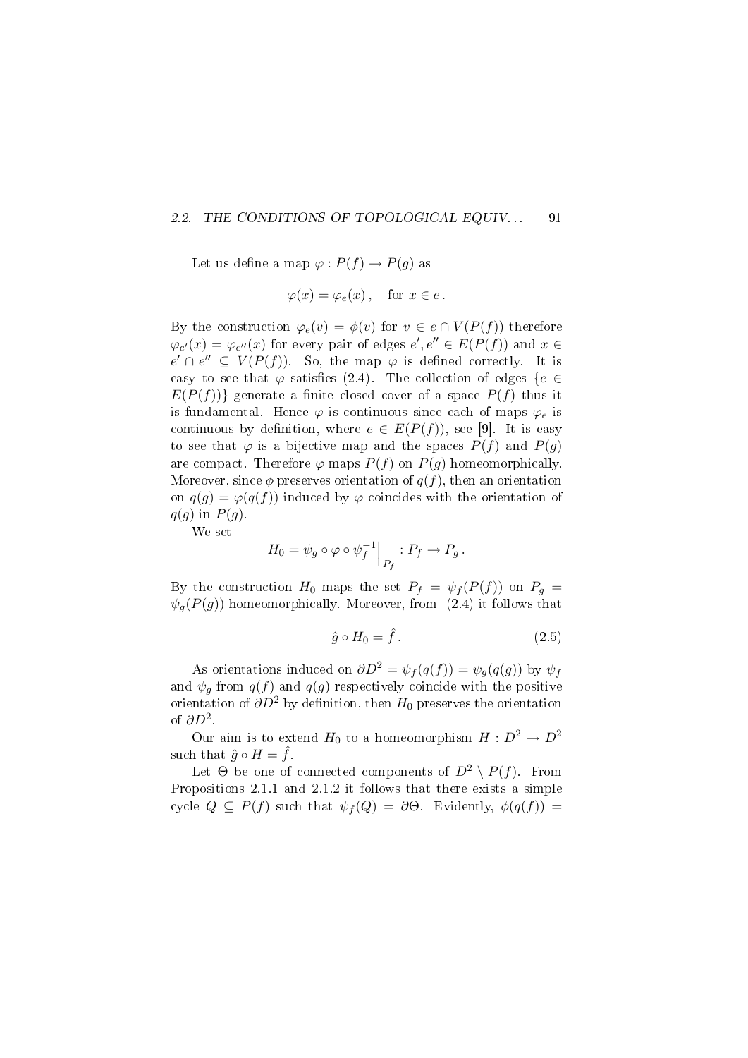Let us define a map $\varphi : P(f) \to P(g)$ as

$$\varphi(x) = \varphi_e(x)\,, \quad \text{for } x \in e\,.$$

By the construction $\varphi_e(v) = \phi(v)$ for $v \in e \cap V(P(f))$ therefore $\varphi_{e'}(x) = \varphi_{e''}(x)$ for every pair of edges $e', e'' \in E(P(f))$ and $x \in e' \cap e'' \subseteq V(P(f))$. So, the map $\varphi$ is defined correctly. It is easy to see that $\varphi$ satisfies (2.4). The collection of edges $\{e \in E(P(f))\}$ generate a finite closed cover of a space $P(f)$ thus it is fundamental. Hence $\varphi$ is continuous since each of maps $\varphi_e$ is continuous by definition, where $e \in E(P(f))$, see [9]. It is easy to see that $\varphi$ is a bijective map and the spaces $P(f)$ and $P(g)$ are compact. Therefore $\varphi$ maps $P(f)$ on $P(g)$ homeomorphically. Moreover, since $\phi$ preserves orientation of $q(f)$, then an orientation on $q(g) = \varphi(q(f))$ induced by $\varphi$ coincides with the orientation of $q(g)$ in $P(g)$.

We set

$$H_0 = \psi_g \circ \varphi \circ \psi_f^{-1}\Big|_{P_f} : P_f \to P_g\,.$$

By the construction $H_0$ maps the set $P_f = \psi_f(P(f))$ on $P_g = \psi_g(P(g))$ homeomorphically. Moreover, from (2.4) it follows that

$$\hat{g} \circ H_0 = \hat{f}\,. \tag{2.5}$$

As orientations induced on $\partial D^2 = \psi_f(q(f)) = \psi_g(q(g))$ by $\psi_f$ and $\psi_g$ from $q(f)$ and $q(g)$ respectively coincide with the positive orientation of $\partial D^2$ by definition, then $H_0$ preserves the orientation of $\partial D^2$.

Our aim is to extend $H_0$ to a homeomorphism $H : D^2 \to D^2$ such that $\hat{g} \circ H = \hat{f}$.

Let $\Theta$ be one of connected components of $D^2 \setminus P(f)$. From Propositions 2.1.1 and 2.1.2 it follows that there exists a simple cycle $Q \subseteq P(f)$ such that $\psi_f(Q) = \partial\Theta$. Evidently, $\phi(q(f)) =$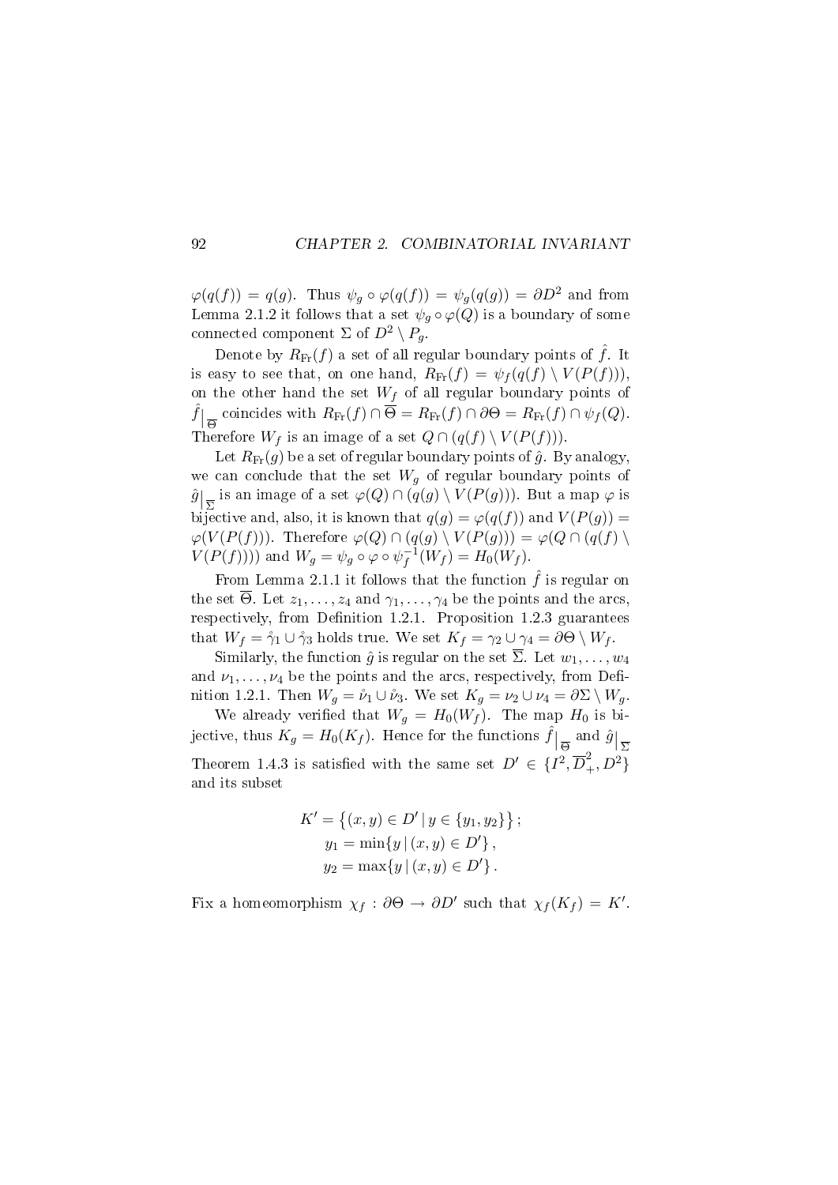$\varphi(q(f)) = q(g)$. Thus $\psi_g \circ \varphi(q(f)) = \psi_g(q(g)) = \partial D^2$ and from Lemma 2.1.2 it follows that a set $\psi_g \circ \varphi(Q)$ is a boundary of some connected component $\Sigma$ of $D^2 \setminus P_g$.

Denote by $R_{\mathrm{Fr}}(f)$ a set of all regular boundary points of $\hat{f}$. It is easy to see that, on one hand, $R_{\mathrm{Fr}}(f) = \psi_f(q(f) \setminus V(P(f)))$, on the other hand the set $W_f$ of all regular boundary points of $\hat{f}\big|_{\overline{\Theta}}$ coincides with $R_{\mathrm{Fr}}(f) \cap \overline{\Theta} = R_{\mathrm{Fr}}(f) \cap \partial\Theta = R_{\mathrm{Fr}}(f) \cap \psi_f(Q)$. Therefore $W_f$ is an image of a set $Q \cap (q(f) \setminus V(P(f)))$.

Let $R_{\mathrm{Fr}}(g)$ be a set of regular boundary points of $\hat{g}$. By analogy, we can conclude that the set $W_g$ of regular boundary points of $\hat{g}\big|_{\overline{\Sigma}}$ is an image of a set $\varphi(Q) \cap (q(g) \setminus V(P(g)))$. But a map $\varphi$ is bijective and, also, it is known that $q(g) = \varphi(q(f))$ and $V(P(g)) = \varphi(V(P(f)))$. Therefore $\varphi(Q) \cap (q(g) \setminus V(P(g))) = \varphi(Q \cap (q(f) \setminus V(P(f))))$ and $W_g = \psi_g \circ \varphi \circ \psi_f^{-1}(W_f) = H_0(W_f)$.

From Lemma 2.1.1 it follows that the function $\hat{f}$ is regular on the set $\overline{\Theta}$. Let $z_1, \ldots, z_4$ and $\gamma_1, \ldots, \gamma_4$ be the points and the arcs, respectively, from Definition 1.2.1. Proposition 1.2.3 guarantees that $W_f = \mathring{\gamma}_1 \cup \mathring{\gamma}_3$ holds true. We set $K_f = \gamma_2 \cup \gamma_4 = \partial\Theta \setminus W_f$.

Similarly, the function $\hat{g}$ is regular on the set $\overline{\Sigma}$. Let $w_1, \ldots, w_4$ and $\nu_1, \ldots, \nu_4$ be the points and the arcs, respectively, from Definition 1.2.1. Then $W_g = \mathring{\nu}_1 \cup \mathring{\nu}_3$. We set $K_g = \nu_2 \cup \nu_4 = \partial\Sigma \setminus W_g$.

We already verified that $W_g = H_0(W_f)$. The map $H_0$ is bijective, thus $K_g = H_0(K_f)$. Hence for the functions $\hat{f}\big|_{\overline{\Theta}}$ and $\hat{g}\big|_{\overline{\Sigma}}$ Theorem 1.4.3 is satisfied with the same set $D' \in \{I^2, \overline{D}^2_+, D^2\}$ and its subset

$$
\begin{aligned}
K' &= \left\{(x, y) \in D' \mid y \in \{y_1, y_2\}\right\}; \\
y_1 &= \min\{y \mid (x, y) \in D'\}, \\
y_2 &= \max\{y \mid (x, y) \in D'\}.
\end{aligned}
$$

Fix a homeomorphism $\chi_f : \partial\Theta \to \partial D'$ such that $\chi_f(K_f) = K'$.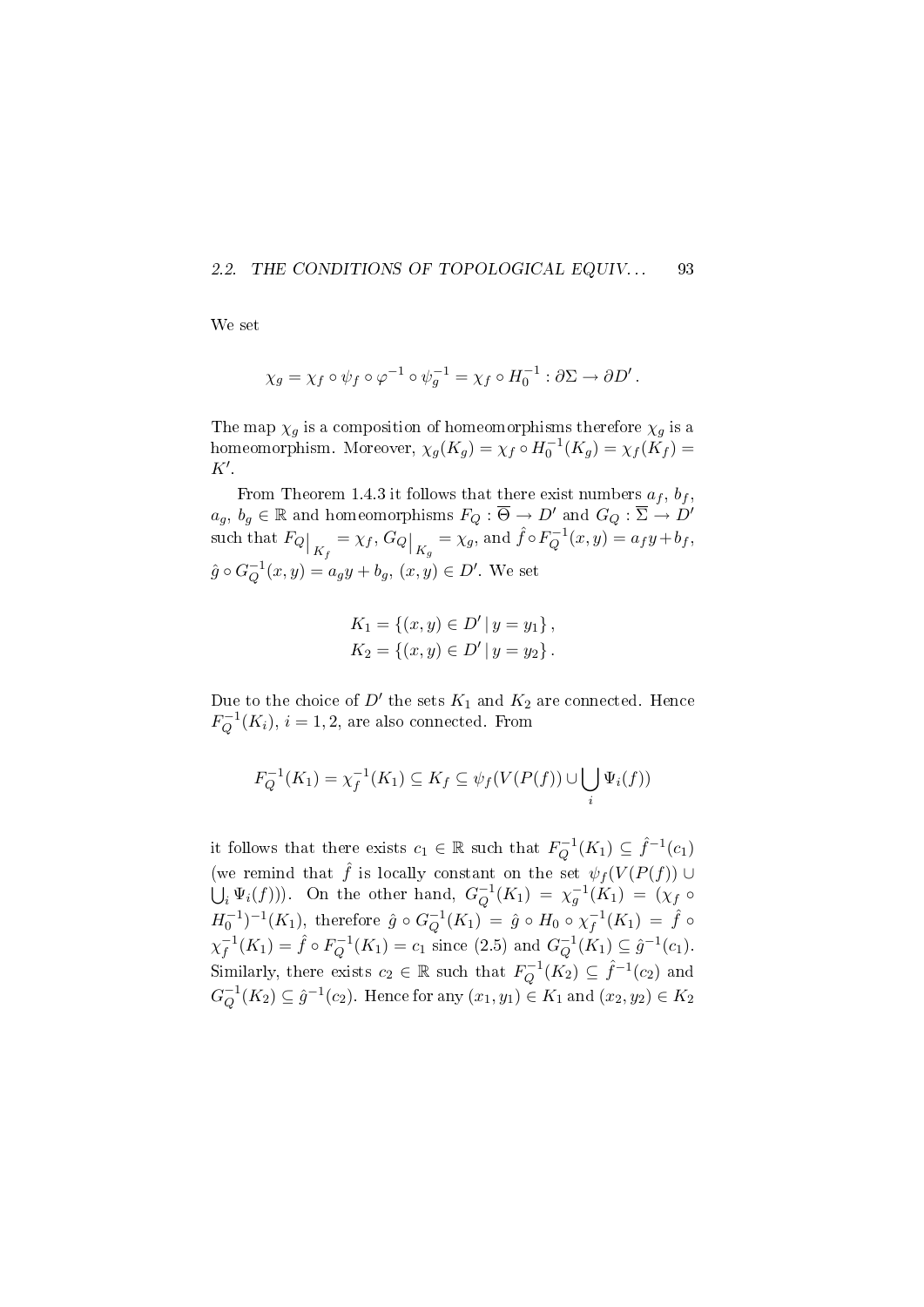We set

$$\chi_g = \chi_f \circ \psi_f \circ \varphi^{-1} \circ \psi_g^{-1} = \chi_f \circ H_0^{-1} : \partial\Sigma \to \partial D' .$$

The map $\chi_g$ is a composition of homeomorphisms therefore $\chi_g$ is a homeomorphism. Moreover, $\chi_g(K_g) = \chi_f \circ H_0^{-1}(K_g) = \chi_f(K_f) = K'$.

From Theorem 1.4.3 it follows that there exist numbers $a_f$, $b_f$, $a_g$, $b_g \in \mathbb{R}$ and homeomorphisms $F_Q : \overline{\Theta} \to D'$ and $G_Q : \overline{\Sigma} \to D'$ such that $F_Q\big|_{K_f} = \chi_f$, $G_Q\big|_{K_g} = \chi_g$, and $\hat{f} \circ F_Q^{-1}(x, y) = a_f y + b_f$, $\hat{g} \circ G_Q^{-1}(x, y) = a_g y + b_g$, $(x, y) \in D'$. We set

$$K_1 = \{(x, y) \in D' \,|\, y = y_1\} ,$$
$$K_2 = \{(x, y) \in D' \,|\, y = y_2\} .$$

Due to the choice of $D'$ the sets $K_1$ and $K_2$ are connected. Hence $F_Q^{-1}(K_i)$, $i = 1, 2$, are also connected. From

$$F_Q^{-1}(K_1) = \chi_f^{-1}(K_1) \subseteq K_f \subseteq \psi_f(V(P(f)) \cup \bigcup_i \Psi_i(f))$$

it follows that there exists $c_1 \in \mathbb{R}$ such that $F_Q^{-1}(K_1) \subseteq \hat{f}^{-1}(c_1)$ (we remind that $\hat{f}$ is locally constant on the set $\psi_f(V(P(f)) \cup \bigcup_i \Psi_i(f))$). On the other hand, $G_Q^{-1}(K_1) = \chi_g^{-1}(K_1) = (\chi_f \circ H_0^{-1})^{-1}(K_1)$, therefore $\hat{g} \circ G_Q^{-1}(K_1) = \hat{g} \circ H_0 \circ \chi_f^{-1}(K_1) = \hat{f} \circ \chi_f^{-1}(K_1) = \hat{f} \circ F_Q^{-1}(K_1) = c_1$ since (2.5) and $G_Q^{-1}(K_1) \subseteq \hat{g}^{-1}(c_1)$. Similarly, there exists $c_2 \in \mathbb{R}$ such that $F_Q^{-1}(K_2) \subseteq \hat{f}^{-1}(c_2)$ and $G_Q^{-1}(K_2) \subseteq \hat{g}^{-1}(c_2)$. Hence for any $(x_1, y_1) \in K_1$ and $(x_2, y_2) \in K_2$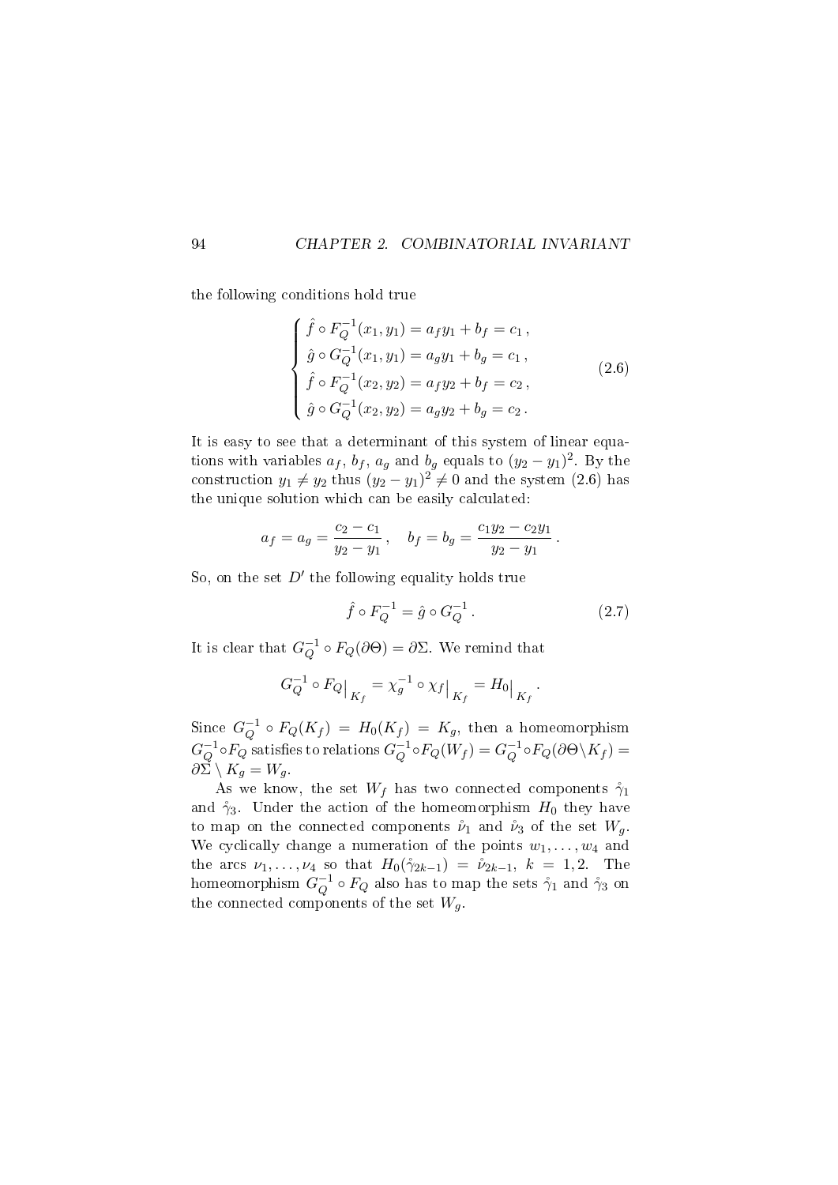the following conditions hold true

$$
\begin{cases}
\hat{f} \circ F_Q^{-1}(x_1, y_1) = a_f y_1 + b_f = c_1\,, \\
\hat{g} \circ G_Q^{-1}(x_1, y_1) = a_g y_1 + b_g = c_1\,, \\
\hat{f} \circ F_Q^{-1}(x_2, y_2) = a_f y_2 + b_f = c_2\,, \\
\hat{g} \circ G_Q^{-1}(x_2, y_2) = a_g y_2 + b_g = c_2\,.
\end{cases}
\tag{2.6}
$$

It is easy to see that a determinant of this system of linear equations with variables $a_f$, $b_f$, $a_g$ and $b_g$ equals to $(y_2 - y_1)^2$. By the construction $y_1 \neq y_2$ thus $(y_2 - y_1)^2 \neq 0$ and the system (2.6) has the unique solution which can be easily calculated:

$$
a_f = a_g = \frac{c_2 - c_1}{y_2 - y_1}\,, \quad b_f = b_g = \frac{c_1 y_2 - c_2 y_1}{y_2 - y_1}\,.
$$

So, on the set $D'$ the following equality holds true

$$
\hat{f} \circ F_Q^{-1} = \hat{g} \circ G_Q^{-1}\,. \tag{2.7}
$$

It is clear that $G_Q^{-1} \circ F_Q(\partial\Theta) = \partial\Sigma$. We remind that

$$
G_Q^{-1} \circ F_Q\big|_{K_f} = \chi_g^{-1} \circ \chi_f\big|_{K_f} = H_0\big|_{K_f}\,.
$$

Since $G_Q^{-1} \circ F_Q(K_f) = H_0(K_f) = K_g$, then a homeomorphism $G_Q^{-1} \circ F_Q$ satisfies to relations $G_Q^{-1} \circ F_Q(W_f) = G_Q^{-1} \circ F_Q(\partial\Theta \setminus K_f) = \partial\Sigma \setminus K_g = W_g$.

As we know, the set $W_f$ has two connected components $\mathring{\gamma}_1$ and $\mathring{\gamma}_3$. Under the action of the homeomorphism $H_0$ they have to map on the connected components $\mathring{\nu}_1$ and $\mathring{\nu}_3$ of the set $W_g$. We cyclically change a numeration of the points $w_1, \ldots, w_4$ and the arcs $\nu_1, \ldots, \nu_4$ so that $H_0(\mathring{\gamma}_{2k-1}) = \mathring{\nu}_{2k-1}$, $k = 1, 2$. The homeomorphism $G_Q^{-1} \circ F_Q$ also has to map the sets $\mathring{\gamma}_1$ and $\mathring{\gamma}_3$ on the connected components of the set $W_g$.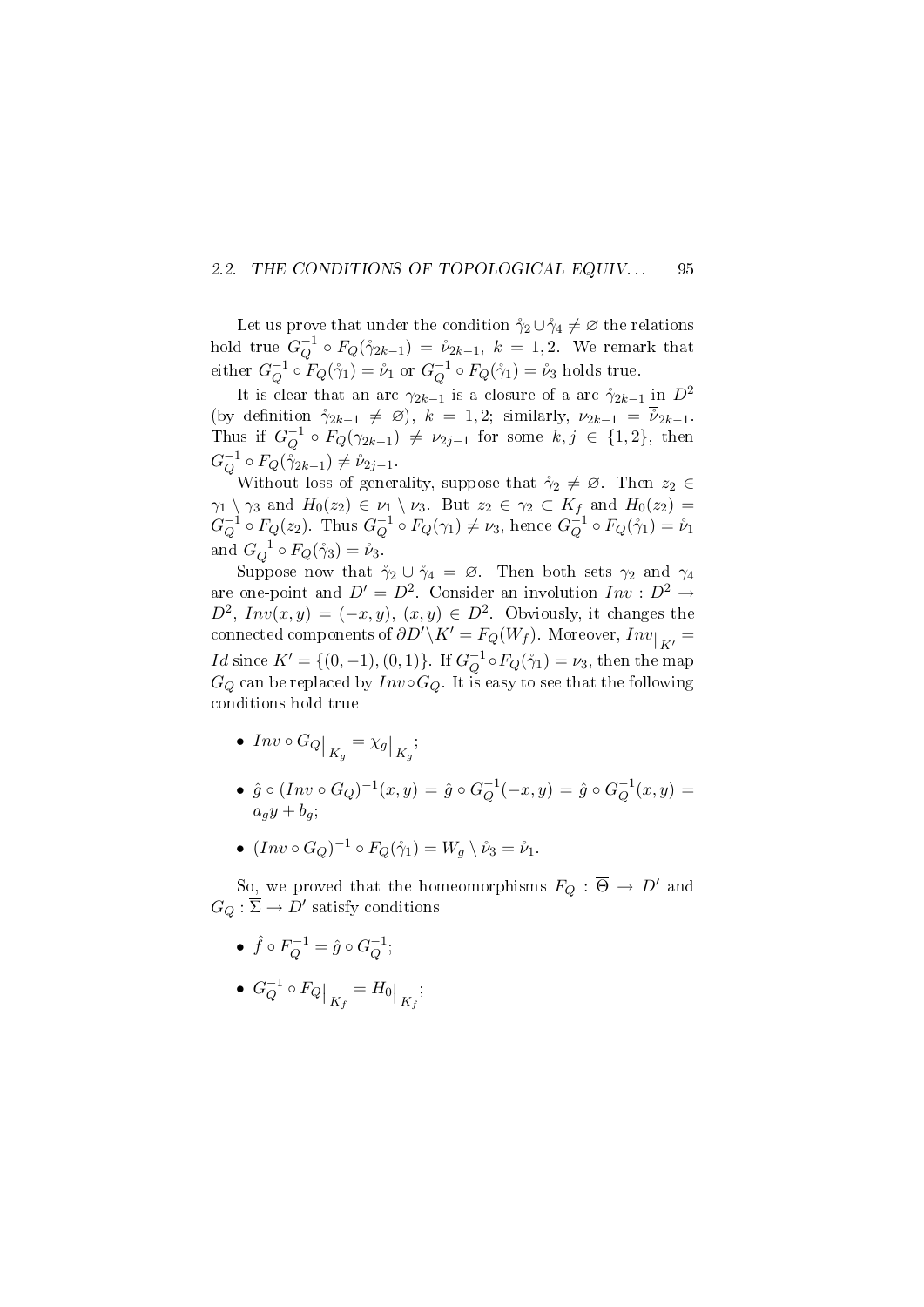Let us prove that under the condition $\mathring{\gamma}_2 \cup \mathring{\gamma}_4 \neq \varnothing$ the relations hold true $G_Q^{-1} \circ F_Q(\mathring{\gamma}_{2k-1}) = \mathring{\nu}_{2k-1}$, $k = 1, 2$. We remark that either $G_Q^{-1} \circ F_Q(\mathring{\gamma}_1) = \mathring{\nu}_1$ or $G_Q^{-1} \circ F_Q(\mathring{\gamma}_1) = \mathring{\nu}_3$ holds true.

It is clear that an arc $\gamma_{2k-1}$ is a closure of a arc $\mathring{\gamma}_{2k-1}$ in $D^2$ (by definition $\mathring{\gamma}_{2k-1} \neq \varnothing$), $k = 1, 2$; similarly, $\nu_{2k-1} = \overline{\mathring{\nu}}_{2k-1}$. Thus if $G_Q^{-1} \circ F_Q(\gamma_{2k-1}) \neq \nu_{2j-1}$ for some $k, j \in \{1, 2\}$, then $G_Q^{-1} \circ F_Q(\mathring{\gamma}_{2k-1}) \neq \mathring{\nu}_{2j-1}$.

Without loss of generality, suppose that $\mathring{\gamma}_2 \neq \varnothing$. Then $z_2 \in \gamma_1 \setminus \gamma_3$ and $H_0(z_2) \in \nu_1 \setminus \nu_3$. But $z_2 \in \gamma_2 \subset K_f$ and $H_0(z_2) = G_Q^{-1} \circ F_Q(z_2)$. Thus $G_Q^{-1} \circ F_Q(\gamma_1) \neq \nu_3$, hence $G_Q^{-1} \circ F_Q(\mathring{\gamma}_1) = \mathring{\nu}_1$ and $G_Q^{-1} \circ F_Q(\mathring{\gamma}_3) = \mathring{\nu}_3$.

Suppose now that $\mathring{\gamma}_2 \cup \mathring{\gamma}_4 = \varnothing$. Then both sets $\gamma_2$ and $\gamma_4$ are one-point and $D' = D^2$. Consider an involution $Inv : D^2 \to D^2$, $Inv(x, y) = (-x, y)$, $(x, y) \in D^2$. Obviously, it changes the connected components of $\partial D' \setminus K' = F_Q(W_f)$. Moreover, $Inv\big|_{K'} = Id$ since $K' = \{(0, -1), (0, 1)\}$. If $G_Q^{-1} \circ F_Q(\mathring{\gamma}_1) = \nu_3$, then the map $G_Q$ can be replaced by $Inv \circ G_Q$. It is easy to see that the following conditions hold true

- $Inv \circ G_Q\big|_{K_g} = \chi_g\big|_{K_g}$;
- $\hat{g} \circ (Inv \circ G_Q)^{-1}(x, y) = \hat{g} \circ G_Q^{-1}(-x, y) = \hat{g} \circ G_Q^{-1}(x, y) = a_g y + b_g$;
- $(Inv \circ G_Q)^{-1} \circ F_Q(\mathring{\gamma}_1) = W_g \setminus \mathring{\nu}_3 = \mathring{\nu}_1$.

So, we proved that the homeomorphisms $F_Q : \overline{\Theta} \to D'$ and $G_Q : \overline{\Sigma} \to D'$ satisfy conditions

- $\hat{f} \circ F_Q^{-1} = \hat{g} \circ G_Q^{-1}$;
- $G_Q^{-1} \circ F_Q\big|_{K_f} = H_0\big|_{K_f}$;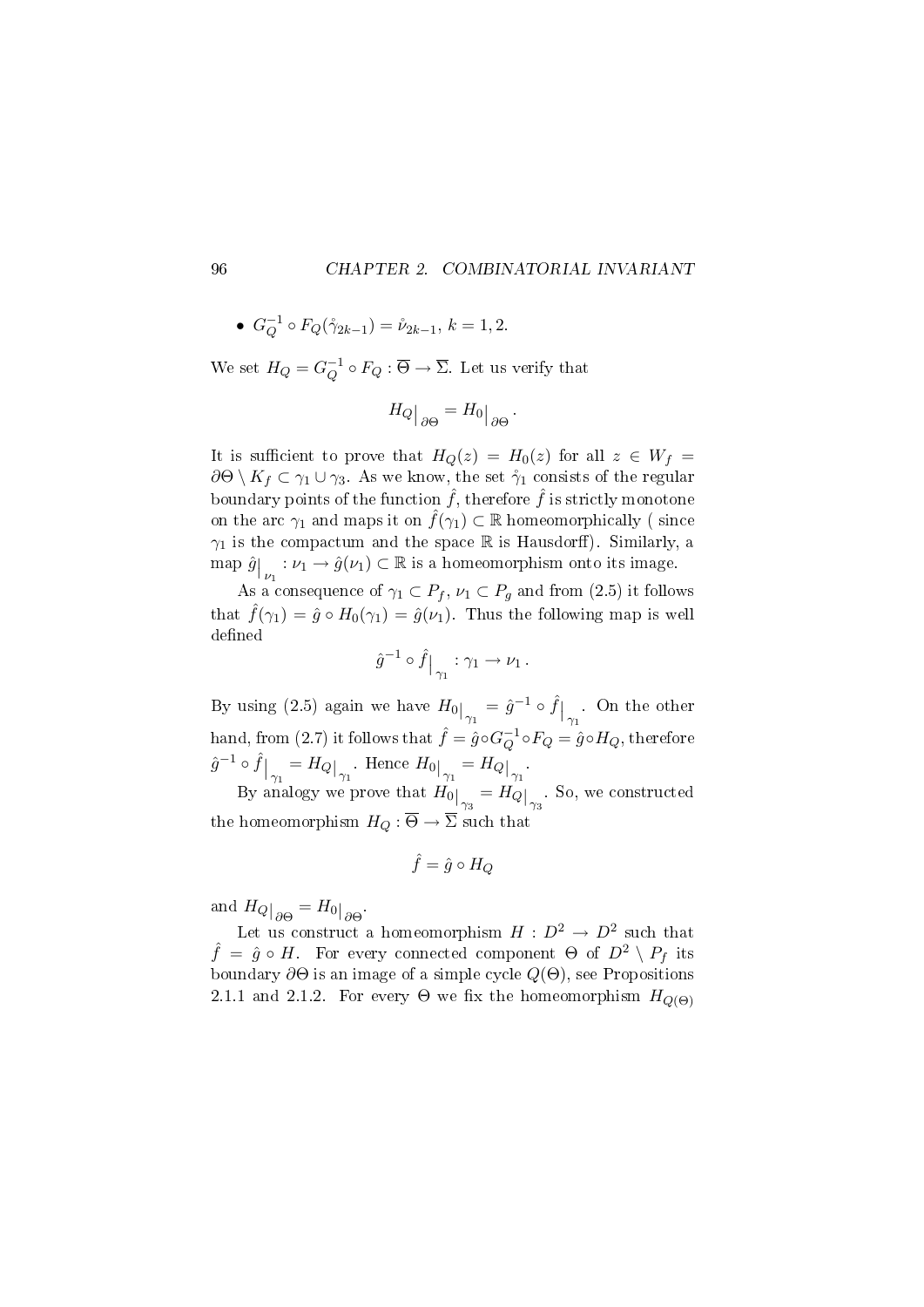- $G_Q^{-1} \circ F_Q(\mathring{\gamma}_{2k-1}) = \mathring{\nu}_{2k-1}$, $k = 1, 2$.

We set $H_Q = G_Q^{-1} \circ F_Q : \overline{\Theta} \to \overline{\Sigma}$. Let us verify that

$$H_Q\big|_{\partial\Theta} = H_0\big|_{\partial\Theta}.$$

It is sufficient to prove that $H_Q(z) = H_0(z)$ for all $z \in W_f = \partial\Theta \setminus K_f \subset \gamma_1 \cup \gamma_3$. As we know, the set $\mathring{\gamma}_1$ consists of the regular boundary points of the function $\hat{f}$, therefore $\hat{f}$ is strictly monotone on the arc $\gamma_1$ and maps it on $\hat{f}(\gamma_1) \subset \mathbb{R}$ homeomorphically ( since $\gamma_1$ is the compactum and the space $\mathbb{R}$ is Hausdorff). Similarly, a map $\hat{g}\big|_{\nu_1} : \nu_1 \to \hat{g}(\nu_1) \subset \mathbb{R}$ is a homeomorphism onto its image.

As a consequence of $\gamma_1 \subset P_f$, $\nu_1 \subset P_g$ and from (2.5) it follows that $\hat{f}(\gamma_1) = \hat{g} \circ H_0(\gamma_1) = \hat{g}(\nu_1)$. Thus the following map is well defined

$$\hat{g}^{-1} \circ \hat{f}\big|_{\gamma_1} : \gamma_1 \to \nu_1 .$$

By using (2.5) again we have $H_0\big|_{\gamma_1} = \hat{g}^{-1} \circ \hat{f}\big|_{\gamma_1}$. On the other hand, from (2.7) it follows that $\hat{f} = \hat{g} \circ G_Q^{-1} \circ F_Q = \hat{g} \circ H_Q$, therefore $\hat{g}^{-1} \circ \hat{f}\big|_{\gamma_1} = H_Q\big|_{\gamma_1}$. Hence $H_0\big|_{\gamma_1} = H_Q\big|_{\gamma_1}$.

By analogy we prove that $H_0\big|_{\gamma_3} = H_Q\big|_{\gamma_3}$. So, we constructed the homeomorphism $H_Q : \overline{\Theta} \to \overline{\Sigma}$ such that

$$\hat{f} = \hat{g} \circ H_Q$$

and $H_Q\big|_{\partial\Theta} = H_0\big|_{\partial\Theta}$.

Let us construct a homeomorphism $H : D^2 \to D^2$ such that $\hat{f} = \hat{g} \circ H$. For every connected component $\Theta$ of $D^2 \setminus P_f$ its boundary $\partial\Theta$ is an image of a simple cycle $Q(\Theta)$, see Propositions 2.1.1 and 2.1.2. For every $\Theta$ we fix the homeomorphism $H_{Q(\Theta)}$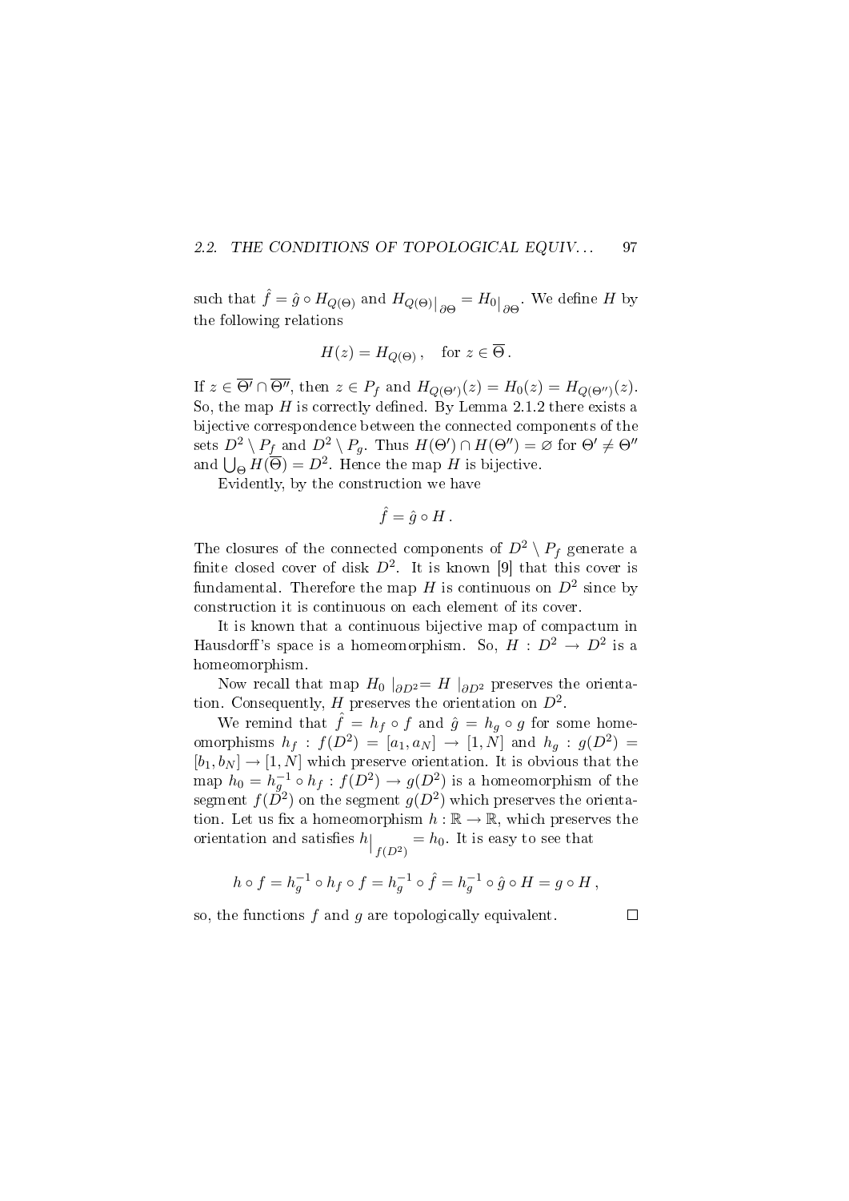such that $\hat{f} = \hat{g} \circ H_{Q(\Theta)}$ and $H_{Q(\Theta)}\big|_{\partial\Theta} = H_0\big|_{\partial\Theta}$. We define $H$ by the following relations

$$H(z) = H_{Q(\Theta)}\,, \quad \text{for } z \in \overline{\Theta}\,.$$

If $z \in \overline{\Theta'} \cap \overline{\Theta''}$, then $z \in P_f$ and $H_{Q(\Theta')}(z) = H_0(z) = H_{Q(\Theta'')}(z)$. So, the map $H$ is correctly defined. By Lemma 2.1.2 there exists a bijective correspondence between the connected components of the sets $D^2 \setminus P_f$ and $D^2 \setminus P_g$. Thus $H(\Theta') \cap H(\Theta'') = \varnothing$ for $\Theta' \neq \Theta''$ and $\bigcup_\Theta H(\overline{\Theta}) = D^2$. Hence the map $H$ is bijective.

Evidently, by the construction we have

$$\hat{f} = \hat{g} \circ H\,.$$

The closures of the connected components of $D^2 \setminus P_f$ generate a finite closed cover of disk $D^2$. It is known [9] that this cover is fundamental. Therefore the map $H$ is continuous on $D^2$ since by construction it is continuous on each element of its cover.

It is known that a continuous bijective map of compactum in Hausdorff's space is a homeomorphism. So, $H : D^2 \to D^2$ is a homeomorphism.

Now recall that map $H_0 \mid_{\partial D^2} = H \mid_{\partial D^2}$ preserves the orientation. Consequently, $H$ preserves the orientation on $D^2$.

We remind that $\hat{f} = h_f \circ f$ and $\hat{g} = h_g \circ g$ for some homeomorphisms $h_f : f(D^2) = [a_1, a_N] \to [1, N]$ and $h_g : g(D^2) = [b_1, b_N] \to [1, N]$ which preserve orientation. It is obvious that the map $h_0 = h_g^{-1} \circ h_f : f(D^2) \to g(D^2)$ is a homeomorphism of the segment $f(D^2)$ on the segment $g(D^2)$ which preserves the orientation. Let us fix a homeomorphism $h : \mathbb{R} \to \mathbb{R}$, which preserves the orientation and satisfies $h\big|_{f(D^2)} = h_0$. It is easy to see that

$$h \circ f = h_g^{-1} \circ h_f \circ f = h_g^{-1} \circ \hat{f} = h_g^{-1} \circ \hat{g} \circ H = g \circ H\,,$$

so, the functions $f$ and $g$ are topologically equivalent. $\square$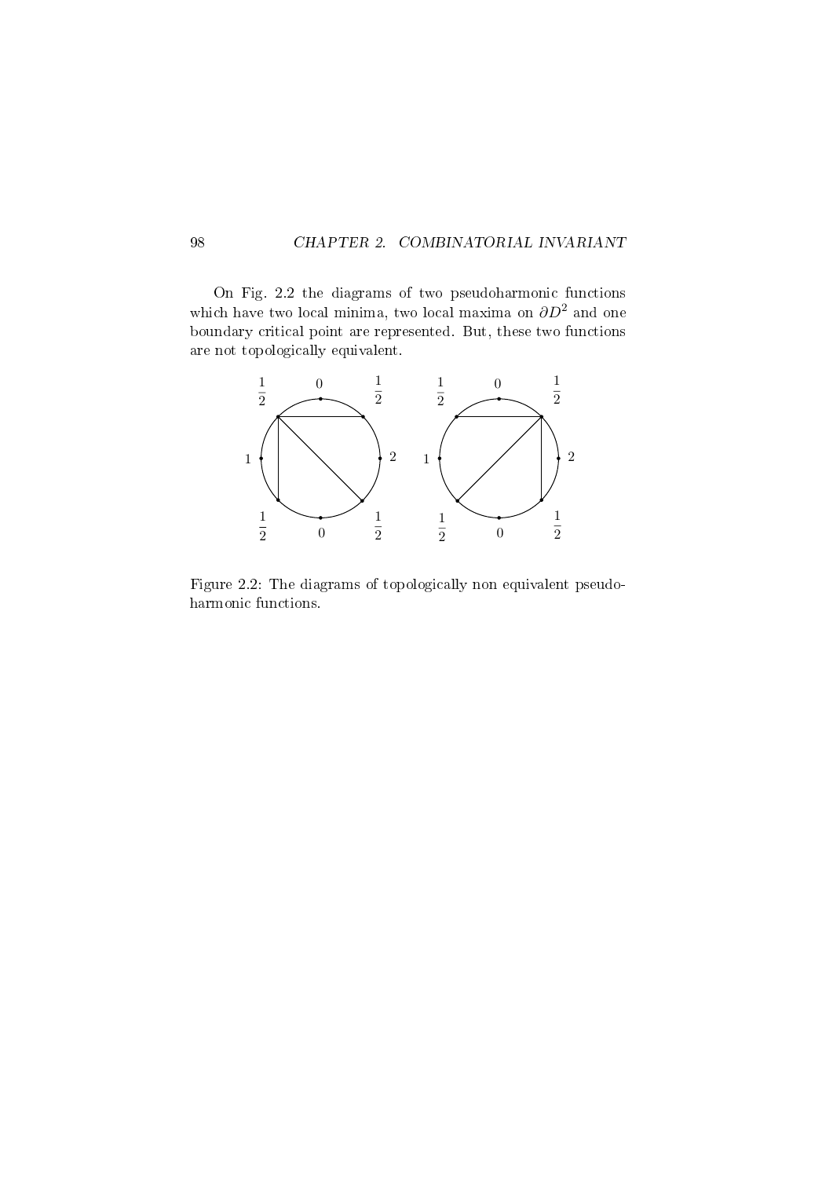On Fig. 2.2 the diagrams of two pseudoharmonic functions which have two local minima, two local maxima on $\partial D^2$ and one boundary critical point are represented. But, these two functions are not topologically equivalent.

Figure 2.2: The diagrams of topologically non equivalent pseudoharmonic functions.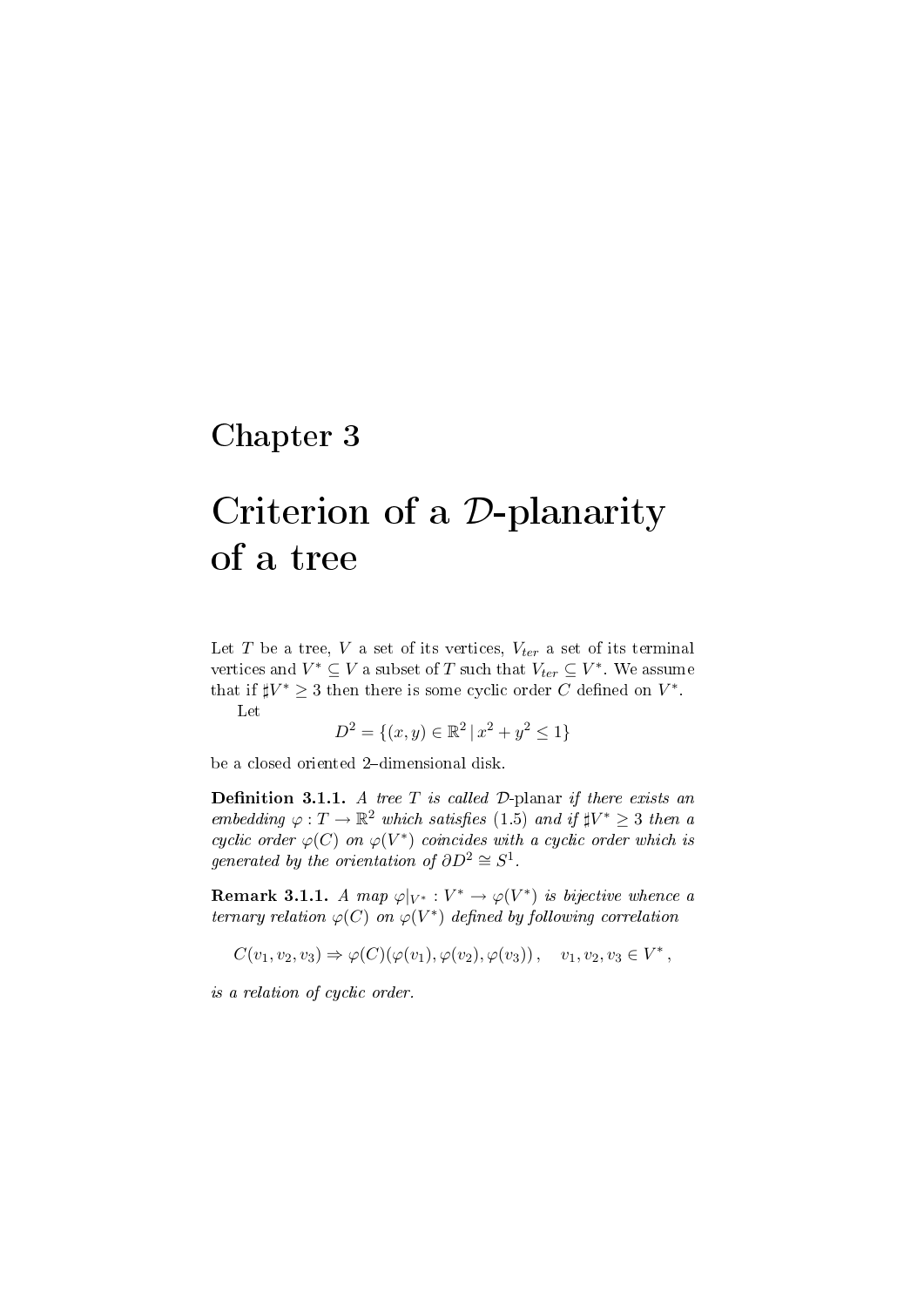# Chapter 3

# Criterion of a $\mathcal{D}$-planarity of a tree

Let $T$ be a tree, $V$ a set of its vertices, $V_{ter}$ a set of its terminal vertices and $V^* \subseteq V$ a subset of $T$ such that $V_{ter} \subseteq V^*$. We assume that if $\sharp V^* \geq 3$ then there is some cyclic order $C$ defined on $V^*$.

Let

$$D^2 = \{(x, y) \in \mathbb{R}^2 \,|\, x^2 + y^2 \leq 1\}$$

be a closed oriented 2–dimensional disk.

**Definition 3.1.1.** *A tree $T$ is called* $\mathcal{D}$-planar *if there exists an embedding $\varphi : T \to \mathbb{R}^2$ which satisfies (1.5) and if $\sharp V^* \geq 3$ then a cyclic order $\varphi(C)$ on $\varphi(V^*)$ coincides with a cyclic order which is generated by the orientation of $\partial D^2 \cong S^1$.*

**Remark 3.1.1.** *A map $\varphi|_{V^*} : V^* \to \varphi(V^*)$ is bijective whence a ternary relation $\varphi(C)$ on $\varphi(V^*)$ defined by following correlation*

$$C(v_1, v_2, v_3) \Rightarrow \varphi(C)(\varphi(v_1), \varphi(v_2), \varphi(v_3)), \quad v_1, v_2, v_3 \in V^*,$$

*is a relation of cyclic order.*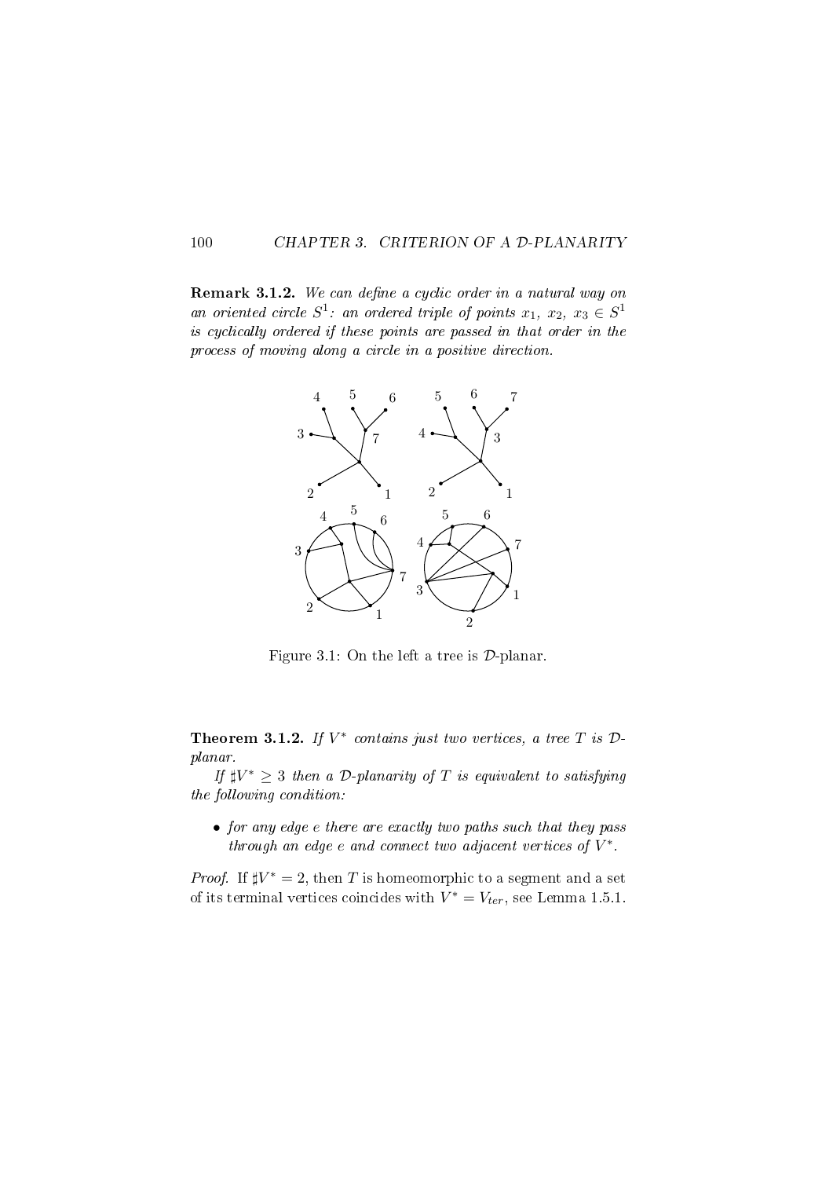**Remark 3.1.2.** *We can define a cyclic order in a natural way on an oriented circle $S^1$: an ordered triple of points $x_1$, $x_2$, $x_3 \in S^1$ is cyclically ordered if these points are passed in that order in the process of moving along a circle in a positive direction.*

Figure 3.1: On the left a tree is $\mathcal{D}$-planar.

**Theorem 3.1.2.** *If $V^*$ contains just two vertices, a tree $T$ is $\mathcal{D}$-planar.*

*If $\sharp V^* \geq 3$ then a $\mathcal{D}$-planarity of $T$ is equivalent to satisfying the following condition:*

- *for any edge $e$ there are exactly two paths such that they pass through an edge $e$ and connect two adjacent vertices of $V^*$.*

*Proof.* If $\sharp V^* = 2$, then $T$ is homeomorphic to a segment and a set of its terminal vertices coincides with $V^* = V_{ter}$, see Lemma 1.5.1.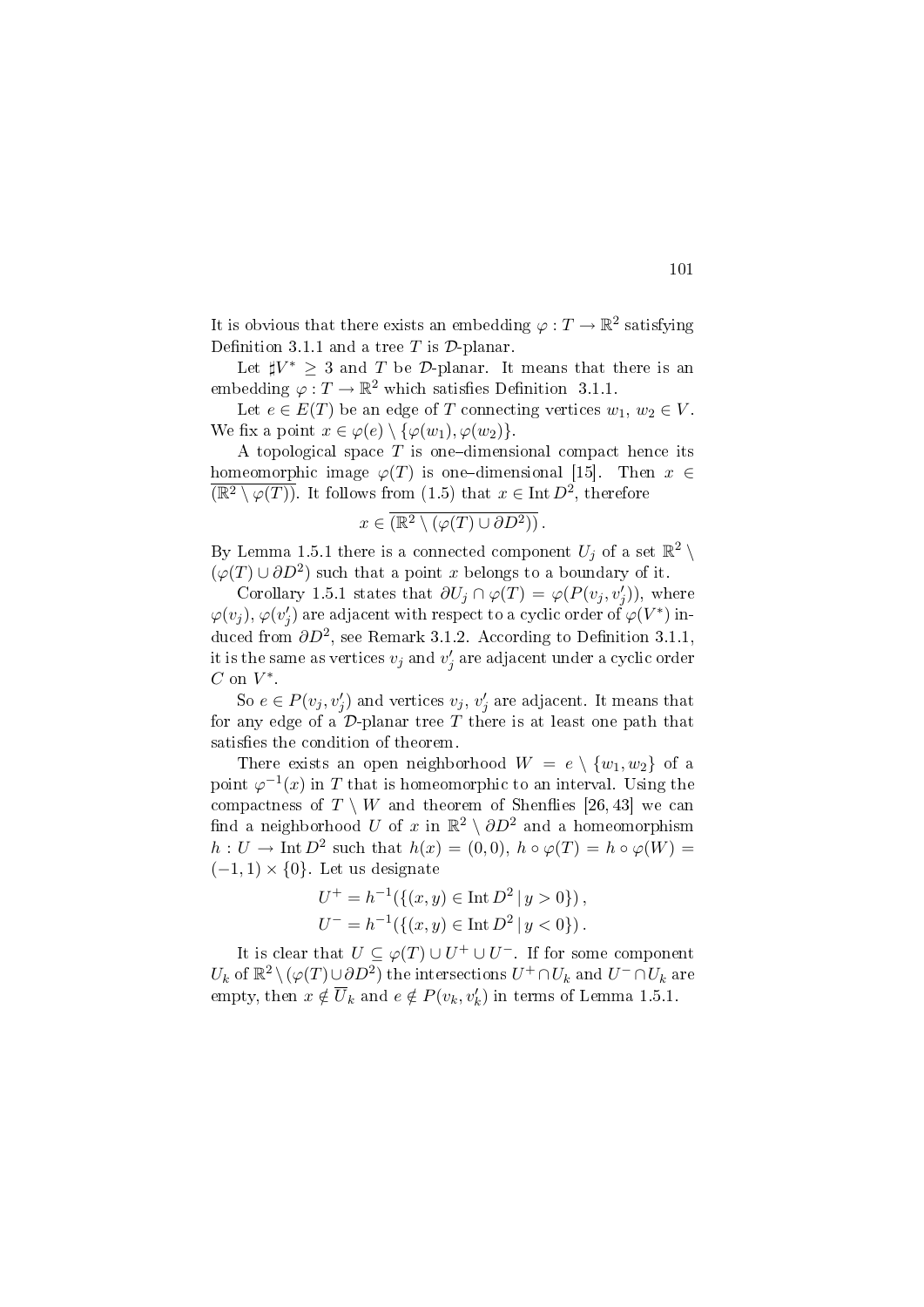It is obvious that there exists an embedding $\varphi : T \to \mathbb{R}^2$ satisfying Definition 3.1.1 and a tree $T$ is $\mathcal{D}$-planar.

Let $\sharp V^* \geq 3$ and $T$ be $\mathcal{D}$-planar. It means that there is an embedding $\varphi : T \to \mathbb{R}^2$ which satisfies Definition 3.1.1.

Let $e \in E(T)$ be an edge of $T$ connecting vertices $w_1, w_2 \in V$. We fix a point $x \in \varphi(e) \setminus \{\varphi(w_1), \varphi(w_2)\}$.

A topological space $T$ is one–dimensional compact hence its homeomorphic image $\varphi(T)$ is one–dimensional [15]. Then $x \in \overline{(\mathbb{R}^2 \setminus \varphi(T))}$. It follows from (1.5) that $x \in \operatorname{Int} D^2$, therefore

$$x \in \overline{(\mathbb{R}^2 \setminus (\varphi(T) \cup \partial D^2))}.$$

By Lemma 1.5.1 there is a connected component $U_j$ of a set $\mathbb{R}^2 \setminus (\varphi(T) \cup \partial D^2)$ such that a point $x$ belongs to a boundary of it.

Corollary 1.5.1 states that $\partial U_j \cap \varphi(T) = \varphi(P(v_j, v_j'))$, where $\varphi(v_j)$, $\varphi(v_j')$ are adjacent with respect to a cyclic order of $\varphi(V^*)$ induced from $\partial D^2$, see Remark 3.1.2. According to Definition 3.1.1, it is the same as vertices $v_j$ and $v_j'$ are adjacent under a cyclic order $C$ on $V^*$.

So $e \in P(v_j, v_j')$ and vertices $v_j$, $v_j'$ are adjacent. It means that for any edge of a $\mathcal{D}$-planar tree $T$ there is at least one path that satisfies the condition of theorem.

There exists an open neighborhood $W = e \setminus \{w_1, w_2\}$ of a point $\varphi^{-1}(x)$ in $T$ that is homeomorphic to an interval. Using the compactness of $T \setminus W$ and theorem of Shenflies [26, 43] we can find a neighborhood $U$ of $x$ in $\mathbb{R}^2 \setminus \partial D^2$ and a homeomorphism $h : U \to \operatorname{Int} D^2$ such that $h(x) = (0, 0)$, $h \circ \varphi(T) = h \circ \varphi(W) = (-1, 1) \times \{0\}$. Let us designate

$$U^+ = h^{-1}(\{(x, y) \in \operatorname{Int} D^2 \,|\, y > 0\}),$$
$$U^- = h^{-1}(\{(x, y) \in \operatorname{Int} D^2 \,|\, y < 0\}).$$

It is clear that $U \subseteq \varphi(T) \cup U^+ \cup U^-$. If for some component $U_k$ of $\mathbb{R}^2 \setminus (\varphi(T) \cup \partial D^2)$ the intersections $U^+ \cap U_k$ and $U^- \cap U_k$ are empty, then $x \notin \overline{U}_k$ and $e \notin P(v_k, v_k')$ in terms of Lemma 1.5.1.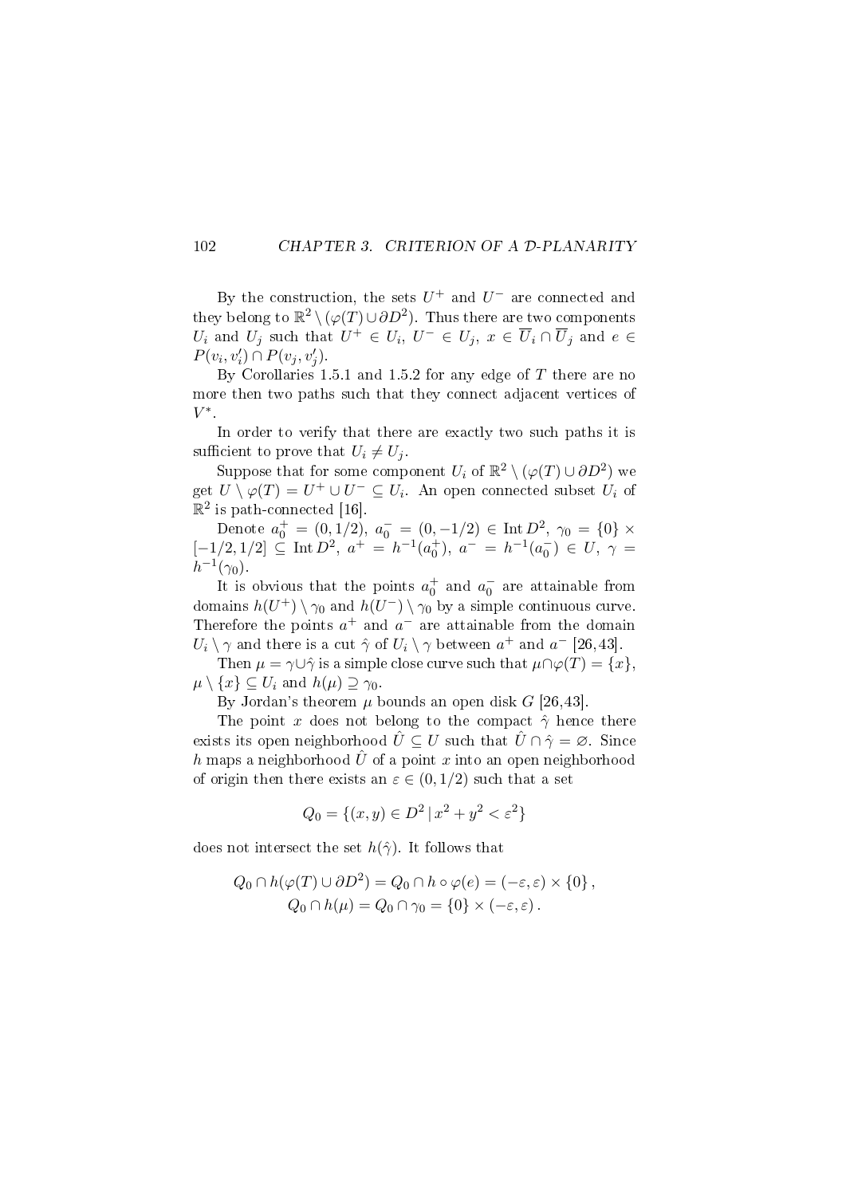By the construction, the sets $U^+$ and $U^-$ are connected and they belong to $\mathbb{R}^2 \setminus (\varphi(T) \cup \partial D^2)$. Thus there are two components $U_i$ and $U_j$ such that $U^+ \in U_i$, $U^- \in U_j$, $x \in \overline{U}_i \cap \overline{U}_j$ and $e \in P(v_i, v_i') \cap P(v_j, v_j')$.

By Corollaries 1.5.1 and 1.5.2 for any edge of $T$ there are no more then two paths such that they connect adjacent vertices of $V^*$.

In order to verify that there are exactly two such paths it is sufficient to prove that $U_i \neq U_j$.

Suppose that for some component $U_i$ of $\mathbb{R}^2 \setminus (\varphi(T) \cup \partial D^2)$ we get $U \setminus \varphi(T) = U^+ \cup U^- \subseteq U_i$. An open connected subset $U_i$ of $\mathbb{R}^2$ is path-connected [16].

Denote $a_0^+ = (0, 1/2)$, $a_0^- = (0, -1/2) \in \operatorname{Int} D^2$, $\gamma_0 = \{0\} \times [-1/2, 1/2] \subseteq \operatorname{Int} D^2$, $a^+ = h^{-1}(a_0^+)$, $a^- = h^{-1}(a_0^-) \in U$, $\gamma = h^{-1}(\gamma_0)$.

It is obvious that the points $a_0^+$ and $a_0^-$ are attainable from domains $h(U^+) \setminus \gamma_0$ and $h(U^-) \setminus \gamma_0$ by a simple continuous curve. Therefore the points $a^+$ and $a^-$ are attainable from the domain $U_i \setminus \gamma$ and there is a cut $\hat{\gamma}$ of $U_i \setminus \gamma$ between $a^+$ and $a^-$ [26,43].

Then $\mu = \gamma \cup \hat{\gamma}$ is a simple close curve such that $\mu \cap \varphi(T) = \{x\}$, $\mu \setminus \{x\} \subseteq U_i$ and $h(\mu) \supseteq \gamma_0$.

By Jordan's theorem $\mu$ bounds an open disk $G$ [26,43].

The point $x$ does not belong to the compact $\hat{\gamma}$ hence there exists its open neighborhood $\hat{U} \subseteq U$ such that $\hat{U} \cap \hat{\gamma} = \varnothing$. Since $h$ maps a neighborhood $\hat{U}$ of a point $x$ into an open neighborhood of origin then there exists an $\varepsilon \in (0, 1/2)$ such that a set

$$Q_0 = \{(x, y) \in D^2 \,|\, x^2 + y^2 < \varepsilon^2\}$$

does not intersect the set $h(\hat{\gamma})$. It follows that

$$Q_0 \cap h(\varphi(T) \cup \partial D^2) = Q_0 \cap h \circ \varphi(e) = (-\varepsilon, \varepsilon) \times \{0\}\,,$$
$$Q_0 \cap h(\mu) = Q_0 \cap \gamma_0 = \{0\} \times (-\varepsilon, \varepsilon)\,.$$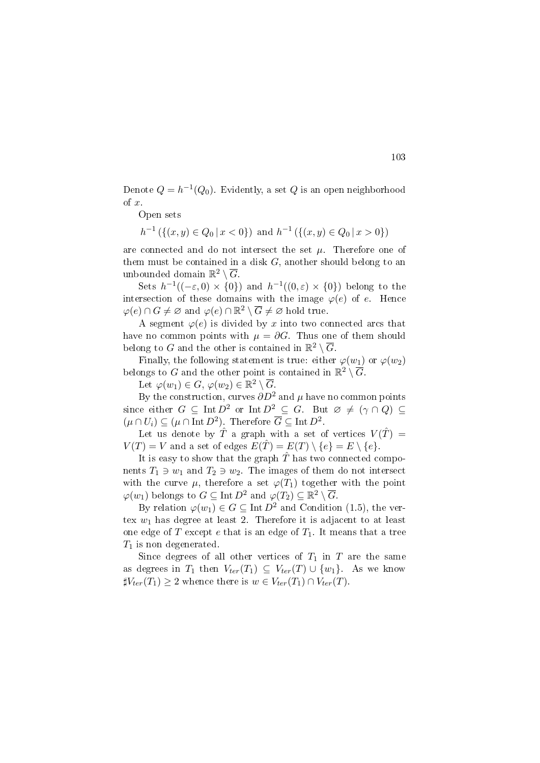Denote $Q = h^{-1}(Q_0)$. Evidently, a set $Q$ is an open neighborhood of $x$.

Open sets

$$h^{-1}\left(\{(x,y) \in Q_0 \,|\, x < 0\}\right) \text{ and } h^{-1}\left(\{(x,y) \in Q_0 \,|\, x > 0\}\right)$$

are connected and do not intersect the set $\mu$. Therefore one of them must be contained in a disk $G$, another should belong to an unbounded domain $\mathbb{R}^2 \setminus \overline{G}$.

Sets $h^{-1}((-\varepsilon, 0) \times \{0\})$ and $h^{-1}((0, \varepsilon) \times \{0\})$ belong to the intersection of these domains with the image $\varphi(e)$ of $e$. Hence $\varphi(e) \cap G \neq \varnothing$ and $\varphi(e) \cap \mathbb{R}^2 \setminus \overline{G} \neq \varnothing$ hold true.

A segment $\varphi(e)$ is divided by $x$ into two connected arcs that have no common points with $\mu = \partial G$. Thus one of them should belong to $G$ and the other is contained in $\mathbb{R}^2 \setminus \overline{G}$.

Finally, the following statement is true: either $\varphi(w_1)$ or $\varphi(w_2)$ belongs to $G$ and the other point is contained in $\mathbb{R}^2 \setminus \overline{G}$.

Let $\varphi(w_1) \in G$, $\varphi(w_2) \in \mathbb{R}^2 \setminus \overline{G}$.

By the construction, curves $\partial D^2$ and $\mu$ have no common points since either $G \subseteq \operatorname{Int} D^2$ or $\operatorname{Int} D^2 \subseteq G$. But $\varnothing \neq (\gamma \cap Q) \subseteq (\mu \cap U_i) \subseteq (\mu \cap \operatorname{Int} D^2)$. Therefore $\overline{G} \subseteq \operatorname{Int} D^2$.

Let us denote by $\hat{T}$ a graph with a set of vertices $V(\hat{T}) = V(T) = V$ and a set of edges $E(\hat{T}) = E(T) \setminus \{e\} = E \setminus \{e\}$.

It is easy to show that the graph $\hat{T}$ has two connected components $T_1 \ni w_1$ and $T_2 \ni w_2$. The images of them do not intersect with the curve $\mu$, therefore a set $\varphi(T_1)$ together with the point $\varphi(w_1)$ belongs to $G \subseteq \operatorname{Int} D^2$ and $\varphi(T_2) \subseteq \mathbb{R}^2 \setminus \overline{G}$.

By relation $\varphi(w_1) \in G \subseteq \operatorname{Int} D^2$ and Condition (1.5), the vertex $w_1$ has degree at least 2. Therefore it is adjacent to at least one edge of $T$ except $e$ that is an edge of $T_1$. It means that a tree $T_1$ is non degenerated.

Since degrees of all other vertices of $T_1$ in $T$ are the same as degrees in $T_1$ then $V_{ter}(T_1) \subseteq V_{ter}(T) \cup \{w_1\}$. As we know $\sharp V_{ter}(T_1) \geq 2$ whence there is $w \in V_{ter}(T_1) \cap V_{ter}(T)$.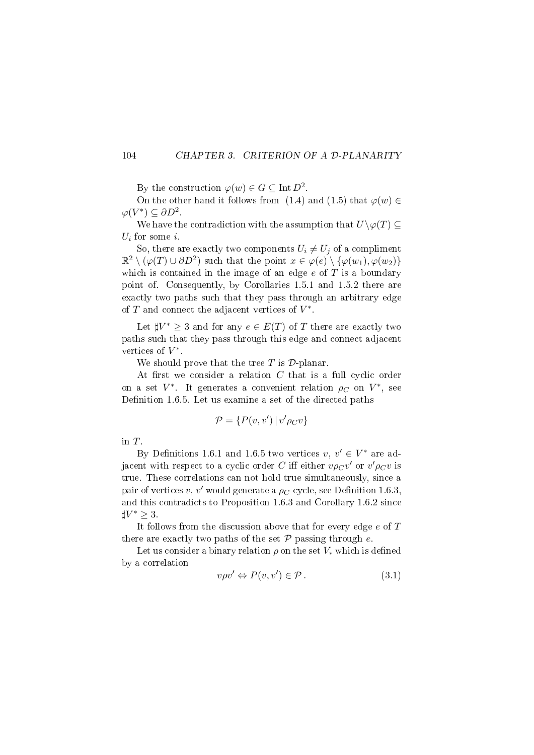By the construction $\varphi(w) \in G \subseteq \operatorname{Int} D^2$.

On the other hand it follows from (1.4) and (1.5) that $\varphi(w) \in \varphi(V^*) \subseteq \partial D^2$.

We have the contradiction with the assumption that $U \setminus \varphi(T) \subseteq U_i$ for some $i$.

So, there are exactly two components $U_i \neq U_j$ of a compliment $\mathbb{R}^2 \setminus (\varphi(T) \cup \partial D^2)$ such that the point $x \in \varphi(e) \setminus \{\varphi(w_1), \varphi(w_2)\}$ which is contained in the image of an edge $e$ of $T$ is a boundary point of. Consequently, by Corollaries 1.5.1 and 1.5.2 there are exactly two paths such that they pass through an arbitrary edge of $T$ and connect the adjacent vertices of $V^*$.

Let $\sharp V^* \geq 3$ and for any $e \in E(T)$ of $T$ there are exactly two paths such that they pass through this edge and connect adjacent vertices of $V^*$.

We should prove that the tree $T$ is $\mathcal{D}$-planar.

At first we consider a relation $C$ that is a full cyclic order on a set $V^*$. It generates a convenient relation $\rho_C$ on $V^*$, see Definition 1.6.5. Let us examine a set of the directed paths

$$\mathcal{P} = \{P(v, v') \,|\, v' \rho_C v\}$$

in $T$.

By Definitions 1.6.1 and 1.6.5 two vertices $v$, $v' \in V^*$ are adjacent with respect to a cyclic order $C$ iff either $v \rho_C v'$ or $v' \rho_C v$ is true. These correlations can not hold true simultaneously, since a pair of vertices $v$, $v'$ would generate a $\rho_C$-cycle, see Definition 1.6.3, and this contradicts to Proposition 1.6.3 and Corollary 1.6.2 since $\sharp V^* \geq 3$.

It follows from the discussion above that for every edge $e$ of $T$ there are exactly two paths of the set $\mathcal{P}$ passing through $e$.

Let us consider a binary relation $\rho$ on the set $V_*$ which is defined by a correlation

$$v \rho v' \Leftrightarrow P(v, v') \in \mathcal{P}\,. \tag{3.1}$$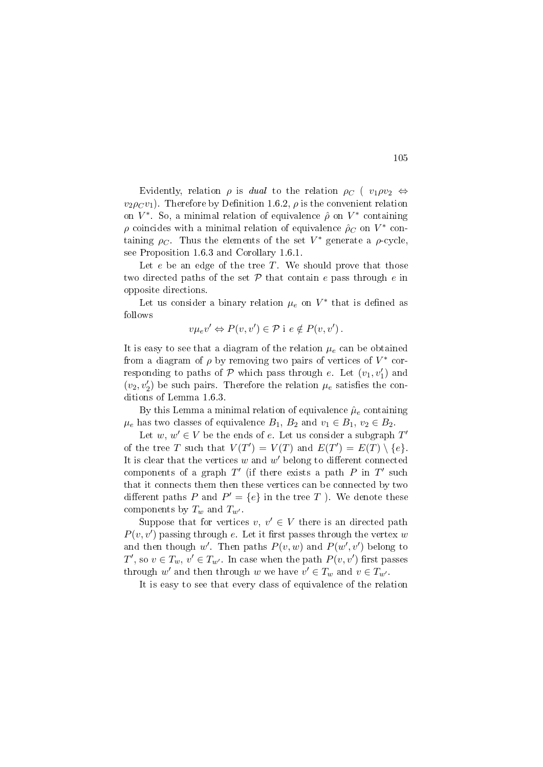Evidently, relation $\rho$ is *dual* to the relation $\rho_C$ ( $v_1 \rho v_2 \Leftrightarrow v_2 \rho_C v_1$). Therefore by Definition 1.6.2, $\rho$ is the convenient relation on $V^*$. So, a minimal relation of equivalence $\hat{\rho}$ on $V^*$ containing $\rho$ coincides with a minimal relation of equivalence $\hat{\rho}_C$ on $V^*$ containing $\rho_C$. Thus the elements of the set $V^*$ generate a $\rho$-cycle, see Proposition 1.6.3 and Corollary 1.6.1.

Let $e$ be an edge of the tree $T$. We should prove that those two directed paths of the set $\mathcal{P}$ that contain $e$ pass through $e$ in opposite directions.

Let us consider a binary relation $\mu_e$ on $V^*$ that is defined as follows

$$v \mu_e v' \Leftrightarrow P(v, v') \in \mathcal{P} \text{ i } e \notin P(v, v') .$$

It is easy to see that a diagram of the relation $\mu_e$ can be obtained from a diagram of $\rho$ by removing two pairs of vertices of $V^*$ corresponding to paths of $\mathcal{P}$ which pass through $e$. Let $(v_1, v_1')$ and $(v_2, v_2')$ be such pairs. Therefore the relation $\mu_e$ satisfies the conditions of Lemma 1.6.3.

By this Lemma a minimal relation of equivalence $\hat{\mu}_e$ containing $\mu_e$ has two classes of equivalence $B_1$, $B_2$ and $v_1 \in B_1$, $v_2 \in B_2$.

Let $w$, $w' \in V$ be the ends of $e$. Let us consider a subgraph $T'$ of the tree $T$ such that $V(T') = V(T)$ and $E(T') = E(T) \setminus \{e\}$. It is clear that the vertices $w$ and $w'$ belong to different connected components of a graph $T'$ (if there exists a path $P$ in $T'$ such that it connects them then these vertices can be connected by two different paths $P$ and $P' = \{e\}$ in the tree $T$ ). We denote these components by $T_w$ and $T_{w'}$.

Suppose that for vertices $v$, $v' \in V$ there is an directed path $P(v, v')$ passing through $e$. Let it first passes through the vertex $w$ and then though $w'$. Then paths $P(v, w)$ and $P(w', v')$ belong to $T'$, so $v \in T_w$, $v' \in T_{w'}$. In case when the path $P(v, v')$ first passes through $w'$ and then through $w$ we have $v' \in T_w$ and $v \in T_{w'}$.

It is easy to see that every class of equivalence of the relation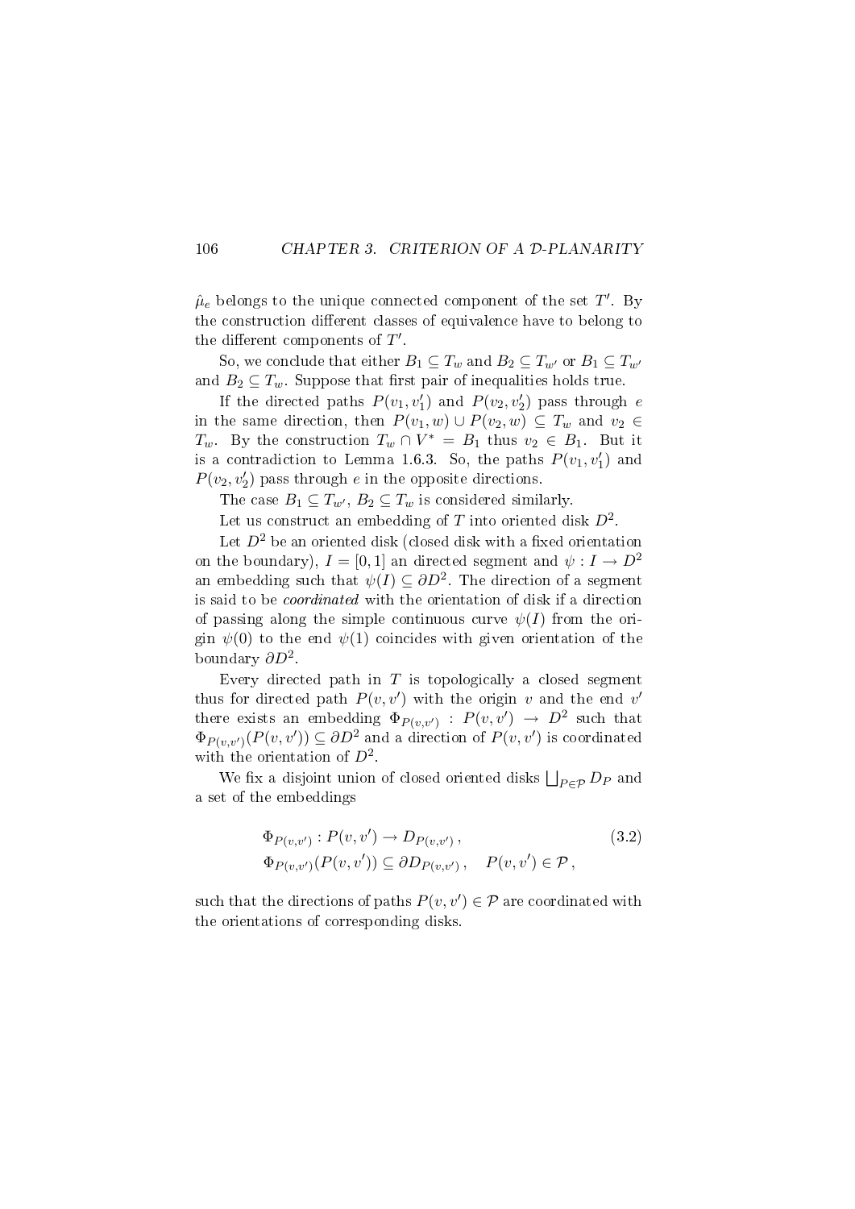$\hat{\mu}_e$ belongs to the unique connected component of the set $T'$. By the construction different classes of equivalence have to belong to the different components of $T'$.

So, we conclude that either $B_1 \subseteq T_w$ and $B_2 \subseteq T_{w'}$ or $B_1 \subseteq T_{w'}$ and $B_2 \subseteq T_w$. Suppose that first pair of inequalities holds true.

If the directed paths $P(v_1, v_1')$ and $P(v_2, v_2')$ pass through $e$ in the same direction, then $P(v_1, w) \cup P(v_2, w) \subseteq T_w$ and $v_2 \in T_w$. By the construction $T_w \cap V^* = B_1$ thus $v_2 \in B_1$. But it is a contradiction to Lemma 1.6.3. So, the paths $P(v_1, v_1')$ and $P(v_2, v_2')$ pass through $e$ in the opposite directions.

The case $B_1 \subseteq T_{w'}$, $B_2 \subseteq T_w$ is considered similarly.

Let us construct an embedding of $T$ into oriented disk $D^2$.

Let $D^2$ be an oriented disk (closed disk with a fixed orientation on the boundary), $I = [0, 1]$ an directed segment and $\psi : I \to D^2$ an embedding such that $\psi(I) \subseteq \partial D^2$. The direction of a segment is said to be *coordinated* with the orientation of disk if a direction of passing along the simple continuous curve $\psi(I)$ from the origin $\psi(0)$ to the end $\psi(1)$ coincides with given orientation of the boundary $\partial D^2$.

Every directed path in $T$ is topologically a closed segment thus for directed path $P(v, v')$ with the origin $v$ and the end $v'$ there exists an embedding $\Phi_{P(v,v')} : P(v, v') \to D^2$ such that $\Phi_{P(v,v')}(P(v, v')) \subseteq \partial D^2$ and a direction of $P(v, v')$ is coordinated with the orientation of $D^2$.

We fix a disjoint union of closed oriented disks $\bigsqcup_{P \in \mathcal{P}} D_P$ and a set of the embeddings

$$
\begin{aligned}
&\Phi_{P(v,v')} : P(v, v') \to D_{P(v,v')}\,, \\
&\Phi_{P(v,v')}(P(v, v')) \subseteq \partial D_{P(v,v')}\,, \quad P(v, v') \in \mathcal{P}\,,
\end{aligned}
\tag{3.2}
$$

such that the directions of paths $P(v, v') \in \mathcal{P}$ are coordinated with the orientations of corresponding disks.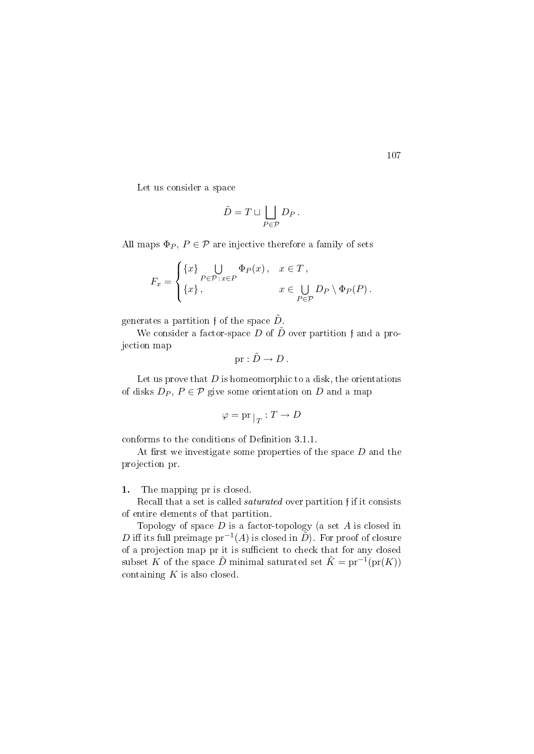Let us consider a space

$$\tilde{D} = T \sqcup \bigsqcup_{P \in \mathcal{P}} D_P \,.$$

All maps $\Phi_P$, $P \in \mathcal{P}$ are injective therefore a family of sets

$$F_x = \begin{cases} \{x\} \bigcup\limits_{P \in \mathcal{P}\,:\, x \in P} \Phi_P(x)\,, & x \in T\,, \\ \{x\}\,, & x \in \bigcup\limits_{P \in \mathcal{P}} D_P \setminus \Phi_P(P)\,. \end{cases}$$

generates a partition $\mathfrak{f}$ of the space $\tilde{D}$.

We consider a factor-space $D$ of $\tilde{D}$ over partition $\mathfrak{f}$ and a projection map

$$\mathrm{pr} : \tilde{D} \to D\,.$$

Let us prove that $D$ is homeomorphic to a disk, the orientations of disks $D_P$, $P \in \mathcal{P}$ give some orientation on $D$ and a map

$$\varphi = \mathrm{pr}\,\big|_T : T \to D$$

conforms to the conditions of Definition 3.1.1.

At first we investigate some properties of the space $D$ and the projection pr.

**1.** The mapping pr is closed.

Recall that a set is called *saturated* over partition $\mathfrak{f}$ if it consists of entire elements of that partition.

Topology of space $D$ is a factor-topology (a set $A$ is closed in $D$ iff its full preimage $\mathrm{pr}^{-1}(A)$ is closed in $\tilde{D}$). For proof of closure of a projection map pr it is sufficient to check that for any closed subset $K$ of the space $\tilde{D}$ minimal saturated set $\tilde{K} = \mathrm{pr}^{-1}(\mathrm{pr}(K))$ containing $K$ is also closed.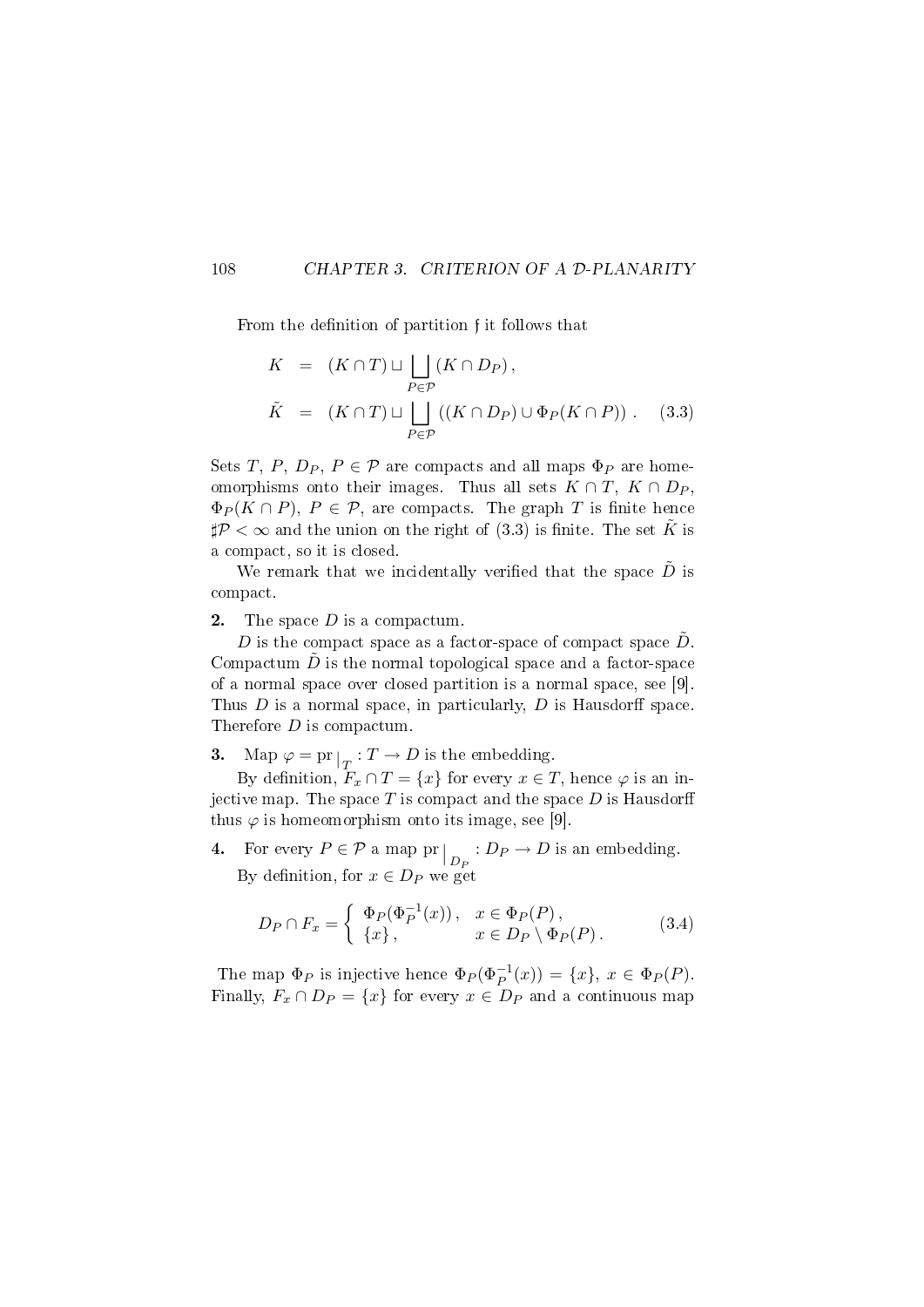From the definition of partition $\mathfrak{f}$ it follows that

$$
\begin{aligned}
K &= (K \cap T) \sqcup \bigsqcup_{P \in \mathcal{P}} (K \cap D_P), \\
\tilde{K} &= (K \cap T) \sqcup \bigsqcup_{P \in \mathcal{P}} ((K \cap D_P) \cup \Phi_P(K \cap P)) . \qquad (3.3)
\end{aligned}
$$

Sets $T$, $P$, $D_P$, $P \in \mathcal{P}$ are compacts and all maps $\Phi_P$ are homeomorphisms onto their images. Thus all sets $K \cap T$, $K \cap D_P$, $\Phi_P(K \cap P)$, $P \in \mathcal{P}$, are compacts. The graph $T$ is finite hence $\sharp\mathcal{P} < \infty$ and the union on the right of (3.3) is finite. The set $\tilde{K}$ is a compact, so it is closed.

We remark that we incidentally verified that the space $\tilde{D}$ is compact.

**2.** The space $D$ is a compactum.

$D$ is the compact space as a factor-space of compact space $\tilde{D}$. Compactum $\tilde{D}$ is the normal topological space and a factor-space of a normal space over closed partition is a normal space, see [9]. Thus $D$ is a normal space, in particularly, $D$ is Hausdorff space. Therefore $D$ is compactum.

**3.** Map $\varphi = \operatorname{pr}\big|_T : T \to D$ is the embedding.

By definition, $F_x \cap T = \{x\}$ for every $x \in T$, hence $\varphi$ is an injective map. The space $T$ is compact and the space $D$ is Hausdorff thus $\varphi$ is homeomorphism onto its image, see [9].

**4.** For every $P \in \mathcal{P}$ a map $\operatorname{pr}\big|_{D_P} : D_P \to D$ is an embedding.

By definition, for $x \in D_P$ we get

$$
D_P \cap F_x = \begin{cases} \Phi_P(\Phi_P^{-1}(x)), & x \in \Phi_P(P), \\ \{x\}, & x \in D_P \setminus \Phi_P(P). \end{cases} \qquad (3.4)
$$

The map $\Phi_P$ is injective hence $\Phi_P(\Phi_P^{-1}(x)) = \{x\}$, $x \in \Phi_P(P)$. Finally, $F_x \cap D_P = \{x\}$ for every $x \in D_P$ and a continuous map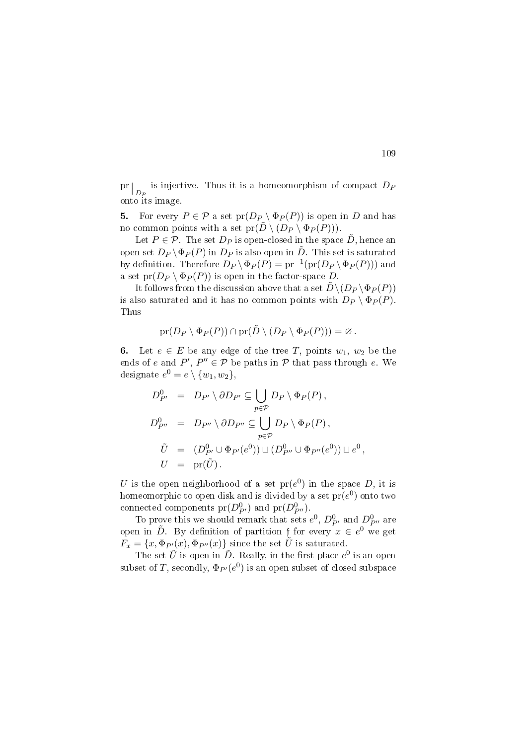$\mathrm{pr}\big|_{D_P}$ is injective. Thus it is a homeomorphism of compact $D_P$ onto its image.

**5.** For every $P \in \mathcal{P}$ a set $\mathrm{pr}(D_P \setminus \Phi_P(P))$ is open in $D$ and has no common points with a set $\mathrm{pr}(\tilde{D} \setminus (D_P \setminus \Phi_P(P)))$.

Let $P \in \mathcal{P}$. The set $D_P$ is open-closed in the space $\tilde{D}$, hence an open set $D_P \setminus \Phi_P(P)$ in $D_P$ is also open in $\tilde{D}$. This set is saturated by definition. Therefore $D_P \setminus \Phi_P(P) = \mathrm{pr}^{-1}(\mathrm{pr}(D_P \setminus \Phi_P(P)))$ and a set $\mathrm{pr}(D_P \setminus \Phi_P(P))$ is open in the factor-space $D$.

It follows from the discussion above that a set $\tilde{D} \setminus (D_P \setminus \Phi_P(P))$ is also saturated and it has no common points with $D_P \setminus \Phi_P(P)$. Thus

$$\mathrm{pr}(D_P \setminus \Phi_P(P)) \cap \mathrm{pr}(\tilde{D} \setminus (D_P \setminus \Phi_P(P))) = \varnothing\,.$$

**6.** Let $e \in E$ be any edge of the tree $T$, points $w_1$, $w_2$ be the ends of $e$ and $P'$, $P'' \in \mathcal{P}$ be paths in $\mathcal{P}$ that pass through $e$. We designate $e^0 = e \setminus \{w_1, w_2\}$,

$$\begin{aligned}
D^0_{P'} &= D_{P'} \setminus \partial D_{P'} \subseteq \bigcup_{p \in \mathcal{P}} D_P \setminus \Phi_P(P)\,,\\
D^0_{P''} &= D_{P''} \setminus \partial D_{P''} \subseteq \bigcup_{p \in \mathcal{P}} D_P \setminus \Phi_P(P)\,,\\
\tilde{U} &= (D^0_{P'} \cup \Phi_{P'}(e^0)) \sqcup (D^0_{P''} \cup \Phi_{P''}(e^0)) \sqcup e^0\,,\\
U &= \mathrm{pr}(\tilde{U})\,.
\end{aligned}$$

$U$ is the open neighborhood of a set $\mathrm{pr}(e^0)$ in the space $D$, it is homeomorphic to open disk and is divided by a set $\mathrm{pr}(e^0)$ onto two connected components $\mathrm{pr}(D^0_{P'})$ and $\mathrm{pr}(D^0_{P''})$.

To prove this we should remark that sets $e^0$, $D^0_{P'}$ and $D^0_{P''}$ are open in $\tilde{D}$. By definition of partition $\mathfrak{f}$ for every $x \in e^0$ we get $F_x = \{x, \Phi_{P'}(x), \Phi_{P''}(x)\}$ since the set $\tilde{U}$ is saturated.

The set $\tilde{U}$ is open in $\tilde{D}$. Really, in the first place $e^0$ is an open subset of $T$, secondly, $\Phi_{P'}(e^0)$ is an open subset of closed subspace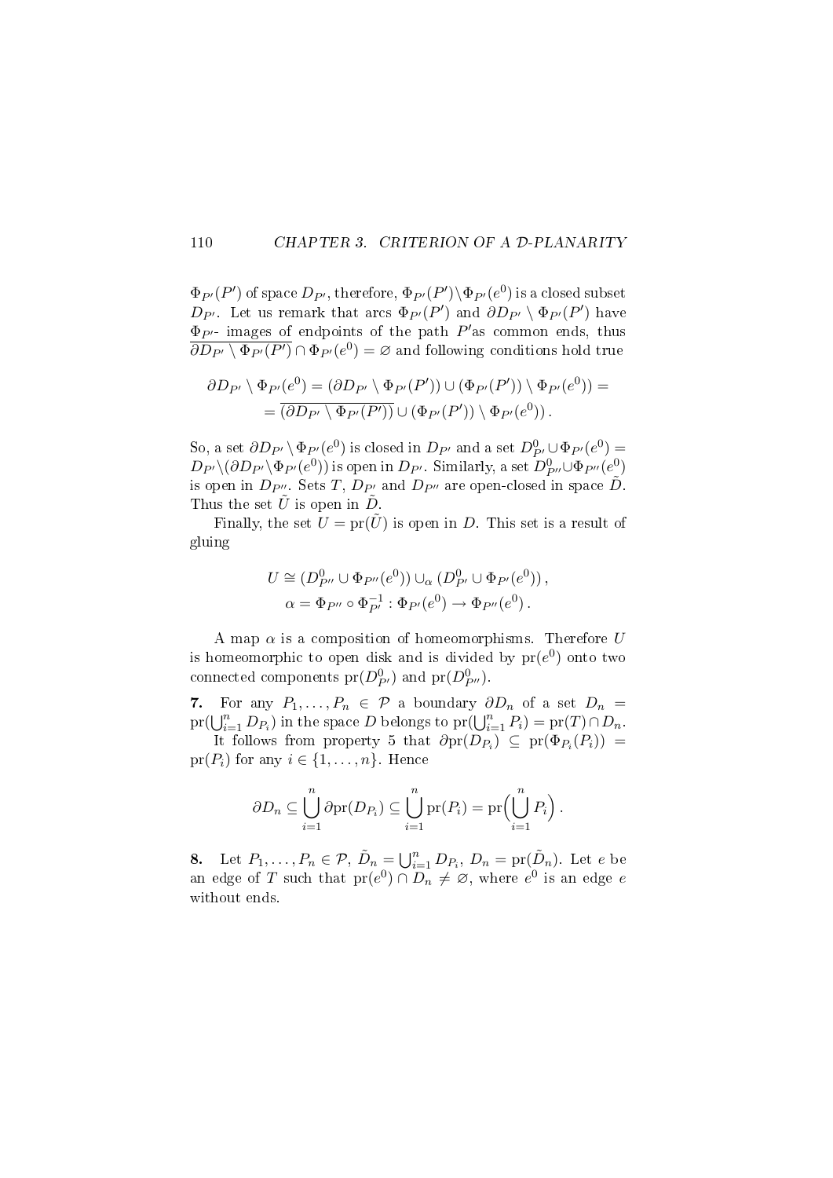$\Phi_{P'}(P')$ of space $D_{P'}$, therefore, $\Phi_{P'}(P')\setminus\Phi_{P'}(e^0)$ is a closed subset $D_{P'}$. Let us remark that arcs $\Phi_{P'}(P')$ and $\partial D_{P'}\setminus\Phi_{P'}(P')$ have $\Phi_{P'}$- images of endpoints of the path $P'$as common ends, thus $\overline{\partial D_{P'}\setminus\Phi_{P'}(P')}\cap\Phi_{P'}(e^0)=\varnothing$ and following conditions hold true

$$\begin{aligned}\partial D_{P'}\setminus\Phi_{P'}(e^0) &= (\partial D_{P'}\setminus\Phi_{P'}(P'))\cup(\Phi_{P'}(P'))\setminus\Phi_{P'}(e^0)) = \\ &= \overline{(\partial D_{P'}\setminus\Phi_{P'}(P'))}\cup(\Phi_{P'}(P'))\setminus\Phi_{P'}(e^0)).\end{aligned}$$

So, a set $\partial D_{P'}\setminus\Phi_{P'}(e^0)$ is closed in $D_{P'}$ and a set $D^0_{P'}\cup\Phi_{P'}(e^0)=D_{P'}\setminus(\partial D_{P'}\setminus\Phi_{P'}(e^0))$ is open in $D_{P'}$. Similarly, a set $D^0_{P''}\cup\Phi_{P''}(e^0)$ is open in $D_{P''}$. Sets $T$, $D_{P'}$ and $D_{P''}$ are open-closed in space $\tilde{D}$. Thus the set $\tilde{U}$ is open in $\tilde{D}$.

Finally, the set $U=\mathrm{pr}(\tilde{U})$ is open in $D$. This set is a result of gluing

$$\begin{gathered}U\cong(D^0_{P''}\cup\Phi_{P''}(e^0))\cup_\alpha(D^0_{P'}\cup\Phi_{P'}(e^0)),\\ \alpha=\Phi_{P''}\circ\Phi^{-1}_{P'}:\Phi_{P'}(e^0)\to\Phi_{P''}(e^0).\end{gathered}$$

A map $\alpha$ is a composition of homeomorphisms. Therefore $U$ is homeomorphic to open disk and is divided by $\mathrm{pr}(e^0)$ onto two connected components $\mathrm{pr}(D^0_{P'})$ and $\mathrm{pr}(D^0_{P''})$.

**7.** For any $P_1,\dots,P_n\in\mathcal{P}$ a boundary $\partial D_n$ of a set $D_n=\mathrm{pr}(\bigcup_{i=1}^n D_{P_i})$ in the space $D$ belongs to $\mathrm{pr}(\bigcup_{i=1}^n P_i)=\mathrm{pr}(T)\cap D_n$.

It follows from property 5 that $\partial\mathrm{pr}(D_{P_i})\subseteq\mathrm{pr}(\Phi_{P_i}(P_i))=\mathrm{pr}(P_i)$ for any $i\in\{1,\dots,n\}$. Hence

$$\partial D_n\subseteq\bigcup_{i=1}^n\partial\mathrm{pr}(D_{P_i})\subseteq\bigcup_{i=1}^n\mathrm{pr}(P_i)=\mathrm{pr}\Big(\bigcup_{i=1}^n P_i\Big).$$

**8.** Let $P_1,\dots,P_n\in\mathcal{P}$, $\tilde{D}_n=\bigcup_{i=1}^n D_{P_i}$, $D_n=\mathrm{pr}(\tilde{D}_n)$. Let $e$ be an edge of $T$ such that $\mathrm{pr}(e^0)\cap D_n\neq\varnothing$, where $e^0$ is an edge $e$ without ends.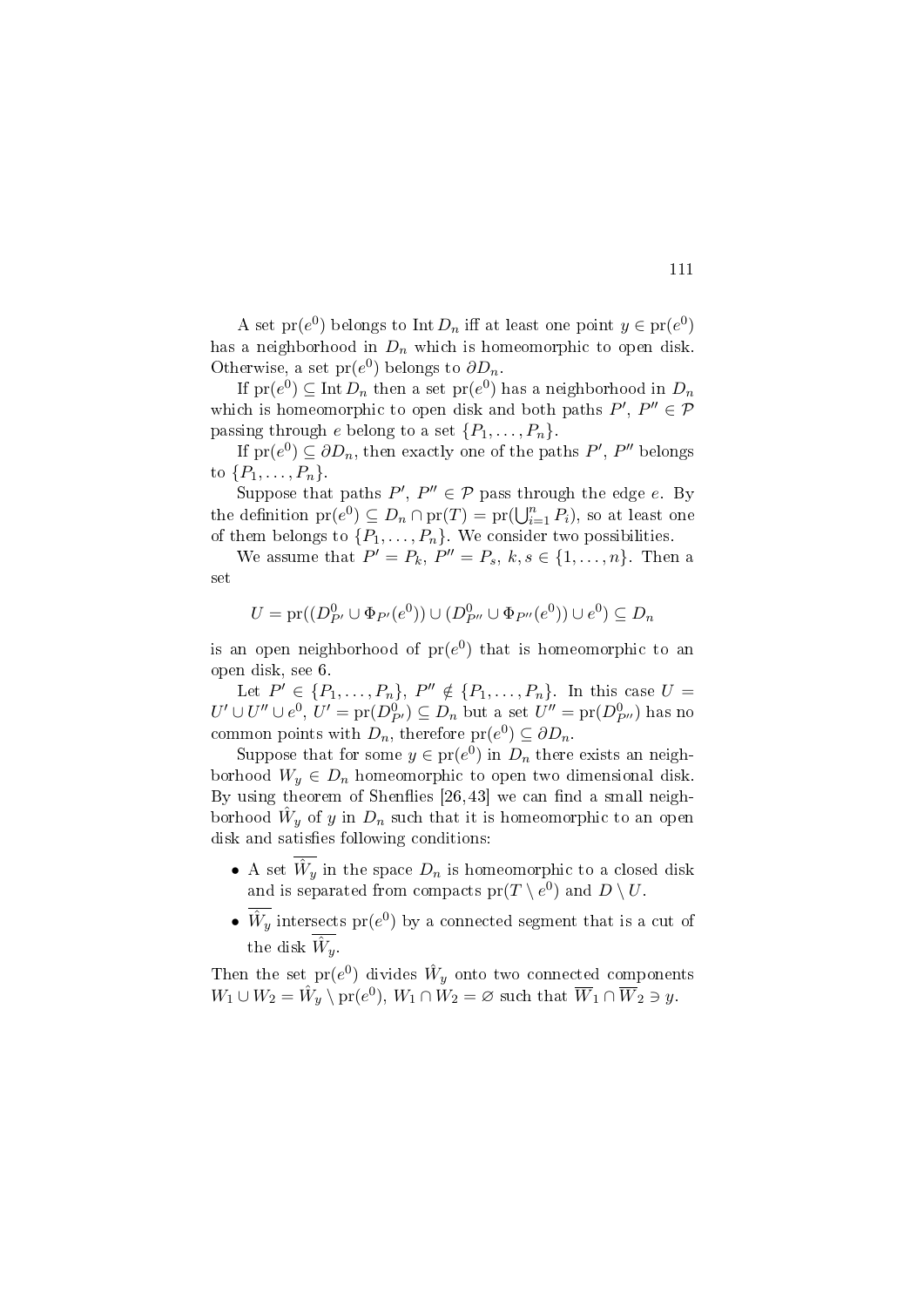A set $\mathrm{pr}(e^0)$ belongs to $\mathrm{Int}\, D_n$ iff at least one point $y \in \mathrm{pr}(e^0)$ has a neighborhood in $D_n$ which is homeomorphic to open disk. Otherwise, a set $\mathrm{pr}(e^0)$ belongs to $\partial D_n$.

If $\mathrm{pr}(e^0) \subseteq \mathrm{Int}\, D_n$ then a set $\mathrm{pr}(e^0)$ has a neighborhood in $D_n$ which is homeomorphic to open disk and both paths $P'$, $P'' \in \mathcal{P}$ passing through $e$ belong to a set $\{P_1, \ldots, P_n\}$.

If $\mathrm{pr}(e^0) \subseteq \partial D_n$, then exactly one of the paths $P'$, $P''$ belongs to $\{P_1, \ldots, P_n\}$.

Suppose that paths $P'$, $P'' \in \mathcal{P}$ pass through the edge $e$. By the definition $\mathrm{pr}(e^0) \subseteq D_n \cap \mathrm{pr}(T) = \mathrm{pr}(\bigcup_{i=1}^n P_i)$, so at least one of them belongs to $\{P_1, \ldots, P_n\}$. We consider two possibilities.

We assume that $P' = P_k$, $P'' = P_s$, $k, s \in \{1, \ldots, n\}$. Then a set

$$U = \mathrm{pr}((D^0_{P'} \cup \Phi_{P'}(e^0)) \cup (D^0_{P''} \cup \Phi_{P''}(e^0)) \cup e^0) \subseteq D_n$$

is an open neighborhood of $\mathrm{pr}(e^0)$ that is homeomorphic to an open disk, see 6.

Let $P' \in \{P_1, \ldots, P_n\}$, $P'' \notin \{P_1, \ldots, P_n\}$. In this case $U = U' \cup U'' \cup e^0$, $U' = \mathrm{pr}(D^0_{P'}) \subseteq D_n$ but a set $U'' = \mathrm{pr}(D^0_{P''})$ has no common points with $D_n$, therefore $\mathrm{pr}(e^0) \subseteq \partial D_n$.

Suppose that for some $y \in \mathrm{pr}(e^0)$ in $D_n$ there exists an neighborhood $W_y \in D_n$ homeomorphic to open two dimensional disk. By using theorem of Shenflies [26, 43] we can find a small neighborhood $\hat{W}_y$ of $y$ in $D_n$ such that it is homeomorphic to an open disk and satisfies following conditions:

- A set $\overline{\hat{W}_y}$ in the space $D_n$ is homeomorphic to a closed disk and is separated from compacts $\mathrm{pr}(T \setminus e^0)$ and $D \setminus U$.
- $\overline{\hat{W}_y}$ intersects $\mathrm{pr}(e^0)$ by a connected segment that is a cut of the disk $\overline{\hat{W}_y}$.

Then the set $\mathrm{pr}(e^0)$ divides $\hat{W}_y$ onto two connected components $W_1 \cup W_2 = \hat{W}_y \setminus \mathrm{pr}(e^0)$, $W_1 \cap W_2 = \varnothing$ such that $\overline{W}_1 \cap \overline{W}_2 \ni y$.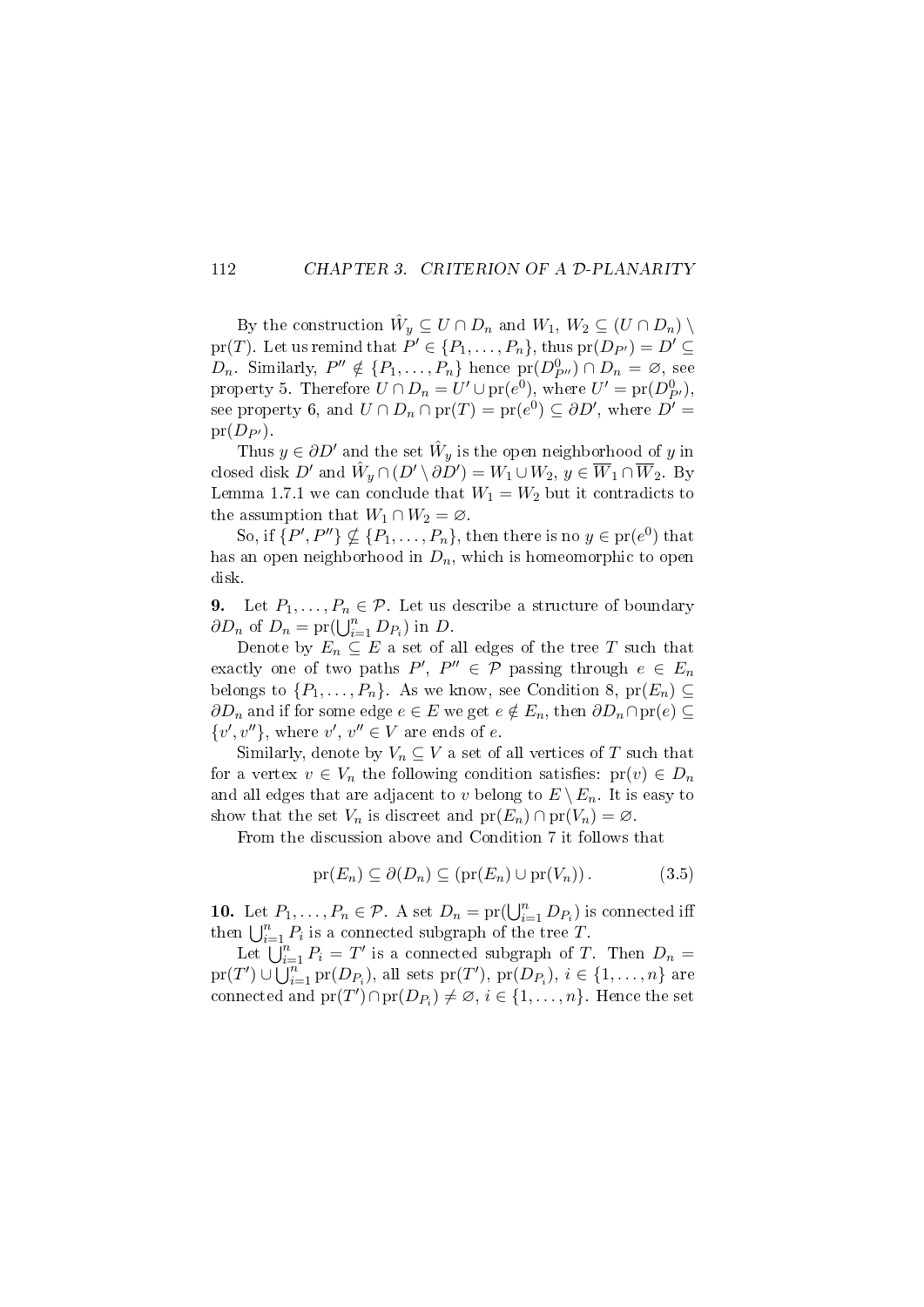By the construction $\hat{W}_y \subseteq U \cap D_n$ and $W_1, W_2 \subseteq (U \cap D_n) \setminus \mathrm{pr}(T)$. Let us remind that $P' \in \{P_1, \ldots, P_n\}$, thus $\mathrm{pr}(D_{P'}) = D' \subseteq D_n$. Similarly, $P'' \notin \{P_1, \ldots, P_n\}$ hence $\mathrm{pr}(D^0_{P''}) \cap D_n = \varnothing$, see property 5. Therefore $U \cap D_n = U' \cup \mathrm{pr}(e^0)$, where $U' = \mathrm{pr}(D^0_{P'})$, see property 6, and $U \cap D_n \cap \mathrm{pr}(T) = \mathrm{pr}(e^0) \subseteq \partial D'$, where $D' = \mathrm{pr}(D_{P'})$.

Thus $y \in \partial D'$ and the set $\hat{W}_y$ is the open neighborhood of $y$ in closed disk $D'$ and $\hat{W}_y \cap (D' \setminus \partial D') = W_1 \cup W_2$, $y \in \overline{W}_1 \cap \overline{W}_2$. By Lemma 1.7.1 we can conclude that $W_1 = W_2$ but it contradicts to the assumption that $W_1 \cap W_2 = \varnothing$.

So, if $\{P', P''\} \nsubseteq \{P_1, \ldots, P_n\}$, then there is no $y \in \mathrm{pr}(e^0)$ that has an open neighborhood in $D_n$, which is homeomorphic to open disk.

**9.** Let $P_1, \ldots, P_n \in \mathcal{P}$. Let us describe a structure of boundary $\partial D_n$ of $D_n = \mathrm{pr}(\bigcup_{i=1}^n D_{P_i})$ in $D$.

Denote by $E_n \subseteq E$ a set of all edges of the tree $T$ such that exactly one of two paths $P'$, $P'' \in \mathcal{P}$ passing through $e \in E_n$ belongs to $\{P_1, \ldots, P_n\}$. As we know, see Condition 8, $\mathrm{pr}(E_n) \subseteq \partial D_n$ and if for some edge $e \in E$ we get $e \notin E_n$, then $\partial D_n \cap \mathrm{pr}(e) \subseteq \{v', v''\}$, where $v'$, $v'' \in V$ are ends of $e$.

Similarly, denote by $V_n \subseteq V$ a set of all vertices of $T$ such that for a vertex $v \in V_n$ the following condition satisfies: $\mathrm{pr}(v) \in D_n$ and all edges that are adjacent to $v$ belong to $E \setminus E_n$. It is easy to show that the set $V_n$ is discreet and $\mathrm{pr}(E_n) \cap \mathrm{pr}(V_n) = \varnothing$.

From the discussion above and Condition 7 it follows that

$$\mathrm{pr}(E_n) \subseteq \partial(D_n) \subseteq (\mathrm{pr}(E_n) \cup \mathrm{pr}(V_n)). \tag{3.5}$$

**10.** Let $P_1, \ldots, P_n \in \mathcal{P}$. A set $D_n = \mathrm{pr}(\bigcup_{i=1}^n D_{P_i})$ is connected iff then $\bigcup_{i=1}^n P_i$ is a connected subgraph of the tree $T$.

Let $\bigcup_{i=1}^n P_i = T'$ is a connected subgraph of $T$. Then $D_n = \mathrm{pr}(T') \cup \bigcup_{i=1}^n \mathrm{pr}(D_{P_i})$, all sets $\mathrm{pr}(T')$, $\mathrm{pr}(D_{P_i})$, $i \in \{1, \ldots, n\}$ are connected and $\mathrm{pr}(T') \cap \mathrm{pr}(D_{P_i}) \neq \varnothing$, $i \in \{1, \ldots, n\}$. Hence the set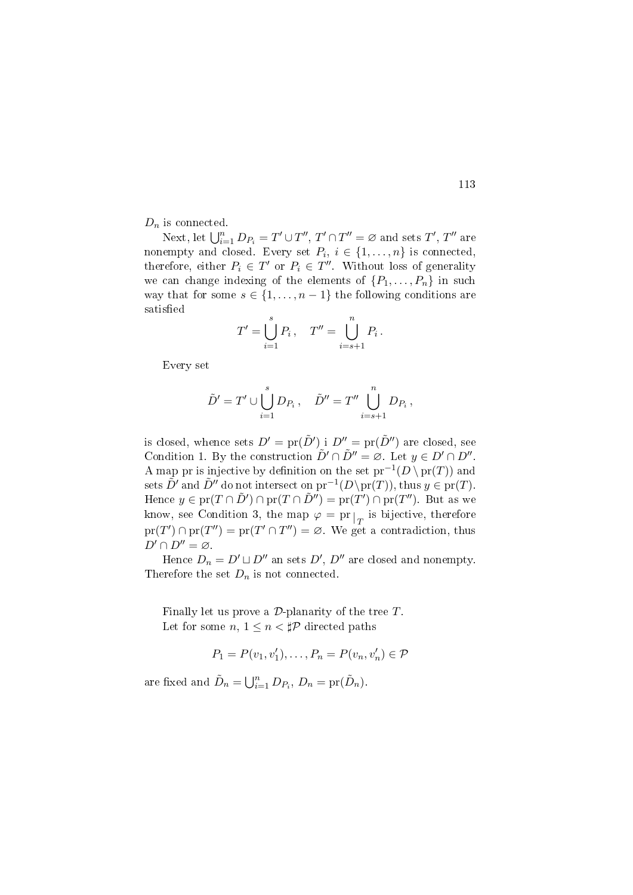$D_n$ is connected.

Next, let $\bigcup_{i=1}^{n} D_{P_i} = T' \cup T''$, $T' \cap T'' = \varnothing$ and sets $T'$, $T''$ are nonempty and closed. Every set $P_i$, $i \in \{1, \ldots, n\}$ is connected, therefore, either $P_i \in T'$ or $P_i \in T''$. Without loss of generality we can change indexing of the elements of $\{P_1, \ldots, P_n\}$ in such way that for some $s \in \{1, \ldots, n-1\}$ the following conditions are satisfied

$$T' = \bigcup_{i=1}^{s} P_i\,, \quad T'' = \bigcup_{i=s+1}^{n} P_i\,.$$

Every set

$$\tilde{D}' = T' \cup \bigcup_{i=1}^{s} D_{P_i}\,, \quad \tilde{D}'' = T'' \bigcup_{i=s+1}^{n} D_{P_i}\,,$$

is closed, whence sets $D' = \mathrm{pr}(\tilde{D}')$ i $D'' = \mathrm{pr}(\tilde{D}'')$ are closed, see Condition 1. By the construction $\tilde{D}' \cap \tilde{D}'' = \varnothing$. Let $y \in D' \cap D''$. A map pr is injective by definition on the set $\mathrm{pr}^{-1}(D \setminus \mathrm{pr}(T))$ and sets $\tilde{D}'$ and $\tilde{D}''$ do not intersect on $\mathrm{pr}^{-1}(D \setminus \mathrm{pr}(T))$, thus $y \in \mathrm{pr}(T)$. Hence $y \in \mathrm{pr}(T \cap \tilde{D}') \cap \mathrm{pr}(T \cap \tilde{D}'') = \mathrm{pr}(T') \cap \mathrm{pr}(T'')$. But as we know, see Condition 3, the map $\varphi = \mathrm{pr}|_T$ is bijective, therefore $\mathrm{pr}(T') \cap \mathrm{pr}(T'') = \mathrm{pr}(T' \cap T'') = \varnothing$. We get a contradiction, thus $D' \cap D'' = \varnothing$.

Hence $D_n = D' \sqcup D''$ an sets $D'$, $D''$ are closed and nonempty. Therefore the set $D_n$ is not connected.

Finally let us prove a $\mathcal{D}$-planarity of the tree $T$.

Let for some $n$, $1 \leq n < \sharp\mathcal{P}$ directed paths

$$P_1 = P(v_1, v_1'), \ldots, P_n = P(v_n, v_n') \in \mathcal{P}$$

are fixed and $\tilde{D}_n = \bigcup_{i=1}^{n} D_{P_i}$, $D_n = \mathrm{pr}(\tilde{D}_n)$.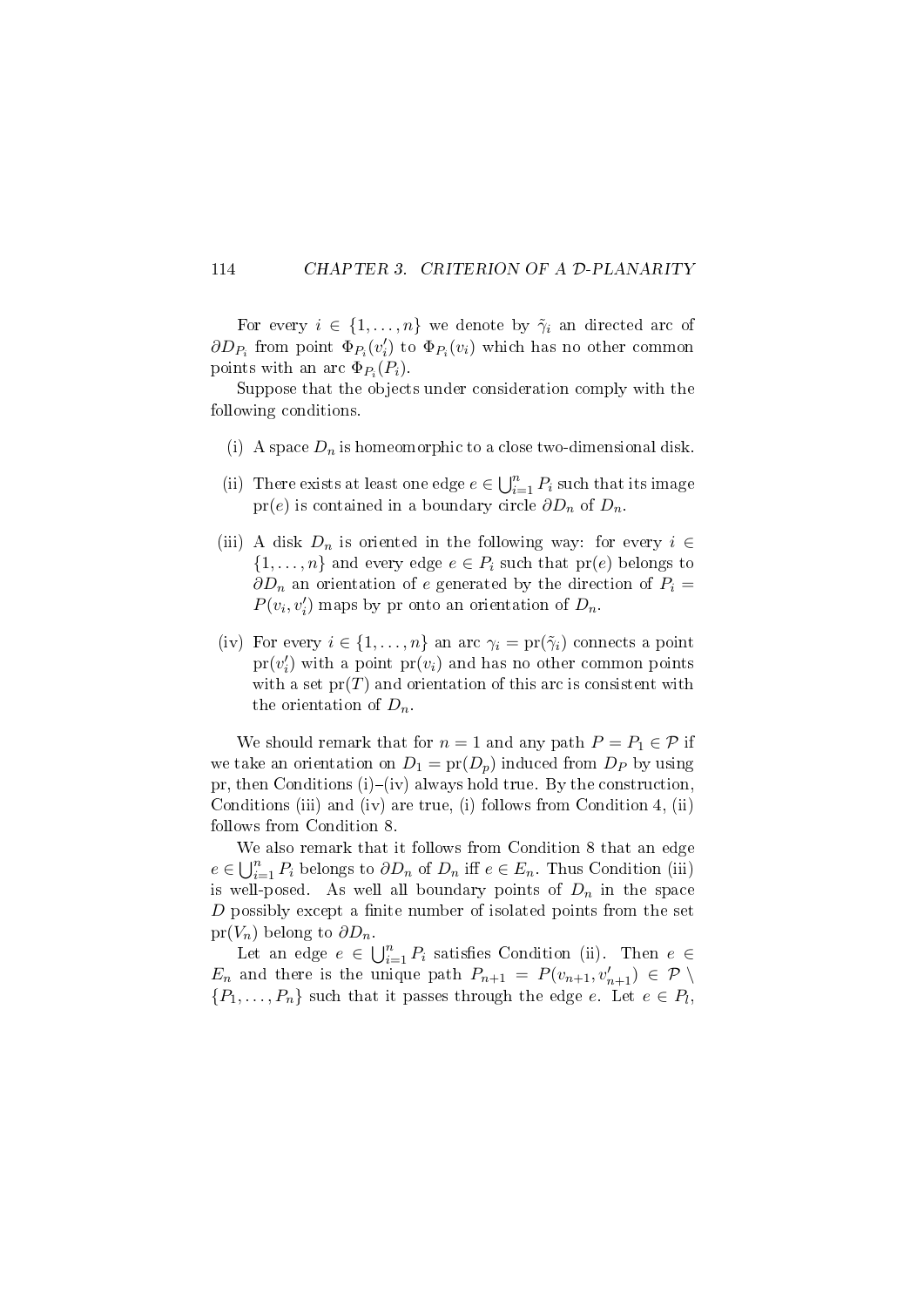For every $i \in \{1, \ldots, n\}$ we denote by $\tilde{\gamma}_i$ an directed arc of $\partial D_{P_i}$ from point $\Phi_{P_i}(v'_i)$ to $\Phi_{P_i}(v_i)$ which has no other common points with an arc $\Phi_{P_i}(P_i)$.

Suppose that the objects under consideration comply with the following conditions.

(i) A space $D_n$ is homeomorphic to a close two-dimensional disk.

(ii) There exists at least one edge $e \in \bigcup_{i=1}^{n} P_i$ such that its image $\mathrm{pr}(e)$ is contained in a boundary circle $\partial D_n$ of $D_n$.

(iii) A disk $D_n$ is oriented in the following way: for every $i \in \{1, \ldots, n\}$ and every edge $e \in P_i$ such that $\mathrm{pr}(e)$ belongs to $\partial D_n$ an orientation of $e$ generated by the direction of $P_i = P(v_i, v'_i)$ maps by pr onto an orientation of $D_n$.

(iv) For every $i \in \{1, \ldots, n\}$ an arc $\gamma_i = \mathrm{pr}(\tilde{\gamma}_i)$ connects a point $\mathrm{pr}(v'_i)$ with a point $\mathrm{pr}(v_i)$ and has no other common points with a set $\mathrm{pr}(T)$ and orientation of this arc is consistent with the orientation of $D_n$.

We should remark that for $n = 1$ and any path $P = P_1 \in \mathcal{P}$ if we take an orientation on $D_1 = \mathrm{pr}(D_p)$ induced from $D_P$ by using pr, then Conditions (i)–(iv) always hold true. By the construction, Conditions (iii) and (iv) are true, (i) follows from Condition 4, (ii) follows from Condition 8.

We also remark that it follows from Condition 8 that an edge $e \in \bigcup_{i=1}^{n} P_i$ belongs to $\partial D_n$ of $D_n$ iff $e \in E_n$. Thus Condition (iii) is well-posed. As well all boundary points of $D_n$ in the space $D$ possibly except a finite number of isolated points from the set $\mathrm{pr}(V_n)$ belong to $\partial D_n$.

Let an edge $e \in \bigcup_{i=1}^{n} P_i$ satisfies Condition (ii). Then $e \in E_n$ and there is the unique path $P_{n+1} = P(v_{n+1}, v'_{n+1}) \in \mathcal{P} \setminus \{P_1, \ldots, P_n\}$ such that it passes through the edge $e$. Let $e \in P_l$,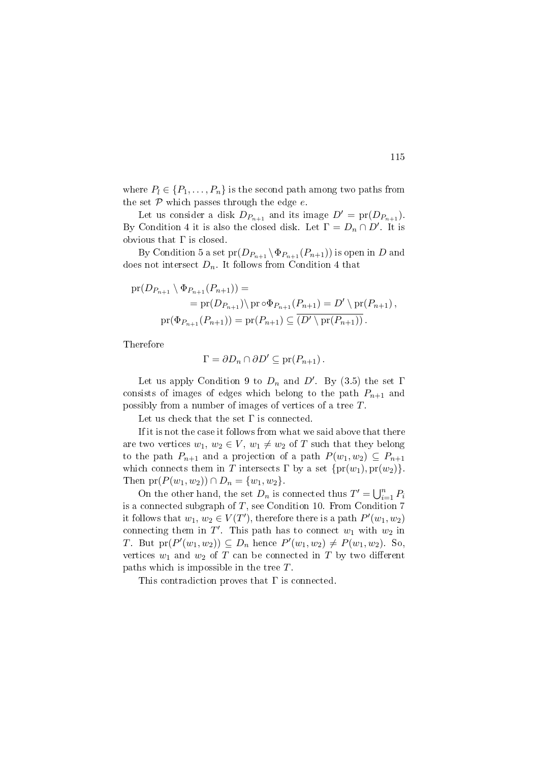where $P_l \in \{P_1, \dots, P_n\}$ is the second path among two paths from the set $\mathcal{P}$ which passes through the edge $e$.

Let us consider a disk $D_{P_{n+1}}$ and its image $D' = \operatorname{pr}(D_{P_{n+1}})$. By Condition 4 it is also the closed disk. Let $\Gamma = D_n \cap D'$. It is obvious that $\Gamma$ is closed.

By Condition 5 a set $\operatorname{pr}(D_{P_{n+1}} \setminus \Phi_{P_{n+1}}(P_{n+1}))$ is open in $D$ and does not intersect $D_n$. It follows from Condition 4 that

$$
\begin{aligned}
\operatorname{pr}(D_{P_{n+1}} \setminus \Phi_{P_{n+1}}(P_{n+1})) &= \\
&= \operatorname{pr}(D_{P_{n+1}}) \setminus \operatorname{pr} \circ \Phi_{P_{n+1}}(P_{n+1}) = D' \setminus \operatorname{pr}(P_{n+1}), \\
\operatorname{pr}(\Phi_{P_{n+1}}(P_{n+1})) &= \operatorname{pr}(P_{n+1}) \subseteq \overline{(D' \setminus \operatorname{pr}(P_{n+1}))}.
\end{aligned}
$$

Therefore

$$
\Gamma = \partial D_n \cap \partial D' \subseteq \operatorname{pr}(P_{n+1}).
$$

Let us apply Condition 9 to $D_n$ and $D'$. By (3.5) the set $\Gamma$ consists of images of edges which belong to the path $P_{n+1}$ and possibly from a number of images of vertices of a tree $T$.

Let us check that the set $\Gamma$ is connected.

If it is not the case it follows from what we said above that there are two vertices $w_1, w_2 \in V$, $w_1 \neq w_2$ of $T$ such that they belong to the path $P_{n+1}$ and a projection of a path $P(w_1, w_2) \subseteq P_{n+1}$ which connects them in $T$ intersects $\Gamma$ by a set $\{\operatorname{pr}(w_1), \operatorname{pr}(w_2)\}$. Then $\operatorname{pr}(P(w_1, w_2)) \cap D_n = \{w_1, w_2\}$.

On the other hand, the set $D_n$ is connected thus $T' = \bigcup_{i=1}^{n} P_i$ is a connected subgraph of $T$, see Condition 10. From Condition 7 it follows that $w_1, w_2 \in V(T')$, therefore there is a path $P'(w_1, w_2)$ connecting them in $T'$. This path has to connect $w_1$ with $w_2$ in $T$. But $\operatorname{pr}(P'(w_1, w_2)) \subseteq D_n$ hence $P'(w_1, w_2) \neq P(w_1, w_2)$. So, vertices $w_1$ and $w_2$ of $T$ can be connected in $T$ by two different paths which is impossible in the tree $T$.

This contradiction proves that $\Gamma$ is connected.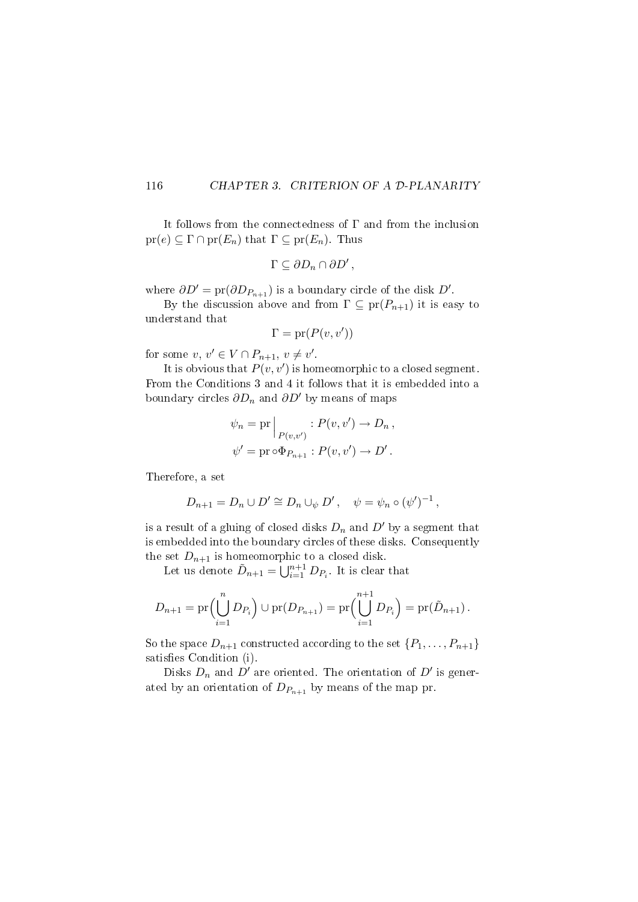It follows from the connectedness of $\Gamma$ and from the inclusion $\mathrm{pr}(e) \subseteq \Gamma \cap \mathrm{pr}(E_n)$ that $\Gamma \subseteq \mathrm{pr}(E_n)$. Thus

$$\Gamma \subseteq \partial D_n \cap \partial D' \,,$$

where $\partial D' = \mathrm{pr}(\partial D_{P_{n+1}})$ is a boundary circle of the disk $D'$.

By the discussion above and from $\Gamma \subseteq \mathrm{pr}(P_{n+1})$ it is easy to understand that

$$\Gamma = \mathrm{pr}(P(v, v'))$$

for some $v,\, v' \in V \cap P_{n+1},\ v \neq v'$.

It is obvious that $P(v, v')$ is homeomorphic to a closed segment. From the Conditions 3 and 4 it follows that it is embedded into a boundary circles $\partial D_n$ and $\partial D'$ by means of maps

$$\psi_n = \mathrm{pr}\Big|_{P(v,v')} : P(v, v') \to D_n \,,$$
$$\psi' = \mathrm{pr} \circ \Phi_{P_{n+1}} : P(v, v') \to D' \,.$$

Therefore, a set

$$D_{n+1} = D_n \cup D' \cong D_n \cup_\psi D' \,, \quad \psi = \psi_n \circ (\psi')^{-1} \,,$$

is a result of a gluing of closed disks $D_n$ and $D'$ by a segment that is embedded into the boundary circles of these disks. Consequently the set $D_{n+1}$ is homeomorphic to a closed disk.

Let us denote $\tilde{D}_{n+1} = \bigcup_{i=1}^{n+1} D_{P_i}$. It is clear that

$$D_{n+1} = \mathrm{pr}\Big(\bigcup_{i=1}^{n} D_{P_i}\Big) \cup \mathrm{pr}(D_{P_{n+1}}) = \mathrm{pr}\Big(\bigcup_{i=1}^{n+1} D_{P_i}\Big) = \mathrm{pr}(\tilde{D}_{n+1}) \,.$$

So the space $D_{n+1}$ constructed according to the set $\{P_1, \ldots, P_{n+1}\}$ satisfies Condition (i).

Disks $D_n$ and $D'$ are oriented. The orientation of $D'$ is generated by an orientation of $D_{P_{n+1}}$ by means of the map pr.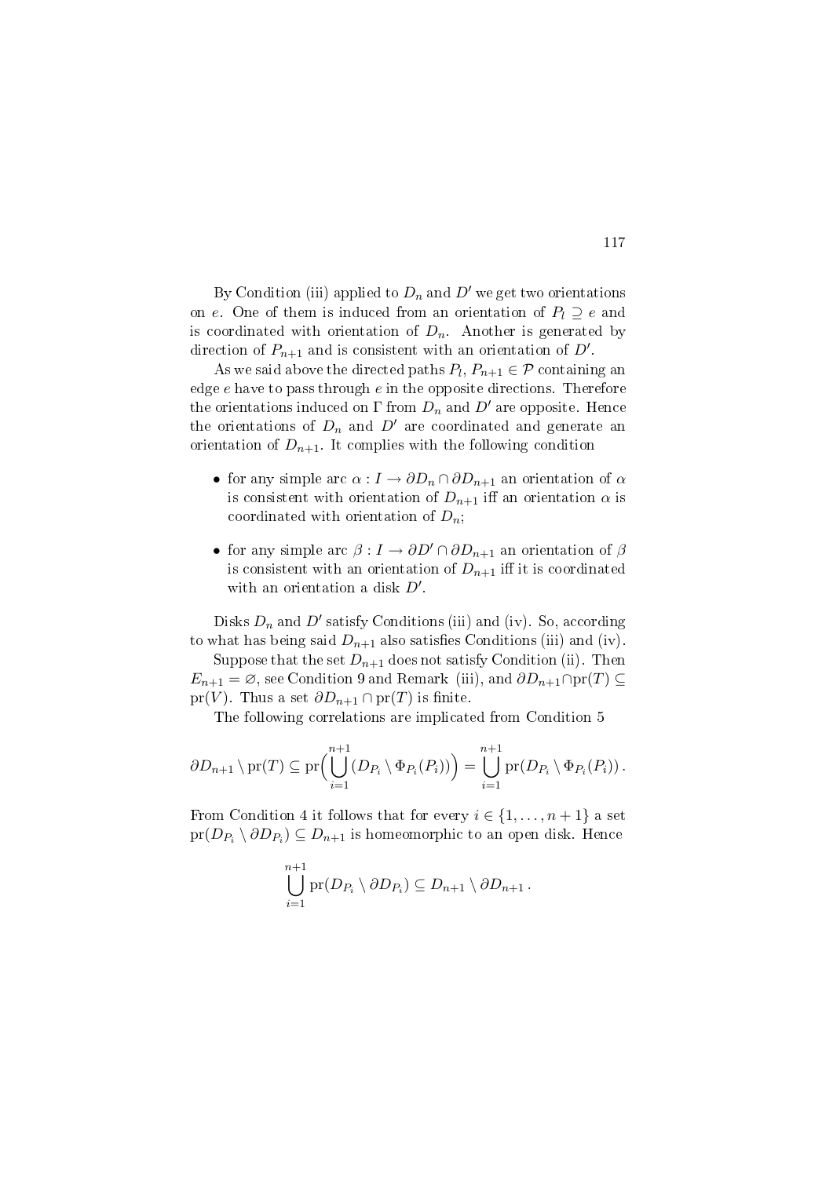By Condition (iii) applied to $D_n$ and $D'$ we get two orientations on $e$. One of them is induced from an orientation of $P_l \supseteq e$ and is coordinated with orientation of $D_n$. Another is generated by direction of $P_{n+1}$ and is consistent with an orientation of $D'$.

As we said above the directed paths $P_l, P_{n+1} \in \mathcal{P}$ containing an edge $e$ have to pass through $e$ in the opposite directions. Therefore the orientations induced on $\Gamma$ from $D_n$ and $D'$ are opposite. Hence the orientations of $D_n$ and $D'$ are coordinated and generate an orientation of $D_{n+1}$. It complies with the following condition

- for any simple arc $\alpha : I \to \partial D_n \cap \partial D_{n+1}$ an orientation of $\alpha$ is consistent with orientation of $D_{n+1}$ iff an orientation $\alpha$ is coordinated with orientation of $D_n$;
- for any simple arc $\beta : I \to \partial D' \cap \partial D_{n+1}$ an orientation of $\beta$ is consistent with an orientation of $D_{n+1}$ iff it is coordinated with an orientation a disk $D'$.

Disks $D_n$ and $D'$ satisfy Conditions (iii) and (iv). So, according to what has being said $D_{n+1}$ also satisfies Conditions (iii) and (iv).

Suppose that the set $D_{n+1}$ does not satisfy Condition (ii). Then $E_{n+1} = \varnothing$, see Condition 9 and Remark (iii), and $\partial D_{n+1} \cap \mathrm{pr}(T) \subseteq \mathrm{pr}(V)$. Thus a set $\partial D_{n+1} \cap \mathrm{pr}(T)$ is finite.

The following correlations are implicated from Condition 5

$$\partial D_{n+1} \setminus \mathrm{pr}(T) \subseteq \mathrm{pr}\Big( \bigcup_{i=1}^{n+1} (D_{P_i} \setminus \Phi_{P_i}(P_i)) \Big) = \bigcup_{i=1}^{n+1} \mathrm{pr}(D_{P_i} \setminus \Phi_{P_i}(P_i)) \, .$$

From Condition 4 it follows that for every $i \in \{1, \ldots, n+1\}$ a set $\mathrm{pr}(D_{P_i} \setminus \partial D_{P_i}) \subseteq D_{n+1}$ is homeomorphic to an open disk. Hence

$$\bigcup_{i=1}^{n+1} \mathrm{pr}(D_{P_i} \setminus \partial D_{P_i}) \subseteq D_{n+1} \setminus \partial D_{n+1} \, .$$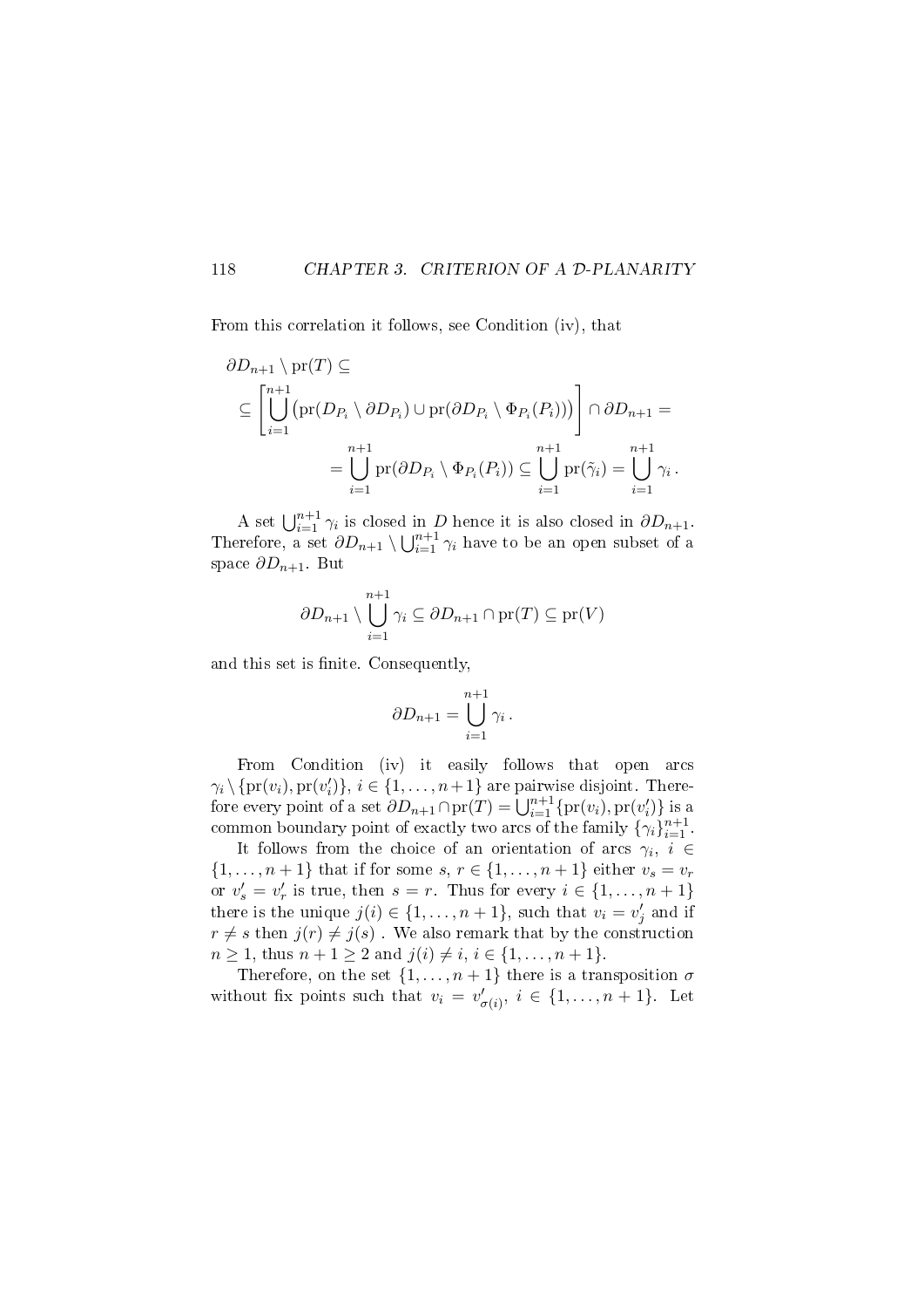From this correlation it follows, see Condition (iv), that

$$
\begin{aligned}
&\partial D_{n+1} \setminus \mathrm{pr}(T) \subseteq \\
&\subseteq \left[ \bigcup_{i=1}^{n+1} \big( \mathrm{pr}(D_{P_i} \setminus \partial D_{P_i}) \cup \mathrm{pr}(\partial D_{P_i} \setminus \Phi_{P_i}(P_i)) \big) \right] \cap \partial D_{n+1} = \\
&\qquad\qquad = \bigcup_{i=1}^{n+1} \mathrm{pr}(\partial D_{P_i} \setminus \Phi_{P_i}(P_i)) \subseteq \bigcup_{i=1}^{n+1} \mathrm{pr}(\tilde{\gamma}_i) = \bigcup_{i=1}^{n+1} \gamma_i \,.
\end{aligned}
$$

A set $\bigcup_{i=1}^{n+1} \gamma_i$ is closed in $D$ hence it is also closed in $\partial D_{n+1}$. Therefore, a set $\partial D_{n+1} \setminus \bigcup_{i=1}^{n+1} \gamma_i$ have to be an open subset of a space $\partial D_{n+1}$. But

$$
\partial D_{n+1} \setminus \bigcup_{i=1}^{n+1} \gamma_i \subseteq \partial D_{n+1} \cap \mathrm{pr}(T) \subseteq \mathrm{pr}(V)
$$

and this set is finite. Consequently,

$$
\partial D_{n+1} = \bigcup_{i=1}^{n+1} \gamma_i \,.
$$

From Condition (iv) it easily follows that open arcs $\gamma_i \setminus \{\mathrm{pr}(v_i), \mathrm{pr}(v_i')\}$, $i \in \{1, \ldots, n+1\}$ are pairwise disjoint. Therefore every point of a set $\partial D_{n+1} \cap \mathrm{pr}(T) = \bigcup_{i=1}^{n+1} \{\mathrm{pr}(v_i), \mathrm{pr}(v_i')\}$ is a common boundary point of exactly two arcs of the family $\{\gamma_i\}_{i=1}^{n+1}$.

It follows from the choice of an orientation of arcs $\gamma_i$, $i \in \{1, \ldots, n+1\}$ that if for some $s, r \in \{1, \ldots, n+1\}$ either $v_s = v_r$ or $v_s' = v_r'$ is true, then $s = r$. Thus for every $i \in \{1, \ldots, n+1\}$ there is the unique $j(i) \in \{1, \ldots, n+1\}$, such that $v_i = v_j'$ and if $r \neq s$ then $j(r) \neq j(s)$ . We also remark that by the construction $n \geq 1$, thus $n+1 \geq 2$ and $j(i) \neq i$, $i \in \{1, \ldots, n+1\}$.

Therefore, on the set $\{1, \ldots, n+1\}$ there is a transposition $\sigma$ without fix points such that $v_i = v_{\sigma(i)}'$, $i \in \{1, \ldots, n+1\}$. Let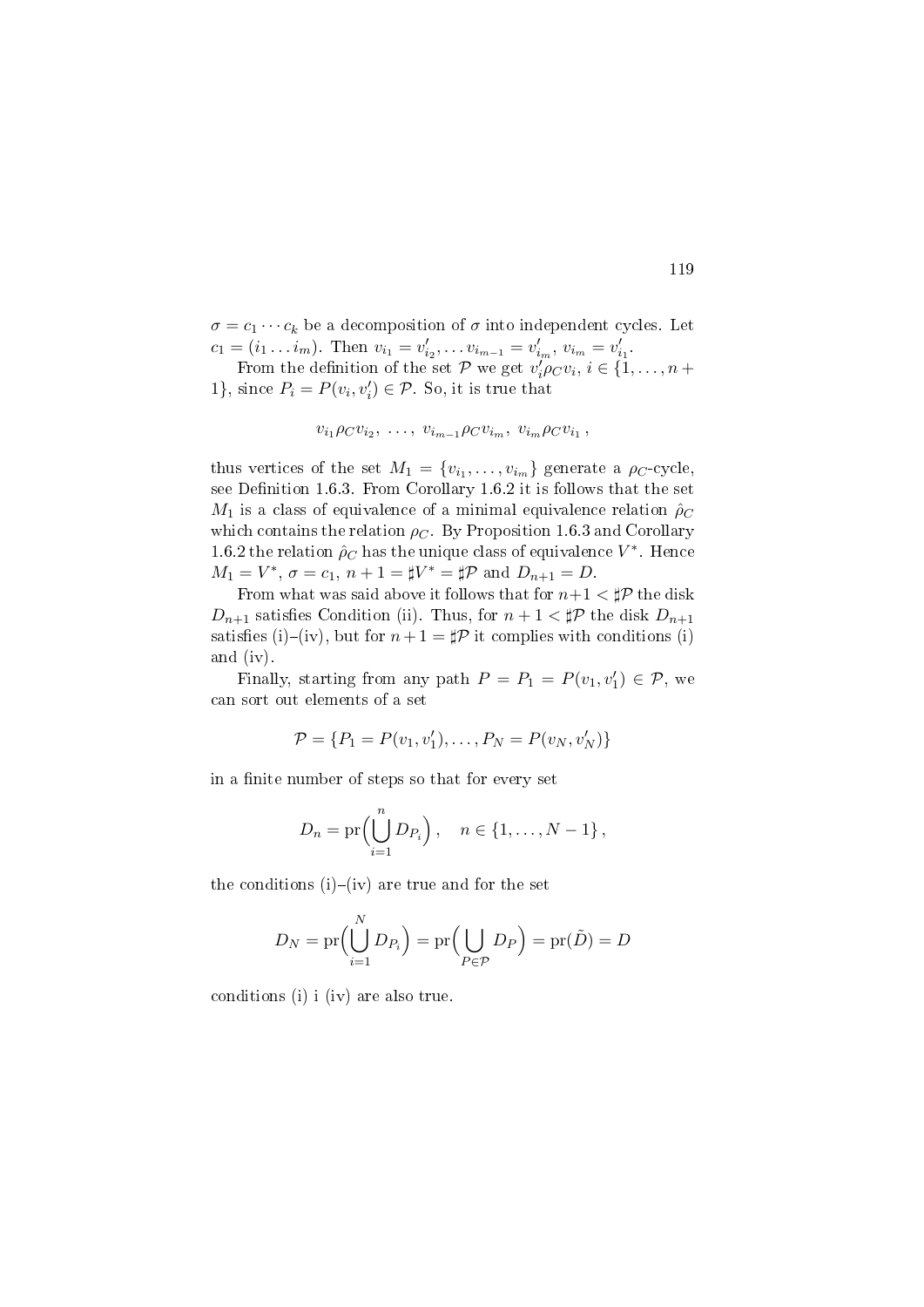$\sigma = c_1 \cdots c_k$ be a decomposition of $\sigma$ into independent cycles. Let $c_1 = (i_1 \ldots i_m)$. Then $v_{i_1} = v'_{i_2}, \ldots v_{i_{m-1}} = v'_{i_m}, \; v_{i_m} = v'_{i_1}$.

From the definition of the set $\mathcal{P}$ we get $v'_i \rho_C v_i$, $i \in \{1, \ldots, n+1\}$, since $P_i = P(v_i, v'_i) \in \mathcal{P}$. So, it is true that

$$v_{i_1} \rho_C v_{i_2}, \; \ldots, \; v_{i_{m-1}} \rho_C v_{i_m}, \; v_{i_m} \rho_C v_{i_1} \, ,$$

thus vertices of the set $M_1 = \{v_{i_1}, \ldots, v_{i_m}\}$ generate a $\rho_C$-cycle, see Definition 1.6.3. From Corollary 1.6.2 it is follows that the set $M_1$ is a class of equivalence of a minimal equivalence relation $\hat{\rho}_C$ which contains the relation $\rho_C$. By Proposition 1.6.3 and Corollary 1.6.2 the relation $\hat{\rho}_C$ has the unique class of equivalence $V^*$. Hence $M_1 = V^*$, $\sigma = c_1$, $n+1 = \sharp V^* = \sharp \mathcal{P}$ and $D_{n+1} = D$.

From what was said above it follows that for $n+1 < \sharp \mathcal{P}$ the disk $D_{n+1}$ satisfies Condition (ii). Thus, for $n+1 < \sharp \mathcal{P}$ the disk $D_{n+1}$ satisfies (i)–(iv), but for $n+1 = \sharp \mathcal{P}$ it complies with conditions (i) and (iv).

Finally, starting from any path $P = P_1 = P(v_1, v'_1) \in \mathcal{P}$, we can sort out elements of a set

$$\mathcal{P} = \{P_1 = P(v_1, v'_1), \ldots, P_N = P(v_N, v'_N)\}$$

in a finite number of steps so that for every set

$$D_n = \mathrm{pr}\Big( \bigcup_{i=1}^{n} D_{P_i} \Big) \, , \quad n \in \{1, \ldots, N-1\} \, ,$$

the conditions (i)–(iv) are true and for the set

$$D_N = \mathrm{pr}\Big( \bigcup_{i=1}^{N} D_{P_i} \Big) = \mathrm{pr}\Big( \bigcup_{P \in \mathcal{P}} D_P \Big) = \mathrm{pr}(\tilde{D}) = D$$

conditions (i) i (iv) are also true.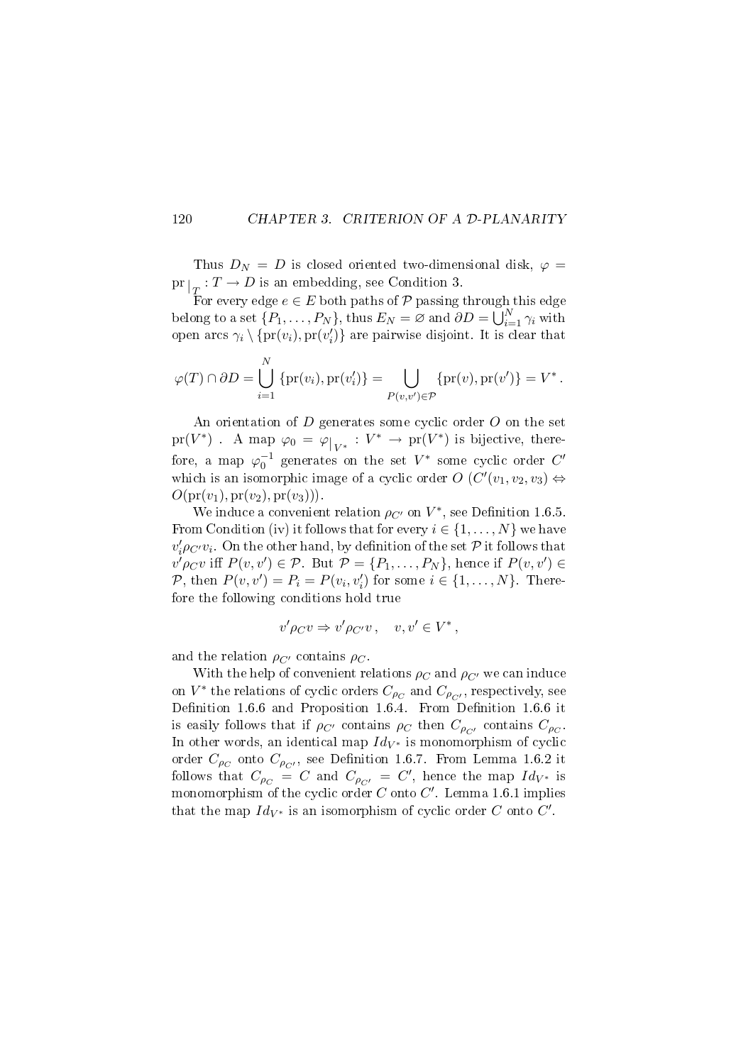Thus $D_N = D$ is closed oriented two-dimensional disk, $\varphi = \mathrm{pr}\,|_T : T \to D$ is an embedding, see Condition 3.

For every edge $e \in E$ both paths of $\mathcal{P}$ passing through this edge belong to a set $\{P_1, \ldots, P_N\}$, thus $E_N = \varnothing$ and $\partial D = \bigcup_{i=1}^{N} \gamma_i$ with open arcs $\gamma_i \setminus \{\mathrm{pr}(v_i), \mathrm{pr}(v_i')\}$ are pairwise disjoint. It is clear that

$$\varphi(T) \cap \partial D = \bigcup_{i=1}^{N} \{\mathrm{pr}(v_i), \mathrm{pr}(v_i')\} = \bigcup_{P(v,v') \in \mathcal{P}} \{\mathrm{pr}(v), \mathrm{pr}(v')\} = V^* .$$

An orientation of $D$ generates some cyclic order $O$ on the set $\mathrm{pr}(V^*)$ . A map $\varphi_0 = \varphi|_{V^*} : V^* \to \mathrm{pr}(V^*)$ is bijective, therefore, a map $\varphi_0^{-1}$ generates on the set $V^*$ some cyclic order $C'$ which is an isomorphic image of a cyclic order $O$ ($C'(v_1, v_2, v_3) \Leftrightarrow O(\mathrm{pr}(v_1), \mathrm{pr}(v_2), \mathrm{pr}(v_3))$).

We induce a convenient relation $\rho_{C'}$ on $V^*$, see Definition 1.6.5. From Condition (iv) it follows that for every $i \in \{1, \ldots, N\}$ we have $v_i' \rho_{C'} v_i$. On the other hand, by definition of the set $\mathcal{P}$ it follows that $v' \rho_C v$ iff $P(v, v') \in \mathcal{P}$. But $\mathcal{P} = \{P_1, \ldots, P_N\}$, hence if $P(v, v') \in \mathcal{P}$, then $P(v, v') = P_i = P(v_i, v_i')$ for some $i \in \{1, \ldots, N\}$. Therefore the following conditions hold true

$$v' \rho_C v \Rightarrow v' \rho_{C'} v \,, \quad v, v' \in V^* ,$$

and the relation $\rho_{C'}$ contains $\rho_C$.

With the help of convenient relations $\rho_C$ and $\rho_{C'}$ we can induce on $V^*$ the relations of cyclic orders $C_{\rho_C}$ and $C_{\rho_{C'}}$, respectively, see Definition 1.6.6 and Proposition 1.6.4. From Definition 1.6.6 it is easily follows that if $\rho_{C'}$ contains $\rho_C$ then $C_{\rho_{C'}}$ contains $C_{\rho_C}$. In other words, an identical map $Id_{V^*}$ is monomorphism of cyclic order $C_{\rho_C}$ onto $C_{\rho_{C'}}$, see Definition 1.6.7. From Lemma 1.6.2 it follows that $C_{\rho_C} = C$ and $C_{\rho_{C'}} = C'$, hence the map $Id_{V^*}$ is monomorphism of the cyclic order $C$ onto $C'$. Lemma 1.6.1 implies that the map $Id_{V^*}$ is an isomorphism of cyclic order $C$ onto $C'$.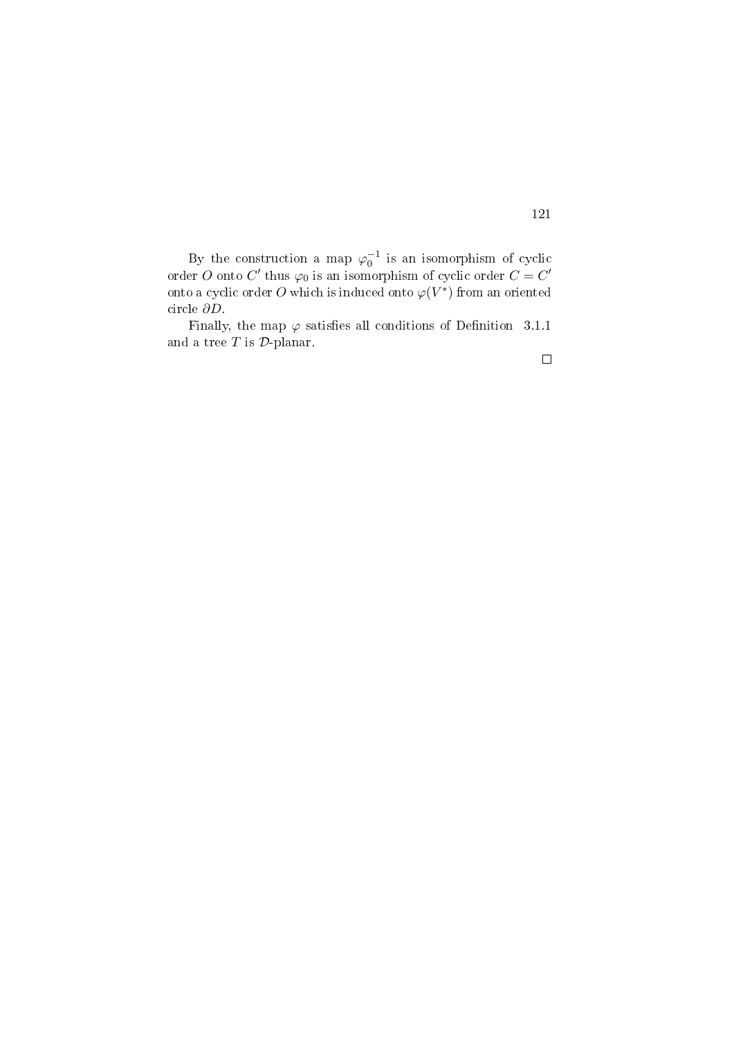By the construction a map $\varphi_0^{-1}$ is an isomorphism of cyclic order $O$ onto $C'$ thus $\varphi_0$ is an isomorphism of cyclic order $C = C'$ onto a cyclic order $O$ which is induced onto $\varphi(V^*)$ from an oriented circle $\partial D$.

Finally, the map $\varphi$ satisfies all conditions of Definition 3.1.1 and a tree $T$ is $\mathcal{D}$-planar.

□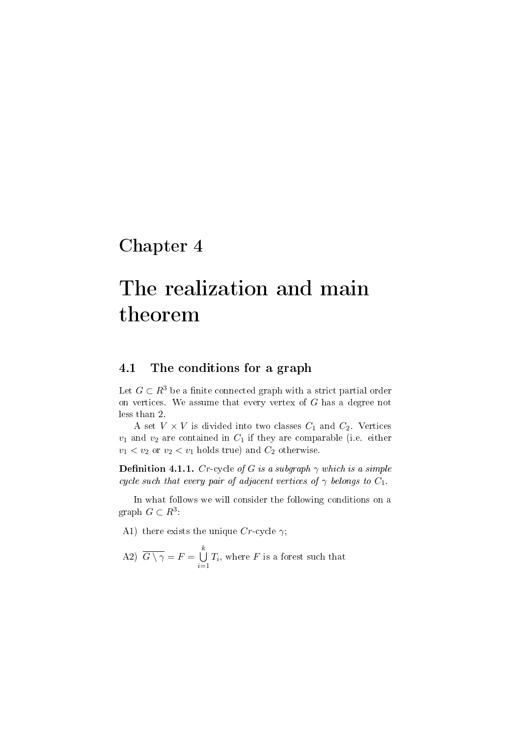# Chapter 4

# The realization and main theorem

## 4.1 The conditions for a graph

Let $G \subset R^3$ be a finite connected graph with a strict partial order on vertices. We assume that every vertex of $G$ has a degree not less than 2.

A set $V \times V$ is divided into two classes $C_1$ and $C_2$. Vertices $v_1$ and $v_2$ are contained in $C_1$ if they are comparable (i.e. either $v_1 < v_2$ or $v_2 < v_1$ holds true) and $C_2$ otherwise.

**Definition 4.1.1.** *$Cr$-cycle of $G$ is a subgraph $\gamma$ which is a simple cycle such that every pair of adjacent vertices of $\gamma$ belongs to $C_1$.*

In what follows we will consider the following conditions on a graph $G \subset R^3$:

A1) there exists the unique $Cr$-cycle $\gamma$;

A2) $\overline{G \setminus \gamma} = F = \bigcup_{i=1}^{k} T_i$, where $F$ is a forest such that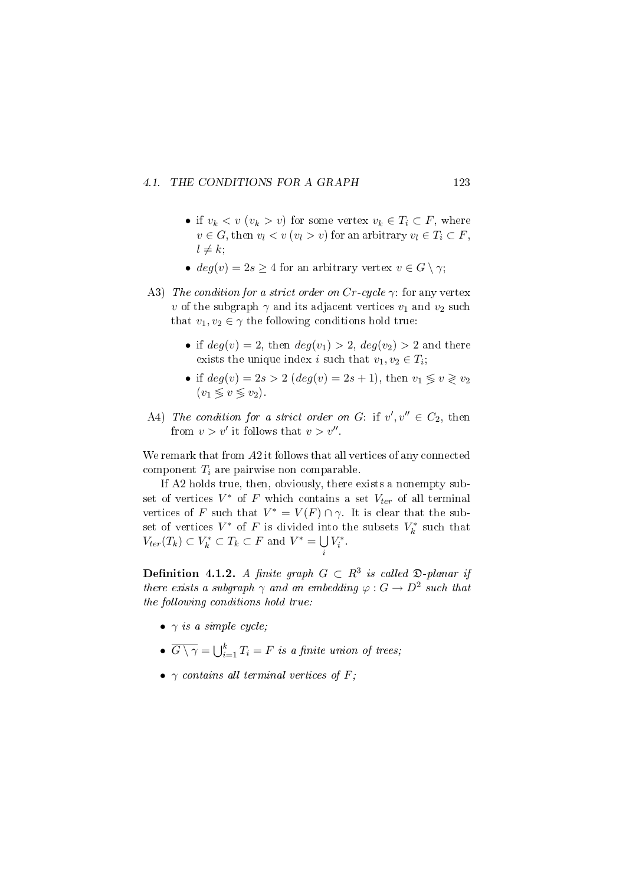- if $v_k < v$ ($v_k > v$) for some vertex $v_k \in T_i \subset F$, where $v \in G$, then $v_l < v$ ($v_l > v$) for an arbitrary $v_l \in T_i \subset F$, $l \neq k$;
- $deg(v) = 2s \geq 4$ for an arbitrary vertex $v \in G \setminus \gamma$;

A3) *The condition for a strict order on $Cr$-cycle $\gamma$*: for any vertex $v$ of the subgraph $\gamma$ and its adjacent vertices $v_1$ and $v_2$ such that $v_1, v_2 \in \gamma$ the following conditions hold true:

- if $deg(v) = 2$, then $deg(v_1) > 2$, $deg(v_2) > 2$ and there exists the unique index $i$ such that $v_1, v_2 \in T_i$;
- if $deg(v) = 2s > 2$ ($deg(v) = 2s + 1$), then $v_1 \lesseqgtr v \gtreqless v_2$ ($v_1 \lesseqgtr v \lesseqgtr v_2$).

A4) *The condition for a strict order on $G$*: if $v', v'' \in C_2$, then from $v > v'$ it follows that $v > v''$.

We remark that from $A2$ it follows that all vertices of any connected component $T_i$ are pairwise non comparable.

If A2 holds true, then, obviously, there exists a nonempty subset of vertices $V^*$ of $F$ which contains a set $V_{ter}$ of all terminal vertices of $F$ such that $V^* = V(F) \cap \gamma$. It is clear that the subset of vertices $V^*$ of $F$ is divided into the subsets $V_k^*$ such that $V_{ter}(T_k) \subset V_k^* \subset T_k \subset F$ and $V^* = \bigcup\limits_i V_i^*$.

**Definition 4.1.2.** *A finite graph $G \subset R^3$ is called $\mathfrak{D}$-planar if there exists a subgraph $\gamma$ and an embedding $\varphi : G \to D^2$ such that the following conditions hold true:*

- *$\gamma$ is a simple cycle;*
- *$\overline{G \setminus \gamma} = \bigcup_{i=1}^{k} T_i = F$ is a finite union of trees;*
- *$\gamma$ contains all terminal vertices of $F$;*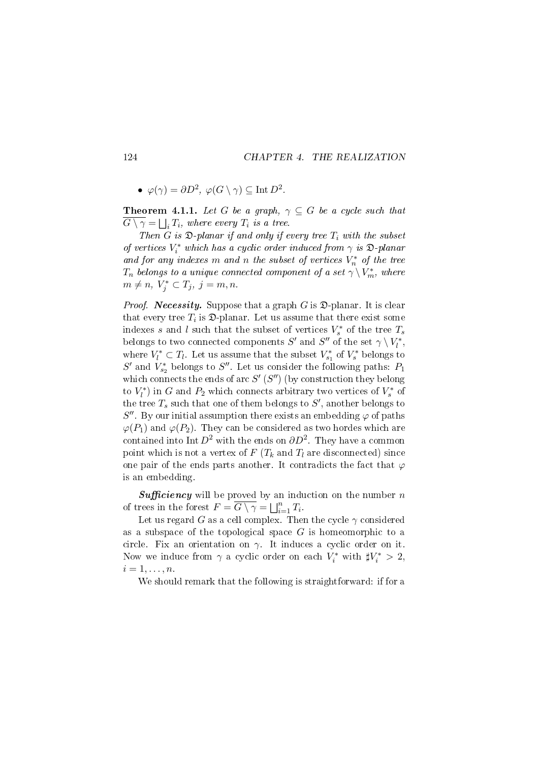- $\varphi(\gamma) = \partial D^2$, $\varphi(G \setminus \gamma) \subseteq \operatorname{Int} D^2$.

**Theorem 4.1.1.** *Let $G$ be a graph, $\gamma \subseteq G$ be a cycle such that $\overline{G \setminus \gamma} = \bigsqcup_i T_i$, where every $T_i$ is a tree.*

*Then $G$ is $\mathfrak{D}$-planar if and only if every tree $T_i$ with the subset of vertices $V_i^*$ which has a cyclic order induced from $\gamma$ is $\mathfrak{D}$-planar and for any indexes $m$ and $n$ the subset of vertices $V_n^*$ of the tree $T_n$ belongs to a unique connected component of a set $\gamma \setminus V_m^*$, where $m \neq n$, $V_j^* \subset T_j$, $j = m, n$.*

*Proof.* ***Necessity.*** Suppose that a graph $G$ is $\mathfrak{D}$-planar. It is clear that every tree $T_i$ is $\mathfrak{D}$-planar. Let us assume that there exist some indexes $s$ and $l$ such that the subset of vertices $V_s^*$ of the tree $T_s$ belongs to two connected components $S'$ and $S''$ of the set $\gamma \setminus V_l^*$, where $V_l^* \subset T_l$. Let us assume that the subset $V_{s_1}^*$ of $V_s^*$ belongs to $S'$ and $V_{s_2}^*$ belongs to $S''$. Let us consider the following paths: $P_1$ which connects the ends of arc $S'$ ($S''$) (by construction they belong to $V_l^*$) in $G$ and $P_2$ which connects arbitrary two vertices of $V_s^*$ of the tree $T_s$ such that one of them belongs to $S'$, another belongs to $S''$. By our initial assumption there exists an embedding $\varphi$ of paths $\varphi(P_1)$ and $\varphi(P_2)$. They can be considered as two hordes which are contained into $\operatorname{Int} D^2$ with the ends on $\partial D^2$. They have a common point which is not a vertex of $F$ ($T_k$ and $T_l$ are disconnected) since one pair of the ends parts another. It contradicts the fact that $\varphi$ is an embedding.

***Sufficiency*** will be proved by an induction on the number $n$ of trees in the forest $F = \overline{G \setminus \gamma} = \bigsqcup_{i=1}^n T_i$.

Let us regard $G$ as a cell complex. Then the cycle $\gamma$ considered as a subspace of the topological space $G$ is homeomorphic to a circle. Fix an orientation on $\gamma$. It induces a cyclic order on it. Now we induce from $\gamma$ a cyclic order on each $V_i^*$ with $\sharp V_i^* > 2$, $i = 1, \ldots, n$.

We should remark that the following is straightforward: if for a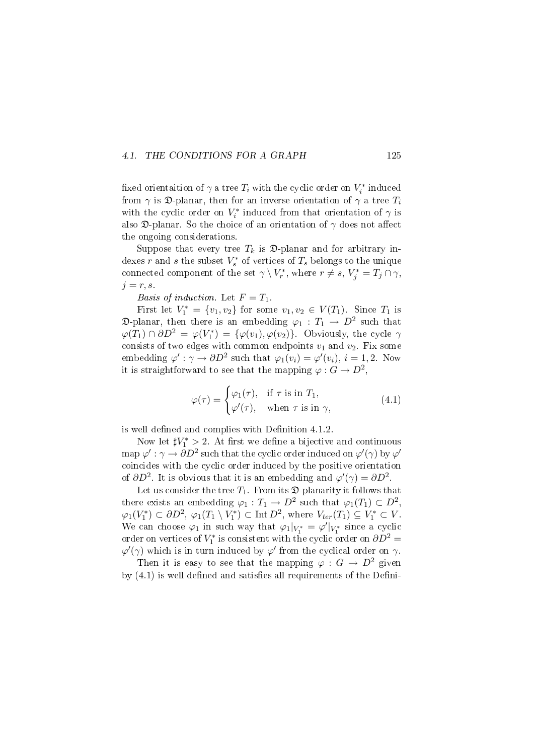fixed orientaition of $\gamma$ a tree $T_i$ with the cyclic order on $V_i^*$ induced from $\gamma$ is $\mathfrak{D}$-planar, then for an inverse orientation of $\gamma$ a tree $T_i$ with the cyclic order on $V_i^*$ induced from that orientation of $\gamma$ is also $\mathfrak{D}$-planar. So the choice of an orientation of $\gamma$ does not affect the ongoing considerations.

Suppose that every tree $T_k$ is $\mathfrak{D}$-planar and for arbitrary indexes $r$ and $s$ the subset $V_s^*$ of vertices of $T_s$ belongs to the unique connected component of the set $\gamma \setminus V_r^*$, where $r \neq s$, $V_j^* = T_j \cap \gamma$, $j = r, s$.

*Basis of induction.* Let $F = T_1$.

First let $V_1^* = \{v_1, v_2\}$ for some $v_1, v_2 \in V(T_1)$. Since $T_1$ is $\mathfrak{D}$-planar, then there is an embedding $\varphi_1 : T_1 \to D^2$ such that $\varphi(T_1) \cap \partial D^2 = \varphi(V_1^*) = \{\varphi(v_1), \varphi(v_2)\}$. Obviously, the cycle $\gamma$ consists of two edges with common endpoints $v_1$ and $v_2$. Fix some embedding $\varphi' : \gamma \to \partial D^2$ such that $\varphi_1(v_i) = \varphi'(v_i)$, $i = 1, 2$. Now it is straightforward to see that the mapping $\varphi : G \to D^2$,

$$\varphi(\tau) = \begin{cases} \varphi_1(\tau), & \text{if } \tau \text{ is in } T_1, \\ \varphi'(\tau), & \text{when } \tau \text{ is in } \gamma, \end{cases} \tag{4.1}$$

is well defined and complies with Definition 4.1.2.

Now let $\sharp V_1^* > 2$. At first we define a bijective and continuous map $\varphi' : \gamma \to \partial D^2$ such that the cyclic order induced on $\varphi'(\gamma)$ by $\varphi'$ coincides with the cyclic order induced by the positive orientation of $\partial D^2$. It is obvious that it is an embedding and $\varphi'(\gamma) = \partial D^2$.

Let us consider the tree $T_1$. From its $\mathfrak{D}$-planarity it follows that there exists an embedding $\varphi_1 : T_1 \to D^2$ such that $\varphi_1(T_1) \subset D^2$, $\varphi_1(V_1^*) \subset \partial D^2$, $\varphi_1(T_1 \setminus V_1^*) \subset \operatorname{Int} D^2$, where $V_{ter}(T_1) \subseteq V_1^* \subset V$. We can choose $\varphi_1$ in such way that $\varphi_1|_{V_1^*} = \varphi'|_{V_1^*}$ since a cyclic order on vertices of $V_1^*$ is consistent with the cyclic order on $\partial D^2 = \varphi'(\gamma)$ which is in turn induced by $\varphi'$ from the cyclical order on $\gamma$.

Then it is easy to see that the mapping $\varphi : G \to D^2$ given by (4.1) is well defined and satisfies all requirements of the Defini-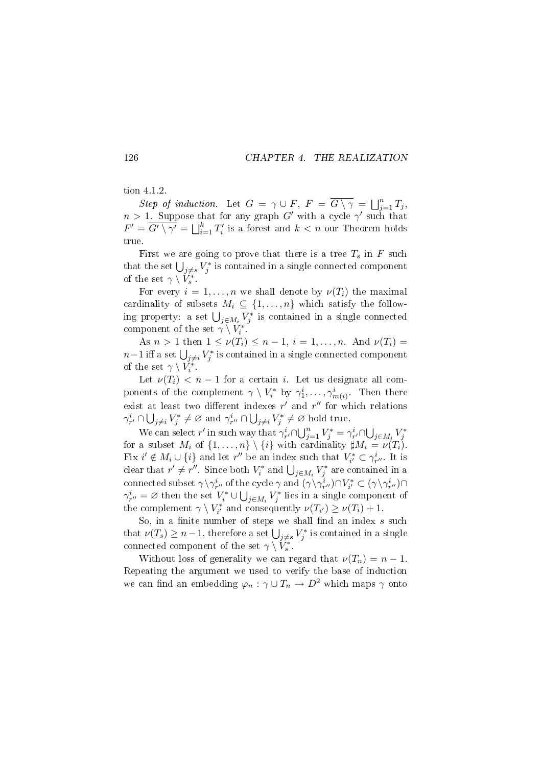tion 4.1.2.

*Step of induction.* Let $G = \gamma \cup F$, $F = \overline{G \setminus \gamma} = \bigsqcup_{j=1}^{n} T_j$, $n > 1$. Suppose that for any graph $G'$ with a cycle $\gamma'$ such that $F' = \overline{G' \setminus \gamma'} = \bigsqcup_{i=1}^{k} T_i'$ is a forest and $k < n$ our Theorem holds true.

First we are going to prove that there is a tree $T_s$ in $F$ such that the set $\bigcup_{j \neq s} V_j^*$ is contained in a single connected component of the set $\gamma \setminus V_s^*$.

For every $i = 1, \ldots, n$ we shall denote by $\nu(T_i)$ the maximal cardinality of subsets $M_i \subseteq \{1, \ldots, n\}$ which satisfy the following property: a set $\bigcup_{j \in M_i} V_j^*$ is contained in a single connected component of the set $\gamma \setminus V_i^*$.

As $n > 1$ then $1 \leq \nu(T_i) \leq n-1$, $i = 1, \ldots, n$. And $\nu(T_i) = n-1$ iff a set $\bigcup_{j \neq i} V_j^*$ is contained in a single connected component of the set $\gamma \setminus V_i^*$.

Let $\nu(T_i) < n-1$ for a certain $i$. Let us designate all components of the complement $\gamma \setminus V_i^*$ by $\gamma_1^i, \ldots, \gamma_{m(i)}^i$. Then there exist at least two different indexes $r'$ and $r''$ for which relations $\gamma_{r'}^i \cap \bigcup_{j \neq i} V_j^* \neq \varnothing$ and $\gamma_{r''}^i \cap \bigcup_{j \neq i} V_j^* \neq \varnothing$ hold true.

We can select $r'$ in such way that $\gamma_{r'}^i \cap \bigcup_{j=1}^{n} V_j^* = \gamma_{r'}^i \cap \bigcup_{j \in M_i} V_j^*$ for a subset $M_i$ of $\{1, \ldots, n\} \setminus \{i\}$ with cardinality $\sharp M_i = \nu(T_i)$. Fix $i' \notin M_i \cup \{i\}$ and let $r''$ be an index such that $V_{i'}^* \subset \gamma_{r''}^i$. It is clear that $r' \neq r''$. Since both $V_i^*$ and $\bigcup_{j \in M_i} V_j^*$ are contained in a connected subset $\gamma \setminus \gamma_{r''}^i$ of the cycle $\gamma$ and $(\gamma \setminus \gamma_{r''}^i) \cap V_{i'}^* \subset (\gamma \setminus \gamma_{r''}^i) \cap \gamma_{r''}^i = \varnothing$ then the set $V_i^* \cup \bigcup_{j \in M_i} V_j^*$ lies in a single component of the complement $\gamma \setminus V_{i'}^*$ and consequently $\nu(T_{i'}) \geq \nu(T_i) + 1$.

So, in a finite number of steps we shall find an index $s$ such that $\nu(T_s) \geq n-1$, therefore a set $\bigcup_{j \neq s} V_j^*$ is contained in a single connected component of the set $\gamma \setminus V_s^*$.

Without loss of generality we can regard that $\nu(T_n) = n-1$. Repeating the argument we used to verify the base of induction we can find an embedding $\varphi_n : \gamma \cup T_n \to D^2$ which maps $\gamma$ onto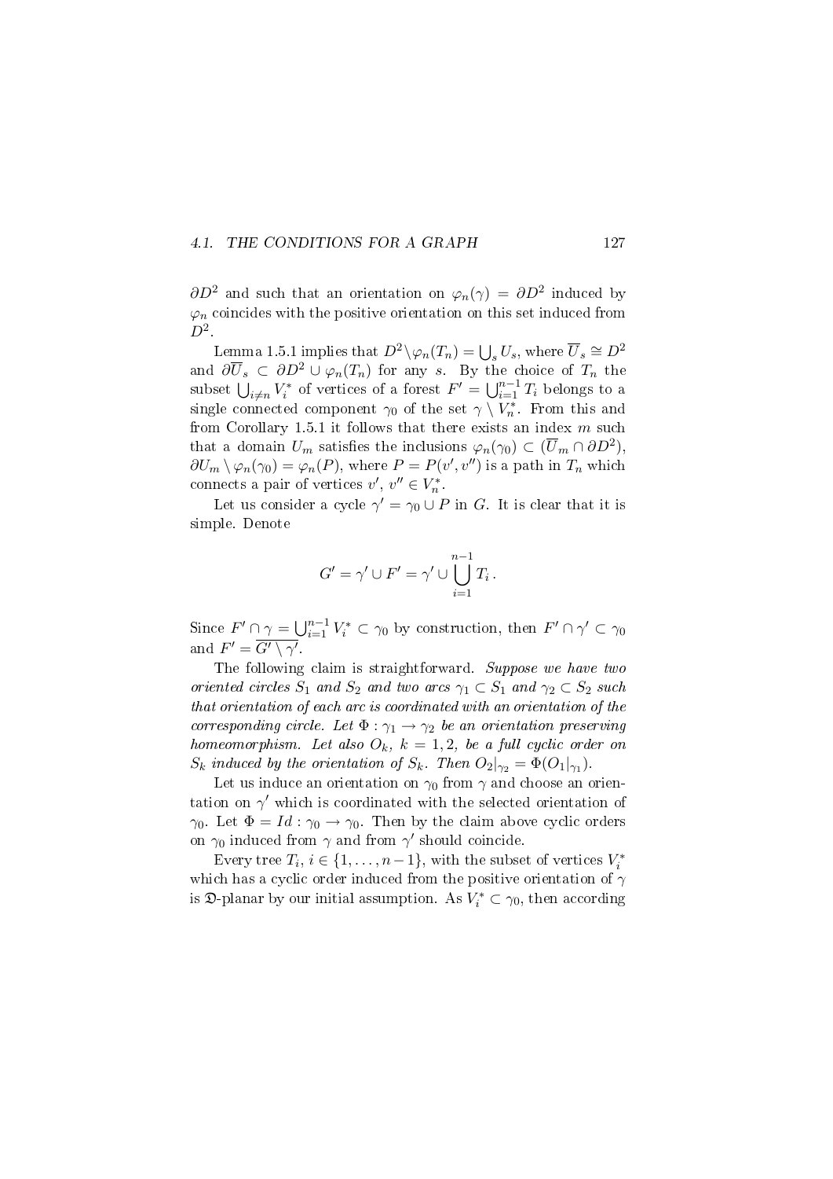$\partial D^2$ and such that an orientation on $\varphi_n(\gamma) = \partial D^2$ induced by $\varphi_n$ coincides with the positive orientation on this set induced from $D^2$.

Lemma 1.5.1 implies that $D^2 \setminus \varphi_n(T_n) = \bigcup_s U_s$, where $\overline{U}_s \cong D^2$ and $\partial \overline{U}_s \subset \partial D^2 \cup \varphi_n(T_n)$ for any $s$. By the choice of $T_n$ the subset $\bigcup_{i \neq n} V_i^*$ of vertices of a forest $F' = \bigcup_{i=1}^{n-1} T_i$ belongs to a single connected component $\gamma_0$ of the set $\gamma \setminus V_n^*$. From this and from Corollary 1.5.1 it follows that there exists an index $m$ such that a domain $U_m$ satisfies the inclusions $\varphi_n(\gamma_0) \subset (\overline{U}_m \cap \partial D^2)$, $\partial U_m \setminus \varphi_n(\gamma_0) = \varphi_n(P)$, where $P = P(v', v'')$ is a path in $T_n$ which connects a pair of vertices $v'$, $v'' \in V_n^*$.

Let us consider a cycle $\gamma' = \gamma_0 \cup P$ in $G$. It is clear that it is simple. Denote

$$G' = \gamma' \cup F' = \gamma' \cup \bigcup_{i=1}^{n-1} T_i\,.$$

Since $F' \cap \gamma = \bigcup_{i=1}^{n-1} V_i^* \subset \gamma_0$ by construction, then $F' \cap \gamma' \subset \gamma_0$ and $F' = \overline{G' \setminus \gamma'}$.

The following claim is straightforward. *Suppose we have two oriented circles $S_1$ and $S_2$ and two arcs $\gamma_1 \subset S_1$ and $\gamma_2 \subset S_2$ such that orientation of each arc is coordinated with an orientation of the corresponding circle. Let $\Phi : \gamma_1 \to \gamma_2$ be an orientation preserving homeomorphism. Let also $O_k$, $k = 1, 2$, be a full cyclic order on $S_k$ induced by the orientation of $S_k$. Then $O_2|_{\gamma_2} = \Phi(O_1|_{\gamma_1})$.*

Let us induce an orientation on $\gamma_0$ from $\gamma$ and choose an orientation on $\gamma'$ which is coordinated with the selected orientation of $\gamma_0$. Let $\Phi = Id : \gamma_0 \to \gamma_0$. Then by the claim above cyclic orders on $\gamma_0$ induced from $\gamma$ and from $\gamma'$ should coincide.

Every tree $T_i$, $i \in \{1, \dots, n-1\}$, with the subset of vertices $V_i^*$ which has a cyclic order induced from the positive orientation of $\gamma$ is $\mathfrak{D}$-planar by our initial assumption. As $V_i^* \subset \gamma_0$, then according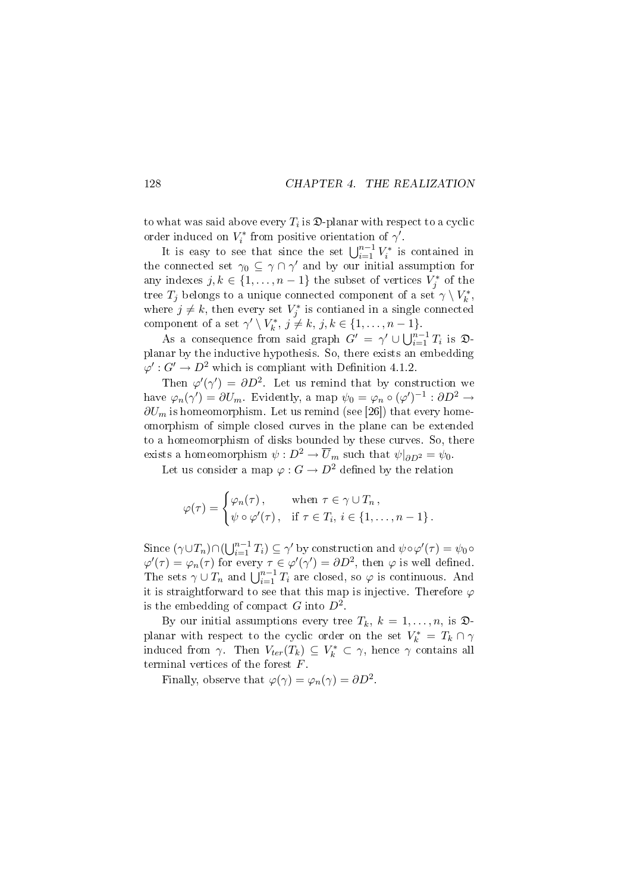to what was said above every $T_i$ is $\mathfrak{D}$-planar with respect to a cyclic order induced on $V_i^*$ from positive orientation of $\gamma'$.

It is easy to see that since the set $\bigcup_{i=1}^{n-1} V_i^*$ is contained in the connected set $\gamma_0 \subseteq \gamma \cap \gamma'$ and by our initial assumption for any indexes $j, k \in \{1, \ldots, n-1\}$ the subset of vertices $V_j^*$ of the tree $T_j$ belongs to a unique connected component of a set $\gamma \setminus V_k^*$, where $j \neq k$, then every set $V_j^*$ is contianed in a single connected component of a set $\gamma' \setminus V_k^*$, $j \neq k$, $j, k \in \{1, \ldots, n-1\}$.

As a consequence from said graph $G' = \gamma' \cup \bigcup_{i=1}^{n-1} T_i$ is $\mathfrak{D}$-planar by the inductive hypothesis. So, there exists an embedding $\varphi' : G' \to D^2$ which is compliant with Definition 4.1.2.

Then $\varphi'(\gamma') = \partial D^2$. Let us remind that by construction we have $\varphi_n(\gamma') = \partial U_m$. Evidently, a map $\psi_0 = \varphi_n \circ (\varphi')^{-1} : \partial D^2 \to \partial U_m$ is homeomorphism. Let us remind (see [26]) that every homeomorphism of simple closed curves in the plane can be extended to a homeomorphism of disks bounded by these curves. So, there exists a homeomorphism $\psi : D^2 \to \overline{U}_m$ such that $\psi|_{\partial D^2} = \psi_0$.

Let us consider a map $\varphi : G \to D^2$ defined by the relation

$$\varphi(\tau) = \begin{cases} \varphi_n(\tau)\,, & \text{when } \tau \in \gamma \cup T_n\,, \\ \psi \circ \varphi'(\tau)\,, & \text{if } \tau \in T_i,\ i \in \{1, \ldots, n-1\}\,. \end{cases}$$

Since $(\gamma \cup T_n) \cap (\bigcup_{i=1}^{n-1} T_i) \subseteq \gamma'$ by construction and $\psi \circ \varphi'(\tau) = \psi_0 \circ \varphi'(\tau) = \varphi_n(\tau)$ for every $\tau \in \varphi'(\gamma') = \partial D^2$, then $\varphi$ is well defined. The sets $\gamma \cup T_n$ and $\bigcup_{i=1}^{n-1} T_i$ are closed, so $\varphi$ is continuous. And it is straightforward to see that this map is injective. Therefore $\varphi$ is the embedding of compact $G$ into $D^2$.

By our initial assumptions every tree $T_k$, $k = 1, \ldots, n$, is $\mathfrak{D}$-planar with respect to the cyclic order on the set $V_k^* = T_k \cap \gamma$ induced from $\gamma$. Then $V_{ter}(T_k) \subseteq V_k^* \subset \gamma$, hence $\gamma$ contains all terminal vertices of the forest $F$.

Finally, observe that $\varphi(\gamma) = \varphi_n(\gamma) = \partial D^2$.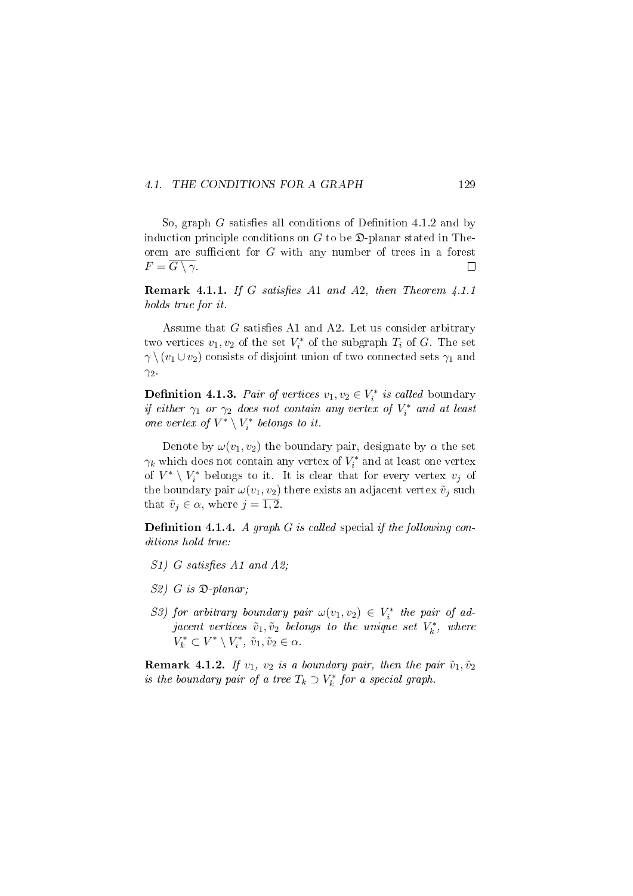So, graph $G$ satisfies all conditions of Definition 4.1.2 and by induction principle conditions on $G$ to be $\mathfrak{D}$-planar stated in Theorem are sufficient for $G$ with any number of trees in a forest $F = \overline{G \setminus \gamma}$. $\square$

**Remark 4.1.1.** *If $G$ satisfies A1 and A2, then Theorem 4.1.1 holds true for it.*

Assume that $G$ satisfies A1 and A2. Let us consider arbitrary two vertices $v_1, v_2$ of the set $V_i^*$ of the subgraph $T_i$ of $G$. The set $\gamma \setminus (v_1 \cup v_2)$ consists of disjoint union of two connected sets $\gamma_1$ and $\gamma_2$.

**Definition 4.1.3.** *Pair of vertices $v_1, v_2 \in V_i^*$ is called* boundary *if either $\gamma_1$ or $\gamma_2$ does not contain any vertex of $V_i^*$ and at least one vertex of $V^* \setminus V_i^*$ belongs to it.*

Denote by $\omega(v_1, v_2)$ the boundary pair, designate by $\alpha$ the set $\gamma_k$ which does not contain any vertex of $V_i^*$ and at least one vertex of $V^* \setminus V_i^*$ belongs to it. It is clear that for every vertex $v_j$ of the boundary pair $\omega(v_1, v_2)$ there exists an adjacent vertex $\tilde{v}_j$ such that $\tilde{v}_j \in \alpha$, where $j = \overline{1, 2}$.

**Definition 4.1.4.** *A graph $G$ is called* special *if the following conditions hold true:*

- *S1) $G$ satisfies A1 and A2;*
- *S2) $G$ is $\mathfrak{D}$-planar;*
- *S3) for arbitrary boundary pair $\omega(v_1, v_2) \in V_i^*$ the pair of adjacent vertices $\tilde{v}_1, \tilde{v}_2$ belongs to the unique set $V_k^*$, where $V_k^* \subset V^* \setminus V_i^*$, $\tilde{v}_1, \tilde{v}_2 \in \alpha$.*

**Remark 4.1.2.** *If $v_1$, $v_2$ is a boundary pair, then the pair $\tilde{v}_1, \tilde{v}_2$ is the boundary pair of a tree $T_k \supset V_k^*$ for a special graph.*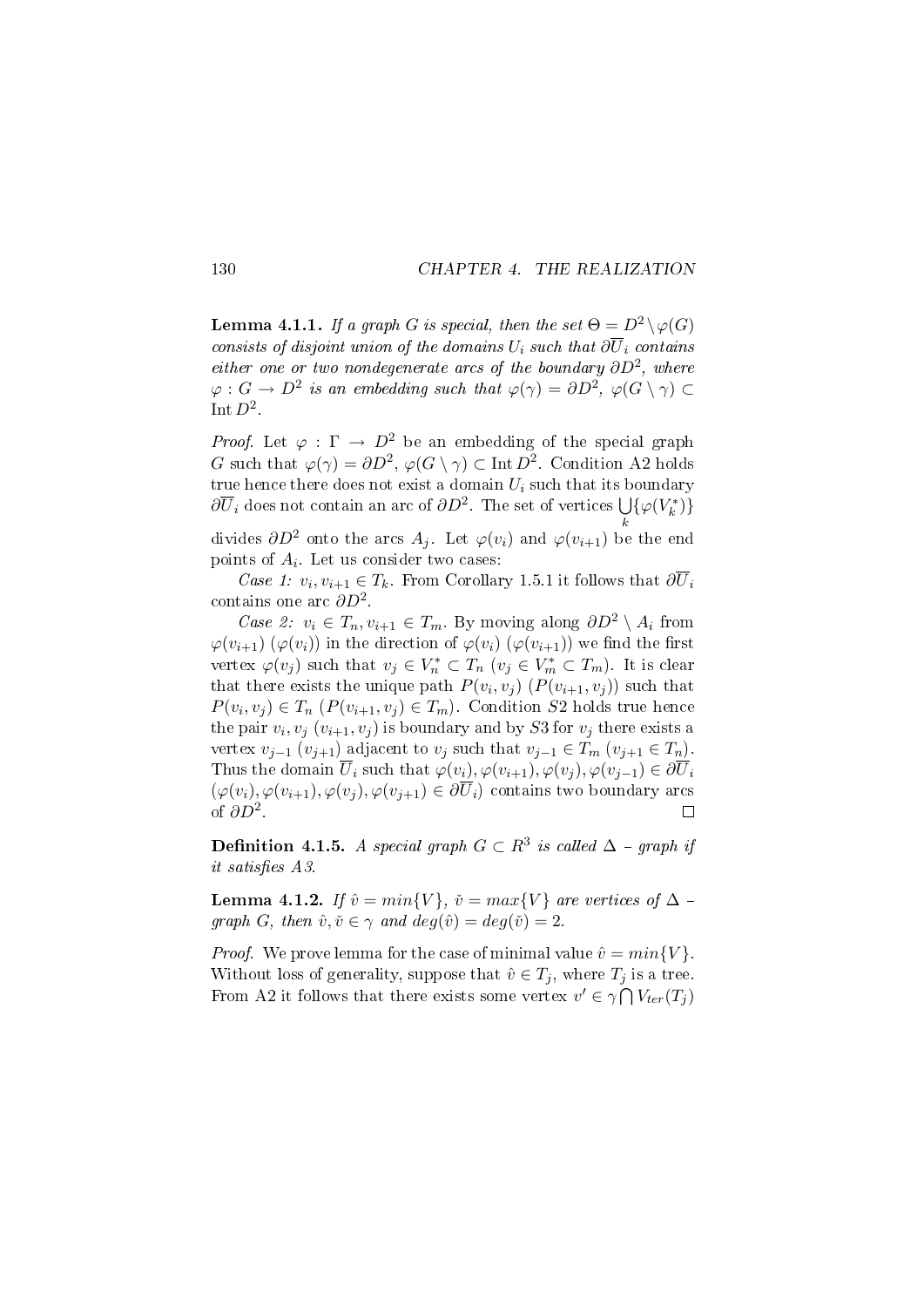**Lemma 4.1.1.** *If a graph $G$ is special, then the set $\Theta = D^2 \setminus \varphi(G)$ consists of disjoint union of the domains $U_i$ such that $\partial \overline{U}_i$ contains either one or two nondegenerate arcs of the boundary $\partial D^2$, where $\varphi : G \to D^2$ is an embedding such that $\varphi(\gamma) = \partial D^2$, $\varphi(G \setminus \gamma) \subset \operatorname{Int} D^2$.*

*Proof.* Let $\varphi : \Gamma \to D^2$ be an embedding of the special graph $G$ such that $\varphi(\gamma) = \partial D^2$, $\varphi(G \setminus \gamma) \subset \operatorname{Int} D^2$. Condition A2 holds true hence there does not exist a domain $U_i$ such that its boundary $\partial \overline{U}_i$ does not contain an arc of $\partial D^2$. The set of vertices $\bigcup_k \{\varphi(V_k^*)\}$ divides $\partial D^2$ onto the arcs $A_j$. Let $\varphi(v_i)$ and $\varphi(v_{i+1})$ be the end points of $A_i$. Let us consider two cases:

*Case 1:* $v_i, v_{i+1} \in T_k$. From Corollary 1.5.1 it follows that $\partial \overline{U}_i$ contains one arc $\partial D^2$.

*Case 2:* $v_i \in T_n, v_{i+1} \in T_m$. By moving along $\partial D^2 \setminus A_i$ from $\varphi(v_{i+1})$ ($\varphi(v_i)$) in the direction of $\varphi(v_i)$ ($\varphi(v_{i+1})$) we find the first vertex $\varphi(v_j)$ such that $v_j \in V_n^* \subset T_n$ ($v_j \in V_m^* \subset T_m$). It is clear that there exists the unique path $P(v_i, v_j)$ ($P(v_{i+1}, v_j)$) such that $P(v_i, v_j) \in T_n$ ($P(v_{i+1}, v_j) \in T_m$). Condition $S2$ holds true hence the pair $v_i, v_j$ ($v_{i+1}, v_j$) is boundary and by $S3$ for $v_j$ there exists a vertex $v_{j-1}$ ($v_{j+1}$) adjacent to $v_j$ such that $v_{j-1} \in T_m$ ($v_{j+1} \in T_n$). Thus the domain $\overline{U}_i$ such that $\varphi(v_i), \varphi(v_{i+1}), \varphi(v_j), \varphi(v_{j-1}) \in \partial \overline{U}_i$ ($\varphi(v_i), \varphi(v_{i+1}), \varphi(v_j), \varphi(v_{j+1}) \in \partial \overline{U}_i$) contains two boundary arcs of $\partial D^2$. $\square$

**Definition 4.1.5.** *A special graph $G \subset R^3$ is called $\Delta$ – graph if it satisfies A3.*

**Lemma 4.1.2.** *If $\hat{v} = min\{V\}$, $\check{v} = max\{V\}$ are vertices of $\Delta$ – graph $G$, then $\hat{v}, \check{v} \in \gamma$ and $deg(\hat{v}) = deg(\check{v}) = 2$.*

*Proof.* We prove lemma for the case of minimal value $\hat{v} = min\{V\}$. Without loss of generality, suppose that $\hat{v} \in T_j$, where $T_j$ is a tree. From A2 it follows that there exists some vertex $v' \in \gamma \bigcap V_{ter}(T_j)$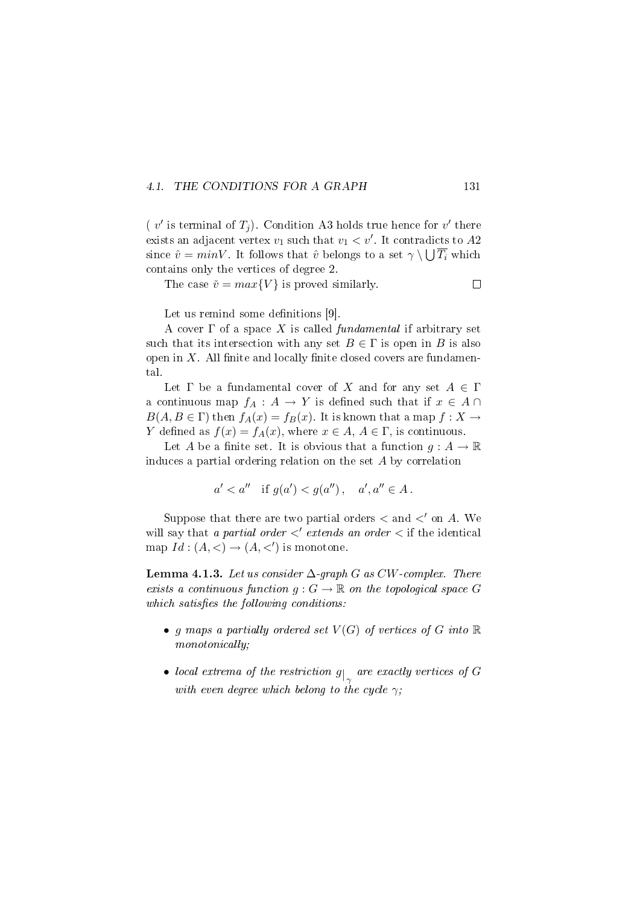( $v'$ is terminal of $T_j$). Condition A3 holds true hence for $v'$ there exists an adjacent vertex $v_1$ such that $v_1 < v'$. It contradicts to $A2$ since $\hat{v} = minV$. It follows that $\hat{v}$ belongs to a set $\gamma \setminus \bigcup \overline{T_i}$ which contains only the vertices of degree 2.

The case $\check{v} = max\{V\}$ is proved similarly. $\square$

Let us remind some definitions [9].

A cover $\Gamma$ of a space $X$ is called *fundamental* if arbitrary set such that its intersection with any set $B \in \Gamma$ is open in $B$ is also open in $X$. All finite and locally finite closed covers are fundamental.

Let $\Gamma$ be a fundamental cover of $X$ and for any set $A \in \Gamma$ a continuous map $f_A : A \to Y$ is defined such that if $x \in A \cap B (A, B \in \Gamma)$ then $f_A(x) = f_B(x)$. It is known that a map $f : X \to Y$ defined as $f(x) = f_A(x)$, where $x \in A$, $A \in \Gamma$, is continuous.

Let $A$ be a finite set. It is obvious that a function $g : A \to \mathbb{R}$ induces a partial ordering relation on the set $A$ by correlation

$$a' < a'' \quad \text{if } g(a') < g(a''), \quad a', a'' \in A.$$

Suppose that there are two partial orders $<$ and $<'$ on $A$. We will say that *a partial order $<'$ extends an order $<$* if the identical map $Id : (A, <) \to (A, <')$ is monotone.

**Lemma 4.1.3.** *Let us consider $\Delta$-graph $G$ as $CW$-complex. There exists a continuous function $g : G \to \mathbb{R}$ on the topological space $G$ which satisfies the following conditions:*

- *$g$ maps a partially ordered set $V(G)$ of vertices of $G$ into $\mathbb{R}$ monotonically;*
- *local extrema of the restriction $g|_{\gamma}$ are exactly vertices of $G$ with even degree which belong to the cycle $\gamma$;*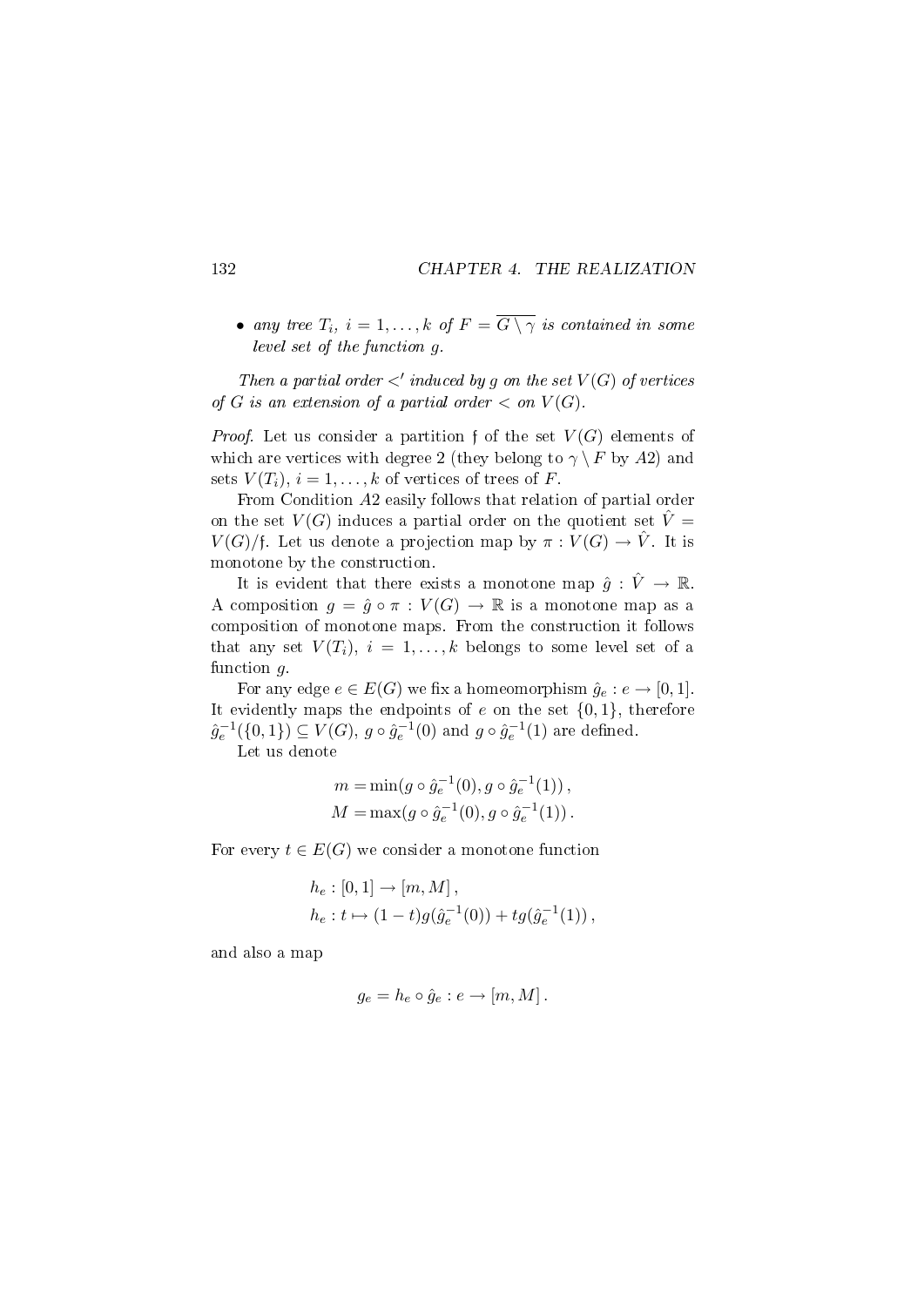- *any tree $T_i$, $i = 1, \dots, k$ of $F = \overline{G \setminus \gamma}$ is contained in some level set of the function $g$.*

*Then a partial order $<'$ induced by $g$ on the set $V(G)$ of vertices of $G$ is an extension of a partial order $<$ on $V(G)$.*

*Proof.* Let us consider a partition $\mathfrak{f}$ of the set $V(G)$ elements of which are vertices with degree 2 (they belong to $\gamma \setminus F$ by $A2$) and sets $V(T_i)$, $i = 1, \dots, k$ of vertices of trees of $F$.

From Condition $A2$ easily follows that relation of partial order on the set $V(G)$ induces a partial order on the quotient set $\hat{V} = V(G)/\mathfrak{f}$. Let us denote a projection map by $\pi : V(G) \to \hat{V}$. It is monotone by the construction.

It is evident that there exists a monotone map $\hat{g} : \hat{V} \to \mathbb{R}$. A composition $g = \hat{g} \circ \pi : V(G) \to \mathbb{R}$ is a monotone map as a composition of monotone maps. From the construction it follows that any set $V(T_i)$, $i = 1, \dots, k$ belongs to some level set of a function $g$.

For any edge $e \in E(G)$ we fix a homeomorphism $\hat{g}_e : e \to [0, 1]$. It evidently maps the endpoints of $e$ on the set $\{0, 1\}$, therefore $\hat{g}_e^{-1}(\{0, 1\}) \subseteq V(G)$, $g \circ \hat{g}_e^{-1}(0)$ and $g \circ \hat{g}_e^{-1}(1)$ are defined.

Let us denote

$$
\begin{aligned}
m &= \min(g \circ \hat{g}_e^{-1}(0), g \circ \hat{g}_e^{-1}(1)) \, , \\
M &= \max(g \circ \hat{g}_e^{-1}(0), g \circ \hat{g}_e^{-1}(1)) \, .
\end{aligned}
$$

For every $t \in E(G)$ we consider a monotone function

$$
\begin{aligned}
& h_e : [0, 1] \to [m, M] \, , \\
& h_e : t \mapsto (1 - t) g(\hat{g}_e^{-1}(0)) + t g(\hat{g}_e^{-1}(1)) \, ,
\end{aligned}
$$

and also a map

$$
g_e = h_e \circ \hat{g}_e : e \to [m, M] \, .
$$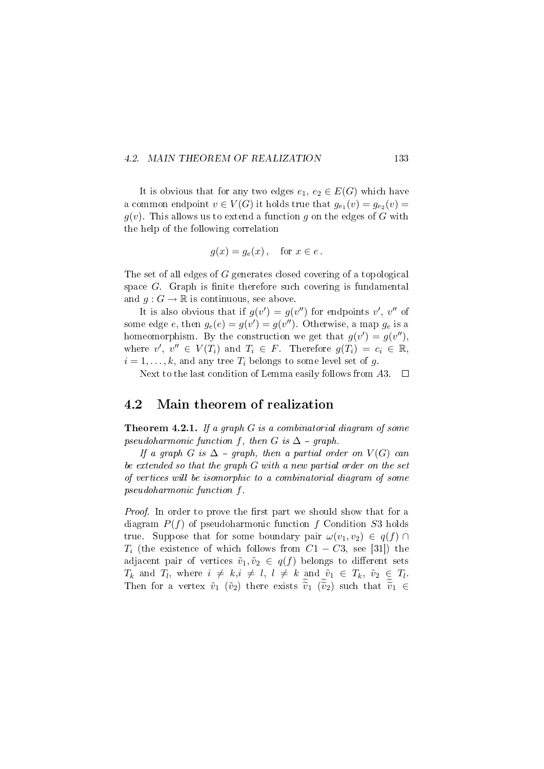It is obvious that for any two edges $e_1$, $e_2 \in E(G)$ which have a common endpoint $v \in V(G)$ it holds true that $g_{e_1}(v) = g_{e_2}(v) = g(v)$. This allows us to extend a function $g$ on the edges of $G$ with the help of the following correlation

$$g(x) = g_e(x) , \quad \text{for } x \in e .$$

The set of all edges of $G$ generates closed covering of a topological space $G$. Graph is finite therefore such covering is fundamental and $g : G \to \mathbb{R}$ is continuous, see above.

It is also obvious that if $g(v') = g(v'')$ for endpoints $v'$, $v''$ of some edge $e$, then $g_e(e) = g(v') = g(v'')$. Otherwise, a map $g_e$ is a homeomorphism. By the construction we get that $g(v') = g(v'')$, where $v'$, $v'' \in V(T_i)$ and $T_i \in F$. Therefore $g(T_i) = c_i \in \mathbb{R}$, $i = 1, \dots, k$, and any tree $T_i$ belongs to some level set of $g$.

Next to the last condition of Lemma easily follows from $A3$. $\square$

## 4.2 Main theorem of realization

**Theorem 4.2.1.** *If a graph $G$ is a combinatorial diagram of some pseudoharmonic function $f$, then $G$ is $\Delta$ – graph.*

*If a graph $G$ is $\Delta$ – graph, then a partial order on $V(G)$ can be extended so that the graph $G$ with a new partial order on the set of vertices will be isomorphic to a combinatorial diagram of some pseudoharmonic function $f$.*

*Proof.* In order to prove the first part we should show that for a diagram $P(f)$ of pseudoharmonic function $f$ Condition $S3$ holds true. Suppose that for some boundary pair $\omega(v_1, v_2) \in q(f) \cap T_i$ (the existence of which follows from $C1 - C3$, see [31]) the adjacent pair of vertices $\tilde{v}_1, \tilde{v}_2 \in q(f)$ belongs to different sets $T_k$ and $T_l$, where $i \neq k$,$i \neq l$, $l \neq k$ and $\tilde{v}_1 \in T_k$, $\tilde{v}_2 \in T_l$. Then for a vertex $\tilde{v}_1$ ($\tilde{v}_2$) there exists $\widetilde{\tilde{v}}_1$ ($\widetilde{\tilde{v}}_2$) such that $\widetilde{\tilde{v}}_1 \in$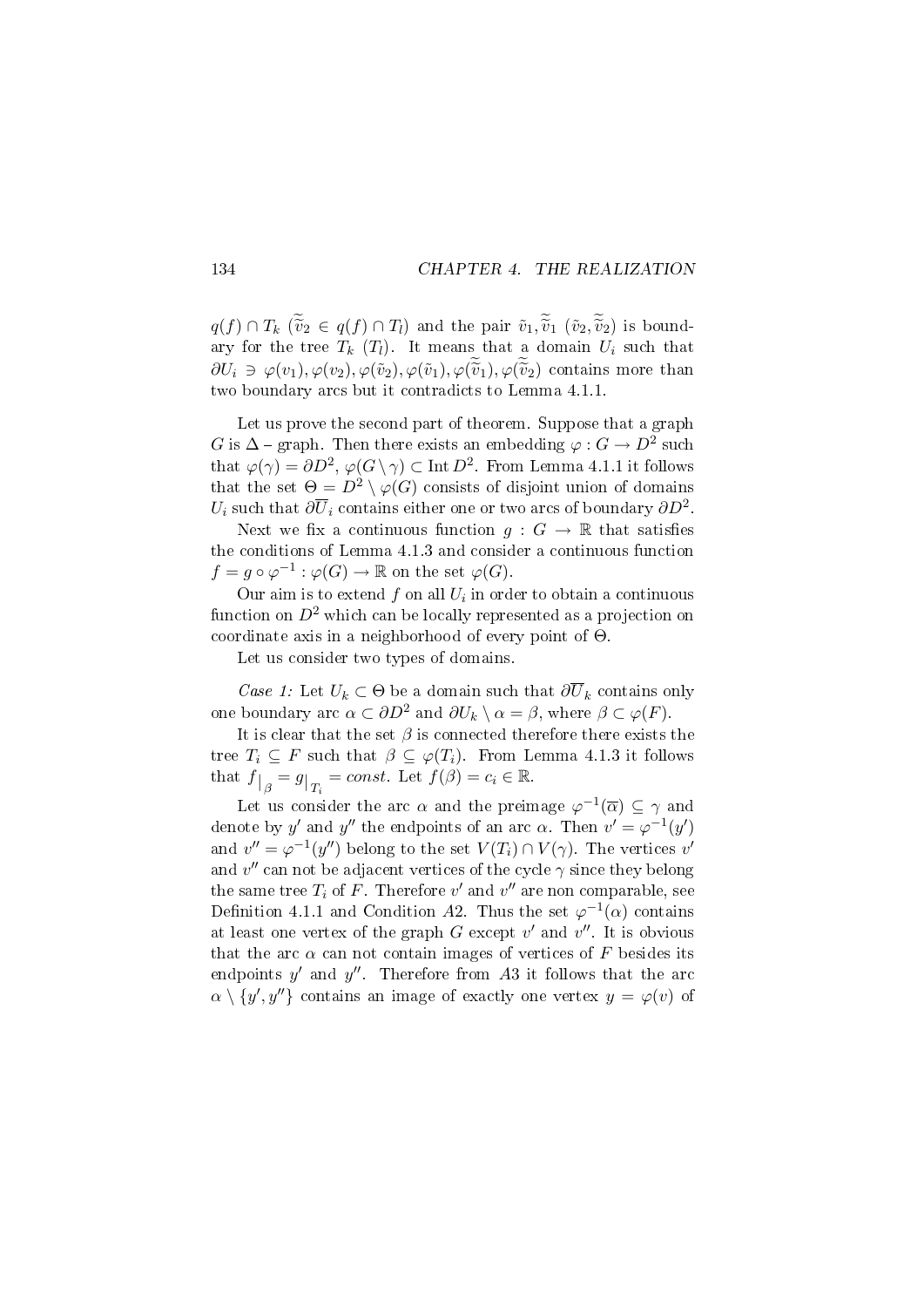$q(f) \cap T_k$ ($\widetilde{\widetilde{v}}_2 \in q(f) \cap T_l$) and the pair $\tilde{v}_1, \widetilde{\widetilde{v}}_1$ ($\tilde{v}_2, \widetilde{\widetilde{v}}_2$) is boundary for the tree $T_k$ ($T_l$). It means that a domain $U_i$ such that $\partial U_i \ni \varphi(v_1), \varphi(v_2), \varphi(\tilde{v}_2), \varphi(\tilde{v}_1), \varphi(\widetilde{\widetilde{v}}_1), \varphi(\widetilde{\widetilde{v}}_2)$ contains more than two boundary arcs but it contradicts to Lemma 4.1.1.

Let us prove the second part of theorem. Suppose that a graph $G$ is $\Delta$ – graph. Then there exists an embedding $\varphi : G \to D^2$ such that $\varphi(\gamma) = \partial D^2$, $\varphi(G \setminus \gamma) \subset \operatorname{Int} D^2$. From Lemma 4.1.1 it follows that the set $\Theta = D^2 \setminus \varphi(G)$ consists of disjoint union of domains $U_i$ such that $\partial \overline{U}_i$ contains either one or two arcs of boundary $\partial D^2$.

Next we fix a continuous function $g : G \to \mathbb{R}$ that satisfies the conditions of Lemma 4.1.3 and consider a continuous function $f = g \circ \varphi^{-1} : \varphi(G) \to \mathbb{R}$ on the set $\varphi(G)$.

Our aim is to extend $f$ on all $U_i$ in order to obtain a continuous function on $D^2$ which can be locally represented as a projection on coordinate axis in a neighborhood of every point of $\Theta$.

Let us consider two types of domains.

*Case 1:* Let $U_k \subset \Theta$ be a domain such that $\partial \overline{U}_k$ contains only one boundary arc $\alpha \subset \partial D^2$ and $\partial U_k \setminus \alpha = \beta$, where $\beta \subset \varphi(F)$.

It is clear that the set $\beta$ is connected therefore there exists the tree $T_i \subseteq F$ such that $\beta \subseteq \varphi(T_i)$. From Lemma 4.1.3 it follows that $f|_{\beta} = g|_{T_i} = const$. Let $f(\beta) = c_i \in \mathbb{R}$.

Let us consider the arc $\alpha$ and the preimage $\varphi^{-1}(\overline{\alpha}) \subseteq \gamma$ and denote by $y'$ and $y''$ the endpoints of an arc $\alpha$. Then $v' = \varphi^{-1}(y')$ and $v'' = \varphi^{-1}(y'')$ belong to the set $V(T_i) \cap V(\gamma)$. The vertices $v'$ and $v''$ can not be adjacent vertices of the cycle $\gamma$ since they belong the same tree $T_i$ of $F$. Therefore $v'$ and $v''$ are non comparable, see Definition 4.1.1 and Condition $A2$. Thus the set $\varphi^{-1}(\alpha)$ contains at least one vertex of the graph $G$ except $v'$ and $v''$. It is obvious that the arc $\alpha$ can not contain images of vertices of $F$ besides its endpoints $y'$ and $y''$. Therefore from $A3$ it follows that the arc $\alpha \setminus \{y', y''\}$ contains an image of exactly one vertex $y = \varphi(v)$ of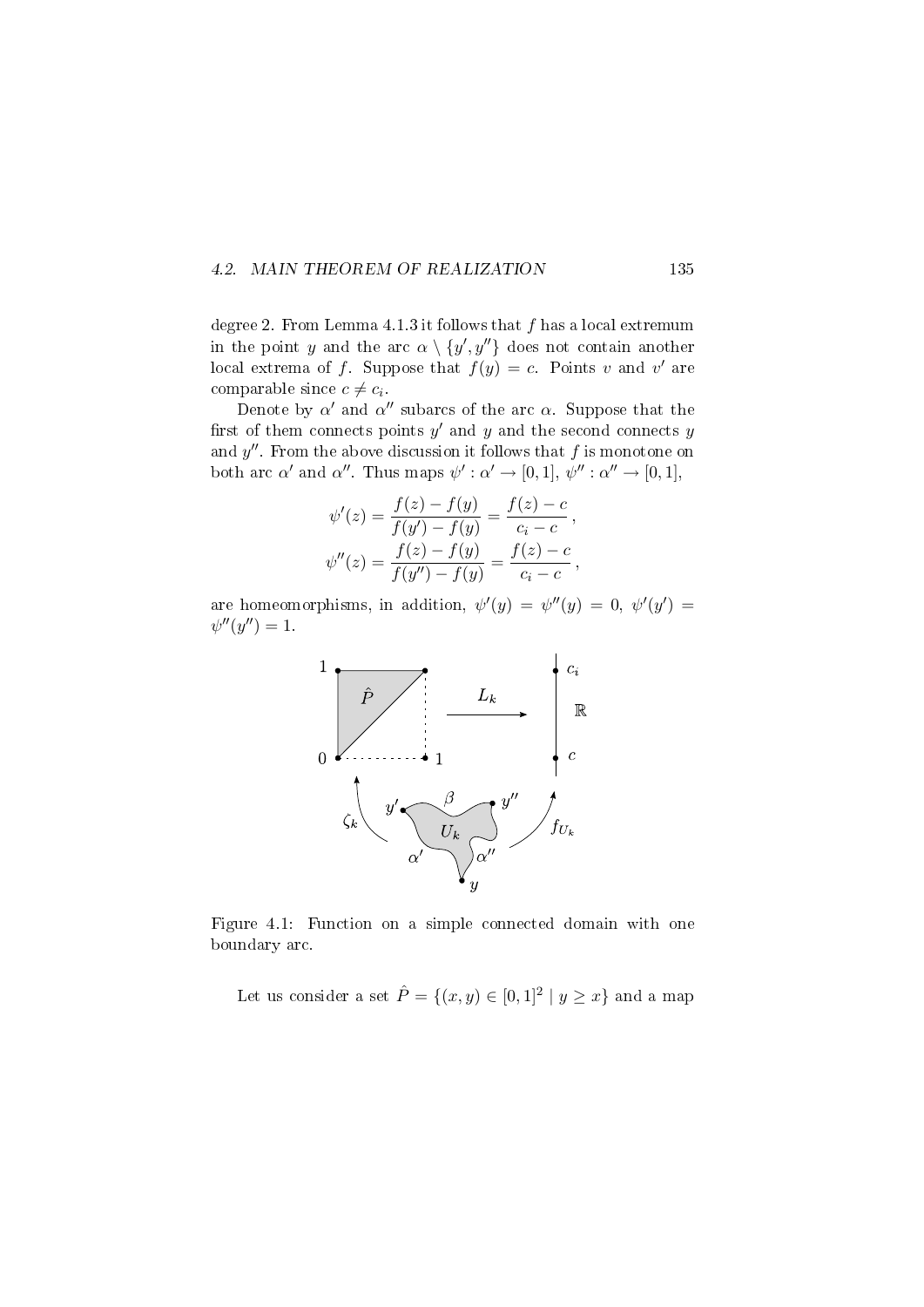degree 2. From Lemma 4.1.3 it follows that $f$ has a local extremum in the point $y$ and the arc $\alpha \setminus \{y', y''\}$ does not contain another local extrema of $f$. Suppose that $f(y) = c$. Points $v$ and $v'$ are comparable since $c \neq c_i$.

Denote by $\alpha'$ and $\alpha''$ subarcs of the arc $\alpha$. Suppose that the first of them connects points $y'$ and $y$ and the second connects $y$ and $y''$. From the above discussion it follows that $f$ is monotone on both arc $\alpha'$ and $\alpha''$. Thus maps $\psi' : \alpha' \to [0, 1]$, $\psi'' : \alpha'' \to [0, 1]$,

$$\psi'(z) = \frac{f(z) - f(y)}{f(y') - f(y)} = \frac{f(z) - c}{c_i - c},$$

$$\psi''(z) = \frac{f(z) - f(y)}{f(y'') - f(y)} = \frac{f(z) - c}{c_i - c},$$

are homeomorphisms, in addition, $\psi'(y) = \psi''(y) = 0$, $\psi'(y') = \psi''(y'') = 1$.

Figure 4.1: Function on a simple connected domain with one boundary arc.

Let us consider a set $\hat{P} = \{(x, y) \in [0, 1]^2 \mid y \geq x\}$ and a map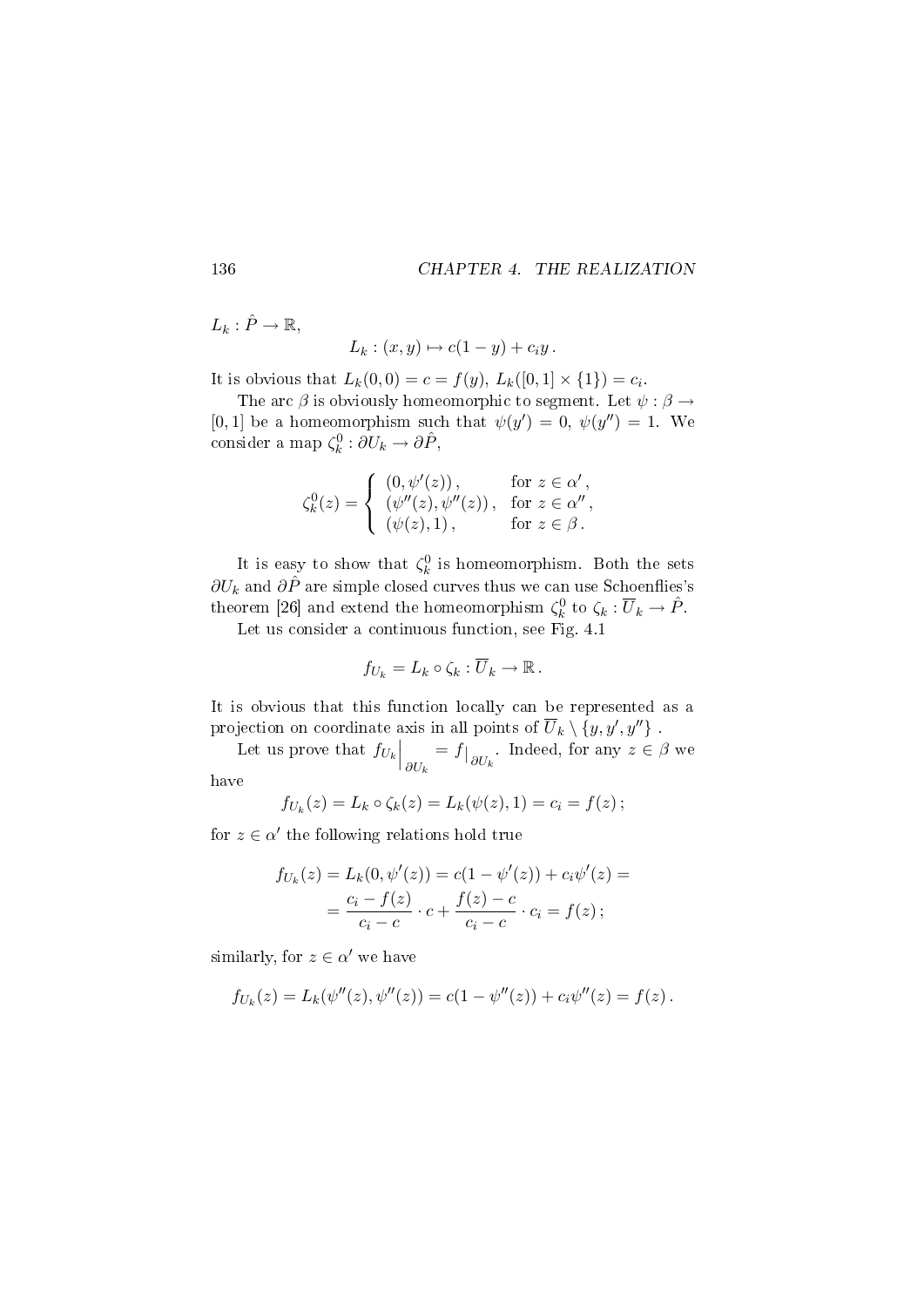$L_k : \hat{P} \to \mathbb{R}$,

$$L_k : (x, y) \mapsto c(1 - y) + c_i y \,.$$

It is obvious that $L_k(0,0) = c = f(y)$, $L_k([0,1] \times \{1\}) = c_i$.

The arc $\beta$ is obviously homeomorphic to segment. Let $\psi : \beta \to [0,1]$ be a homeomorphism such that $\psi(y') = 0$, $\psi(y'') = 1$. We consider a map $\zeta_k^0 : \partial U_k \to \partial \hat{P}$,

$$\zeta_k^0(z) = \begin{cases} (0, \psi'(z))\,, & \text{for } z \in \alpha'\,, \\ (\psi''(z), \psi''(z))\,, & \text{for } z \in \alpha''\,, \\ (\psi(z), 1)\,, & \text{for } z \in \beta\,. \end{cases}$$

It is easy to show that $\zeta_k^0$ is homeomorphism. Both the sets $\partial U_k$ and $\partial \hat{P}$ are simple closed curves thus we can use Schoenflies's theorem [26] and extend the homeomorphism $\zeta_k^0$ to $\zeta_k : \overline{U}_k \to \hat{P}$.

Let us consider a continuous function, see Fig. 4.1

$$f_{U_k} = L_k \circ \zeta_k : \overline{U}_k \to \mathbb{R}\,.$$

It is obvious that this function locally can be represented as a projection on coordinate axis in all points of $\overline{U}_k \setminus \{y, y', y''\}$ .

Let us prove that $f_{U_k}\Big|_{\partial U_k} = f|_{\partial U_k}$. Indeed, for any $z \in \beta$ we have

$$f_{U_k}(z) = L_k \circ \zeta_k(z) = L_k(\psi(z), 1) = c_i = f(z)\,;$$

for $z \in \alpha'$ the following relations hold true

$$f_{U_k}(z) = L_k(0, \psi'(z)) = c(1 - \psi'(z)) + c_i \psi'(z) =$$
$$= \frac{c_i - f(z)}{c_i - c} \cdot c + \frac{f(z) - c}{c_i - c} \cdot c_i = f(z)\,;$$

similarly, for $z \in \alpha'$ we have

$$f_{U_k}(z) = L_k(\psi''(z), \psi''(z)) = c(1 - \psi''(z)) + c_i \psi''(z) = f(z)\,.$$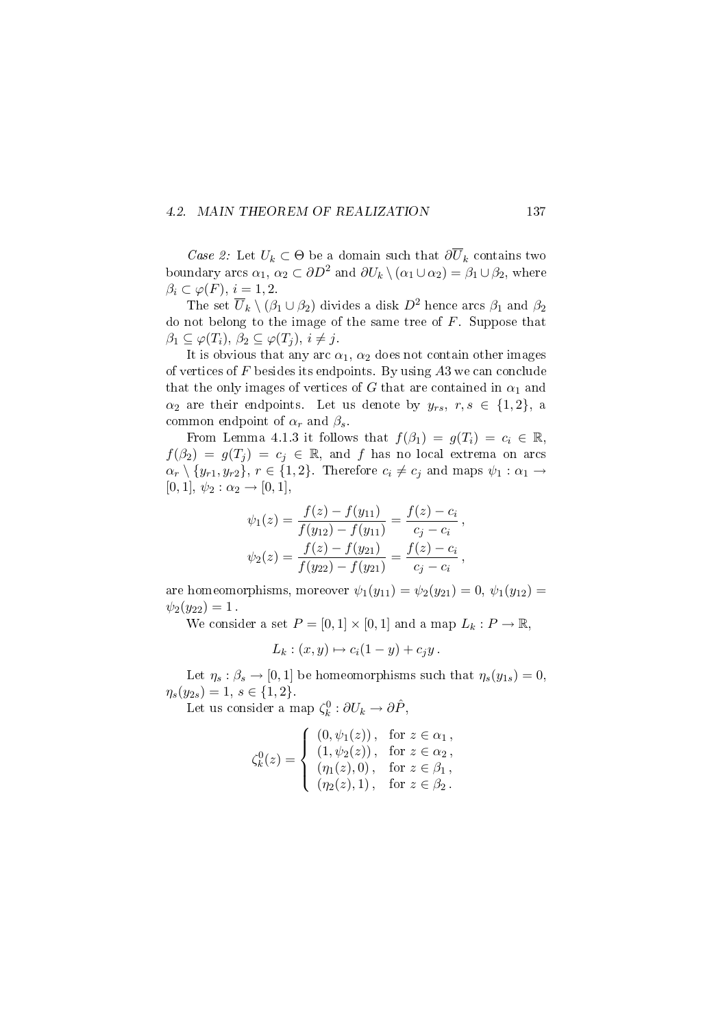*Case 2:* Let $U_k \subset \Theta$ be a domain such that $\partial \overline{U}_k$ contains two boundary arcs $\alpha_1$, $\alpha_2 \subset \partial D^2$ and $\partial U_k \setminus (\alpha_1 \cup \alpha_2) = \beta_1 \cup \beta_2$, where $\beta_i \subset \varphi(F)$, $i = 1, 2$.

The set $\overline{U}_k \setminus (\beta_1 \cup \beta_2)$ divides a disk $D^2$ hence arcs $\beta_1$ and $\beta_2$ do not belong to the image of the same tree of $F$. Suppose that $\beta_1 \subseteq \varphi(T_i)$, $\beta_2 \subseteq \varphi(T_j)$, $i \neq j$.

It is obvious that any arc $\alpha_1$, $\alpha_2$ does not contain other images of vertices of $F$ besides its endpoints. By using *A3* we can conclude that the only images of vertices of $G$ that are contained in $\alpha_1$ and $\alpha_2$ are their endpoints. Let us denote by $y_{rs}$, $r, s \in \{1, 2\}$, a common endpoint of $\alpha_r$ and $\beta_s$.

From Lemma 4.1.3 it follows that $f(\beta_1) = g(T_i) = c_i \in \mathbb{R}$, $f(\beta_2) = g(T_j) = c_j \in \mathbb{R}$, and $f$ has no local extrema on arcs $\alpha_r \setminus \{y_{r1}, y_{r2}\}$, $r \in \{1, 2\}$. Therefore $c_i \neq c_j$ and maps $\psi_1 : \alpha_1 \to [0, 1]$, $\psi_2 : \alpha_2 \to [0, 1]$,

$$\psi_1(z) = \frac{f(z) - f(y_{11})}{f(y_{12}) - f(y_{11})} = \frac{f(z) - c_i}{c_j - c_i}\,,$$
$$\psi_2(z) = \frac{f(z) - f(y_{21})}{f(y_{22}) - f(y_{21})} = \frac{f(z) - c_i}{c_j - c_i}\,,$$

are homeomorphisms, moreover $\psi_1(y_{11}) = \psi_2(y_{21}) = 0$, $\psi_1(y_{12}) = \psi_2(y_{22}) = 1$.

We consider a set $P = [0, 1] \times [0, 1]$ and a map $L_k : P \to \mathbb{R}$,

$$L_k : (x, y) \mapsto c_i(1 - y) + c_j y\,.$$

Let $\eta_s : \beta_s \to [0, 1]$ be homeomorphisms such that $\eta_s(y_{1s}) = 0$, $\eta_s(y_{2s}) = 1$, $s \in \{1, 2\}$.

Let us consider a map $\zeta_k^0 : \partial U_k \to \partial \hat{P}$,

$$\zeta_k^0(z) = \begin{cases} (0, \psi_1(z))\,, & \text{for } z \in \alpha_1\,, \\ (1, \psi_2(z))\,, & \text{for } z \in \alpha_2\,, \\ (\eta_1(z), 0)\,, & \text{for } z \in \beta_1\,, \\ (\eta_2(z), 1)\,, & \text{for } z \in \beta_2\,. \end{cases}$$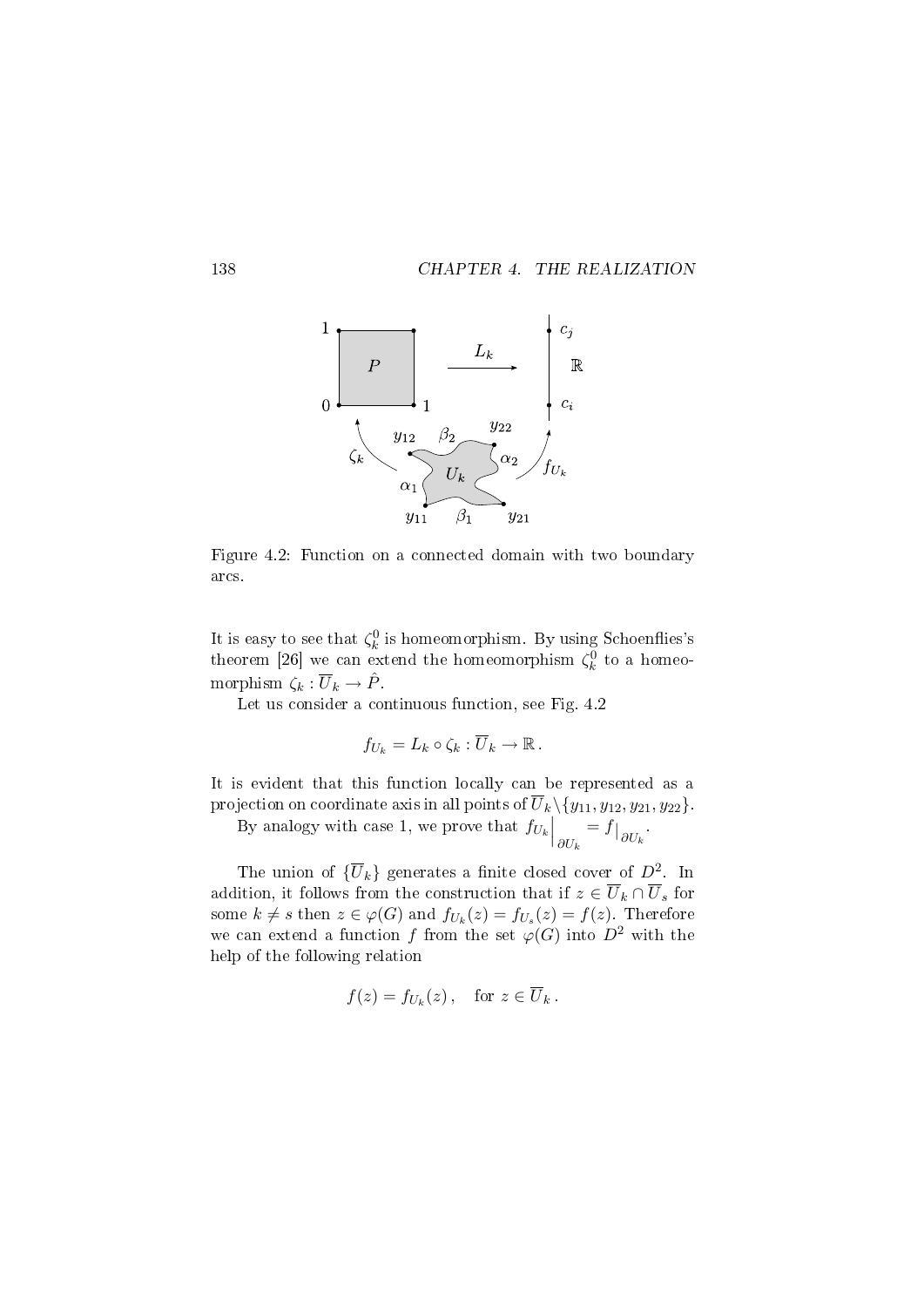Figure 4.2: Function on a connected domain with two boundary arcs.

It is easy to see that $\zeta_k^0$ is homeomorphism. By using Schoenflies's theorem [26] we can extend the homeomorphism $\zeta_k^0$ to a homeomorphism $\zeta_k : \overline{U}_k \to \hat{P}$.

Let us consider a continuous function, see Fig. 4.2

$$f_{U_k} = L_k \circ \zeta_k : \overline{U}_k \to \mathbb{R}\,.$$

It is evident that this function locally can be represented as a projection on coordinate axis in all points of $\overline{U}_k \backslash \{y_{11}, y_{12}, y_{21}, y_{22}\}$.

By analogy with case 1, we prove that $f_{U_k}\Big|_{\partial U_k} = f|_{\partial U_k}$.

The union of $\{\overline{U}_k\}$ generates a finite closed cover of $D^2$. In addition, it follows from the construction that if $z \in \overline{U}_k \cap \overline{U}_s$ for some $k \neq s$ then $z \in \varphi(G)$ and $f_{U_k}(z) = f_{U_s}(z) = f(z)$. Therefore we can extend a function $f$ from the set $\varphi(G)$ into $D^2$ with the help of the following relation

$$f(z) = f_{U_k}(z)\,, \quad \text{for } z \in \overline{U}_k\,.$$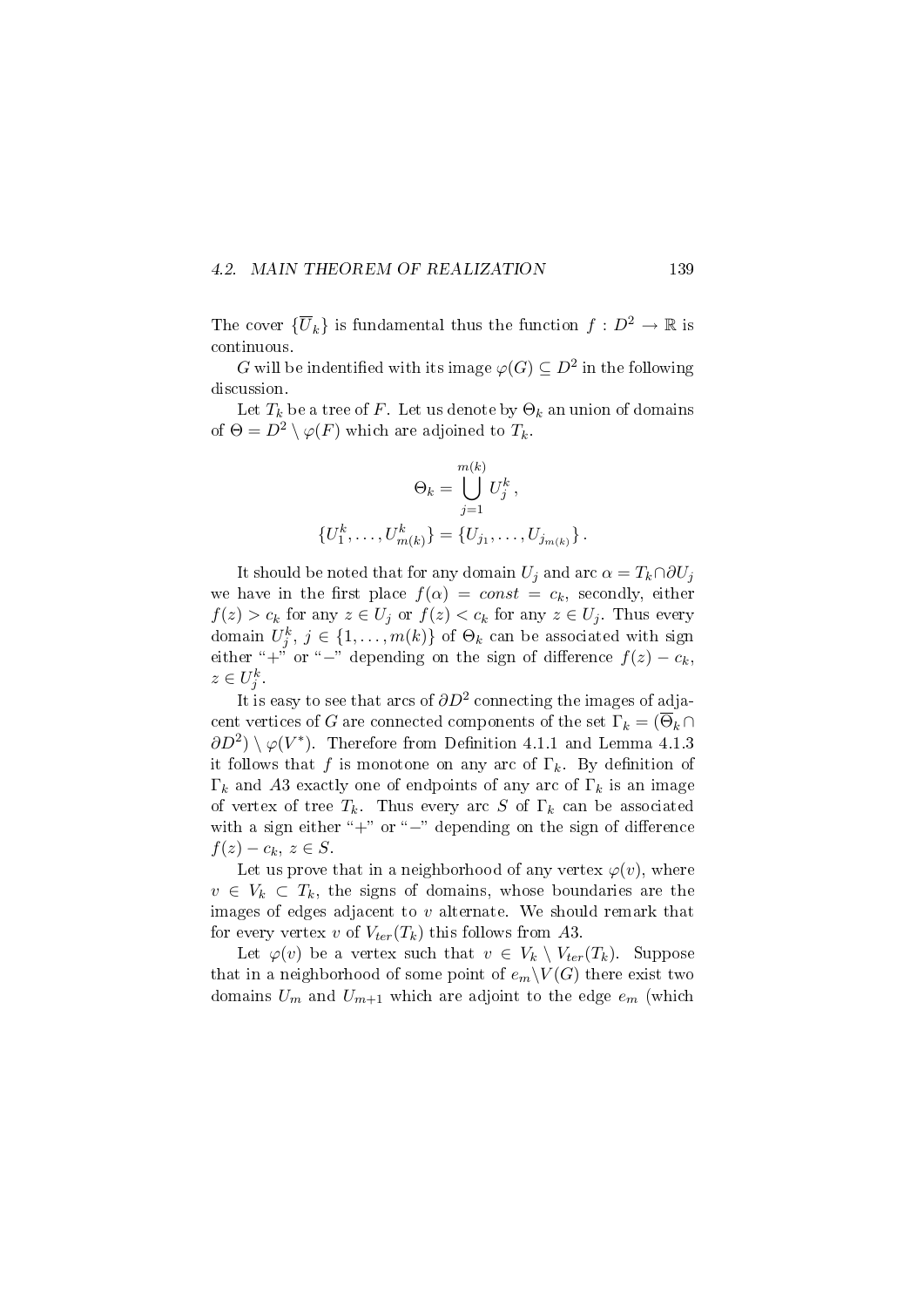The cover $\{\overline{U}_k\}$ is fundamental thus the function $f : D^2 \to \mathbb{R}$ is continuous.

$G$ will be indentified with its image $\varphi(G) \subseteq D^2$ in the following discussion.

Let $T_k$ be a tree of $F$. Let us denote by $\Theta_k$ an union of domains of $\Theta = D^2 \setminus \varphi(F)$ which are adjoined to $T_k$.

$$\Theta_k = \bigcup_{j=1}^{m(k)} U_j^k \,,$$

$$\{U_1^k, \ldots, U_{m(k)}^k\} = \{U_{j_1}, \ldots, U_{j_{m(k)}}\} \,.$$

It should be noted that for any domain $U_j$ and arc $\alpha = T_k \cap \partial U_j$ we have in the first place $f(\alpha) = const = c_k$, secondly, either $f(z) > c_k$ for any $z \in U_j$ or $f(z) < c_k$ for any $z \in U_j$. Thus every domain $U_j^k$, $j \in \{1, \ldots, m(k)\}$ of $\Theta_k$ can be associated with sign either "+" or "$-$" depending on the sign of difference $f(z) - c_k$, $z \in U_j^k$.

It is easy to see that arcs of $\partial D^2$ connecting the images of adjacent vertices of $G$ are connected components of the set $\Gamma_k = (\overline{\Theta}_k \cap \partial D^2) \setminus \varphi(V^*)$. Therefore from Definition 4.1.1 and Lemma 4.1.3 it follows that $f$ is monotone on any arc of $\Gamma_k$. By definition of $\Gamma_k$ and $A3$ exactly one of endpoints of any arc of $\Gamma_k$ is an image of vertex of tree $T_k$. Thus every arc $S$ of $\Gamma_k$ can be associated with a sign either "+" or "$-$" depending on the sign of difference $f(z) - c_k$, $z \in S$.

Let us prove that in a neighborhood of any vertex $\varphi(v)$, where $v \in V_k \subset T_k$, the signs of domains, whose boundaries are the images of edges adjacent to $v$ alternate. We should remark that for every vertex $v$ of $V_{ter}(T_k)$ this follows from $A3$.

Let $\varphi(v)$ be a vertex such that $v \in V_k \setminus V_{ter}(T_k)$. Suppose that in a neighborhood of some point of $e_m \setminus V(G)$ there exist two domains $U_m$ and $U_{m+1}$ which are adjoint to the edge $e_m$ (which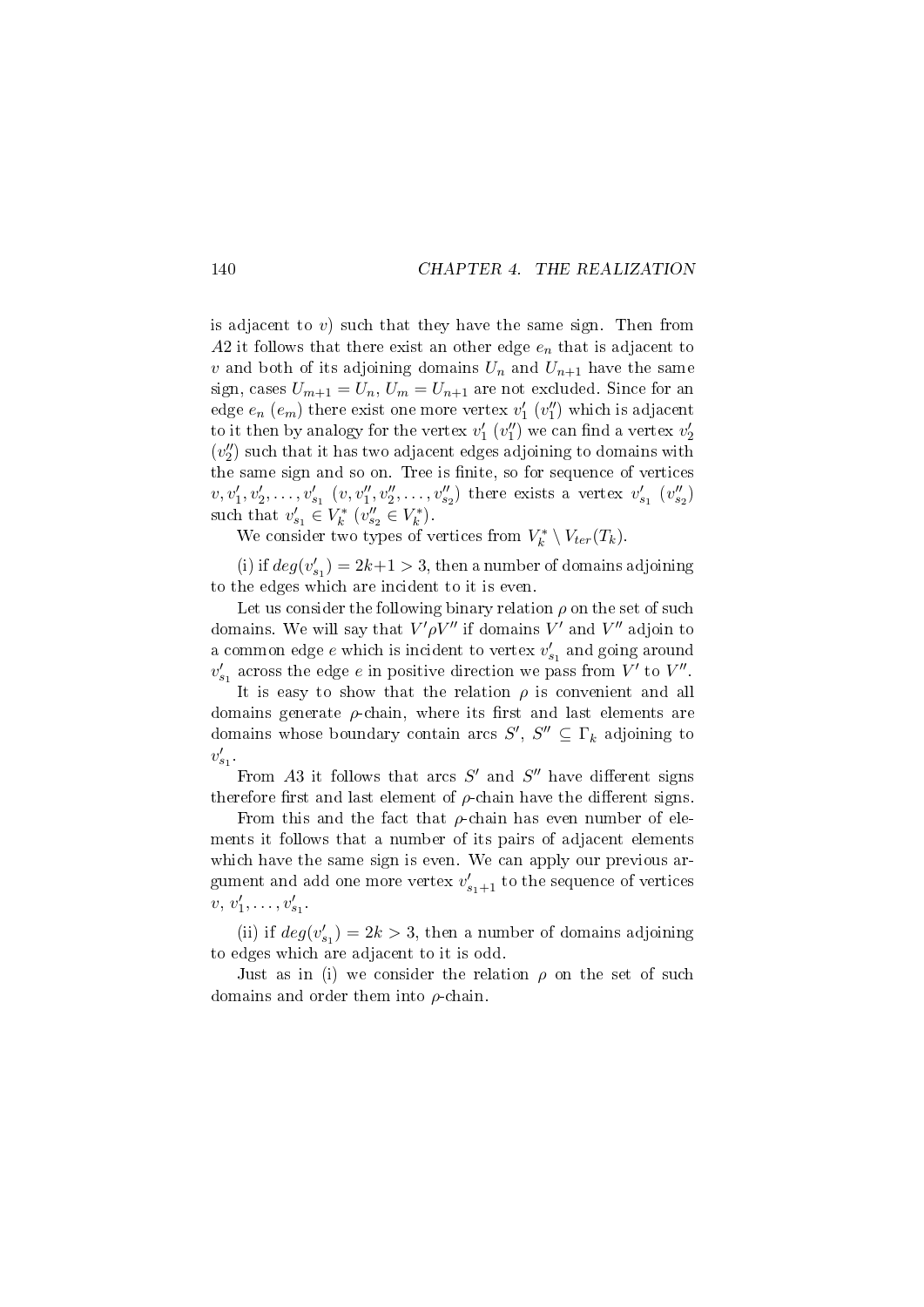is adjacent to $v$) such that they have the same sign. Then from $A2$ it follows that there exist an other edge $e_n$ that is adjacent to $v$ and both of its adjoining domains $U_n$ and $U_{n+1}$ have the same sign, cases $U_{m+1} = U_n$, $U_m = U_{n+1}$ are not excluded. Since for an edge $e_n$ ($e_m$) there exist one more vertex $v'_1$ ($v''_1$) which is adjacent to it then by analogy for the vertex $v'_1$ ($v''_1$) we can find a vertex $v'_2$ ($v''_2$) such that it has two adjacent edges adjoining to domains with the same sign and so on. Tree is finite, so for sequence of vertices $v, v'_1, v'_2, \ldots, v'_{s_1}$ ($v, v''_1, v''_2, \ldots, v''_{s_2}$) there exists a vertex $v'_{s_1}$ ($v''_{s_2}$) such that $v'_{s_1} \in V^*_k$ ($v''_{s_2} \in V^*_k$).

We consider two types of vertices from $V^*_k \setminus V_{ter}(T_k)$.

(i) if $deg(v'_{s_1}) = 2k+1 > 3$, then a number of domains adjoining to the edges which are incident to it is even.

Let us consider the following binary relation $\rho$ on the set of such domains. We will say that $V' \rho V''$ if domains $V'$ and $V''$ adjoin to a common edge $e$ which is incident to vertex $v'_{s_1}$ and going around $v'_{s_1}$ across the edge $e$ in positive direction we pass from $V'$ to $V''$.

It is easy to show that the relation $\rho$ is convenient and all domains generate $\rho$-chain, where its first and last elements are domains whose boundary contain arcs $S'$, $S'' \subseteq \Gamma_k$ adjoining to $v'_{s_1}$.

From $A3$ it follows that arcs $S'$ and $S''$ have different signs therefore first and last element of $\rho$-chain have the different signs.

From this and the fact that $\rho$-chain has even number of elements it follows that a number of its pairs of adjacent elements which have the same sign is even. We can apply our previous argument and add one more vertex $v'_{s_1+1}$ to the sequence of vertices $v, v'_1, \ldots, v'_{s_1}$.

(ii) if $deg(v'_{s_1}) = 2k > 3$, then a number of domains adjoining to edges which are adjacent to it is odd.

Just as in (i) we consider the relation $\rho$ on the set of such domains and order them into $\rho$-chain.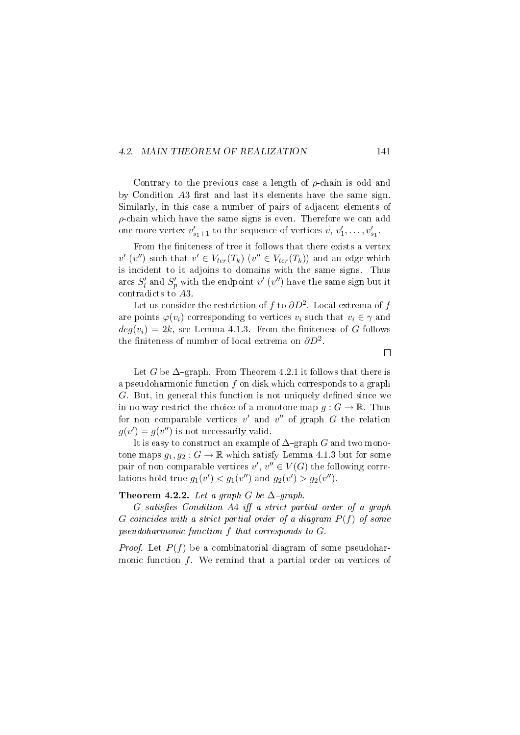Contrary to the previous case a length of $\rho$-chain is odd and by Condition $A3$ first and last its elements have the same sign. Similarly, in this case a number of pairs of adjacent elements of $\rho$-chain which have the same signs is even. Therefore we can add one more vertex $v'_{s_1+1}$ to the sequence of vertices $v, v'_1, \ldots, v'_{s_1}$.

From the finiteness of tree it follows that there exists a vertex $v'$ ($v''$) such that $v' \in V_{ter}(T_k)$ ($v'' \in V_{ter}(T_k)$) and an edge which is incident to it adjoins to domains with the same signs. Thus arcs $S'_l$ and $S'_p$ with the endpoint $v'$ ($v''$) have the same sign but it contradicts to $A3$.

Let us consider the restriction of $f$ to $\partial D^2$. Local extrema of $f$ are points $\varphi(v_i)$ corresponding to vertices $v_i$ such that $v_i \in \gamma$ and $deg(v_i) = 2k$, see Lemma 4.1.3. From the finiteness of $G$ follows the finiteness of number of local extrema on $\partial D^2$.

□

Let $G$ be $\Delta$–graph. From Theorem 4.2.1 it follows that there is a pseudoharmonic function $f$ on disk which corresponds to a graph $G$. But, in general this function is not uniquely defined since we in no way restrict the choice of a monotone map $g : G \to \mathbb{R}$. Thus for non comparable vertices $v'$ and $v''$ of graph $G$ the relation $g(v') = g(v'')$ is not necessarily valid.

It is easy to construct an example of $\Delta$–graph $G$ and two monotone maps $g_1, g_2 : G \to \mathbb{R}$ which satisfy Lemma 4.1.3 but for some pair of non comparable vertices $v'$, $v'' \in V(G)$ the following correlations hold true $g_1(v') < g_1(v'')$ and $g_2(v') > g_2(v'')$.

**Theorem 4.2.2.** *Let a graph $G$ be $\Delta$–graph.*

*$G$ satisfies Condition $A4$ iff a strict partial order of a graph $G$ coincides with a strict partial order of a diagram $P(f)$ of some pseudoharmonic function $f$ that corresponds to $G$.*

*Proof.* Let $P(f)$ be a combinatorial diagram of some pseudoharmonic function $f$. We remind that a partial order on vertices of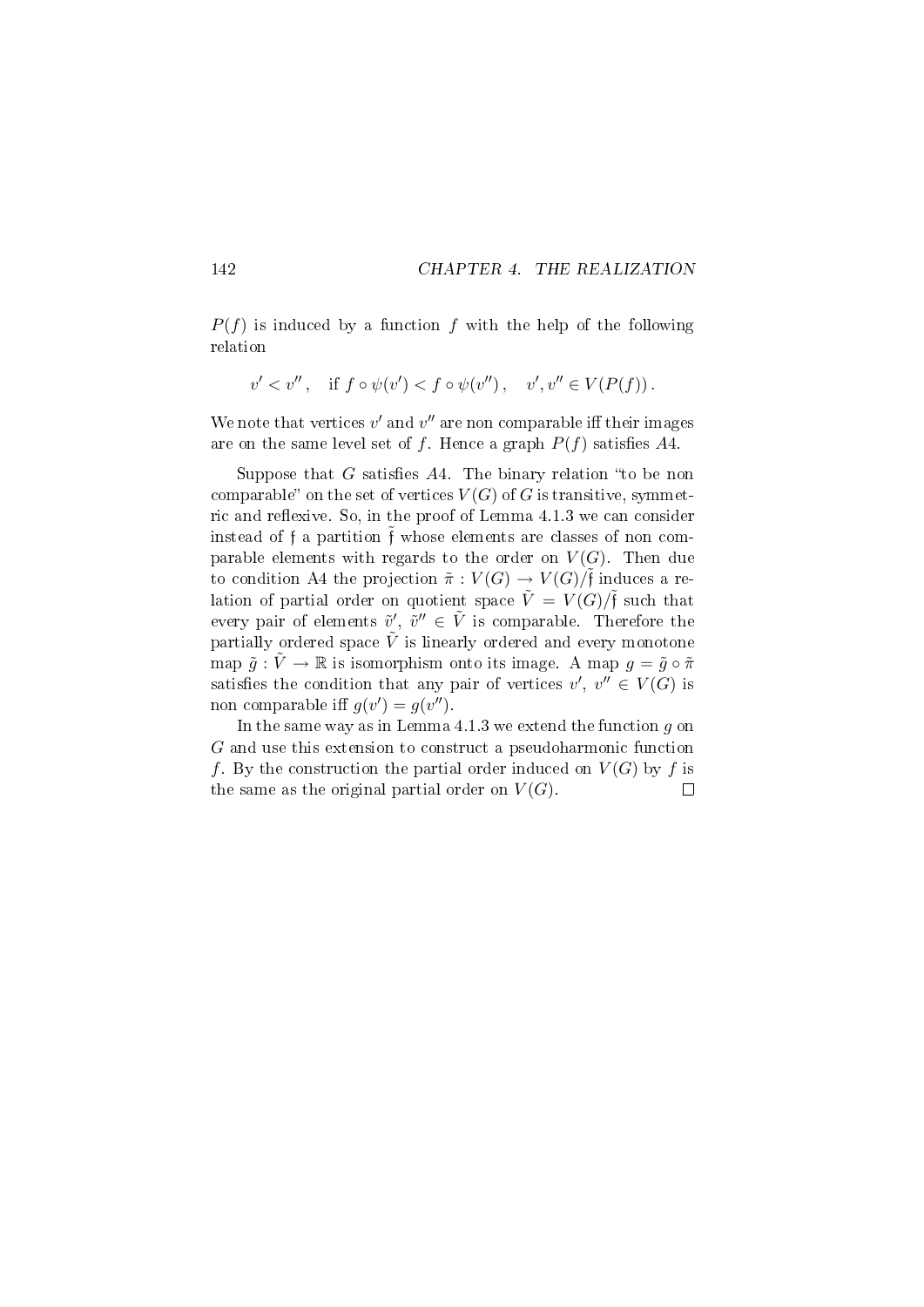$P(f)$ is induced by a function $f$ with the help of the following relation

$$v' < v'' , \quad \text{if } f \circ \psi(v') < f \circ \psi(v'') , \quad v', v'' \in V(P(f)) .$$

We note that vertices $v'$ and $v''$ are non comparable iff their images are on the same level set of $f$. Hence a graph $P(f)$ satisfies $A4$.

Suppose that $G$ satisfies $A4$. The binary relation "to be non comparable" on the set of vertices $V(G)$ of $G$ is transitive, symmetric and reflexive. So, in the proof of Lemma 4.1.3 we can consider instead of $\mathfrak{f}$ a partition $\tilde{\mathfrak{f}}$ whose elements are classes of non comparable elements with regards to the order on $V(G)$. Then due to condition A4 the projection $\tilde{\pi} : V(G) \to V(G)/\tilde{\mathfrak{f}}$ induces a relation of partial order on quotient space $\tilde{V} = V(G)/\tilde{\mathfrak{f}}$ such that every pair of elements $\tilde{v}'$, $\tilde{v}'' \in \tilde{V}$ is comparable. Therefore the partially ordered space $\tilde{V}$ is linearly ordered and every monotone map $\tilde{g} : \tilde{V} \to \mathbb{R}$ is isomorphism onto its image. A map $g = \tilde{g} \circ \tilde{\pi}$ satisfies the condition that any pair of vertices $v'$, $v'' \in V(G)$ is non comparable iff $g(v') = g(v'')$.

In the same way as in Lemma 4.1.3 we extend the function $g$ on $G$ and use this extension to construct a pseudoharmonic function $f$. By the construction the partial order induced on $V(G)$ by $f$ is the same as the original partial order on $V(G)$. □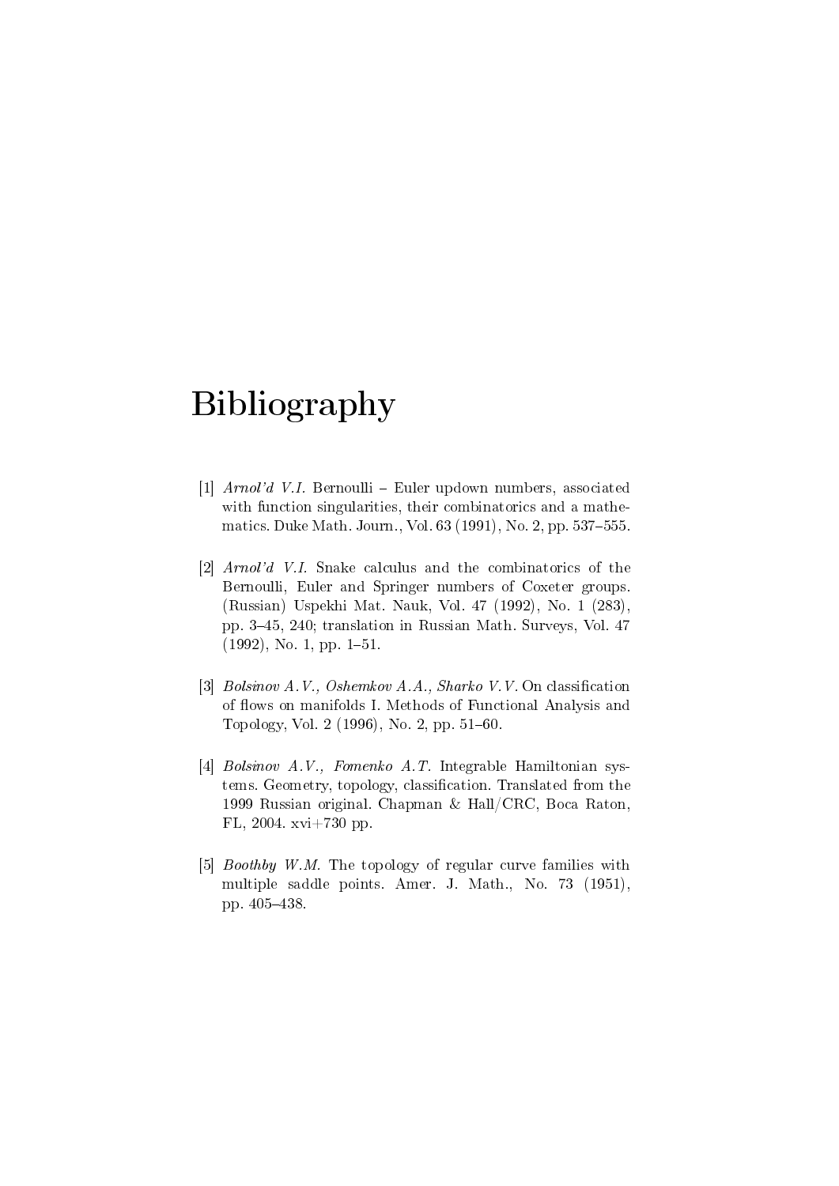# Bibliography

[1] *Arnol'd V.I.* Bernoulli – Euler updown numbers, associated with function singularities, their combinatorics and a mathematics. Duke Math. Journ., Vol. 63 (1991), No. 2, pp. 537–555.

[2] *Arnol'd V.I.* Snake calculus and the combinatorics of the Bernoulli, Euler and Springer numbers of Coxeter groups. (Russian) Uspekhi Mat. Nauk, Vol. 47 (1992), No. 1 (283), pp. 3–45, 240; translation in Russian Math. Surveys, Vol. 47 (1992), No. 1, pp. 1–51.

[3] *Bolsinov A.V., Oshemkov A.A., Sharko V.V.* On classification of flows on manifolds I. Methods of Functional Analysis and Topology, Vol. 2 (1996), No. 2, pp. 51–60.

[4] *Bolsinov A.V., Fomenko A.T.* Integrable Hamiltonian systems. Geometry, topology, classification. Translated from the 1999 Russian original. Chapman & Hall/CRC, Boca Raton, FL, 2004. xvi+730 pp.

[5] *Boothby W.M.* The topology of regular curve families with multiple saddle points. Amer. J. Math., No. 73 (1951), pp. 405–438.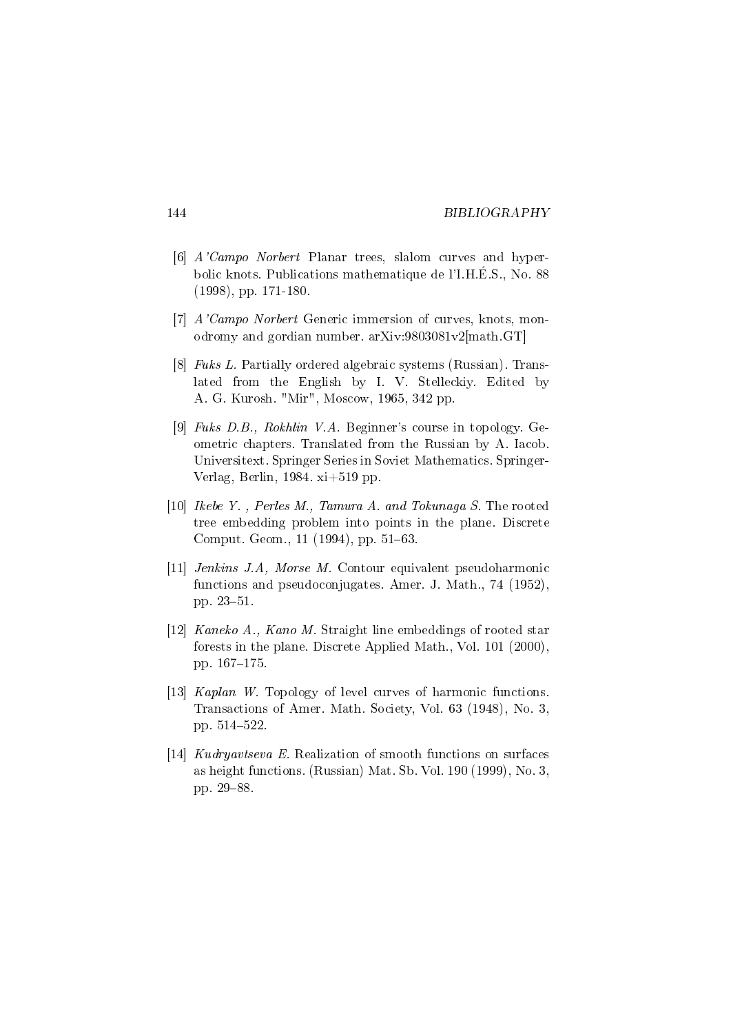[6] *A'Campo Norbert* Planar trees, slalom curves and hyperbolic knots. Publications mathematique de l'I.H.É.S., No. 88 (1998), pp. 171-180.

[7] *A'Campo Norbert* Generic immersion of curves, knots, monodromy and gordian number. arXiv:9803081v2[math.GT]

[8] *Fuks L.* Partially ordered algebraic systems (Russian). Translated from the English by I. V. Stelleckiy. Edited by A. G. Kurosh. "Mir", Moscow, 1965, 342 pp.

[9] *Fuks D.B., Rokhlin V.A.* Beginner's course in topology. Geometric chapters. Translated from the Russian by A. Iacob. Universitext. Springer Series in Soviet Mathematics. Springer-Verlag, Berlin, 1984. xi+519 pp.

[10] *Ikebe Y. , Perles M., Tamura A. and Tokunaga S.* The rooted tree embedding problem into points in the plane. Discrete Comput. Geom., 11 (1994), pp. 51–63.

[11] *Jenkins J.A, Morse M.* Contour equivalent pseudoharmonic functions and pseudoconjugates. Amer. J. Math., 74 (1952), pp. 23–51.

[12] *Kaneko A., Kano M.* Straight line embeddings of rooted star forests in the plane. Discrete Applied Math., Vol. 101 (2000), pp. 167–175.

[13] *Kaplan W.* Topology of level curves of harmonic functions. Transactions of Amer. Math. Society, Vol. 63 (1948), No. 3, pp. 514–522.

[14] *Kudryavtseva E.* Realization of smooth functions on surfaces as height functions. (Russian) Mat. Sb. Vol. 190 (1999), No. 3, pp. 29–88.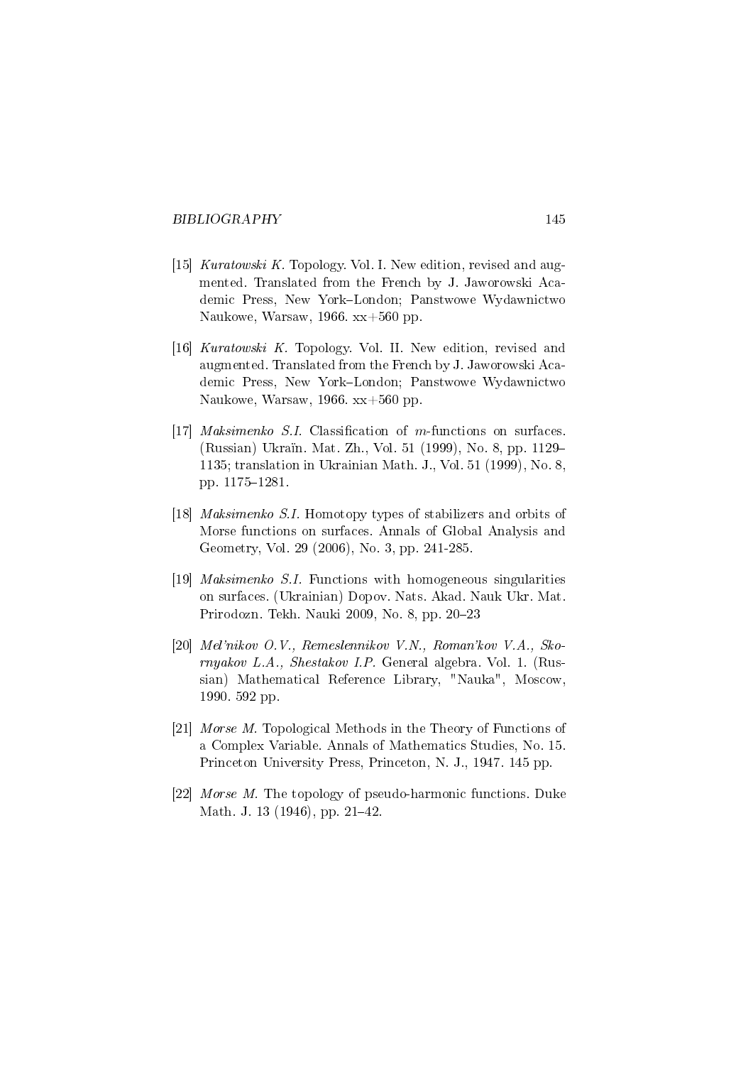[15] *Kuratowski K.* Topology. Vol. I. New edition, revised and augmented. Translated from the French by J. Jaworowski Academic Press, New York–London; Panstwowe Wydawnictwo Naukowe, Warsaw, 1966. xx+560 pp.

[16] *Kuratowski K.* Topology. Vol. II. New edition, revised and augmented. Translated from the French by J. Jaworowski Academic Press, New York–London; Panstwowe Wydawnictwo Naukowe, Warsaw, 1966. xx+560 pp.

[17] *Maksimenko S.I.* Classification of $m$-functions on surfaces. (Russian) Ukraïn. Mat. Zh., Vol. 51 (1999), No. 8, pp. 1129–1135; translation in Ukrainian Math. J., Vol. 51 (1999), No. 8, pp. 1175–1281.

[18] *Maksimenko S.I.* Homotopy types of stabilizers and orbits of Morse functions on surfaces. Annals of Global Analysis and Geometry, Vol. 29 (2006), No. 3, pp. 241-285.

[19] *Maksimenko S.I.* Functions with homogeneous singularities on surfaces. (Ukrainian) Dopov. Nats. Akad. Nauk Ukr. Mat. Prirodozn. Tekh. Nauki 2009, No. 8, pp. 20–23

[20] *Mel'nikov O.V., Remeslennikov V.N., Roman'kov V.A., Skornyakov L.A., Shestakov I.P.* General algebra. Vol. 1. (Russian) Mathematical Reference Library, "Nauka", Moscow, 1990. 592 pp.

[21] *Morse M.* Topological Methods in the Theory of Functions of a Complex Variable. Annals of Mathematics Studies, No. 15. Princeton University Press, Princeton, N. J., 1947. 145 pp.

[22] *Morse M.* The topology of pseudo-harmonic functions. Duke Math. J. 13 (1946), pp. 21–42.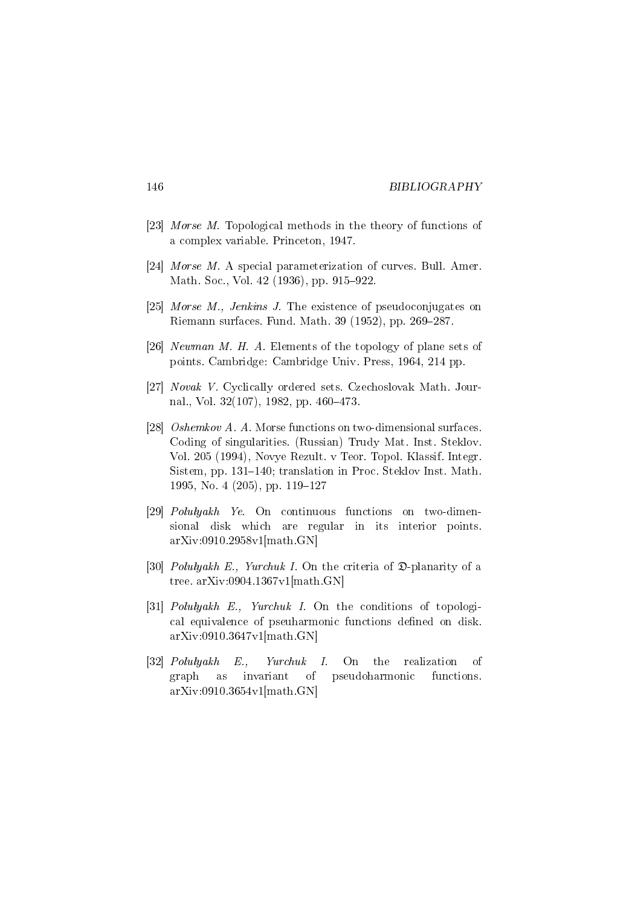[23] *Morse M.* Topological methods in the theory of functions of a complex variable. Princeton, 1947.

[24] *Morse M.* A special parameterization of curves. Bull. Amer. Math. Soc., Vol. 42 (1936), pp. 915–922.

[25] *Morse M., Jenkins J.* The existence of pseudoconjugates on Riemann surfaces. Fund. Math. 39 (1952), pp. 269–287.

[26] *Newman M. H. A.* Elements of the topology of plane sets of points. Cambridge: Cambridge Univ. Press, 1964, 214 pp.

[27] *Novak V.* Cyclically ordered sets. Czechoslovak Math. Journal., Vol. 32(107), 1982, pp. 460–473.

[28] *Oshemkov A. A.* Morse functions on two-dimensional surfaces. Coding of singularities. (Russian) Trudy Mat. Inst. Steklov. Vol. 205 (1994), Novye Rezult. v Teor. Topol. Klassif. Integr. Sistem, pp. 131–140; translation in Proc. Steklov Inst. Math. 1995, No. 4 (205), pp. 119–127

[29] *Polulyakh Ye.* On continuous functions on two-dimensional disk which are regular in its interior points. arXiv:0910.2958v1[math.GN]

[30] *Polulyakh E., Yurchuk I.* On the criteria of $\mathfrak{D}$-planarity of a tree. arXiv:0904.1367v1[math.GN]

[31] *Polulyakh E., Yurchuk I.* On the conditions of topological equivalence of pseuharmonic functions defined on disk. arXiv:0910.3647v1[math.GN]

[32] *Polulyakh E., Yurchuk I.* On the realization of graph as invariant of pseudoharmonic functions. arXiv:0910.3654v1[math.GN]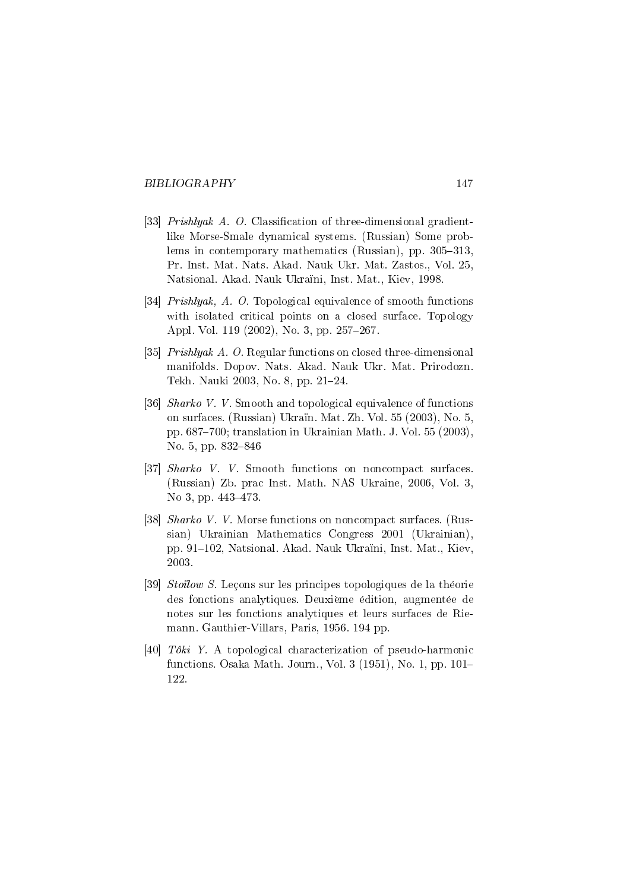[33] *Prishlyak A. O.* Classification of three-dimensional gradient-like Morse-Smale dynamical systems. (Russian) Some problems in contemporary mathematics (Russian), pp. 305–313, Pr. Inst. Mat. Nats. Akad. Nauk Ukr. Mat. Zastos., Vol. 25, Natsional. Akad. Nauk Ukraïni, Inst. Mat., Kiev, 1998.

[34] *Prishlyak, A. O.* Topological equivalence of smooth functions with isolated critical points on a closed surface. Topology Appl. Vol. 119 (2002), No. 3, pp. 257–267.

[35] *Prishlyak A. O.* Regular functions on closed three-dimensional manifolds. Dopov. Nats. Akad. Nauk Ukr. Mat. Prirodozn. Tekh. Nauki 2003, No. 8, pp. 21–24.

[36] *Sharko V. V.* Smooth and topological equivalence of functions on surfaces. (Russian) Ukraïn. Mat. Zh. Vol. 55 (2003), No. 5, pp. 687–700; translation in Ukrainian Math. J. Vol. 55 (2003), No. 5, pp. 832–846

[37] *Sharko V. V.* Smooth functions on noncompact surfaces. (Russian) Zb. prac Inst. Math. NAS Ukraine, 2006, Vol. 3, No 3, pp. 443–473.

[38] *Sharko V. V.* Morse functions on noncompact surfaces. (Russian) Ukrainian Mathematics Congress 2001 (Ukrainian), pp. 91–102, Natsional. Akad. Nauk Ukraïni, Inst. Mat., Kiev, 2003.

[39] *Stoïlow S.* Leçons sur les principes topologiques de la théorie des fonctions analytiques. Deuxième édition, augmentée de notes sur les fonctions analytiques et leurs surfaces de Riemann. Gauthier-Villars, Paris, 1956. 194 pp.

[40] *Tôki Y.* A topological characterization of pseudo-harmonic functions. Osaka Math. Journ., Vol. 3 (1951), No. 1, pp. 101–122.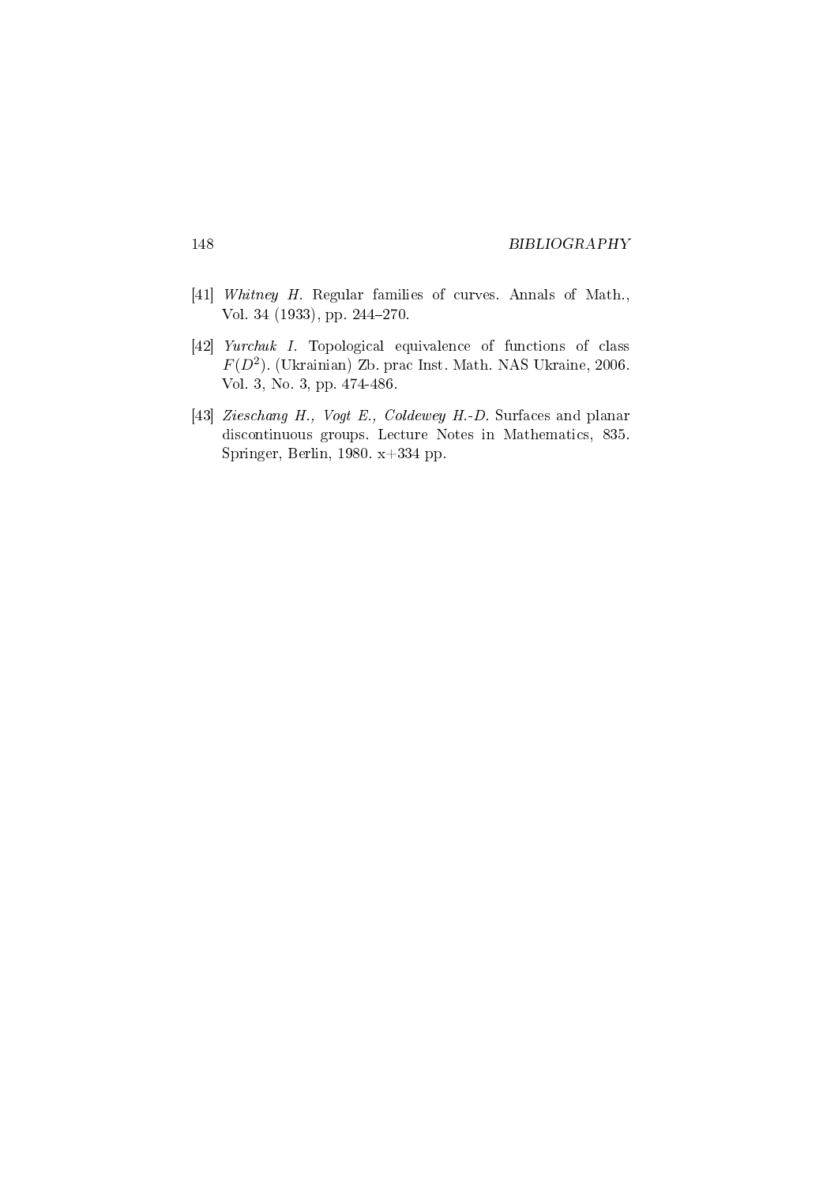[41] *Whitney H.* Regular families of curves. Annals of Math., Vol. 34 (1933), pp. 244–270.

[42] *Yurchuk I.* Topological equivalence of functions of class $F(D^2)$. (Ukrainian) Zb. prac Inst. Math. NAS Ukraine, 2006. Vol. 3, No. 3, pp. 474-486.

[43] *Zieschang H., Vogt E., Coldewey H.-D.* Surfaces and planar discontinuous groups. Lecture Notes in Mathematics, 835. Springer, Berlin, 1980. x+334 pp.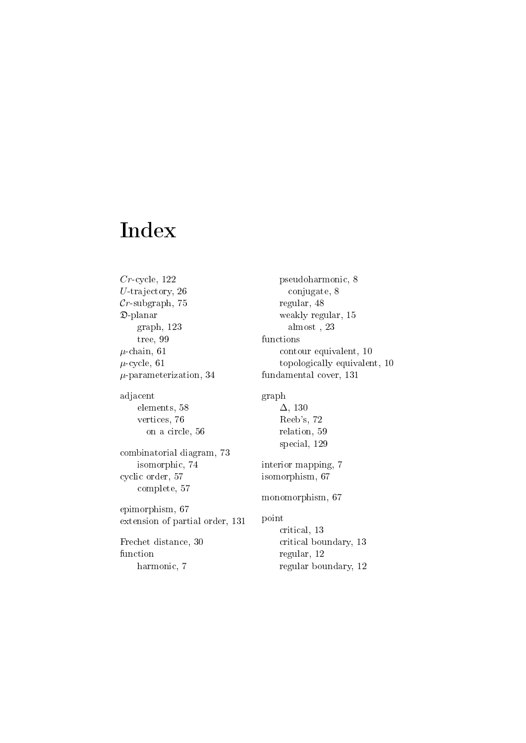# Index

$Cr$-cycle, 122
$U$-trajectory, 26
$\mathcal{C}r$-subgraph, 75
$\mathfrak{D}$-planar
  graph, 123
  tree, 99
$\mu$-chain, 61
$\mu$-cycle, 61
$\mu$-parameterization, 34

adjacent
  elements, 58
  vertices, 76
    on a circle, 56

combinatorial diagram, 73
  isomorphic, 74
cyclic order, 57
  complete, 57

epimorphism, 67
extension of partial order, 131

Frechet distance, 30
function
  harmonic, 7
  pseudoharmonic, 8
    conjugate, 8
  regular, 48
  weakly regular, 15
    almost , 23
functions
  contour equivalent, 10
  topologically equivalent, 10
fundamental cover, 131

graph
  $\Delta$, 130
  Reeb's, 72
  relation, 59
  special, 129

interior mapping, 7
isomorphism, 67

monomorphism, 67

point
  critical, 13
  critical boundary, 13
  regular, 12
  regular boundary, 12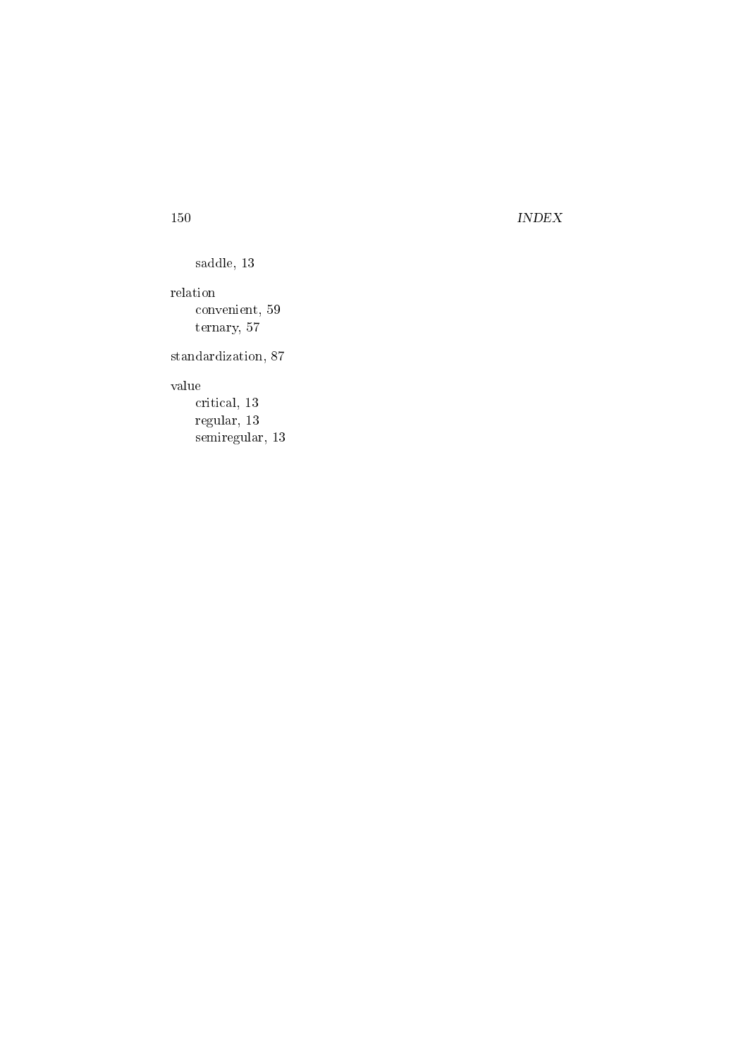saddle, 13

relation
    convenient, 59
    ternary, 57

standardization, 87

value
    critical, 13
    regular, 13
    semiregular, 13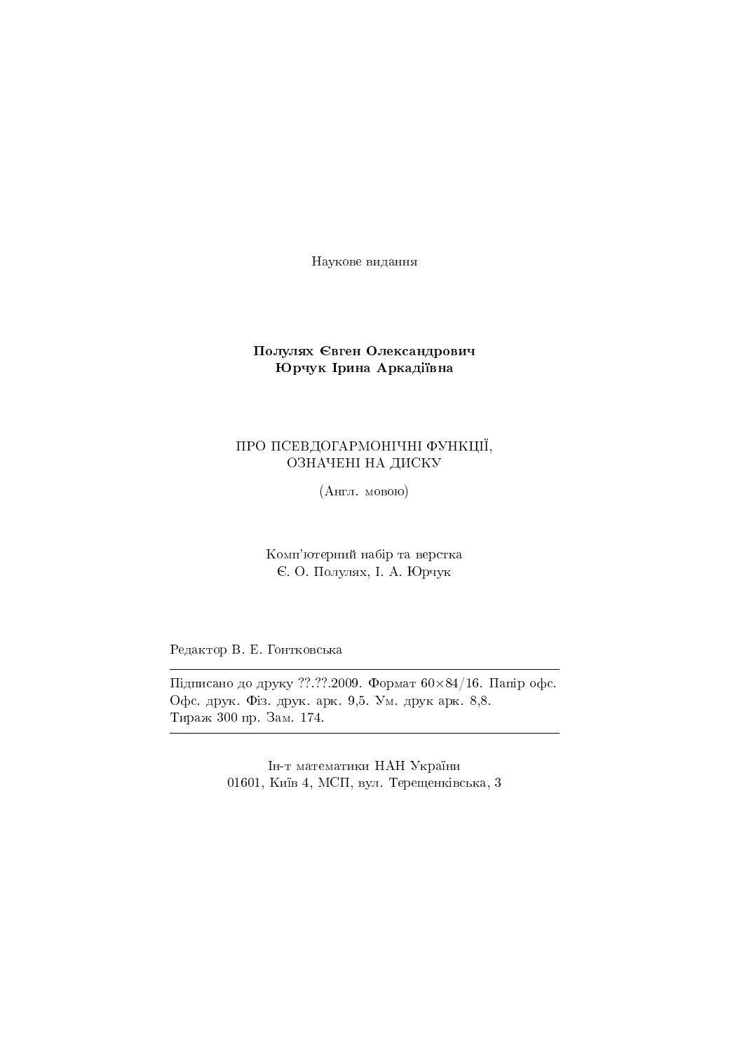Наукове видання

**Полулях Євген Олександрович**
**Юрчук Ірина Аркадіївна**

ПРО ПСЕВДОГАРМОНІЧНІ ФУНКЦІЇ,
ОЗНАЧЕНІ НА ДИСКУ

(Англ. мовою)

Комп'ютерний набір та верстка
Є. О. Полулях, І. А. Юрчук

Редактор В. Е. Гонтковська

---

Підписано до друку ??.??.2009. Формат 60×84/16. Папір офс.
Офс. друк. Фіз. друк. арк. 9,5. Ум. друк арк. 8,8.
Тираж 300 пр. Зам. 174.

---

Ін-т математики НАН України
01601, Київ 4, МСП, вул. Терещенківська, 3